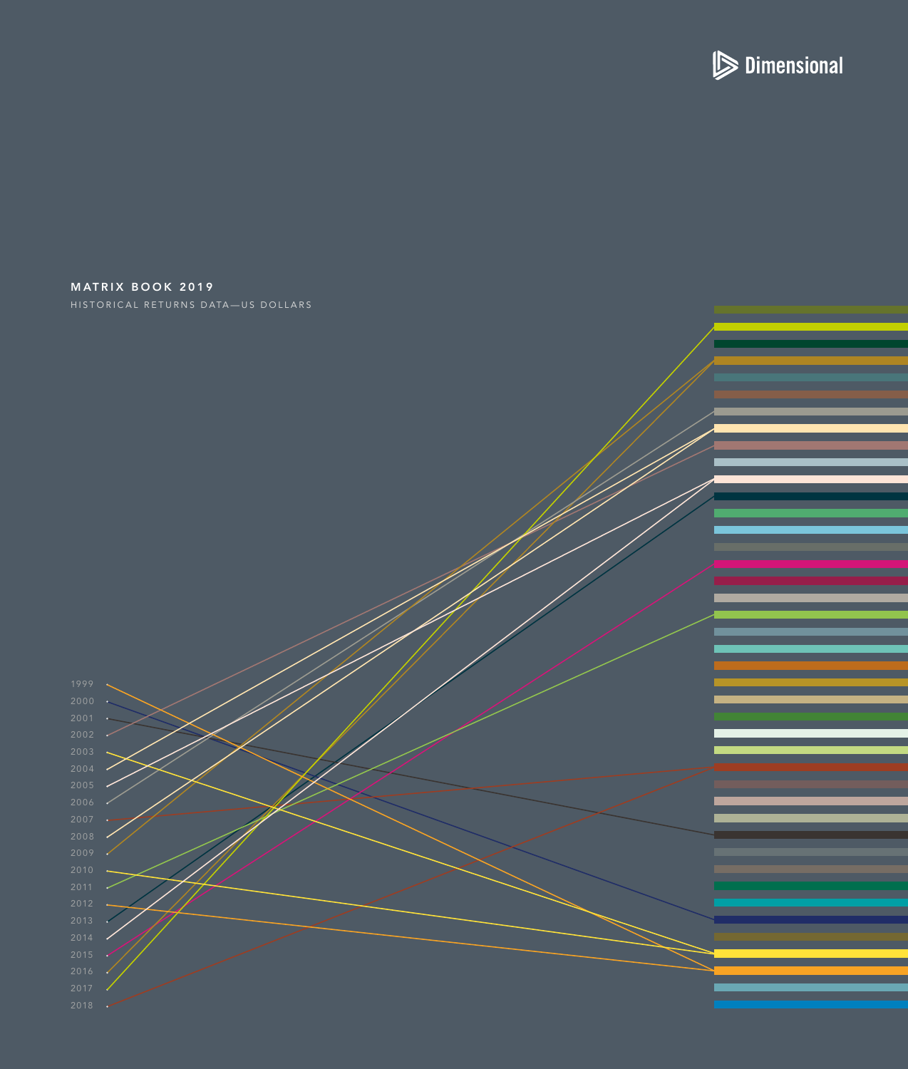Dimensional

# MATRIX BOOK 2019

HISTORICAL RETURNS DATA—US DOLLARS

1999
2000
2001
2002
2003
2004
2005
2006
2007
2008
2009
2010
2011
2012
2013
2014
2015
2016
2017
2018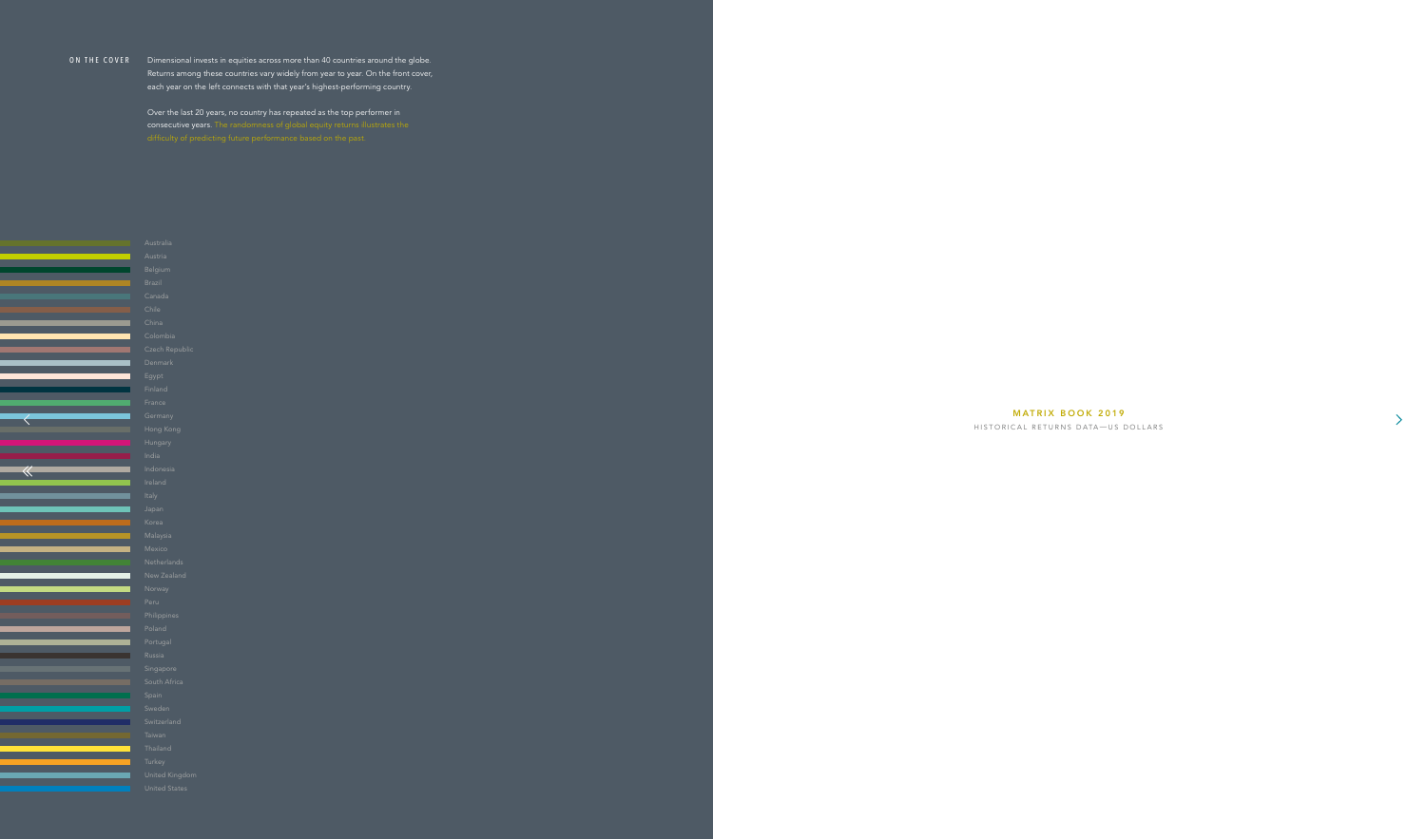**ON THE COVER**

Dimensional invests in equities across more than 40 countries around the globe. Returns among these countries vary widely from year to year. On the front cover, each year on the left connects with that year's highest-performing country.

Over the last 20 years, no country has repeated as the top performer in consecutive years. The randomness of global equity returns illustrates the difficulty of predicting future performance based on the past.

- Australia
- Austria
- Belgium
- Brazil
- Canada
- Chile
- China
- Colombia
- Czech Republic
- Denmark
- Egypt
- Finland
- France
- Germany
- Hong Kong
- Hungary
- India
- Indonesia
- Ireland
- Italy
- Japan
- Korea
- Malaysia
- Mexico
- Netherlands
- New Zealand
- Norway
- Peru
- Philippines
- Poland
- Portugal
- Russia
- Singapore
- South Africa
- Spain
- Sweden
- Switzerland
- Taiwan
- Thailand
- Turkey
- United Kingdom
- United States

# MATRIX BOOK 2019

HISTORICAL RETURNS DATA—US DOLLARS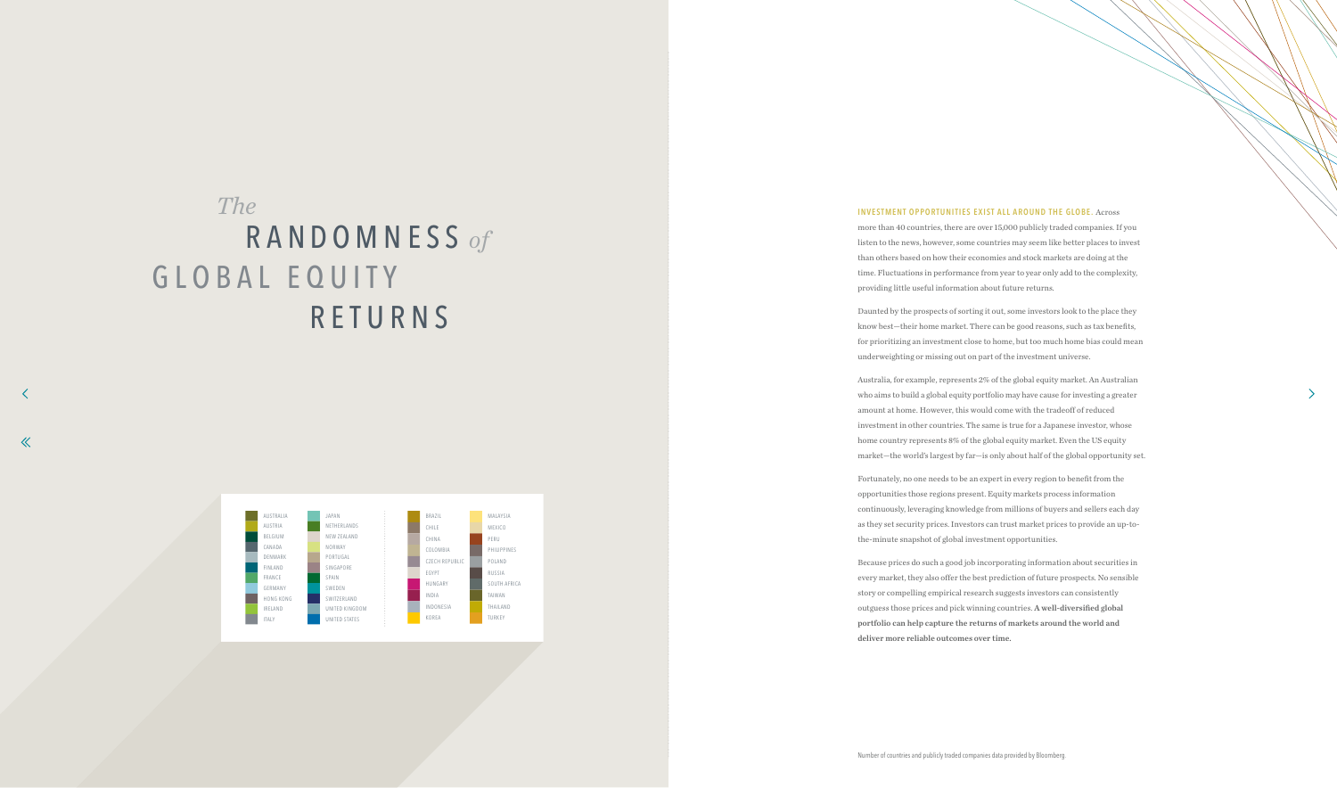# *The* RANDOMNESS *of* GLOBAL EQUITY RETURNS

AUSTRALIA
AUSTRIA
BELGIUM
CANADA
DENMARK
FINLAND
FRANCE
GERMANY
HONG KONG
IRELAND
ITALY
JAPAN
NETHERLANDS
NEW ZEALAND
NORWAY
PORTUGAL
SINGAPORE
SPAIN
SWEDEN
SWITZERLAND
UNITED KINGDOM
UNITED STATES

BRAZIL
CHILE
CHINA
COLOMBIA
CZECH REPUBLIC
EGYPT
HUNGARY
INDIA
INDONESIA
KOREA
MALAYSIA
MEXICO
PERU
PHILIPPINES
POLAND
RUSSIA
SOUTH AFRICA
TAIWAN
THAILAND
TURKEY

**INVESTMENT OPPORTUNITIES EXIST ALL AROUND THE GLOBE.** Across more than 40 countries, there are over 15,000 publicly traded companies. If you listen to the news, however, some countries may seem like better places to invest than others based on how their economies and stock markets are doing at the time. Fluctuations in performance from year to year only add to the complexity, providing little useful information about future returns.

Daunted by the prospects of sorting it out, some investors look to the place they know best—their home market. There can be good reasons, such as tax benefits, for prioritizing an investment close to home, but too much home bias could mean underweighting or missing out on part of the investment universe.

Australia, for example, represents 2% of the global equity market. An Australian who aims to build a global equity portfolio may have cause for investing a greater amount at home. However, this would come with the tradeoff of reduced investment in other countries. The same is true for a Japanese investor, whose home country represents 8% of the global equity market. Even the US equity market—the world's largest by far—is only about half of the global opportunity set.

Fortunately, no one needs to be an expert in every region to benefit from the opportunities those regions present. Equity markets process information continuously, leveraging knowledge from millions of buyers and sellers each day as they set security prices. Investors can trust market prices to provide an up-to-the-minute snapshot of global investment opportunities.

Because prices do such a good job incorporating information about securities in every market, they also offer the best prediction of future prospects. No sensible story or compelling empirical research suggests investors can consistently outguess those prices and pick winning countries. **A well-diversified global portfolio can help capture the returns of markets around the world and deliver more reliable outcomes over time.**

Number of countries and publicly traded companies data provided by Bloomberg.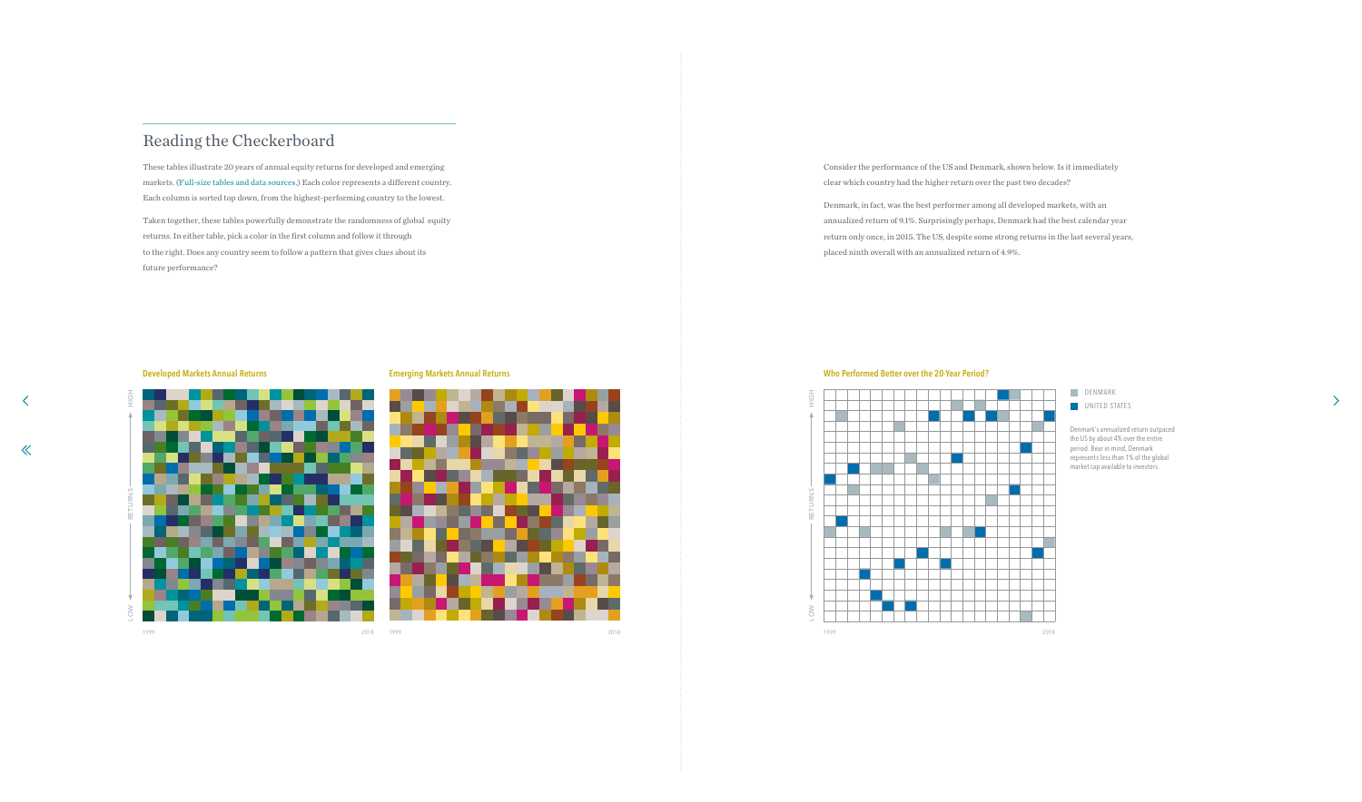## Reading the Checkerboard

These tables illustrate 20 years of annual equity returns for developed and emerging markets. (Full-size tables and data sources.) Each color represents a different country. Each column is sorted top down, from the highest-performing country to the lowest.

Taken together, these tables powerfully demonstrate the randomness of global equity returns. In either table, pick a color in the first column and follow it through to the right. Does any country seem to follow a pattern that gives clues about its future performance?

**Developed Markets Annual Returns**

HIGH — RETURNS — LOW

1999 2018

**Emerging Markets Annual Returns**

1999 2018

Consider the performance of the US and Denmark, shown below. Is it immediately clear which country had the higher return over the past two decades?

Denmark, in fact, was the best performer among all developed markets, with an annualized return of 9.1%. Surprisingly perhaps, Denmark had the best calendar year return only once, in 2015. The US, despite some strong returns in the last several years, placed ninth overall with an annualized return of 4.9%.

**Who Performed Better over the 20-Year Period?**

HIGH — RETURNS — LOW

1999 2018

DENMARK

UNITED STATES

Denmark's annualized return outpaced the US by about 4% over the entire period. Bear in mind, Denmark represents less than 1% of the global market cap available to investors.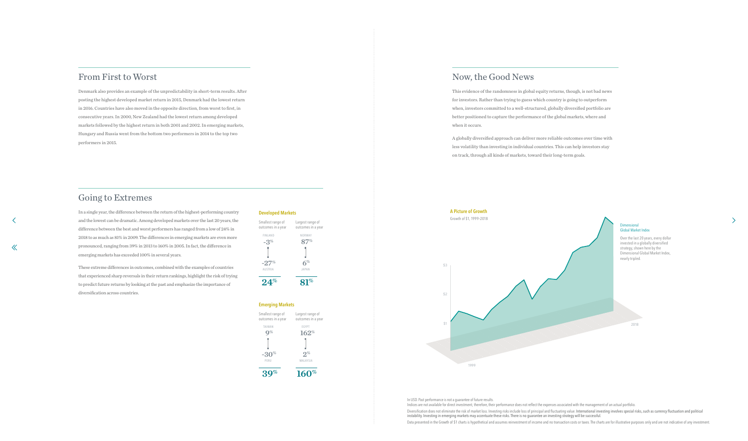## From First to Worst

Denmark also provides an example of the unpredictability in short-term results. After posting the highest developed market return in 2015, Denmark had the lowest return in 2016. Countries have also moved in the opposite direction, from worst to first, in consecutive years. In 2000, New Zealand had the lowest return among developed markets followed by the highest return in both 2001 and 2002. In emerging markets, Hungary and Russia went from the bottom two performers in 2014 to the top two performers in 2015.

## Going to Extremes

In a single year, the difference between the return of the highest-performing country and the lowest can be dramatic. Among developed markets over the last 20 years, the difference between the best and worst performers has ranged from a low of 24% in 2018 to as much as 81% in 2009. The differences in emerging markets are even more pronounced, ranging from 39% in 2013 to 160% in 2005. In fact, the difference in emerging markets has exceeded 100% in several years.

These extreme differences in outcomes, combined with the examples of countries that experienced sharp reversals in their return rankings, highlight the risk of trying to predict future returns by looking at the past and emphasize the importance of diversification across countries.

**Developed Markets**

| | Smallest range of outcomes in a year | Largest range of outcomes in a year |
|---|---|---|
| Best | FINLAND -3% | NORWAY 87% |
| Worst | AUSTRIA -27% | JAPAN 6% |
| Range | 24% | 81% |

**Emerging Markets**

| | Smallest range of outcomes in a year | Largest range of outcomes in a year |
|---|---|---|
| Best | TAIWAN 9% | EGYPT 162% |
| Worst | PERU -30% | MALAYSIA 2% |
| Range | 39% | 160% |

## Now, the Good News

This evidence of the randomness in global equity returns, though, is not bad news for investors. Rather than trying to guess which country is going to outperform when, investors committed to a well-structured, globally diversified portfolio are better positioned to capture the performance of the global markets, where and when it occurs.

A globally diversified approach can deliver more reliable outcomes over time with less volatility than investing in individual countries. This can help investors stay on track, through all kinds of markets, toward their long-term goals.

**A Picture of Growth**

Growth of $1, 1999-2018

Dimensional Global Market Index

Over the last 20 years, every dollar invested in a globally diversified strategy, shown here by the Dimensional Global Market Index, nearly tripled.

In USD. Past performance is not a guarantee of future results.
Indices are not available for direct investment; therefore, their performance does not reflect the expenses associated with the management of an actual portfolio.

Diversification does not eliminate the risk of market loss. Investing risks include loss of principal and fluctuating value. International investing involves special risks, such as currency fluctuation and political instability. Investing in emerging markets may accentuate these risks. There is no guarantee an investing strategy will be successful.

Data presented in the Growth of $1 charts is hypothetical and assumes reinvestment of income and no transaction costs or taxes. The charts are for illustrative purposes only and are not indicative of any investment.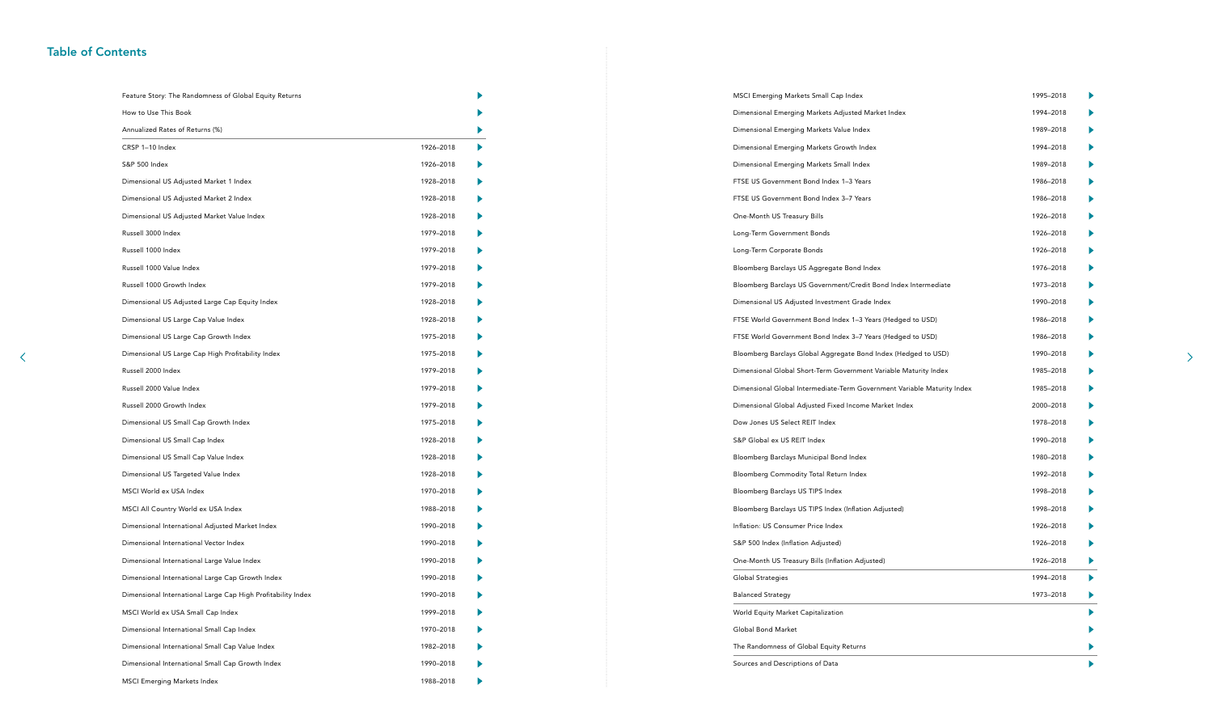## Table of Contents

| | |
|---|---|
| Feature Story: The Randomness of Global Equity Returns | |
| How to Use This Book | |
| Annualized Rates of Returns (%) | |
| CRSP 1–10 Index | 1926–2018 |
| S&P 500 Index | 1926–2018 |
| Dimensional US Adjusted Market 1 Index | 1928–2018 |
| Dimensional US Adjusted Market 2 Index | 1928–2018 |
| Dimensional US Adjusted Market Value Index | 1928–2018 |
| Russell 3000 Index | 1979–2018 |
| Russell 1000 Index | 1979–2018 |
| Russell 1000 Value Index | 1979–2018 |
| Russell 1000 Growth Index | 1979–2018 |
| Dimensional US Adjusted Large Cap Equity Index | 1928–2018 |
| Dimensional US Large Cap Value Index | 1928–2018 |
| Dimensional US Large Cap Growth Index | 1975–2018 |
| Dimensional US Large Cap High Profitability Index | 1975–2018 |
| Russell 2000 Index | 1979–2018 |
| Russell 2000 Value Index | 1979–2018 |
| Russell 2000 Growth Index | 1979–2018 |
| Dimensional US Small Cap Growth Index | 1975–2018 |
| Dimensional US Small Cap Index | 1928–2018 |
| Dimensional US Small Cap Value Index | 1928–2018 |
| Dimensional US Targeted Value Index | 1928–2018 |
| MSCI World ex USA Index | 1970–2018 |
| MSCI All Country World ex USA Index | 1988–2018 |
| Dimensional International Adjusted Market Index | 1990–2018 |
| Dimensional International Vector Index | 1990–2018 |
| Dimensional International Large Value Index | 1990–2018 |
| Dimensional International Large Cap Growth Index | 1990–2018 |
| Dimensional International Large Cap High Profitability Index | 1990–2018 |
| MSCI World ex USA Small Cap Index | 1999–2018 |
| Dimensional International Small Cap Index | 1970–2018 |
| Dimensional International Small Cap Value Index | 1982–2018 |
| Dimensional International Small Cap Growth Index | 1990–2018 |
| MSCI Emerging Markets Index | 1988–2018 |
| MSCI Emerging Markets Small Cap Index | 1995–2018 |
| Dimensional Emerging Markets Adjusted Market Index | 1994–2018 |
| Dimensional Emerging Markets Value Index | 1989–2018 |
| Dimensional Emerging Markets Growth Index | 1994–2018 |
| Dimensional Emerging Markets Small Index | 1989–2018 |
| FTSE US Government Bond Index 1–3 Years | 1986–2018 |
| FTSE US Government Bond Index 3–7 Years | 1986–2018 |
| One-Month US Treasury Bills | 1926–2018 |
| Long-Term Government Bonds | 1926–2018 |
| Long-Term Corporate Bonds | 1926–2018 |
| Bloomberg Barclays US Aggregate Bond Index | 1976–2018 |
| Bloomberg Barclays US Government/Credit Bond Index Intermediate | 1973–2018 |
| Dimensional US Adjusted Investment Grade Index | 1990–2018 |
| FTSE World Government Bond Index 1–3 Years (Hedged to USD) | 1986–2018 |
| FTSE World Government Bond Index 3–7 Years (Hedged to USD) | 1986–2018 |
| Bloomberg Barclays Global Aggregate Bond Index (Hedged to USD) | 1990–2018 |
| Dimensional Global Short-Term Government Variable Maturity Index | 1985–2018 |
| Dimensional Global Intermediate-Term Government Variable Maturity Index | 1985–2018 |
| Dimensional Global Adjusted Fixed Income Market Index | 2000–2018 |
| Dow Jones US Select REIT Index | 1978–2018 |
| S&P Global ex US REIT Index | 1990–2018 |
| Bloomberg Barclays Municipal Bond Index | 1980–2018 |
| Bloomberg Commodity Total Return Index | 1992–2018 |
| Bloomberg Barclays US TIPS Index | 1998–2018 |
| Bloomberg Barclays US TIPS Index (Inflation Adjusted) | 1998–2018 |
| Inflation: US Consumer Price Index | 1926–2018 |
| S&P 500 Index (Inflation Adjusted) | 1926–2018 |
| One-Month US Treasury Bills (Inflation Adjusted) | 1926–2018 |
| Global Strategies | 1994–2018 |
| Balanced Strategy | 1973–2018 |
| World Equity Market Capitalization | |
| Global Bond Market | |
| The Randomness of Global Equity Returns | |
| Sources and Descriptions of Data | |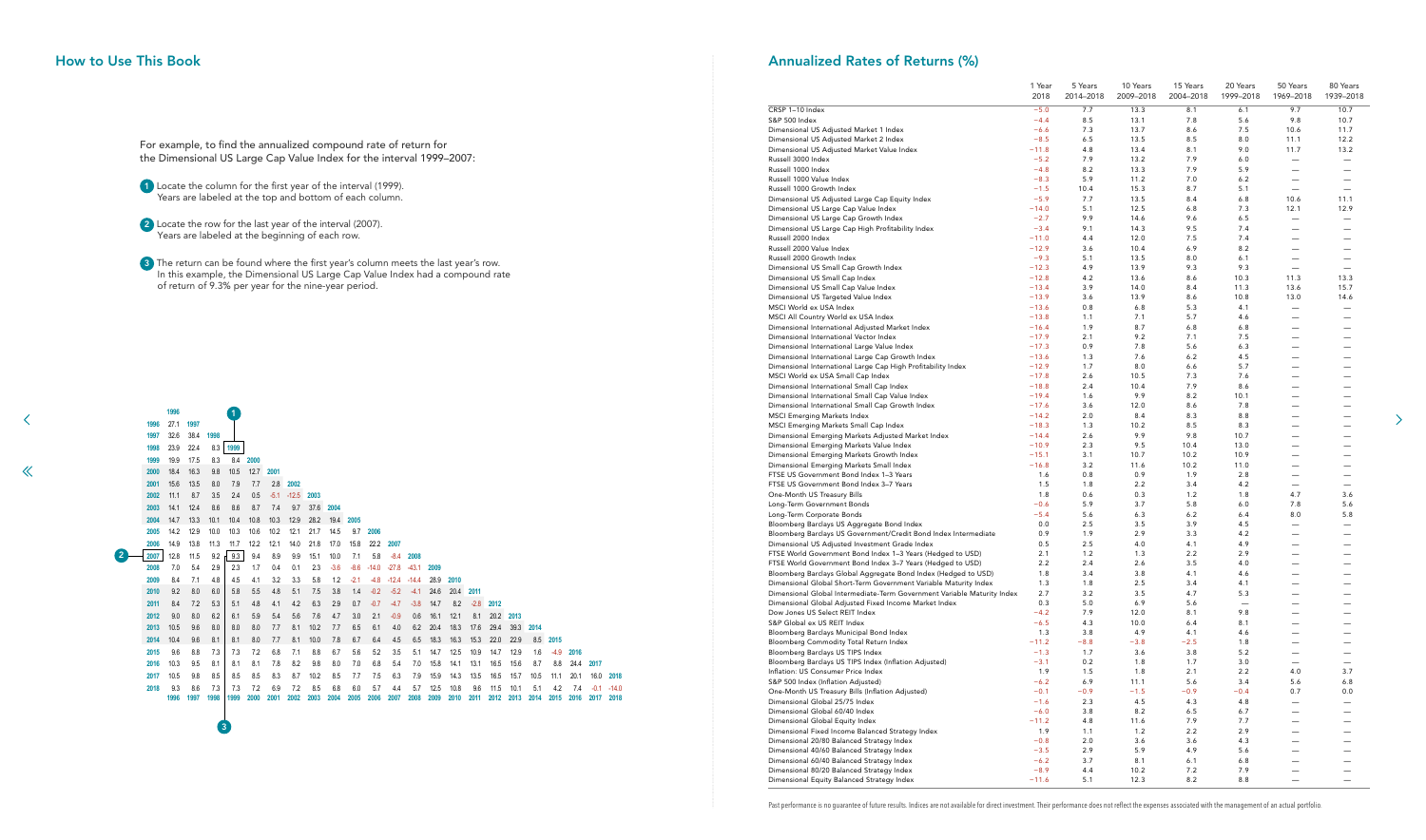## How to Use This Book

For example, to find the annualized compound rate of return for the Dimensional US Large Cap Value Index for the interval 1999–2007:

1. Locate the column for the first year of the interval (1999). Years are labeled at the top and bottom of each column.
2. Locate the row for the last year of the interval (2007). Years are labeled at the beginning of each row.
3. The return can be found where the first year's column meets the last year's row. In this example, the Dimensional US Large Cap Value Index had a compound rate of return of 9.3% per year for the nine-year period.

| | 1996 | 1997 | 1998 | 1999 | 2000 | 2001 | 2002 | 2003 | 2004 | 2005 | 2006 | 2007 | 2008 | 2009 | 2010 | 2011 | 2012 | 2013 | 2014 | 2015 | 2016 | 2017 | 2018 |
|---|---|---|---|---|---|---|---|---|---|---|---|---|---|---|---|---|---|---|---|---|---|---|---|
| 1996 | 27.1 | | | | | | | | | | | | | | | | | | | | | | |
| 1997 | 32.6 | 38.4 | | | | | | | | | | | | | | | | | | | | | |
| 1998 | 23.9 | 22.4 | 8.3 | | | | | | | | | | | | | | | | | | | | |
| 1999 | 19.9 | 17.5 | 8.3 | 8.4 | | | | | | | | | | | | | | | | | | | |
| 2000 | 18.4 | 16.3 | 9.8 | 10.5 | 12.7 | | | | | | | | | | | | | | | | | | |
| 2001 | 15.6 | 13.5 | 8.0 | 7.9 | 7.7 | 2.8 | | | | | | | | | | | | | | | | | |
| 2002 | 11.1 | 8.7 | 3.5 | 2.4 | 0.5 | -5.1 | -12.5 | | | | | | | | | | | | | | | | |
| 2003 | 14.1 | 12.4 | 8.6 | 8.6 | 8.7 | 7.4 | 9.7 | 37.6 | | | | | | | | | | | | | | | |
| 2004 | 14.7 | 13.3 | 10.1 | 10.4 | 10.8 | 10.3 | 12.9 | 28.2 | 19.4 | | | | | | | | | | | | | | |
| 2005 | 14.2 | 12.9 | 10.0 | 10.3 | 10.6 | 10.2 | 12.1 | 21.7 | 14.5 | 9.7 | | | | | | | | | | | | | |
| 2006 | 14.9 | 13.8 | 11.3 | 11.7 | 12.2 | 12.1 | 14.0 | 21.8 | 17.0 | 15.8 | 22.2 | | | | | | | | | | | | |
| 2007 | 12.8 | 11.5 | 9.2 | 9.3 | 9.4 | 8.9 | 9.9 | 15.1 | 10.0 | 7.1 | 5.8 | -8.4 | | | | | | | | | | | |
| 2008 | 7.0 | 5.4 | 2.9 | 2.3 | 1.7 | 0.4 | 0.1 | 2.3 | -3.6 | -8.6 | -14.0 | -27.8 | -43.1 | | | | | | | | | | |
| 2009 | 8.4 | 7.1 | 4.8 | 4.5 | 4.1 | 3.2 | 3.3 | 5.8 | 1.2 | -2.1 | -4.8 | -12.4 | -14.4 | 28.9 | | | | | | | | | |
| 2010 | 9.2 | 8.0 | 6.0 | 5.8 | 5.5 | 4.8 | 5.1 | 7.5 | 3.8 | 1.4 | -0.2 | -5.2 | -4.1 | 24.6 | 20.4 | | | | | | | | |
| 2011 | 8.4 | 7.2 | 5.3 | 5.1 | 4.8 | 4.1 | 4.2 | 6.3 | 2.9 | 0.7 | -0.7 | -4.7 | -3.8 | 14.7 | 8.2 | -2.8 | | | | | | | |
| 2012 | 9.0 | 8.0 | 6.2 | 6.1 | 5.9 | 5.4 | 5.6 | 7.6 | 4.7 | 3.0 | 2.1 | -0.9 | 0.6 | 16.1 | 12.1 | 8.1 | 20.2 | | | | | | |
| 2013 | 10.5 | 9.6 | 8.0 | 8.0 | 8.0 | 7.7 | 8.1 | 10.2 | 7.7 | 6.5 | 6.1 | 4.0 | 6.2 | 20.4 | 18.3 | 17.6 | 29.4 | 39.3 | | | | | |
| 2014 | 10.4 | 9.6 | 8.1 | 8.1 | 8.0 | 7.7 | 8.1 | 10.0 | 7.8 | 6.7 | 6.4 | 4.5 | 6.5 | 18.3 | 16.3 | 15.3 | 22.0 | 22.9 | 8.5 | | | | |
| 2015 | 9.6 | 8.8 | 7.3 | 7.3 | 7.2 | 6.8 | 7.1 | 8.8 | 6.7 | 5.6 | 5.2 | 3.5 | 5.1 | 14.7 | 12.5 | 10.9 | 14.7 | 12.9 | 1.6 | -4.9 | | | |
| 2016 | 10.3 | 9.5 | 8.1 | 8.1 | 8.1 | 7.8 | 8.2 | 9.8 | 8.0 | 7.0 | 6.8 | 5.4 | 7.0 | 15.8 | 14.1 | 13.1 | 16.5 | 15.6 | 8.7 | 8.8 | 24.4 | | |
| 2017 | 10.5 | 9.8 | 8.5 | 8.5 | 8.5 | 8.3 | 8.7 | 10.2 | 8.5 | 7.7 | 7.5 | 6.3 | 7.9 | 15.9 | 14.3 | 13.5 | 16.5 | 15.7 | 10.5 | 11.1 | 20.1 | 16.0 | |
| 2018 | 9.3 | 8.6 | 7.3 | 7.3 | 7.2 | 6.9 | 7.2 | 8.5 | 6.8 | 6.0 | 5.7 | 4.4 | 5.7 | 12.5 | 10.8 | 9.6 | 11.5 | 10.1 | 5.1 | 4.2 | 7.4 | -0.1 | -14.0 |

## Annualized Rates of Returns (%)

| | 1 Year 2018 | 5 Years 2014–2018 | 10 Years 2009–2018 | 15 Years 2004–2018 | 20 Years 1999–2018 | 50 Years 1969–2018 | 80 Years 1939–2018 |
|---|---|---|---|---|---|---|---|
| CRSP 1–10 Index | −5.0 | 7.7 | 13.3 | 8.1 | 6.1 | 9.7 | 10.7 |
| S&P 500 Index | −4.4 | 8.5 | 13.1 | 7.8 | 5.6 | 9.8 | 10.7 |
| Dimensional US Adjusted Market 1 Index | −6.6 | 7.3 | 13.7 | 8.6 | 7.5 | 10.6 | 11.7 |
| Dimensional US Adjusted Market 2 Index | −8.5 | 6.5 | 13.5 | 8.5 | 8.0 | 11.1 | 12.2 |
| Dimensional US Adjusted Market Value Index | −11.8 | 4.8 | 13.4 | 8.1 | 9.0 | 11.7 | 13.2 |
| Russell 3000 Index | −5.2 | 7.9 | 13.2 | 7.9 | 6.0 | — | — |
| Russell 1000 Index | −4.8 | 8.2 | 13.3 | 7.9 | 5.9 | — | — |
| Russell 1000 Value Index | −8.3 | 5.9 | 11.2 | 7.0 | 6.2 | — | — |
| Russell 1000 Growth Index | −1.5 | 10.4 | 15.3 | 8.7 | 5.1 | — | — |
| Dimensional US Adjusted Large Cap Equity Index | −5.9 | 7.7 | 13.5 | 8.4 | 6.8 | 10.6 | 11.1 |
| Dimensional US Large Cap Value Index | −14.0 | 5.1 | 12.5 | 6.8 | 7.3 | 12.1 | 12.9 |
| Dimensional US Large Cap Growth Index | −2.7 | 9.9 | 14.6 | 9.6 | 6.5 | — | — |
| Dimensional US Large Cap High Profitability Index | −3.4 | 9.1 | 14.3 | 9.5 | 7.4 | — | — |
| Russell 2000 Index | −11.0 | 4.4 | 12.0 | 7.5 | 7.4 | — | — |
| Russell 2000 Value Index | −12.9 | 3.6 | 10.4 | 6.9 | 8.2 | — | — |
| Russell 2000 Growth Index | −9.3 | 5.1 | 13.5 | 8.0 | 6.1 | — | — |
| Dimensional US Small Cap Growth Index | −12.3 | 4.9 | 13.9 | 9.3 | 9.3 | — | — |
| Dimensional US Small Cap Index | −12.8 | 4.2 | 13.6 | 8.6 | 10.3 | 11.3 | 13.3 |
| Dimensional US Small Cap Value Index | −13.4 | 3.9 | 14.0 | 8.4 | 11.3 | 13.6 | 15.7 |
| Dimensional US Targeted Value Index | −13.9 | 3.6 | 13.9 | 8.6 | 10.8 | 13.0 | 14.6 |
| MSCI World ex USA Index | −13.6 | 0.8 | 6.8 | 5.3 | 4.1 | — | — |
| MSCI All Country World ex USA Index | −13.8 | 1.1 | 7.1 | 5.7 | 4.6 | — | — |
| Dimensional International Adjusted Market Index | −16.4 | 1.9 | 8.7 | 6.8 | 6.8 | — | — |
| Dimensional International Vector Index | −17.9 | 2.1 | 9.2 | 7.1 | 7.5 | — | — |
| Dimensional International Large Value Index | −17.3 | 0.9 | 7.8 | 5.6 | 6.3 | — | — |
| Dimensional International Large Cap Growth Index | −13.6 | 1.3 | 7.6 | 6.2 | 4.5 | — | — |
| Dimensional International Large Cap High Profitability Index | −12.9 | 1.7 | 8.0 | 6.6 | 5.7 | — | — |
| MSCI World ex USA Small Cap Index | −17.8 | 2.6 | 10.5 | 7.3 | 7.6 | — | — |
| Dimensional International Small Cap Index | −18.8 | 2.4 | 10.4 | 7.9 | 8.6 | — | — |
| Dimensional International Small Cap Value Index | −19.4 | 1.6 | 9.9 | 8.2 | 10.1 | — | — |
| Dimensional International Small Cap Growth Index | −17.6 | 3.6 | 12.0 | 8.6 | 7.8 | — | — |
| MSCI Emerging Markets Index | −14.2 | 2.0 | 8.4 | 8.3 | 8.8 | — | — |
| MSCI Emerging Markets Small Cap Index | −18.3 | 1.3 | 10.2 | 8.5 | 8.3 | — | — |
| Dimensional Emerging Markets Adjusted Market Index | −14.4 | 2.6 | 9.9 | 9.8 | 10.7 | — | — |
| Dimensional Emerging Markets Value Index | −10.9 | 2.3 | 9.5 | 10.4 | 13.0 | — | — |
| Dimensional Emerging Markets Growth Index | −15.1 | 3.1 | 10.7 | 10.2 | 10.9 | — | — |
| Dimensional Emerging Markets Small Index | −16.8 | 3.2 | 11.6 | 10.2 | 11.0 | — | — |
| FTSE US Government Bond Index 1–3 Years | 1.6 | 0.8 | 0.9 | 1.9 | 2.8 | — | — |
| FTSE US Government Bond Index 3–7 Years | 1.5 | 1.8 | 2.2 | 3.2 | 4.2 | — | — |
| One-Month US Treasury Bills | 1.8 | 0.6 | 0.3 | 1.2 | 1.8 | 4.7 | 3.6 |
| Long-Term Government Bonds | −0.6 | 5.9 | 3.7 | 5.8 | 6.0 | 7.8 | 5.6 |
| Long-Term Corporate Bonds | −5.4 | 5.6 | 6.3 | 6.2 | 6.4 | 8.0 | 5.8 |
| Bloomberg Barclays US Aggregate Bond Index | 0.0 | 2.5 | 3.5 | 3.9 | 4.5 | — | — |
| Bloomberg Barclays US Government/Credit Bond Index Intermediate | 0.9 | 1.9 | 2.9 | 3.3 | 4.2 | — | — |
| Dimensional US Adjusted Investment Grade Index | 0.5 | 2.5 | 4.0 | 4.1 | 4.9 | — | — |
| FTSE World Government Bond Index 1–3 Years (Hedged to USD) | 2.1 | 1.2 | 1.3 | 2.2 | 2.9 | — | — |
| FTSE World Government Bond Index 3–7 Years (Hedged to USD) | 2.2 | 2.4 | 2.6 | 3.5 | 4.0 | — | — |
| Bloomberg Barclays Global Aggregate Bond Index (Hedged to USD) | 1.8 | 3.4 | 3.8 | 4.1 | 4.6 | — | — |
| Dimensional Global Short-Term Government Variable Maturity Index | 1.3 | 1.8 | 2.5 | 3.4 | 4.1 | — | — |
| Dimensional Global Intermediate-Term Government Variable Maturity Index | 2.7 | 3.2 | 3.5 | 4.7 | 5.3 | — | — |
| Dimensional Global Adjusted Fixed Income Market Index | 0.3 | 5.0 | 6.9 | 5.6 | — | — | — |
| Dow Jones US Select REIT Index | −4.2 | 7.9 | 12.0 | 8.1 | 9.8 | — | — |
| S&P Global ex US REIT Index | −6.5 | 4.3 | 10.0 | 6.4 | 8.1 | — | — |
| Bloomberg Barclays Municipal Bond Index | 1.3 | 3.8 | 4.9 | 4.1 | 4.6 | — | — |
| Bloomberg Commodity Total Return Index | −11.2 | −8.8 | −3.8 | −2.5 | 1.8 | — | — |
| Bloomberg Barclays US TIPS Index | −1.3 | 1.7 | 3.6 | 3.8 | 5.2 | — | — |
| Bloomberg Barclays US TIPS Index (Inflation Adjusted) | −3.1 | 0.2 | 1.8 | 1.7 | 3.0 | — | — |
| Inflation: US Consumer Price Index | 1.9 | 1.5 | 1.8 | 2.1 | 2.2 | 4.0 | 3.7 |
| S&P 500 Index (Inflation Adjusted) | −6.2 | 6.9 | 11.1 | 5.6 | 3.4 | 5.6 | 6.8 |
| One-Month US Treasury Bills (Inflation Adjusted) | −0.1 | −0.9 | −1.5 | −0.9 | −0.4 | 0.7 | 0.0 |
| Dimensional Global 25/75 Index | −1.6 | 2.3 | 4.5 | 4.3 | 4.8 | — | — |
| Dimensional Global 60/40 Index | −6.0 | 3.8 | 8.2 | 6.5 | 6.7 | — | — |
| Dimensional Global Equity Index | −11.2 | 4.8 | 11.6 | 7.9 | 7.7 | — | — |
| Dimensional Fixed Income Balanced Strategy Index | 1.9 | 1.1 | 1.2 | 2.2 | 2.9 | — | — |
| Dimensional 20/80 Balanced Strategy Index | −0.8 | 2.0 | 3.6 | 3.6 | 4.3 | — | — |
| Dimensional 40/60 Balanced Strategy Index | −3.5 | 2.9 | 5.9 | 4.9 | 5.6 | — | — |
| Dimensional 60/40 Balanced Strategy Index | −6.2 | 3.7 | 8.1 | 6.1 | 6.8 | — | — |
| Dimensional 80/20 Balanced Strategy Index | −8.9 | 4.4 | 10.2 | 7.2 | 7.9 | — | — |
| Dimensional Equity Balanced Strategy Index | −11.6 | 5.1 | 12.3 | 8.2 | 8.8 | — | — |

Past performance is no guarantee of future results. Indices are not available for direct investment. Their performance does not reflect the expenses associated with the management of an actual portfolio.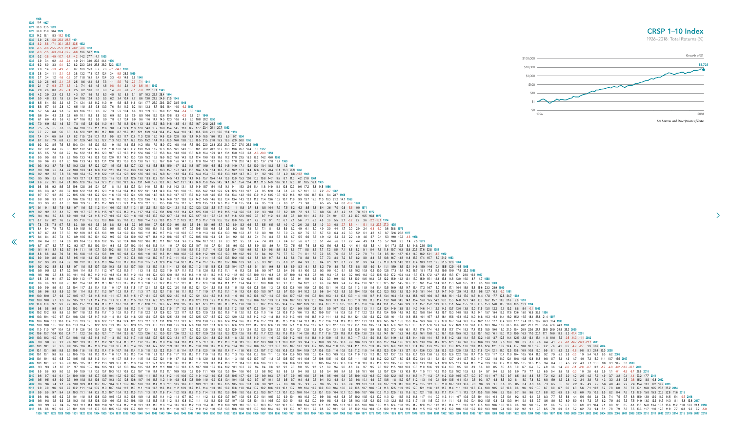# CRSP 1–10 Index

1926–2018: Total Returns (%)

Growth of $1

$100,000

$10,000

$1,000

$100

$10

$1

$0

$5,725

1926 — 2018

*See Sources and Descriptions of Data.*

| Start | | | | | | | | | | |
|---|---|---|---|---|---|---|---|---|---|---|
| 1926 | | | | | | | | | | |
| 1926 | 8.4 | 1927 | | | | | | | | |
| 1927 | 20.3 | 33.5 | 1928 | | | | | | | |
| 1928 | 26.0 | 39.9 | 38.4 | 1929 | | | | | | |
| 1929 | 14.2 | 16.1 | 8.3 | -15.2 | 1930 | | | | | |
| 1930 | 3.9 | 2.6 | -5.8 | -22.3 | -28.8 | 1931 | | | | |
| 1931 | -6.2 | -8.8 | -17.1 | -30.1 | -36.6 | -43.5 | 1932 | | | |
| 1932 | -6.5 | -8.8 | -15.5 | -25.3 | -28.4 | -28.2 | -8.6 | 1933 | | |
| 1933 | -0.3 | -1.5 | -6.3 | -13.4 | -12.9 | -4.8 | 19.6 | 56.7 | 1934 | |
| 1934 | 0.2 | -0.8 | -4.9 | -10.7 | -9.7 | -4.2 | 14.2 | 27.7 | 4.1 | 1935 |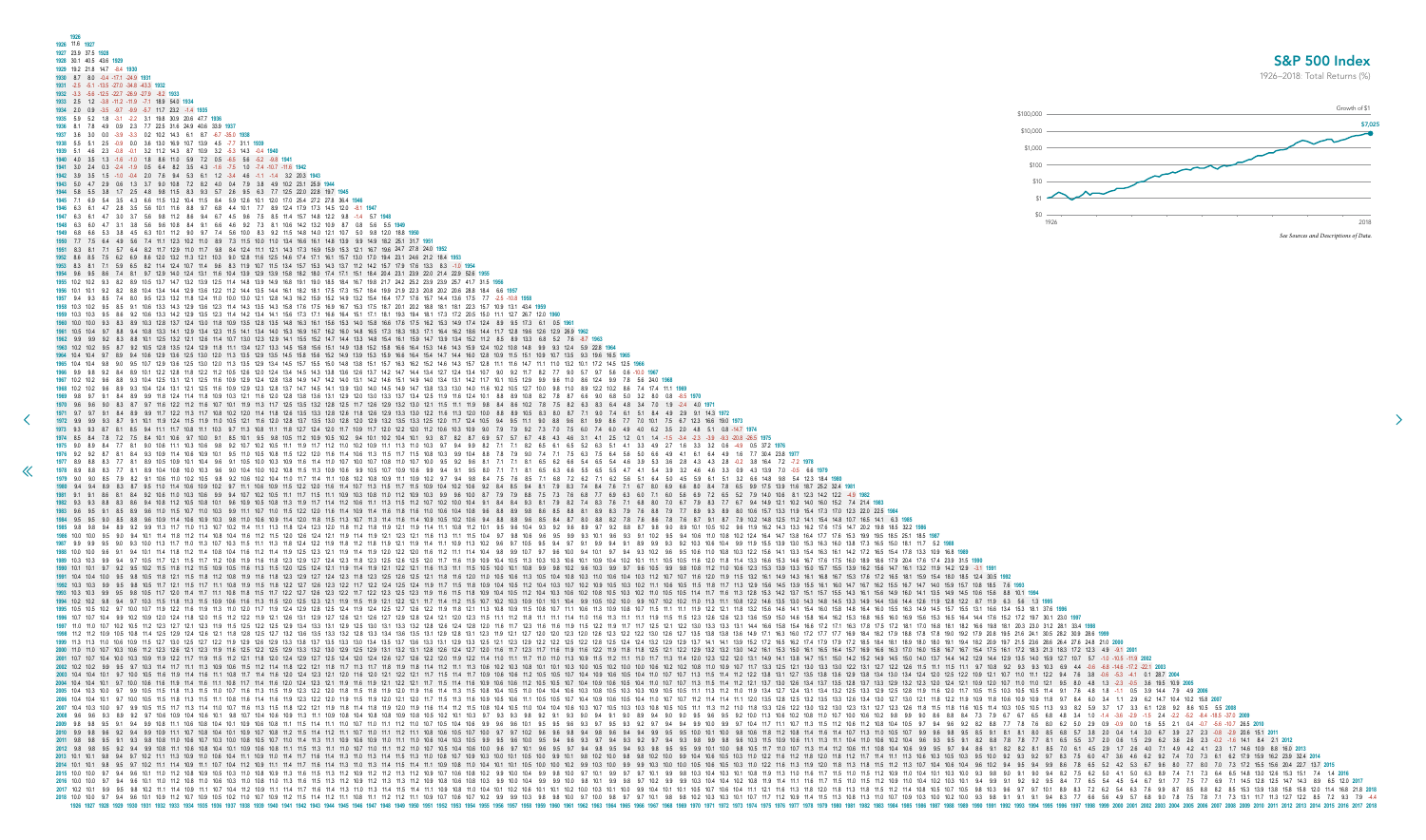# S&P 500 Index

1926–2018: Total Returns (%)

Growth of $1

$7,025

*See Sources and Descriptions of Data.*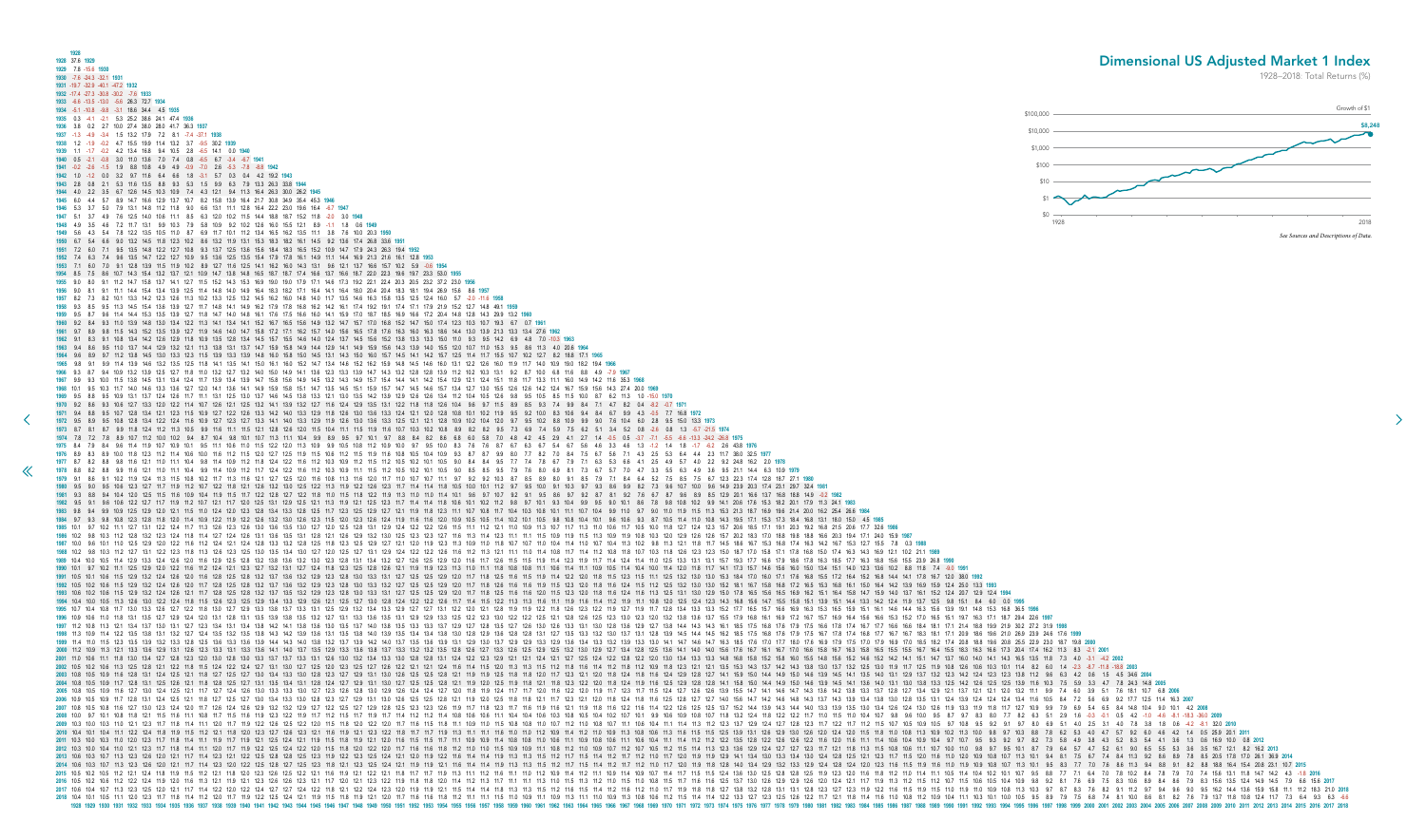# Dimensional US Adjusted Market 1 Index

1928–2018: Total Returns (%)

Growth of $1

$8,248

$100,000
$10,000
$1,000
$100
$10
$1
$0

1928 2018

*See Sources and Descriptions of Data.*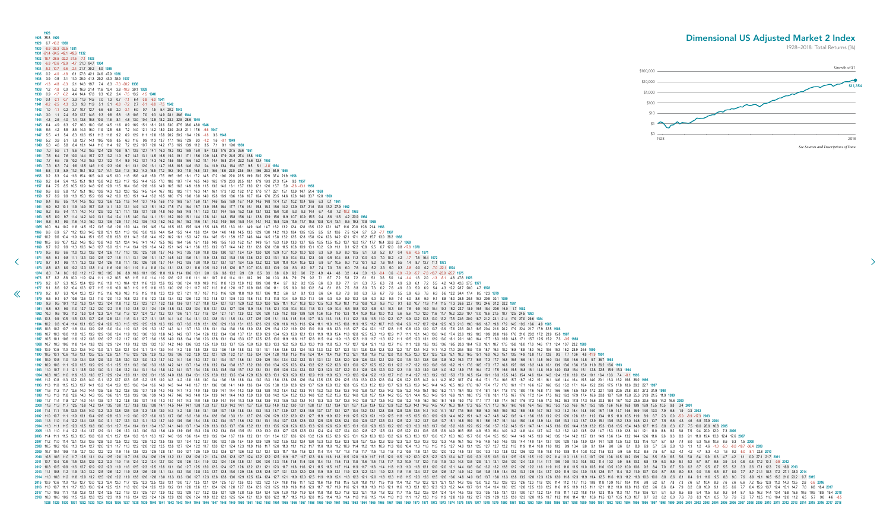# Dimensional US Adjusted Market 2 Index

1928–2018: Total Returns (%)

Growth of $1

$100,000

$10,000 — $11,354

$1,000

$100

$10

$1

$0

1928 — 2018

*See Sources and Descriptions of Data.*

| Year | | | | | | | | |
|---|---|---|---|---|---|---|---|---|
| 1928 | 35.8 | | | | | | | |
| 1929 | 6.7 | -16.2 | | | | | | |
| 1930 | -8.9 | -25.3 | -33.5 | | | | | |
| 1931 | -21.4 | -34.5 | -42.1 | -49.6 | | | | |
| 1932 | -18.7 | -28.5 | -32.2 | -31.5 | -7.1 | | | |
| 1933 | -6.8 | -13.6 | -12.9 | -4.7 | 31.0 | 84.7 | | |
| 1934 | -5.2 | -10.7 | -9.6 | -2.4 | 21.7 | 39.2 | 5.0 | |
| 1935 | 0.2 | -4.0 | -1.8 | 6.1 | 27.8 | 42.1 | 24.6 | 47.9 |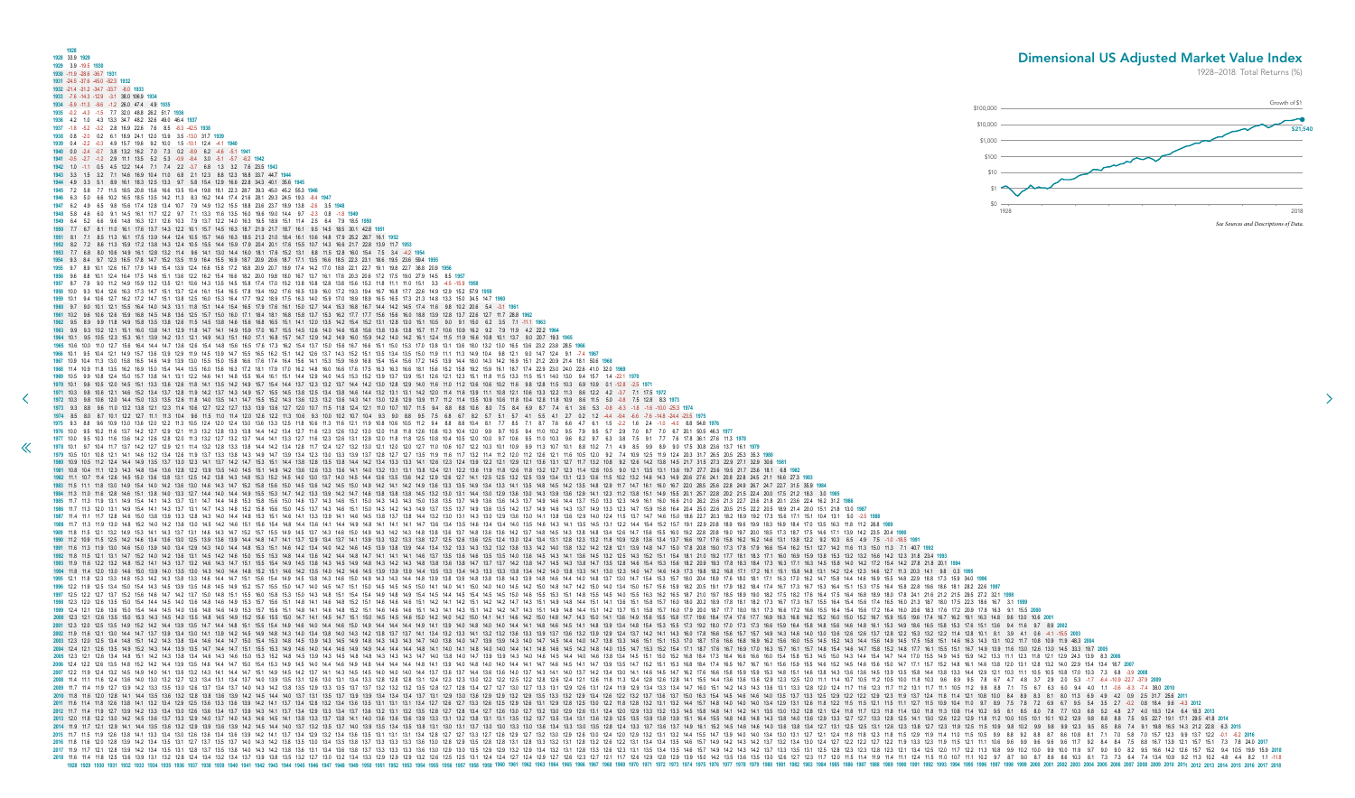# Dimensional US Adjusted Market Value Index

1928–2018: Total Returns (%)

Growth of $1

$100,000

$10,000

$1,000

$100

$10

$1

$0

$21,540

1928

2018

*See Sources and Descriptions of Data.*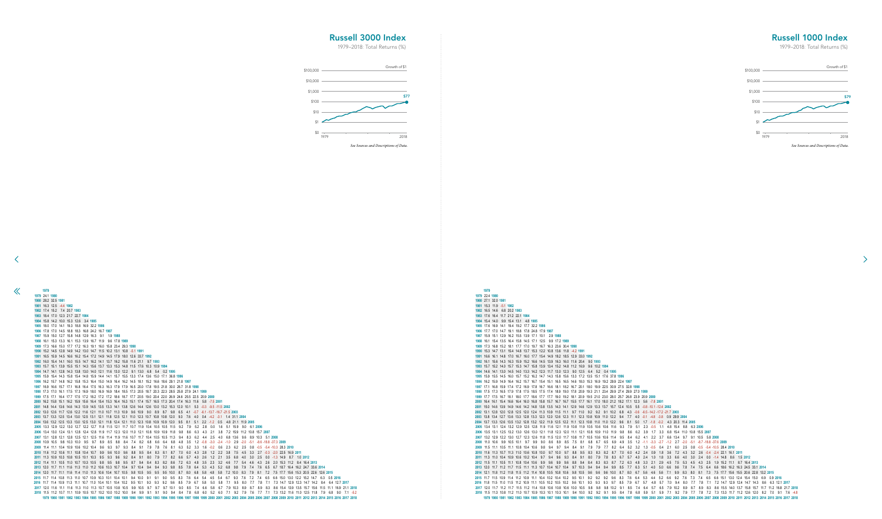# Russell 3000 Index

1979–2018: Total Returns (%)

Growth of $1: $77 (1979–2018)

*See Sources and Descriptions of Data.*

| End Year | 1979 | 1980 | 1981 | 1982 | 1983 | 1984 | 1985 | 1986 | 1987 | 1988 | 1989 | 1990 | 1991 | 1992 | 1993 | 1994 | 1995 | 1996 | 1997 | 1998 | 1999 | 2000 | 2001 | 2002 | 2003 | 2004 | 2005 | 2006 | 2007 | 2008 | 2009 | 2010 | 2011 | 2012 | 2013 | 2014 | 2015 | 2016 | 2017 | 2018 |
|---|---|---|---|---|---|---|---|---|---|---|---|---|---|---|---|---|---|---|---|---|---|---|---|---|---|---|---|---|---|---|---|---|---|---|---|---|---|---|---|---|
| 1979 | 24.1 |
| 1980 | 28.2 | 32.5 |
| 1981 | 16.3 | 12.5 | -4.4 |
| 1982 | 17.4 | 15.2 | 7.4 | 20.7 |
| 1983 | 18.4 | 17.0 | 12.3 | 21.7 | 22.7 |
| 1984 | 15.8 | 14.2 | 10.0 | 15.3 | 12.6 | 3.4 |
| 1985 | 18.0 | 17.0 | 14.1 | 19.3 | 18.8 | 16.9 | 32.2 |
| 1986 | 17.8 | 17.0 | 14.5 | 18.8 | 18.3 | 16.8 | 24.2 | 16.7 |
| 1987 | 15.9 | 15.0 | 12.7 | 15.8 | 14.8 | 12.9 | 16.3 | 9.1 | 1.9 |
| 1988 | 16.1 | 15.3 | 13.3 | 16.1 | 15.3 | 13.9 | 16.7 | 11.9 | 9.6 | 17.8 |
| 1989 | 17.3 | 16.6 | 15.0 | 17.7 | 17.2 | 16.3 | 19.1 | 16.0 | 15.8 | 23.4 | 29.3 |
| 1990 | 15.2 | 14.5 | 12.8 | 14.9 | 14.2 | 13.0 | 14.7 | 11.5 | 10.2 | 13.1 | 10.8 | -5.1 |
| 1991 | 16.5 | 15.9 | 14.5 | 16.6 | 16.2 | 15.4 | 17.2 | 14.9 | 14.5 | 17.9 | 18.0 | 12.6 | 33.7 |
| 1992 | 16.0 | 15.4 | 14.1 | 16.0 | 15.5 | 14.7 | 16.2 | 14.1 | 13.7 | 16.2 | 15.8 | 11.6 | 21.1 | 9.7 |
| 1993 | 15.7 | 15.1 | 13.9 | 15.5 | 15.1 | 14.3 | 15.6 | 13.7 | 13.3 | 15.3 | 14.8 | 11.5 | 17.6 | 10.3 | 10.9 |
| 1994 | 14.7 | 14.1 | 12.8 | 14.3 | 13.8 | 13.0 | 14.0 | 12.1 | 11.6 | 13.0 | 12.2 | 9.1 | 13.0 | 6.8 | 5.4 | 0.2 |
| 1995 | 15.9 | 15.4 | 14.3 | 15.8 | 15.4 | 14.8 | 15.9 | 14.4 | 14.1 | 15.7 | 15.5 | 13.3 | 17.4 | 13.6 | 15.1 | 17.1 | 36.8 |
| 1996 | 16.2 | 15.7 | 14.8 | 16.2 | 15.8 | 15.3 | 16.4 | 15.0 | 14.9 | 16.4 | 16.2 | 14.5 | 18.1 | 15.2 | 16.6 | 18.6 | 29.1 | 21.8 |
| 1997 | 16.9 | 16.6 | 15.7 | 17.1 | 16.8 | 16.4 | 17.5 | 16.3 | 16.3 | 17.9 | 17.9 | 16.5 | 20.0 | 17.8 | 19.5 | 21.8 | 30.0 | 26.7 | 31.8 |
| 1998 | 17.3 | 17.0 | 16.1 | 17.5 | 17.3 | 16.9 | 18.0 | 16.9 | 16.9 | 18.4 | 18.5 | 17.3 | 20.5 | 18.7 | 20.3 | 22.3 | 28.5 | 25.8 | 27.9 | 24.1 |
| 1999 | 17.5 | 17.1 | 16.4 | 17.7 | 17.5 | 17.2 | 18.2 | 17.2 | 17.2 | 18.6 | 18.7 | 17.7 | 20.5 | 19.0 | 20.4 | 22.0 | 26.9 | 24.6 | 25.5 | 22.5 | 20.9 |
| 2000 | 16.2 | 15.8 | 15.1 | 16.2 | 15.9 | 15.6 | 16.4 | 15.4 | 15.3 | 16.4 | 16.3 | 15.1 | 17.4 | 15.7 | 16.5 | 17.3 | 20.4 | 17.4 | 16.3 | 11.6 | 5.8 | -7.5 |
| 2001 | 14.8 | 14.4 | 13.6 | 14.6 | 14.3 | 13.9 | 14.5 | 13.5 | 13.3 | 14.1 | 13.8 | 12.6 | 14.4 | 12.6 | 13.0 | 13.2 | 15.3 | 12.0 | 10.1 | 5.3 | -0.3 | -9.5 | -11.5 |
| 2002 | 13.0 | 12.6 | 11.7 | 12.6 | 12.2 | 11.6 | 12.1 | 11.0 | 10.7 | 11.3 | 10.9 | 9.6 | 10.9 | 9.0 | 8.9 | 8.7 | 9.8 | 6.5 | 4.1 | -0.7 | -6.1 | -13.7 | -16.7 | -21.5 |
| 2003 | 13.7 | 13.3 | 12.5 | 13.4 | 13.0 | 12.5 | 13.1 | 12.1 | 11.8 | 12.5 | 12.1 | 11.0 | 12.3 | 10.7 | 10.8 | 10.8 | 12.0 | 9.3 | 7.6 | 4.0 | 0.4 | -4.2 | -3.1 | 1.4 | 31.1 |
| 2004 | 13.6 | 13.2 | 12.5 | 13.3 | 13.0 | 12.5 | 13.0 | 12.1 | 11.8 | 12.4 | 12.1 | 11.0 | 12.3 | 10.8 | 10.9 | 10.9 | 12.0 | 9.5 | 8.1 | 5.1 | 2.2 | -1.2 | 0.5 | 4.8 | 21.1 | 11.9 |
| 2005 | 13.3 | 12.9 | 12.2 | 13.0 | 12.7 | 12.2 | 12.7 | 11.8 | 11.5 | 12.1 | 11.7 | 10.7 | 11.9 | 10.4 | 10.5 | 10.5 | 11.5 | 9.2 | 7.9 | 5.2 | 2.8 | 0.0 | 1.6 | 5.1 | 15.9 | 9.0 | 6.1 |
| 2006 | 13.4 | 13.0 | 12.4 | 13.1 | 12.8 | 12.4 | 12.8 | 11.9 | 11.7 | 12.3 | 12.0 | 11.0 | 12.1 | 10.8 | 10.9 | 10.9 | 11.8 | 9.8 | 8.6 | 6.3 | 4.3 | 2.1 | 3.8 | 7.2 | 15.9 | 11.2 | 10.8 | 15.7 |
| 2007 | 13.1 | 12.8 | 12.1 | 12.8 | 12.5 | 12.1 | 12.5 | 11.6 | 11.4 | 11.9 | 11.6 | 10.7 | 11.7 | 10.4 | 10.5 | 10.5 | 11.3 | 9.4 | 8.3 | 6.2 | 4.4 | 2.5 | 4.0 | 6.8 | 13.6 | 8.6 | 8.9 | 10.3 | 5.1 |
| 2008 | 10.9 | 10.5 | 9.8 | 10.3 | 10.0 | 9.5 | 9.7 | 8.9 | 8.5 | 8.8 | 8.4 | 7.4 | 8.2 | 6.8 | 6.6 | 6.4 | 6.8 | 4.8 | 3.5 | 1.2 | -0.8 | -3.0 | -2.4 | -1.0 | 2.9 | -2.0 | -5.1 | -8.6 | -18.8 | -37.3 |
| 2009 | 11.4 | 11.1 | 10.4 | 10.9 | 10.6 | 10.2 | 10.4 | 9.6 | 9.3 | 9.7 | 9.3 | 8.4 | 9.1 | 7.9 | 7.8 | 7.6 | 8.1 | 6.3 | 5.2 | 3.3 | 1.6 | -0.2 | 0.6 | 2.3 | 6.2 | 2.5 | 0.8 | -0.5 | -5.4 | -10.3 | 28.3 |
| 2010 | 11.6 | 11.2 | 10.6 | 11.1 | 10.8 | 10.4 | 10.7 | 9.9 | 9.6 | 10.0 | 9.6 | 8.8 | 9.5 | 8.4 | 8.3 | 8.1 | 8.7 | 7.0 | 6.0 | 4.3 | 2.8 | 1.2 | 2.2 | 3.8 | 7.5 | 4.5 | 3.3 | 2.7 | -0.3 | -2.0 | 22.5 | 16.9 |
| 2011 | 11.3 | 10.9 | 10.3 | 10.8 | 10.5 | 10.1 | 10.3 | 9.5 | 9.3 | 9.6 | 9.2 | 8.4 | 9.1 | 8.0 | 7.9 | 7.7 | 8.2 | 6.6 | 5.7 | 4.0 | 2.6 | 1.2 | 2.1 | 3.5 | 6.8 | 4.0 | 3.0 | 2.5 | 0.0 | -1.3 | 14.9 | 8.7 | 1.0 |
| 2012 | 11.4 | 11.1 | 10.5 | 11.0 | 10.7 | 10.3 | 10.5 | 9.8 | 9.5 | 9.8 | 9.5 | 8.7 | 9.4 | 8.4 | 8.3 | 8.2 | 8.6 | 7.2 | 6.3 | 4.8 | 3.5 | 2.3 | 3.2 | 4.6 | 7.7 | 5.4 | 4.6 | 4.3 | 2.6 | 2.0 | 15.3 | 11.2 | 8.4 | 16.4 |
| 2013 | 12.0 | 11.7 | 11.1 | 11.6 | 11.3 | 11.0 | 11.2 | 10.6 | 10.3 | 10.7 | 10.4 | 9.7 | 10.4 | 9.4 | 9.4 | 9.3 | 9.8 | 8.5 | 7.8 | 6.4 | 5.3 | 4.2 | 5.2 | 6.8 | 9.8 | 7.9 | 7.4 | 7.6 | 6.5 | 6.7 | 18.7 | 16.4 | 16.2 | 24.7 | 33.6 |
| 2014 | 12.0 | 11.7 | 11.1 | 11.6 | 11.4 | 11.0 | 11.3 | 10.6 | 10.4 | 10.7 | 10.5 | 9.8 | 10.5 | 9.5 | 9.5 | 9.5 | 10.0 | 8.7 | 8.0 | 6.8 | 5.8 | 4.8 | 5.8 | 7.2 | 10.0 | 8.3 | 7.9 | 8.1 | 7.2 | 7.5 | 17.7 | 15.6 | 15.3 | 20.5 | 22.6 | 12.6 |
| 2015 | 11.7 | 11.4 | 10.8 | 11.3 | 11.0 | 10.7 | 10.9 | 10.3 | 10.1 | 10.4 | 10.1 | 9.4 | 10.0 | 9.1 | 9.1 | 9.0 | 9.5 | 8.3 | 7.6 | 6.4 | 5.4 | 4.5 | 5.4 | 6.7 | 9.3 | 7.6 | 7.2 | 7.4 | 6.5 | 6.6 | 15.0 | 13.0 | 12.2 | 15.2 | 14.7 | 6.3 | 0.5 |
| 2016 | 11.7 | 11.4 | 10.9 | 11.3 | 11.1 | 10.7 | 11.0 | 10.4 | 10.1 | 10.4 | 10.2 | 9.5 | 10.1 | 9.3 | 9.3 | 9.2 | 9.6 | 8.5 | 7.9 | 6.7 | 5.8 | 5.0 | 5.8 | 7.1 | 9.5 | 8.0 | 7.7 | 7.8 | 7.1 | 7.3 | 14.7 | 12.9 | 12.3 | 14.7 | 14.2 | 8.4 | 6.4 | 12.7 |
| 2017 | 12.0 | 11.6 | 11.1 | 11.6 | 11.3 | 11.0 | 11.3 | 10.7 | 10.5 | 10.8 | 10.5 | 9.9 | 10.5 | 9.7 | 9.7 | 9.7 | 10.1 | 9.0 | 8.5 | 7.4 | 6.6 | 5.8 | 6.7 | 7.9 | 10.3 | 8.9 | 8.7 | 8.9 | 8.3 | 8.6 | 15.4 | 13.9 | 13.5 | 15.7 | 15.6 | 11.5 | 11.1 | 16.9 | 21.1 |
| 2018 | 11.5 | 11.2 | 10.7 | 11.1 | 10.9 | 10.5 | 10.7 | 10.2 | 10.0 | 10.2 | 10.0 | 9.4 | 9.9 | 9.1 | 9.1 | 9.0 | 9.4 | 8.4 | 7.8 | 6.8 | 6.0 | 5.2 | 6.0 | 7.1 | 9.2 | 7.9 | 7.6 | 7.7 | 7.1 | 7.1 | 13.2 | 11.6 | 11.0 | 12.5 | 11.8 | 7.9 | 6.8 | 9.0 | 7.1 | -5.2 |

# Russell 1000 Index

1979–2018: Total Returns (%)

Growth of $1: $79 (1979–2018)

*See Sources and Descriptions of Data.*

| End Year | 1979 | 1980 | 1981 | 1982 | 1983 | 1984 | 1985 | 1986 | 1987 | 1988 | 1989 | 1990 | 1991 | 1992 | 1993 | 1994 | 1995 | 1996 | 1997 | 1998 | 1999 | 2000 | 2001 | 2002 | 2003 | 2004 | 2005 | 2006 | 2007 | 2008 | 2009 | 2010 | 2011 | 2012 | 2013 | 2014 | 2015 | 2016 | 2017 | 2018 |
|---|---|---|---|---|---|---|---|---|---|---|---|---|---|---|---|---|---|---|---|---|---|---|---|---|---|---|---|---|---|---|---|---|---|---|---|---|---|---|---|---|
| 1979 | 22.4 |
| 1980 | 27.1 | 32.0 |
| 1981 | 15.3 | 11.9 | -5.1 |
| 1982 | 16.5 | 14.6 | 6.8 | 20.2 |
| 1983 | 17.6 | 16.4 | 11.7 | 21.2 | 22.1 |
| 1984 | 15.4 | 14.0 | 9.9 | 15.4 | 13.1 | 4.8 |
| 1985 | 17.6 | 16.9 | 14.1 | 19.4 | 19.2 | 17.7 | 32.2 |
| 1986 | 17.7 | 17.0 | 14.7 | 19.1 | 18.8 | 17.8 | 24.8 | 17.9 |
| 1987 | 15.9 | 15.1 | 12.9 | 16.2 | 15.5 | 13.9 | 17.1 | 10.1 | 2.9 |
| 1988 | 16.1 | 15.4 | 13.5 | 16.4 | 15.8 | 14.5 | 17.1 | 12.5 | 9.9 | 17.2 |
| 1989 | 17.3 | 16.8 | 15.2 | 18.1 | 17.7 | 17.0 | 19.7 | 16.7 | 16.3 | 23.6 | 30.4 |
| 1990 | 15.3 | 14.7 | 13.1 | 15.4 | 14.8 | 13.7 | 15.3 | 12.2 | 10.8 | 13.6 | 11.8 | -4.2 |
| 1991 | 16.8 | 16.1 | 14.8 | 17.0 | 16.7 | 16.0 | 17.7 | 15.4 | 14.9 | 18.2 | 18.5 | 12.9 | 33.0 |
| 1992 | 16.1 | 15.6 | 14.3 | 16.3 | 15.9 | 15.2 | 16.6 | 14.5 | 13.9 | 16.3 | 16.0 | 11.6 | 20.4 | 9.0 |
| 1993 | 15.7 | 15.2 | 14.0 | 15.7 | 15.3 | 14.7 | 15.8 | 13.9 | 13.4 | 15.2 | 14.8 | 11.2 | 16.9 | 9.6 | 10.2 |
| 1994 | 14.6 | 14.1 | 13.0 | 14.5 | 14.0 | 13.3 | 14.2 | 12.3 | 11.7 | 13.0 | 12.3 | 9.0 | 12.5 | 6.4 | 5.2 | 0.4 |
| 1995 | 15.9 | 15.5 | 14.5 | 16.0 | 15.7 | 15.2 | 16.2 | 14.7 | 14.3 | 15.8 | 15.6 | 13.3 | 17.2 | 13.5 | 15.1 | 17.6 | 37.8 |
| 1996 | 16.2 | 15.9 | 14.9 | 16.4 | 16.2 | 15.7 | 16.7 | 15.4 | 15.1 | 16.5 | 16.5 | 14.6 | 18.0 | 15.3 | 16.9 | 19.2 | 29.9 | 22.4 |
| 1997 | 17.1 | 16.8 | 15.9 | 17.4 | 17.2 | 16.9 | 17.8 | 16.7 | 16.6 | 18.1 | 18.2 | 16.7 | 20.1 | 18.0 | 19.9 | 22.5 | 30.9 | 27.5 | 32.8 |
| 1998 | 17.5 | 17.5 | 16.5 | 17.9 | 17.8 | 17.5 | 18.5 | 17.5 | 17.4 | 18.9 | 19.0 | 17.8 | 20.9 | 19.3 | 21.1 | 23.4 | 29.9 | 27.4 | 29.9 | 27.0 |
| 1999 | 17.7 | 17.5 | 16.7 | 18.1 | 18.0 | 17.7 | 18.6 | 17.7 | 17.7 | 19.0 | 19.2 | 18.1 | 20.9 | 19.5 | 21.0 | 23.0 | 28.0 | 25.7 | 26.8 | 23.9 | 20.9 |
| 2000 | 16.4 | 16.1 | 15.4 | 16.6 | 16.4 | 16.0 | 16.8 | 15.8 | 15.7 | 16.7 | 16.7 | 15.5 | 17.7 | 16.1 | 17.0 | 18.0 | 21.2 | 18.2 | 17.1 | 12.3 | 5.6 | -7.8 |
| 2001 | 15.0 | 14.6 | 13.9 | 14.9 | 14.6 | 14.2 | 14.8 | 13.8 | 13.5 | 14.3 | 14.1 | 12.9 | 14.6 | 12.9 | 13.3 | 13.7 | 15.7 | 12.4 | 10.5 | 5.5 | -0.8 | -10.1 | -12.4 |
| 2002 | 13.1 | 12.8 | 12.0 | 12.8 | 12.5 | 12.0 | 12.4 | 11.3 | 10.9 | 11.5 | 11.1 | 9.7 | 11.0 | 9.2 | 9.2 | 9.1 | 10.2 | 6.8 | 4.3 | -0.6 | -6.5 | -14.2 | -17.2 | -21.7 |
| 2003 | 13.8 | 13.4 | 12.7 | 13.6 | 13.3 | 12.8 | 13.3 | 12.3 | 12.0 | 12.6 | 12.3 | 11.1 | 12.3 | 10.8 | 10.9 | 11.0 | 12.2 | 9.4 | 7.7 | 4.0 | -0.1 | -4.8 | -3.8 | 0.9 | 29.9 |
| 2004 | 13.7 | 13.3 | 12.6 | 13.5 | 13.2 | 12.8 | 13.2 | 12.2 | 11.9 | 12.5 | 12.2 | 11.1 | 12.3 | 10.8 | 11.0 | 11.0 | 12.2 | 9.6 | 8.1 | 5.0 | 1.7 | -1.8 | -0.2 | 4.3 | 20.3 | 11.4 |
| 2005 | 13.4 | 13.1 | 12.4 | 13.2 | 12.9 | 12.5 | 12.8 | 11.9 | 11.6 | 12.1 | 11.9 | 10.8 | 11.9 | 10.5 | 10.6 | 10.6 | 11.6 | 9.3 | 7.9 | 5.1 | 2.3 | -0.5 | 1.1 | 4.8 | 15.4 | 8.8 | 6.3 |
| 2006 | 13.5 | 13.1 | 12.5 | 13.2 | 13.0 | 12.6 | 13.0 | 12.1 | 11.8 | 12.3 | 12.0 | 11.1 | 12.1 | 10.8 | 10.9 | 11.0 | 11.9 | 9.8 | 8.6 | 6.2 | 3.9 | 1.7 | 3.3 | 6.8 | 15.4 | 11.0 | 10.8 | 15.5 |
| 2007 | 13.2 | 12.9 | 12.2 | 12.9 | 12.7 | 12.3 | 12.6 | 11.8 | 11.5 | 12.0 | 11.7 | 10.8 | 11.7 | 10.5 | 10.6 | 10.6 | 11.4 | 9.5 | 8.4 | 6.2 | 4.1 | 2.2 | 3.7 | 6.8 | 13.4 | 8.7 | 9.1 | 10.5 | 5.8 |
| 2008 | 11.0 | 10.6 | 9.9 | 10.5 | 10.1 | 9.7 | 9.9 | 9.0 | 8.6 | 8.9 | 8.5 | 7.5 | 8.1 | 6.8 | 6.7 | 6.5 | 6.9 | 4.9 | 3.5 | 1.2 | -1.1 | -3.3 | -2.7 | -1.2 | 2.7 | -2.0 | -5.1 | -8.7 | -19.8 | -37.6 |
| 2009 | 11.5 | 11.1 | 10.5 | 11.1 | 10.8 | 10.4 | 10.6 | 9.8 | 9.4 | 9.7 | 9.4 | 8.4 | 9.1 | 7.9 | 7.9 | 7.7 | 8.2 | 6.4 | 5.2 | 3.2 | 1.3 | -0.5 | 0.4 | 2.1 | 6.0 | 2.5 | 0.8 | -0.5 | -5.4 | -10.5 | 28.4 |
| 2010 | 11.6 | 11.3 | 10.7 | 11.3 | 11.0 | 10.6 | 10.8 | 10.0 | 9.7 | 10.0 | 9.7 | 8.8 | 9.5 | 8.3 | 8.3 | 8.2 | 8.7 | 7.0 | 6.0 | 4.2 | 2.4 | 0.9 | 1.8 | 3.6 | 7.2 | 4.3 | 3.2 | 2.6 | -0.4 | -2.4 | 22.1 | 16.1 |
| 2011 | 11.3 | 11.0 | 10.4 | 10.9 | 10.6 | 10.2 | 10.4 | 9.7 | 9.4 | 9.6 | 9.3 | 8.4 | 9.1 | 8.0 | 7.9 | 7.8 | 8.3 | 6.7 | 5.7 | 4.0 | 2.4 | 1.0 | 1.8 | 3.3 | 6.6 | 4.0 | 3.0 | 2.4 | 0.0 | -1.4 | 14.8 | 8.6 | 1.5 |
| 2012 | 11.5 | 11.1 | 10.5 | 11.1 | 10.8 | 10.4 | 10.6 | 9.9 | 9.6 | 9.9 | 9.6 | 8.8 | 9.4 | 8.4 | 8.3 | 8.3 | 8.7 | 7.2 | 6.3 | 4.8 | 3.5 | 2.1 | 2.9 | 4.5 | 7.5 | 5.3 | 4.5 | 4.3 | 2.5 | 1.9 | 15.2 | 11.1 | 8.7 | 16.4 |
| 2013 | 12.0 | 11.7 | 11.2 | 11.7 | 11.5 | 11.1 | 11.3 | 10.7 | 10.4 | 10.7 | 10.4 | 9.7 | 10.3 | 9.4 | 9.4 | 9.4 | 9.9 | 8.5 | 7.7 | 6.4 | 5.1 | 4.0 | 5.0 | 6.6 | 9.6 | 7.8 | 7.4 | 7.5 | 6.4 | 6.6 | 18.6 | 16.2 | 16.3 | 24.5 | 33.1 |
| 2014 | 12.1 | 11.8 | 11.2 | 11.8 | 11.5 | 11.2 | 11.4 | 10.8 | 10.5 | 10.8 | 10.6 | 9.8 | 10.5 | 9.6 | 9.6 | 9.6 | 10.0 | 8.7 | 8.0 | 6.7 | 5.6 | 4.6 | 5.6 | 7.1 | 9.9 | 8.3 | 8.0 | 8.1 | 7.3 | 7.5 | 17.7 | 15.6 | 15.5 | 20.6 | 22.8 | 13.2 |
| 2015 | 11.7 | 11.5 | 10.9 | 11.4 | 11.2 | 10.9 | 11.1 | 10.4 | 10.2 | 10.4 | 10.2 | 9.5 | 10.1 | 9.2 | 9.2 | 9.2 | 9.6 | 8.3 | 7.6 | 6.4 | 5.3 | 4.4 | 5.2 | 6.6 | 9.2 | 7.6 | 7.3 | 7.4 | 6.5 | 6.6 | 15.1 | 13.0 | 12.4 | 15.4 | 15.0 | 6.9 | 0.9 |
| 2016 | 11.8 | 11.5 | 11.0 | 11.5 | 11.2 | 10.9 | 11.1 | 10.5 | 10.2 | 10.5 | 10.2 | 9.6 | 10.1 | 9.3 | 9.3 | 9.3 | 9.7 | 8.5 | 7.9 | 6.7 | 5.7 | 4.8 | 5.7 | 7.0 | 9.4 | 8.0 | 7.7 | 7.8 | 7.1 | 7.2 | 14.7 | 12.9 | 12.4 | 14.7 | 14.3 | 8.6 | 6.3 | 12.1 |
| 2017 | 12.0 | 11.7 | 11.2 | 11.7 | 11.5 | 11.2 | 11.4 | 10.8 | 10.6 | 10.8 | 10.6 | 10.0 | 10.5 | 9.8 | 9.8 | 9.8 | 10.2 | 9.1 | 8.5 | 7.4 | 6.4 | 5.7 | 6.5 | 7.9 | 10.2 | 8.9 | 8.7 | 8.9 | 8.3 | 8.6 | 15.5 | 14.0 | 13.7 | 15.8 | 15.7 | 11.7 | 11.2 | 16.8 | 21.7 |
| 2018 | 11.5 | 11.3 | 10.8 | 11.2 | 11.0 | 10.7 | 10.9 | 10.3 | 10.1 | 10.3 | 10.1 | 9.4 | 10.0 | 9.3 | 9.2 | 9.2 | 9.5 | 8.4 | 7.8 | 6.8 | 5.9 | 5.1 | 5.9 | 7.1 | 9.2 | 7.9 | 7.7 | 7.8 | 7.2 | 7.3 | 13.3 | 11.7 | 11.2 | 12.6 | 12.0 | 8.2 | 7.0 | 9.1 | 7.6 | -4.8 |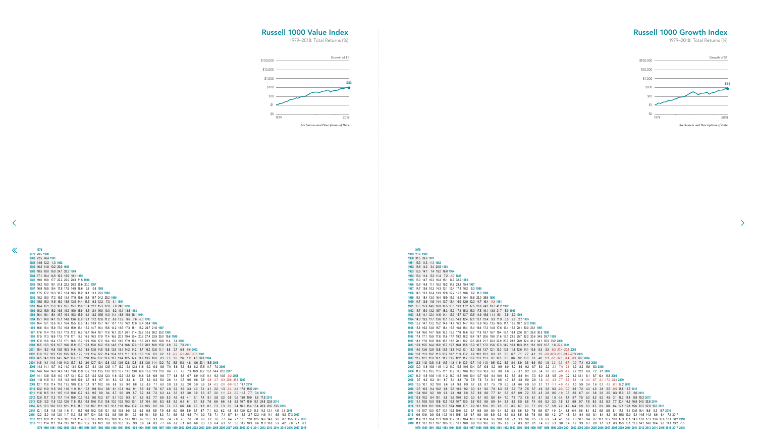# Russell 1000 Value Index

1979–2018: Total Returns (%)

Growth of $1

$100,000
$10,000
$1,000
$100
$10
$1
$0

1979 2018

$83

*See Sources and Descriptions of Data.*

```
1979
1979 20.5 1980
1980 22.5 24.4 1981
1981 14.9 12.2 1.3 1982
1982 16.2 14.8 10.2 20.0 1983
1983 18.5 18.0 16.0 24.1 28.3 1984
1984 17.1 16.4 14.5 19.3 18.9 10.1 1985
1985 19.0 18.8 17.7 22.2 22.9 20.3 31.5 1986
1986 19.2 19.0 18.1 21.8 22.2 20.2 25.6 20.0 1987
1987 16.9 16.5 15.4 17.9 17.5 14.9 16.6 9.8 0.5 1988
1988 17.5 17.2 16.3 18.7 18.4 16.5 18.2 14.1 11.3 23.2 1989
1989 18.2 18.0 17.3 19.5 19.4 17.9 19.6 16.8 15.7 24.2 25.2 1990
1990 15.8 15.3 14.5 16.0 15.5 13.8 14.4 11.3 9.2 12.3 7.3 -8.1 1991
1991 16.4 16.1 15.3 16.9 16.5 15.1 15.8 13.4 12.2 15.3 12.8 7.0 24.6 1992
1992 16.2 15.9 15.2 16.6 16.2 15.0 15.6 13.5 12.4 15.0 13.0 9.2 19.1 13.8 1993
1993 16.4 16.1 15.4 16.7 16.4 15.3 15.9 14.1 13.2 15.5 14.0 11.4 18.8 15.9 18.1 1994
1994 15.1 14.8 14.1 15.1 14.8 13.6 13.9 12.1 11.2 12.8 11.2 8.6 13.2 9.6 7.6 -2.0 1995
1995 16.4 16.1 15.6 16.7 16.4 15.5 16.0 14.5 13.9 15.7 14.7 13.1 17.8 16.2 17.0 16.4 38.4 1996
1996 16.6 16.4 15.9 17.0 16.8 15.9 16.4 15.2 14.7 16.4 15.6 14.2 18.5 17.3 18.1 18.2 29.7 21.6 1997
1997 17.6 17.4 17.0 18.1 17.9 17.2 17.8 16.7 16.4 18.1 17.6 16.7 20.7 20.1 21.4 22.2 31.5 28.2 35.2 1998
1998 17.5 17.3 16.9 17.9 17.8 17.1 17.6 16.6 16.3 17.9 17.4 16.6 20.1 19.4 20.4 20.9 27.4 23.9 25.0 15.6 1999
1999 17.0 16.8 16.4 17.3 17.1 16.5 16.9 15.9 15.6 17.0 16.4 15.6 18.6 17.9 18.4 18.5 23.1 19.5 18.8 11.4 7.4 2000
2000 16.5 16.3 15.9 16.7 16.6 15.9 16.3 15.3 15.0 16.2 15.6 14.8 17.4 16.6 17.0 16.8 20.2 16.9 15.8 9.9 7.2 7.0 2001
2001 15.4 15.2 14.8 15.5 15.3 14.6 14.9 13.9 13.5 14.5 13.8 12.9 15.1 14.2 14.2 13.7 16.2 12.8 11.1 5.8 2.7 0.5 -5.6 2002
2002 13.9 13.7 13.2 13.8 13.5 12.8 12.9 11.9 11.4 12.2 11.4 10.4 12.1 11.1 10.8 10.0 11.6 8.3 6.2 1.2 -2.2 -5.1 -10.7 -15.5 2003
2003 14.5 14.3 13.9 14.5 14.2 13.6 13.8 12.8 12.4 13.2 12.6 11.7 13.4 12.5 12.4 11.9 13.5 10.8 9.3 5.5 3.6 2.6 1.2 4.8 30.0 2004
2004 14.6 14.4 14.0 14.6 14.3 13.7 13.9 13.0 12.7 13.4 12.8 12.0 13.6 12.8 12.8 12.3 13.8 11.4 10.2 7.0 5.6 5.3 4.8 8.6 23.1 16.5 2005
2005 14.3 14.1 13.7 14.2 14.0 13.4 13.6 12.7 12.4 13.0 12.5 11.7 13.2 12.4 12.3 11.8 13.2 10.9 9.8 7.0 5.8 5.6 5.3 8.2 17.5 11.7 7.0 2006
2006 14.6 14.4 14.0 14.6 14.3 13.8 13.9 13.2 12.8 13.5 13.0 12.3 13.7 13.0 13.0 12.6 13.9 11.9 11.0 8.6 7.7 7.8 7.9 10.9 18.7 15.1 14.4 22.2 2007
2007 14.1 13.8 13.5 14.0 13.7 13.1 13.3 12.5 12.2 12.8 12.3 11.6 12.9 12.2 12.1 11.6 12.8 10.9 9.9 7.7 6.8 6.8 6.7 8.9 14.6 11.1 9.3 10.5 -0.2 2008
2008 11.8 11.5 11.1 11.5 11.2 10.5 10.6 9.7 9.3 9.7 9.1 8.3 9.3 8.4 8.1 7.5 8.2 6.2 5.0 2.6 1.4 0.7 0.0 0.8 3.8 -0.8 -4.7 -8.3 -20.6 -36.8 2009
2009 12.1 11.8 11.4 11.8 11.5 10.9 10.9 10.1 9.7 10.2 9.6 8.8 9.8 9.0 8.8 8.2 8.9 7.1 6.0 3.9 2.9 2.5 2.0 3.0 5.9 2.4 -0.3 -2.0 -8.0 -13.1 19.7 2010
2010 12.2 11.9 11.5 11.9 11.6 11.0 11.1 10.3 9.9 10.4 9.8 9.1 10.1 9.4 9.1 8.6 9.3 7.6 6.7 4.8 3.9 3.6 3.3 4.3 7.1 4.1 2.2 1.3 -3.4 -4.4 17.6 15.5 2011
2011 11.8 11.5 11.1 11.5 11.2 10.6 10.7 9.9 9.5 9.9 9.4 8.7 9.6 8.9 8.7 8.2 8.8 7.2 6.3 4.4 3.6 3.3 3.0 3.9 6.3 3.7 2.0 1.1 -2.6 -3.2 11.5 7.7 0.4 2012
2012 12.0 11.7 11.3 11.7 11.4 10.9 10.9 10.2 9.8 10.2 9.7 9.1 10.0 9.3 9.1 8.6 9.2 7.7 6.9 5.3 4.6 4.3 4.1 5.1 7.4 5.1 3.8 3.3 0.5 0.6 13.0 10.9 8.6 17.5 2013
2013 12.5 12.3 11.9 12.3 12.0 11.5 11.6 10.9 10.6 11.0 10.6 10.0 10.9 10.3 10.1 9.7 10.4 9.0 8.3 6.8 6.2 6.1 6.1 7.1 9.5 7.6 6.6 6.6 4.5 5.3 16.7 15.9 16.1 24.8 32.5 2014
2014 12.5 12.3 12.0 12.3 12.1 11.6 11.6 11.0 10.7 11.1 10.7 10.1 11.0 10.4 10.2 9.9 10.5 9.2 8.6 7.2 6.7 6.6 6.6 7.6 9.8 8.1 7.3 7.3 5.6 6.4 16.1 15.4 15.4 20.9 22.6 13.5 2015
2015 12.1 11.8 11.5 11.8 11.6 11.1 11.1 10.5 10.2 10.5 10.1 9.6 10.3 9.8 9.6 9.2 9.8 8.5 7.9 6.5 6.0 5.9 5.9 6.7 8.7 7.1 6.2 6.2 4.5 5.1 13.0 12.0 11.3 14.2 13.1 4.5 -3.8 2016
2016 12.2 12.0 11.6 12.0 11.7 11.3 11.3 10.7 10.4 10.8 10.3 9.8 10.6 10.1 9.9 9.5 10.1 8.9 8.3 7.1 6.6 6.5 6.5 7.4 9.3 7.8 7.1 7.1 5.7 6.4 13.6 12.7 12.3 14.8 14.1 8.6 6.2 17.3 2017
2017 12.2 12.0 11.7 12.0 11.8 11.3 11.4 10.8 10.5 10.9 10.5 10.0 10.7 10.2 10.1 9.7 10.3 9.1 8.6 7.4 7.0 7.0 7.0 7.8 9.6 8.2 7.6 7.7 6.4 7.1 13.6 12.8 12.5 14.6 14.0 9.8 8.7 15.5 13.7 2018
2018 11.7 11.4 11.1 11.4 11.2 10.7 10.7 10.2 9.9 10.2 9.8 9.3 10.0 9.5 9.3 8.9 9.4 8.3 7.7 6.6 6.2 6.1 6.0 6.8 8.3 7.0 6.4 6.3 5.1 5.6 11.2 10.3 9.6 11.0 10.0 5.9 4.2 7.0 2.1 -8.3
     1979 1980 1981 1982 1983 1984 1985 1986 1987 1988 1989 1990 1991 1992 1993 1994 1995 1996 1997 1998 1999 2000 2001 2002 2003 2004 2005 2006 2007 2008 2009 2010 2011 2012 2013 2014 2015 2016 2017 2018
```

# Russell 1000 Growth Index

1979–2018: Total Returns (%)

Growth of $1

$100,000
$10,000
$1,000
$100
$10
$1
$0

1979 2018

$66

*See Sources and Descriptions of Data.*

```
1979
1979 23.9 1980
1980 31.5 39.6 1981
1981 15.3 11.3 -11.3 1982
1982 16.6 14.2 3.4 20.5 1983
1983 16.5 14.7 7.4 15.2 16.0 1984
1984 13.4 11.4 5.3 11.4 7.2 -1.0 1985
1985 16.0 14.7 10.3 16.4 15.1 14.7 32.9 1986
1986 15.9 14.8 11.1 16.2 15.2 14.9 23.8 15.4 1987
1987 14.7 13.6 10.3 14.3 13.1 12.4 17.3 10.2 5.3 1988
1988 14.3 13.3 10.4 13.9 12.8 12.2 15.8 10.6 8.2 11.3 1989
1989 16.1 15.4 13.0 16.4 15.9 15.9 19.5 16.4 16.8 23.0 35.9 1990
1990 14.7 13.9 11.6 14.4 13.7 13.4 16.0 12.9 12.3 14.7 16.4 -0.3 1991
1991 16.5 15.9 14.0 16.9 16.5 16.5 19.3 17.2 17.5 20.8 24.2 18.7 41.2 1992
1992 15.7 15.0 13.2 15.7 15.3 15.2 17.4 15.3 15.3 17.5 19.1 13.9 21.7 5.0 1993
1993 14.8 14.1 12.4 14.6 14.1 13.9 15.7 13.7 13.5 14.9 15.6 11.1 15.1 3.9 2.9 1994
1994 14.0 13.3 11.7 13.6 13.1 12.8 14.3 12.4 12.1 13.1 13.4 9.3 11.9 3.5 2.8 2.7 1995
1995 15.2 14.7 13.2 15.2 14.8 14.7 16.2 14.7 14.6 15.8 16.5 13.5 16.5 11.1 13.2 18.7 37.2 1996
1996 15.6 15.2 13.8 15.7 15.4 15.3 16.8 15.4 15.4 16.6 17.3 14.9 17.6 13.4 15.6 20.1 30.0 23.1 1997
1997 16.4 16.0 14.7 16.6 16.3 16.3 17.8 16.6 16.7 17.9 18.7 16.7 19.4 16.1 18.4 22.6 30.1 26.8 30.5 1998
1998 17.4 17.1 15.9 17.8 17.6 17.7 19.2 18.2 18.4 19.7 20.6 19.0 21.8 19.1 21.6 25.7 32.2 30.6 34.5 38.7 1999
1999 18.1 17.8 16.8 18.6 18.5 18.6 20.1 19.2 19.5 20.8 21.7 20.3 22.9 20.7 23.2 26.9 32.4 31.2 34.1 35.9 33.2 2000
2000 15.9 15.5 14.4 16.0 15.7 15.8 16.9 15.8 15.9 16.7 17.2 15.6 17.3 14.9 16.3 18.3 21.1 18.1 16.9 12.7 1.6 -22.4 2001
2001 14.0 13.6 12.5 13.8 13.5 13.3 14.2 13.1 13.0 13.6 13.7 12.1 13.3 10.8 11.5 12.6 14.1 10.6 8.3 3.3 -6.3 -21.4 -20.4 2002
2002 11.8 11.3 10.2 11.3 10.9 10.7 11.3 10.2 9.9 10.2 10.1 8.3 9.1 6.6 6.7 7.1 7.7 4.1 1.2 -3.8 -12.3 -23.6 -24.2 -27.9 2003
2003 12.5 12.1 11.0 12.1 11.7 11.5 12.2 11.2 10.9 11.3 11.3 9.7 10.5 8.3 8.6 9.2 10.0 7.0 4.8 1.1 -5.1 -12.8 -9.4 -3.3 29.7 2004
2004 12.3 11.8 10.8 11.9 11.5 11.3 11.9 10.9 10.7 11.0 11.0 9.5 10.2 8.2 8.4 8.9 9.6 6.9 5.0 1.8 -3.3 -9.3 -5.7 -0.2 17.4 6.3 2005
2005 12.0 11.6 10.6 11.6 11.2 11.0 11.6 10.6 10.4 10.7 10.6 9.2 9.9 8.0 8.2 8.6 9.2 6.7 5.0 2.2 -2.1 -7.0 -3.6 1.2 13.2 5.8 5.3 2006
2006 11.9 11.5 10.5 11.5 11.1 10.9 11.5 10.6 10.3 10.6 10.6 9.2 9.8 8.0 8.2 8.7 9.2 6.9 5.4 3.0 -0.8 -4.9 -1.6 2.7 12.2 6.9 7.2 9.1 2007
2007 11.9 11.5 10.6 11.5 11.2 11.0 11.5 10.6 10.4 10.7 10.6 9.4 10.0 8.3 8.5 8.9 9.4 7.3 6.0 3.8 0.5 -2.9 0.2 4.2 12.1 8.1 8.7 10.4 11.8 2008
2008 9.7 9.2 8.3 9.1 8.7 8.4 8.8 7.8 7.5 7.6 7.4 6.1 6.5 4.7 4.7 4.8 5.0 2.8 1.3 -1.0 -4.3 -7.7 -5.7 -3.4 1.4 -3.4 -5.7 -9.1 -17.0 -38.4 2009
2009 10.5 10.1 9.2 10.0 9.6 9.4 9.8 8.9 8.7 8.8 8.7 7.5 7.9 6.3 6.4 6.6 6.9 5.0 3.7 1.7 -1.1 -4.0 -1.7 1.0 5.9 2.4 1.6 0.7 -1.9 -8.1 37.2 2010
2010 10.7 10.3 9.4 10.2 9.8 9.6 10.0 9.2 9.0 9.1 9.0 7.9 8.3 6.8 6.9 7.2 7.5 5.7 4.6 2.8 0.3 -2.3 0.0 2.6 7.2 4.3 4.0 3.8 2.5 -0.5 26.5 16.7 2011
2011 10.4 10.0 9.2 9.9 9.6 9.4 9.8 9.0 8.7 8.9 8.8 7.7 8.1 6.6 6.7 6.9 7.2 5.5 4.5 2.8 0.5 -1.9 0.3 2.6 6.7 4.1 3.8 3.6 2.5 0.3 18.0 9.5 2.6 2012
2012 10.6 10.2 9.4 10.1 9.8 9.6 10.0 9.2 9.0 9.1 9.0 8.0 8.4 7.0 7.1 7.3 7.6 6.1 5.1 3.6 1.5 -0.6 1.4 3.7 7.5 5.3 5.2 5.2 4.5 3.1 17.3 11.4 8.8 15.3 2013
2013 11.1 10.8 10.0 10.8 10.5 10.3 10.7 10.0 9.8 10.0 9.9 8.9 9.4 8.1 8.2 8.5 8.8 7.4 6.6 5.2 3.3 1.5 3.6 5.9 9.7 7.8 8.0 8.3 8.2 7.7 20.4 16.5 16.5 24.0 33.5 2014
2014 11.2 10.9 10.1 10.8 10.5 10.4 10.8 10.1 9.9 10.1 10.0 9.1 9.5 8.3 8.5 8.7 9.0 7.7 6.9 5.7 3.9 2.2 4.2 6.4 9.9 8.3 8.5 8.9 8.8 8.4 19.1 15.8 15.6 20.3 22.8 13.0 2015
2015 11.0 10.7 10.0 10.7 10.4 10.2 10.6 9.9 9.7 9.9 9.9 9.0 9.4 8.2 8.3 8.6 8.9 7.6 6.9 5.7 4.0 2.4 4.3 6.4 9.6 8.1 8.2 8.5 8.5 8.1 17.1 14.1 13.5 16.4 16.8 9.3 5.7 2016
2016 10.9 10.6 9.9 10.6 10.3 10.1 10.5 9.8 9.7 9.8 9.8 8.9 9.3 8.1 8.3 8.5 8.8 7.6 6.9 5.8 4.2 2.7 4.5 6.4 9.4 8.0 8.1 8.4 8.3 8.0 15.8 13.0 12.4 14.5 14.3 8.6 6.4 7.1 2017
2017 11.4 11.1 10.4 11.1 10.8 10.7 11.0 10.4 10.3 10.4 10.4 9.6 10.0 8.9 9.1 9.3 9.6 8.5 7.9 6.9 5.4 4.1 5.9 7.8 10.7 9.4 9.7 10.1 10.2 10.0 17.3 15.1 14.8 17.0 17.3 13.6 13.8 18.1 30.2 2018
2018 11.1 10.7 10.1 10.7 10.5 10.3 10.7 10.0 9.9 10.0 10.0 9.2 9.5 8.5 8.7 8.9 9.2 8.1 7.4 6.5 5.1 3.8 5.4 7.2 9.9 8.7 8.9 9.1 9.1 8.9 15.3 13.1 12.6 14.1 14.0 9.8 8.8 11.1 13.2 -1.5
     1979 1980 1981 1982 1983 1984 1985 1986 1987 1988 1989 1990 1991 1992 1993 1994 1995 1996 1997 1998 1999 2000 2001 2002 2003 2004 2005 2006 2007 2008 2009 2010 2011 2012 2013 2014 2015 2016 2017 2018
```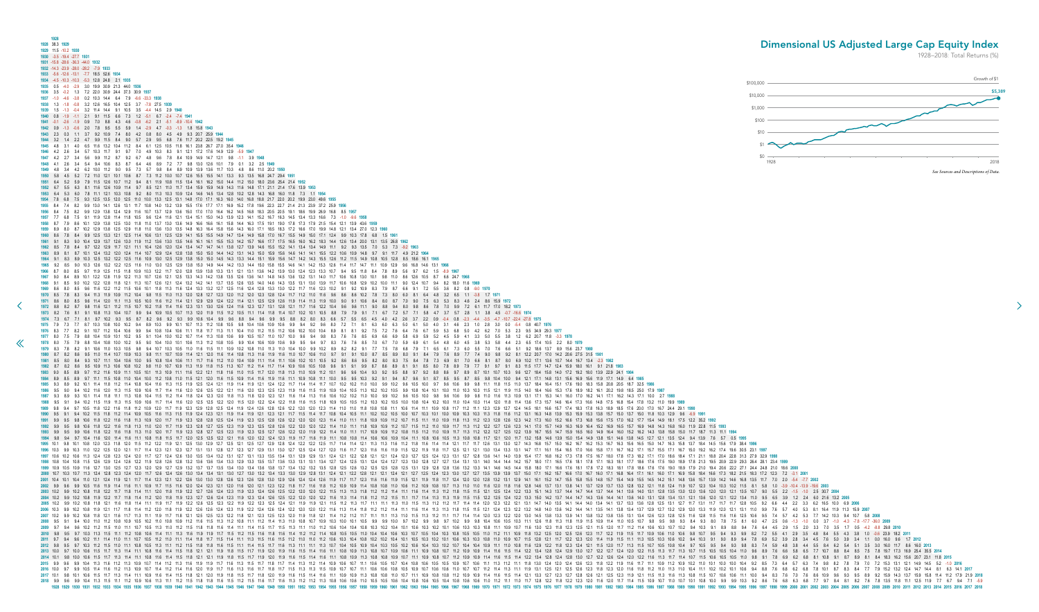## Dimensional US Adjusted Large Cap Equity Index

1928–2018: Total Returns (%)

Growth of $1

$100,000

$10,000

$1,000

$100

$10

$1

$0

1928 2018

$5,389

*See Sources and Descriptions of Data.*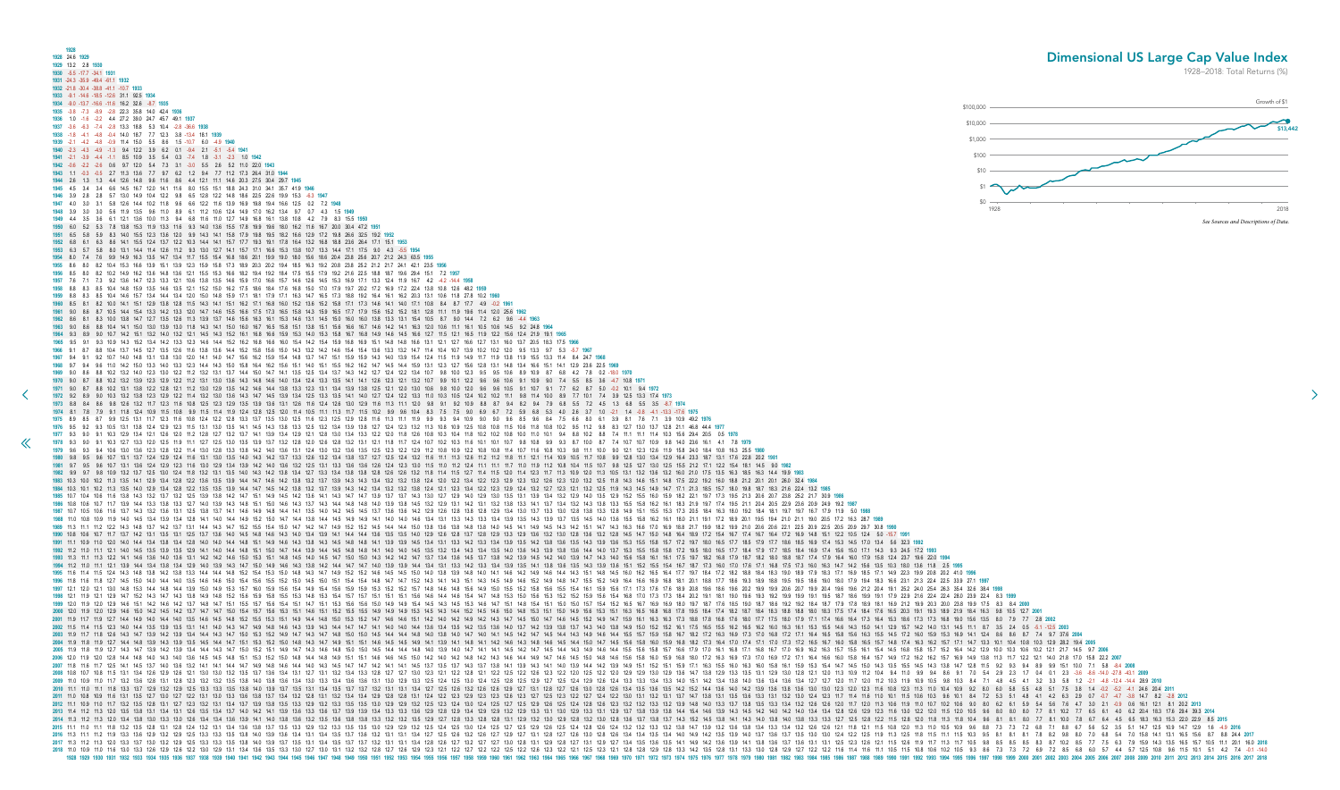# Dimensional US Large Cap Value Index

1928–2018: Total Returns (%)

Growth of $1

$13,442

*See Sources and Descriptions of Data.*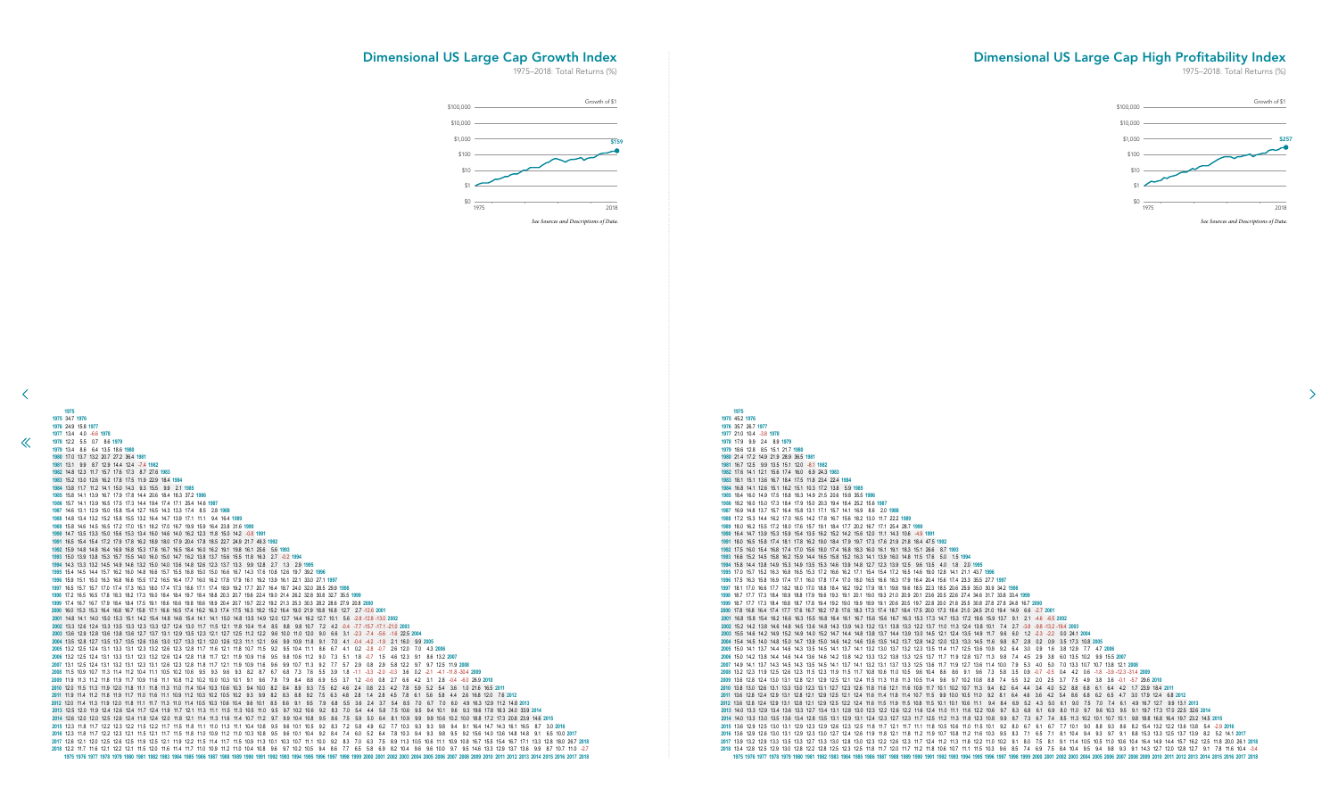# Dimensional US Large Cap Growth Index

1975–2018: Total Returns (%)

Growth of $1

$100,000
$10,000
$1,000
$100
$10
$1
$0

$159

1975 2018

*See Sources and Descriptions of Data.*

| | 1975 | 1976 | 1977 | 1978 | 1979 | 1980 | 1981 | 1982 | 1983 | 1984 | 1985 | 1986 | 1987 | 1988 | 1989 | 1990 | 1991 | 1992 | 1993 | 1994 | 1995 | 1996 | 1997 | 1998 | 1999 | 2000 | 2001 | 2002 | 2003 | 2004 | 2005 | 2006 | 2007 | 2008 | 2009 | 2010 | 2011 | 2012 | 2013 | 2014 | 2015 | 2016 | 2017 | 2018 |
|---|---|---|---|---|---|---|---|---|---|---|---|---|---|---|---|---|---|---|---|---|---|---|---|---|---|---|---|---|---|---|---|---|---|---|---|---|---|---|---|---|---|---|---|---|
| 1975 | 34.7 |
| 1976 | 24.9 | 15.8 |
| 1977 | 13.4 | 4.0 | -6.6 |
| 1978 | 12.2 | 5.5 | 0.7 | 8.6 |
| 1979 | 13.4 | 8.6 | 6.4 | 13.5 | 18.6 |
| 1980 | 17.0 | 13.7 | 13.2 | 20.7 | 27.2 | 36.4 |
| 1981 | 13.1 | 9.9 | 8.7 | 12.9 | 14.4 | 12.4 | -7.4 |
| 1982 | 14.8 | 12.3 | 11.7 | 15.7 | 17.6 | 17.3 | 8.7 | 27.6 |
| 1983 | 15.2 | 13.0 | 12.6 | 16.2 | 17.8 | 17.5 | 11.9 | 22.9 | 18.4 |
| 1984 | 13.8 | 11.7 | 11.2 | 14.1 | 15.0 | 14.3 | 9.3 | 15.5 | 9.9 | 2.1 |
| 1985 | 15.8 | 14.1 | 13.9 | 16.7 | 17.9 | 17.8 | 14.4 | 20.6 | 18.4 | 18.3 | 37.2 |
| 1986 | 15.6 | 14.1 | 13.9 | 16.5 | 17.5 | 17.3 | 14.4 | 19.4 | 17.4 | 17.1 | 25.4 | 14.6 |
| 1987 | 14.6 | 13.1 | 12.9 | 15.0 | 15.8 | 15.4 | 12.7 | 16.5 | 14.3 | 13.3 | 17.4 | 8.5 | 2.8 |
| 1988 | 14.8 | 13.4 | 13.2 | 15.2 | 15.8 | 15.5 | 13.2 | 16.4 | 14.7 | 13.9 | 17.1 | 11.1 | 9.4 | 16.4 |
| 1989 | 15.9 | 14.8 | 14.5 | 16.5 | 17.2 | 17.0 | 15.1 | 18.2 | 17.0 | 16.7 | 19.9 | 15.9 | 16.4 | 23.8 | 31.6 |
| 1990 | 14.7 | 13.5 | 13.3 | 15.0 | 15.6 | 15.3 | 13.4 | 16.0 | 14.6 | 14.0 | 16.2 | 12.3 | 11.8 | 15.0 | 14.2 | -0.8 |
| 1991 | 16.5 | 15.4 | 15.4 | 17.2 | 17.9 | 17.8 | 16.2 | 18.9 | 18.0 | 17.9 | 20.4 | 17.8 | 18.5 | 22.7 | 24.9 | 21.7 | 49.3 |
| 1992 | 15.9 | 14.8 | 14.8 | 16.4 | 16.9 | 16.8 | 15.3 | 17.6 | 16.7 | 16.5 | 18.4 | 16.0 | 16.2 | 19.1 | 19.8 | 16.1 | 25.6 | 5.6 |
| 1993 | 15.0 | 13.9 | 13.8 | 15.3 | 15.7 | 15.5 | 14.0 | 16.0 | 15.0 | 14.7 | 16.2 | 13.8 | 13.7 | 15.6 | 15.5 | 11.8 | 16.3 | 2.7 | -0.2 |
| 1994 | 14.3 | 13.3 | 13.2 | 14.5 | 14.9 | 14.6 | 13.2 | 15.0 | 14.0 | 13.6 | 14.8 | 12.6 | 12.3 | 13.7 | 13.3 | 9.9 | 12.8 | 2.7 | 1.3 | 2.9 |
| 1995 | 15.4 | 14.5 | 14.4 | 15.7 | 16.2 | 16.0 | 14.8 | 16.6 | 15.7 | 15.5 | 16.8 | 15.0 | 15.0 | 16.6 | 16.7 | 14.3 | 17.6 | 10.8 | 12.6 | 19.7 | 39.2 |
| 1996 | 15.9 | 15.1 | 15.0 | 16.3 | 16.8 | 16.6 | 15.5 | 17.2 | 16.5 | 16.4 | 17.7 | 16.0 | 16.2 | 17.8 | 17.9 | 16.1 | 19.2 | 13.9 | 16.1 | 22.1 | 33.0 | 27.1 |
| 1997 | 16.5 | 15.7 | 15.7 | 17.0 | 17.4 | 17.3 | 16.3 | 18.0 | 17.4 | 17.3 | 18.6 | 17.1 | 17.4 | 18.9 | 19.2 | 17.7 | 20.7 | 16.4 | 18.7 | 24.0 | 32.0 | 28.5 | 29.9 |
| 1998 | 17.2 | 16.5 | 16.5 | 17.8 | 18.3 | 18.2 | 17.3 | 19.0 | 18.4 | 18.4 | 19.7 | 18.4 | 18.8 | 20.3 | 20.7 | 19.6 | 22.4 | 19.0 | 21.4 | 26.2 | 32.8 | 30.8 | 32.7 | 35.5 |
| 1999 | 17.4 | 16.7 | 16.7 | 17.9 | 18.4 | 18.4 | 17.5 | 19.1 | 18.6 | 18.6 | 19.8 | 18.6 | 19.0 | 20.4 | 20.7 | 19.7 | 22.2 | 19.2 | 21.3 | 25.3 | 30.3 | 28.2 | 28.6 | 27.9 | 20.8 |
| 2000 | 16.0 | 15.3 | 15.3 | 16.4 | 16.8 | 16.7 | 15.8 | 17.1 | 16.6 | 16.5 | 17.4 | 16.2 | 16.3 | 17.4 | 17.5 | 16.3 | 18.2 | 15.2 | 16.4 | 19.0 | 21.9 | 18.8 | 16.8 | 12.7 | 2.7 | -12.8 |
| 2001 | 14.8 | 14.1 | 14.0 | 15.0 | 15.3 | 15.1 | 14.2 | 15.4 | 14.8 | 14.6 | 15.4 | 14.1 | 14.1 | 15.0 | 14.8 | 13.5 | 14.9 | 12.0 | 12.7 | 14.4 | 16.2 | 12.7 | 10.1 | 5.6 | -2.8 | -12.8 | -13.0 |
| 2002 | 13.3 | 12.6 | 12.4 | 13.3 | 13.5 | 13.3 | 12.3 | 13.3 | 12.7 | 12.4 | 13.0 | 11.7 | 11.5 | 12.1 | 11.8 | 10.4 | 11.4 | 8.5 | 8.8 | 9.8 | 10.7 | 7.2 | 4.2 | -0.4 | -7.7 | -15.7 | -17.1 | -21.0 |
| 2003 | 13.6 | 12.9 | 12.8 | 13.6 | 13.8 | 13.6 | 12.7 | 13.7 | 13.1 | 12.9 | 13.5 | 12.3 | 12.1 | 12.7 | 12.5 | 11.2 | 12.2 | 9.6 | 10.0 | 11.0 | 12.0 | 9.0 | 6.6 | 3.1 | -2.3 | -7.4 | -5.6 | -1.8 | 22.5 |
| 2004 | 13.5 | 12.8 | 12.7 | 13.5 | 13.7 | 13.5 | 12.6 | 13.6 | 13.0 | 12.7 | 13.3 | 12.1 | 12.0 | 12.6 | 12.3 | 11.1 | 12.1 | 9.6 | 9.8 | 10.9 | 11.8 | 9.1 | 7.0 | 4.1 | -0.4 | -4.2 | -1.9 | 2.1 | 16.0 | 9.9 |
| 2005 | 13.2 | 12.5 | 12.4 | 13.1 | 13.3 | 13.1 | 12.3 | 13.2 | 12.6 | 12.3 | 12.8 | 11.7 | 11.6 | 12.1 | 11.8 | 10.7 | 11.5 | 9.2 | 9.5 | 10.4 | 11.1 | 8.6 | 6.7 | 4.1 | 0.2 | -2.8 | -0.7 | 2.6 | 12.0 | 7.0 | 4.3 |
| 2006 | 13.2 | 12.5 | 12.4 | 13.1 | 13.3 | 13.1 | 12.3 | 13.2 | 12.6 | 12.4 | 12.8 | 11.8 | 11.7 | 12.1 | 11.9 | 10.9 | 11.6 | 9.5 | 9.8 | 10.6 | 11.2 | 9.0 | 7.3 | 5.1 | 1.8 | -0.7 | 1.5 | 4.6 | 12.3 | 9.1 | 8.6 | 13.2 |
| 2007 | 13.1 | 12.5 | 12.4 | 13.1 | 13.2 | 13.1 | 12.3 | 13.1 | 12.6 | 12.3 | 12.8 | 11.8 | 11.7 | 12.1 | 11.9 | 10.9 | 11.6 | 9.6 | 9.9 | 10.7 | 11.3 | 9.2 | 7.7 | 5.7 | 2.9 | 0.8 | 2.9 | 5.8 | 12.2 | 9.7 | 9.7 | 12.5 | 11.9 |
| 2008 | 11.5 | 10.9 | 10.7 | 11.3 | 11.4 | 11.2 | 10.4 | 11.1 | 10.5 | 10.2 | 10.6 | 9.5 | 9.3 | 9.6 | 9.3 | 8.2 | 8.7 | 6.7 | 6.8 | 7.3 | 7.6 | 5.5 | 3.9 | 1.8 | -1.1 | -3.3 | -2.0 | -0.3 | 3.6 | 0.2 | -2.1 | -4.1 | -11.8 | -30.4 |
| 2009 | 11.9 | 11.3 | 11.2 | 11.8 | 11.9 | 11.7 | 10.9 | 11.6 | 11.1 | 10.8 | 11.2 | 10.2 | 10.0 | 10.3 | 10.1 | 9.1 | 9.6 | 7.8 | 7.9 | 8.4 | 8.8 | 6.9 | 5.5 | 3.7 | 1.2 | -0.6 | 0.8 | 2.7 | 6.6 | 4.2 | 3.1 | 2.8 | -0.4 | -6.0 | 26.9 |
| 2010 | 12.0 | 11.5 | 11.3 | 11.9 | 12.0 | 11.8 | 11.1 | 11.8 | 11.3 | 11.0 | 11.4 | 10.4 | 10.3 | 10.6 | 10.3 | 9.4 | 10.0 | 8.2 | 8.4 | 8.9 | 9.3 | 7.5 | 6.2 | 4.6 | 2.4 | 0.8 | 2.3 | 4.2 | 7.8 | 5.9 | 5.2 | 5.4 | 3.6 | 1.0 | 21.6 | 16.5 |
| 2011 | 11.9 | 11.4 | 11.2 | 11.8 | 11.9 | 11.7 | 11.0 | 11.6 | 11.1 | 10.9 | 11.2 | 10.3 | 10.2 | 10.5 | 10.2 | 9.3 | 9.9 | 8.2 | 8.3 | 8.8 | 9.2 | 7.5 | 6.3 | 4.8 | 2.8 | 1.4 | 2.8 | 4.5 | 7.8 | 6.1 | 5.6 | 5.8 | 4.4 | 2.6 | 16.8 | 12.0 | 7.6 |
| 2012 | 12.0 | 11.4 | 11.3 | 11.9 | 12.0 | 11.8 | 11.1 | 11.7 | 11.3 | 11.0 | 11.4 | 10.5 | 10.3 | 10.6 | 10.4 | 9.6 | 10.1 | 8.5 | 8.6 | 9.1 | 9.5 | 7.9 | 6.8 | 5.5 | 3.6 | 2.4 | 3.7 | 5.4 | 8.5 | 7.0 | 6.7 | 7.0 | 6.0 | 4.9 | 16.3 | 12.9 | 11.2 | 14.8 |
| 2013 | 12.5 | 12.0 | 11.9 | 12.4 | 12.6 | 12.4 | 11.7 | 12.4 | 11.9 | 11.7 | 12.1 | 11.3 | 11.1 | 11.5 | 11.3 | 10.5 | 11.0 | 9.5 | 9.7 | 10.2 | 10.6 | 9.2 | 8.3 | 7.0 | 5.4 | 4.4 | 5.8 | 7.5 | 10.6 | 9.5 | 9.4 | 10.1 | 9.6 | 9.3 | 19.6 | 17.8 | 18.3 | 24.0 | 33.9 |
| 2014 | 12.6 | 12.0 | 12.0 | 12.5 | 12.6 | 12.4 | 11.8 | 12.4 | 12.0 | 11.8 | 12.1 | 11.4 | 11.3 | 11.6 | 11.4 | 10.7 | 11.2 | 9.7 | 9.9 | 10.4 | 10.8 | 9.5 | 8.6 | 7.5 | 5.9 | 5.0 | 6.4 | 8.1 | 10.9 | 9.9 | 9.9 | 10.6 | 10.2 | 10.0 | 18.8 | 17.2 | 17.3 | 20.8 | 23.9 | 14.8 |
| 2015 | 12.3 | 11.8 | 11.7 | 12.2 | 12.3 | 12.2 | 11.5 | 12.2 | 11.7 | 11.5 | 11.8 | 11.1 | 11.0 | 11.3 | 11.1 | 10.4 | 10.8 | 9.5 | 9.6 | 10.1 | 10.5 | 9.2 | 8.3 | 7.2 | 5.8 | 4.9 | 6.2 | 7.7 | 10.3 | 9.3 | 9.3 | 9.8 | 9.4 | 9.1 | 16.4 | 14.7 | 14.3 | 16.1 | 16.5 | 8.7 | 3.0 |
| 2016 | 12.3 | 11.8 | 11.7 | 12.2 | 12.3 | 12.1 | 11.5 | 12.1 | 11.7 | 11.5 | 11.8 | 11.0 | 10.9 | 11.2 | 11.0 | 10.3 | 10.8 | 9.5 | 9.6 | 10.1 | 10.4 | 9.2 | 8.4 | 7.4 | 6.0 | 5.2 | 6.4 | 7.8 | 10.3 | 9.4 | 9.3 | 9.8 | 9.5 | 9.2 | 15.6 | 14.0 | 13.6 | 14.8 | 14.8 | 9.1 | 6.5 | 10.0 |
| 2017 | 12.6 | 12.1 | 12.0 | 12.5 | 12.6 | 12.5 | 11.9 | 12.5 | 12.1 | 11.9 | 12.2 | 11.5 | 11.4 | 11.7 | 11.5 | 10.9 | 11.3 | 10.1 | 10.3 | 10.7 | 11.1 | 10.0 | 9.2 | 8.3 | 7.0 | 6.3 | 7.5 | 8.9 | 11.3 | 10.5 | 10.6 | 11.1 | 10.9 | 10.8 | 16.7 | 15.5 | 15.4 | 16.7 | 17.1 | 13.3 | 12.8 | 18.0 | 26.7 |
| 2018 | 12.2 | 11.7 | 11.6 | 12.1 | 12.2 | 12.1 | 11.5 | 12.0 | 11.6 | 11.4 | 11.7 | 11.0 | 10.9 | 11.2 | 11.0 | 10.4 | 10.8 | 9.6 | 9.7 | 10.2 | 10.5 | 9.4 | 8.6 | 7.7 | 6.5 | 5.8 | 6.9 | 8.2 | 10.4 | 9.6 | 9.6 | 10.0 | 9.7 | 9.5 | 14.6 | 13.3 | 12.9 | 13.7 | 13.6 | 9.9 | 8.7 | 10.7 | 11.0 | -2.7 |

# Dimensional US Large Cap High Profitability Index

1975–2018: Total Returns (%)

Growth of $1

$100,000
$10,000
$1,000
$100
$10
$1
$0

$257

1975 2018

*See Sources and Descriptions of Data.*

| | 1975 | 1976 | 1977 | 1978 | 1979 | 1980 | 1981 | 1982 | 1983 | 1984 | 1985 | 1986 | 1987 | 1988 | 1989 | 1990 | 1991 | 1992 | 1993 | 1994 | 1995 | 1996 | 1997 | 1998 | 1999 | 2000 | 2001 | 2002 | 2003 | 2004 | 2005 | 2006 | 2007 | 2008 | 2009 | 2010 | 2011 | 2012 | 2013 | 2014 | 2015 | 2016 | 2017 | 2018 |
|---|---|---|---|---|---|---|---|---|---|---|---|---|---|---|---|---|---|---|---|---|---|---|---|---|---|---|---|---|---|---|---|---|---|---|---|---|---|---|---|---|---|---|---|---|
| 1975 | 45.2 |
| 1976 | 35.7 | 26.7 |
| 1977 | 21.0 | 10.4 | -3.8 |
| 1978 | 17.9 | 9.9 | 2.4 | 8.9 |
| 1979 | 19.6 | 12.8 | 8.5 | 15.1 | 21.7 |
| 1980 | 21.4 | 17.2 | 14.9 | 21.9 | 28.9 | 36.5 |
| 1981 | 16.7 | 12.5 | 9.9 | 13.5 | 15.1 | 12.0 | -8.1 |
| 1982 | 17.6 | 14.1 | 12.1 | 15.6 | 17.4 | 16.0 | 6.9 | 24.3 |
| 1983 | 18.1 | 15.1 | 13.6 | 16.7 | 18.4 | 17.5 | 11.8 | 23.4 | 22.4 |
| 1984 | 16.8 | 14.1 | 12.6 | 15.1 | 16.2 | 15.1 | 10.3 | 17.2 | 13.8 | 5.9 |
| 1985 | 18.4 | 16.0 | 14.9 | 17.5 | 18.8 | 18.3 | 14.9 | 21.5 | 20.6 | 19.6 | 35.5 |
| 1986 | 18.2 | 16.0 | 15.0 | 17.3 | 18.4 | 17.9 | 15.0 | 20.3 | 19.4 | 18.4 | 25.2 | 15.6 |
| 1987 | 16.9 | 14.8 | 13.7 | 15.7 | 16.4 | 15.8 | 13.1 | 17.1 | 15.7 | 14.1 | 16.9 | 8.6 | 2.0 |
| 1988 | 17.2 | 15.3 | 14.4 | 16.2 | 17.0 | 16.5 | 14.2 | 17.8 | 16.7 | 15.6 | 18.2 | 13.0 | 11.7 | 22.2 |
| 1989 | 18.0 | 16.2 | 15.5 | 17.2 | 18.0 | 17.6 | 15.7 | 19.1 | 18.4 | 17.9 | 20.2 | 16.7 | 17.1 | 25.4 | 28.7 |
| 1990 | 16.4 | 14.7 | 13.9 | 15.3 | 15.9 | 15.4 | 13.5 | 16.2 | 15.2 | 14.2 | 15.6 | 12.0 | 11.1 | 14.3 | 10.6 | -4.9 |
| 1991 | 18.0 | 16.5 | 15.8 | 17.4 | 18.1 | 17.8 | 16.2 | 18.9 | 18.4 | 17.9 | 19.7 | 17.3 | 17.6 | 21.9 | 21.8 | 18.4 | 47.5 |
| 1992 | 17.5 | 16.0 | 15.4 | 16.8 | 17.4 | 17.0 | 15.6 | 18.0 | 17.4 | 16.8 | 18.3 | 16.0 | 16.1 | 19.1 | 18.3 | 15.1 | 26.6 | 8.7 |
| 1993 | 16.6 | 15.2 | 14.5 | 15.8 | 16.2 | 15.9 | 14.4 | 16.5 | 15.8 | 15.2 | 16.3 | 14.1 | 13.9 | 16.0 | 14.8 | 11.5 | 17.6 | 5.0 | 1.5 |
| 1994 | 15.8 | 14.4 | 13.8 | 14.9 | 15.3 | 14.9 | 13.5 | 15.3 | 14.6 | 13.9 | 14.8 | 12.7 | 12.3 | 13.9 | 12.5 | 9.6 | 13.5 | 4.0 | 1.8 | 2.0 |
| 1995 | 17.0 | 15.7 | 15.2 | 16.3 | 16.8 | 16.5 | 15.3 | 17.2 | 16.6 | 16.2 | 17.1 | 15.4 | 15.4 | 17.2 | 16.5 | 14.6 | 19.0 | 12.8 | 14.1 | 21.1 | 43.7 |
| 1996 | 17.5 | 16.3 | 15.8 | 16.9 | 17.4 | 17.1 | 16.0 | 17.8 | 17.4 | 17.0 | 18.0 | 16.5 | 16.6 | 18.3 | 17.9 | 16.4 | 20.4 | 15.6 | 17.4 | 23.3 | 35.5 | 27.7 |
| 1997 | 18.1 | 17.0 | 16.6 | 17.7 | 18.2 | 18.0 | 17.0 | 18.8 | 18.4 | 18.2 | 19.2 | 17.9 | 18.1 | 19.8 | 19.6 | 18.5 | 22.3 | 18.5 | 20.6 | 25.9 | 35.0 | 30.9 | 34.2 |
| 1998 | 18.7 | 17.7 | 17.3 | 18.4 | 18.9 | 18.8 | 17.9 | 19.6 | 19.3 | 19.1 | 20.1 | 19.0 | 19.3 | 21.0 | 20.9 | 20.1 | 23.6 | 20.5 | 22.6 | 27.4 | 34.5 | 31.7 | 33.6 | 33.4 |
| 1999 | 18.7 | 17.7 | 17.3 | 18.4 | 18.8 | 18.7 | 17.8 | 19.4 | 19.2 | 19.0 | 19.9 | 18.9 | 19.1 | 20.6 | 20.5 | 19.7 | 22.8 | 20.0 | 21.8 | 25.5 | 30.8 | 27.8 | 27.8 | 24.8 | 16.7 |
| 2000 | 17.8 | 16.8 | 16.4 | 17.4 | 17.7 | 17.6 | 16.7 | 18.2 | 17.8 | 17.6 | 18.3 | 17.3 | 17.4 | 18.7 | 18.4 | 17.5 | 20.0 | 17.3 | 18.4 | 21.0 | 24.5 | 21.0 | 19.4 | 14.9 | 6.6 | -2.7 |
| 2001 | 16.8 | 15.8 | 15.4 | 16.2 | 16.6 | 16.3 | 15.5 | 16.8 | 16.4 | 16.1 | 16.7 | 15.6 | 15.6 | 16.7 | 16.3 | 15.3 | 17.3 | 14.7 | 15.3 | 17.2 | 19.6 | 15.9 | 13.7 | 9.1 | 2.1 | -4.6 | -6.5 |
| 2002 | 15.2 | 14.2 | 13.8 | 14.6 | 14.8 | 14.5 | 13.6 | 14.8 | 14.3 | 13.9 | 14.3 | 13.2 | 13.1 | 13.8 | 13.3 | 12.2 | 13.7 | 11.0 | 11.3 | 12.4 | 13.8 | 10.1 | 7.4 | 2.7 | -2.8 | -8.6 | -13.2 | -19.4 |
| 2003 | 15.5 | 14.6 | 14.2 | 14.9 | 15.2 | 14.9 | 14.0 | 15.2 | 14.7 | 14.4 | 14.8 | 13.8 | 13.7 | 14.4 | 13.9 | 13.0 | 14.5 | 12.1 | 12.4 | 13.5 | 14.9 | 11.7 | 9.6 | 6.0 | 1.2 | -2.3 | -2.2 | 0.0 | 24.1 |
| 2004 | 15.4 | 14.5 | 14.0 | 14.8 | 15.0 | 14.7 | 13.9 | 15.0 | 14.6 | 14.2 | 14.6 | 13.6 | 13.5 | 14.2 | 13.7 | 12.8 | 14.2 | 12.0 | 12.3 | 13.3 | 14.5 | 11.6 | 9.8 | 6.7 | 2.8 | 0.2 | 0.9 | 3.5 | 17.3 | 10.8 |
| 2005 | 15.0 | 14.1 | 13.7 | 14.4 | 14.6 | 14.3 | 13.5 | 14.5 | 14.1 | 13.7 | 14.1 | 13.2 | 13.0 | 13.7 | 13.2 | 12.3 | 13.5 | 11.4 | 11.7 | 12.5 | 13.6 | 10.9 | 9.2 | 6.4 | 3.0 | 0.9 | 1.6 | 3.8 | 12.9 | 7.7 | 4.7 |
| 2006 | 15.0 | 14.2 | 13.8 | 14.4 | 14.6 | 14.4 | 13.6 | 14.6 | 14.2 | 13.8 | 14.2 | 13.3 | 13.2 | 13.8 | 13.3 | 12.5 | 13.7 | 11.7 | 11.9 | 12.8 | 13.7 | 11.3 | 9.8 | 7.4 | 4.5 | 2.9 | 3.8 | 6.0 | 13.5 | 10.2 | 9.9 | 15.5 |
| 2007 | 14.9 | 14.1 | 13.7 | 14.3 | 14.5 | 14.3 | 13.5 | 14.5 | 14.1 | 13.7 | 14.1 | 13.2 | 13.1 | 13.7 | 13.3 | 12.5 | 13.6 | 11.7 | 11.9 | 12.7 | 13.6 | 11.4 | 10.0 | 7.9 | 5.3 | 4.0 | 5.0 | 7.0 | 13.3 | 10.7 | 10.7 | 13.8 | 12.1 |
| 2008 | 13.2 | 12.3 | 11.9 | 12.5 | 12.6 | 12.3 | 11.5 | 12.3 | 11.9 | 11.5 | 11.7 | 10.8 | 10.6 | 11.0 | 10.5 | 9.6 | 10.4 | 8.6 | 8.6 | 9.1 | 9.6 | 7.3 | 5.8 | 3.5 | 0.9 | -0.7 | -0.5 | 0.4 | 4.2 | 0.6 | -1.8 | -3.9 | -12.3 | -31.4 |
| 2009 | 13.6 | 12.8 | 12.4 | 13.0 | 13.1 | 12.8 | 12.1 | 12.9 | 12.5 | 12.1 | 12.4 | 11.5 | 11.3 | 11.8 | 11.3 | 10.5 | 11.4 | 9.6 | 9.7 | 10.2 | 10.8 | 8.8 | 7.4 | 5.5 | 3.2 | 2.0 | 2.5 | 3.7 | 7.5 | 4.9 | 3.8 | 3.6 | -0.1 | -5.7 | 29.6 |
| 2010 | 13.8 | 13.0 | 12.6 | 13.1 | 13.3 | 13.0 | 12.3 | 13.1 | 12.7 | 12.3 | 12.6 | 11.8 | 11.6 | 12.1 | 11.6 | 10.9 | 11.7 | 10.1 | 10.2 | 10.7 | 11.3 | 9.4 | 8.2 | 6.4 | 4.4 | 3.4 | 4.0 | 5.2 | 8.8 | 6.8 | 6.1 | 6.4 | 4.2 | 1.7 | 23.9 | 18.4 |
| 2011 | 13.6 | 12.8 | 12.4 | 12.9 | 13.1 | 12.8 | 12.1 | 12.9 | 12.5 | 12.1 | 12.4 | 11.6 | 11.4 | 11.8 | 11.4 | 10.7 | 11.5 | 9.9 | 10.0 | 10.5 | 11.0 | 9.2 | 8.1 | 6.4 | 4.6 | 3.6 | 4.2 | 5.4 | 8.6 | 6.6 | 6.2 | 6.5 | 4.7 | 3.0 | 17.9 | 12.4 | 6.8 |
| 2012 | 13.6 | 12.8 | 12.4 | 12.9 | 13.1 | 12.8 | 12.1 | 12.9 | 12.5 | 12.2 | 12.4 | 11.6 | 11.5 | 11.9 | 11.5 | 10.8 | 11.5 | 10.1 | 10.1 | 10.6 | 11.1 | 9.4 | 8.4 | 6.9 | 5.2 | 4.3 | 5.0 | 6.1 | 9.0 | 7.5 | 7.0 | 7.4 | 6.1 | 4.9 | 16.7 | 12.7 | 9.9 | 13.1 |
| 2013 | 14.0 | 13.3 | 12.9 | 13.4 | 13.6 | 13.3 | 12.7 | 13.4 | 13.1 | 12.8 | 13.0 | 12.3 | 12.2 | 12.6 | 12.2 | 11.6 | 12.4 | 11.0 | 11.1 | 11.6 | 12.2 | 10.6 | 9.7 | 8.3 | 6.8 | 6.1 | 6.9 | 8.0 | 11.0 | 9.7 | 9.6 | 10.3 | 9.5 | 9.1 | 19.7 | 17.3 | 17.0 | 22.5 | 32.6 |
| 2014 | 14.0 | 13.3 | 13.0 | 13.5 | 13.6 | 13.4 | 12.8 | 13.5 | 13.1 | 12.9 | 13.1 | 12.4 | 12.3 | 12.7 | 12.3 | 11.7 | 12.5 | 11.2 | 11.3 | 11.8 | 12.3 | 10.8 | 9.9 | 8.7 | 7.3 | 6.7 | 7.4 | 8.5 | 11.3 | 10.2 | 10.1 | 10.7 | 10.1 | 9.8 | 18.8 | 16.8 | 16.4 | 19.7 | 23.2 | 14.5 |
| 2015 | 13.6 | 12.9 | 12.5 | 13.0 | 13.1 | 12.9 | 12.3 | 12.9 | 12.6 | 12.3 | 12.5 | 11.8 | 11.7 | 12.1 | 11.7 | 11.1 | 11.8 | 10.5 | 10.6 | 11.0 | 11.5 | 10.1 | 9.2 | 8.0 | 6.7 | 6.1 | 6.7 | 7.7 | 10.1 | 9.0 | 8.8 | 9.3 | 8.6 | 8.2 | 15.4 | 13.2 | 12.2 | 13.6 | 13.8 | 5.4 | -2.9 |
| 2016 | 13.6 | 12.9 | 12.6 | 13.0 | 13.1 | 12.9 | 12.3 | 13.0 | 12.7 | 12.4 | 12.6 | 11.9 | 11.8 | 12.1 | 11.8 | 11.2 | 11.9 | 10.7 | 10.8 | 11.2 | 11.6 | 10.3 | 9.5 | 8.3 | 7.1 | 6.5 | 7.1 | 8.1 | 10.4 | 9.4 | 9.3 | 9.7 | 9.1 | 8.8 | 15.3 | 13.3 | 12.5 | 13.7 | 13.9 | 8.2 | 5.2 | 14.1 |
| 2017 | 13.9 | 13.2 | 12.9 | 13.3 | 13.5 | 13.3 | 12.7 | 13.3 | 13.0 | 12.8 | 13.0 | 12.3 | 12.2 | 12.6 | 12.3 | 11.7 | 12.4 | 11.2 | 11.3 | 11.8 | 12.2 | 11.0 | 10.2 | 9.1 | 8.0 | 7.5 | 8.1 | 9.1 | 11.4 | 10.5 | 10.5 | 11.0 | 10.6 | 10.4 | 16.4 | 14.9 | 14.4 | 15.7 | 16.2 | 12.5 | 11.8 | 20.0 | 26.1 |
| 2018 | 13.4 | 12.8 | 12.5 | 12.9 | 13.0 | 12.8 | 12.2 | 12.8 | 12.5 | 12.3 | 12.5 | 11.8 | 11.7 | 12.0 | 11.7 | 11.2 | 11.8 | 10.6 | 10.7 | 11.1 | 11.5 | 10.3 | 9.6 | 8.5 | 7.4 | 6.9 | 7.5 | 8.4 | 10.4 | 9.5 | 9.4 | 9.8 | 9.3 | 9.1 | 14.3 | 12.7 | 12.0 | 12.8 | 12.7 | 9.1 | 7.8 | 11.6 | 10.4 | -3.4 |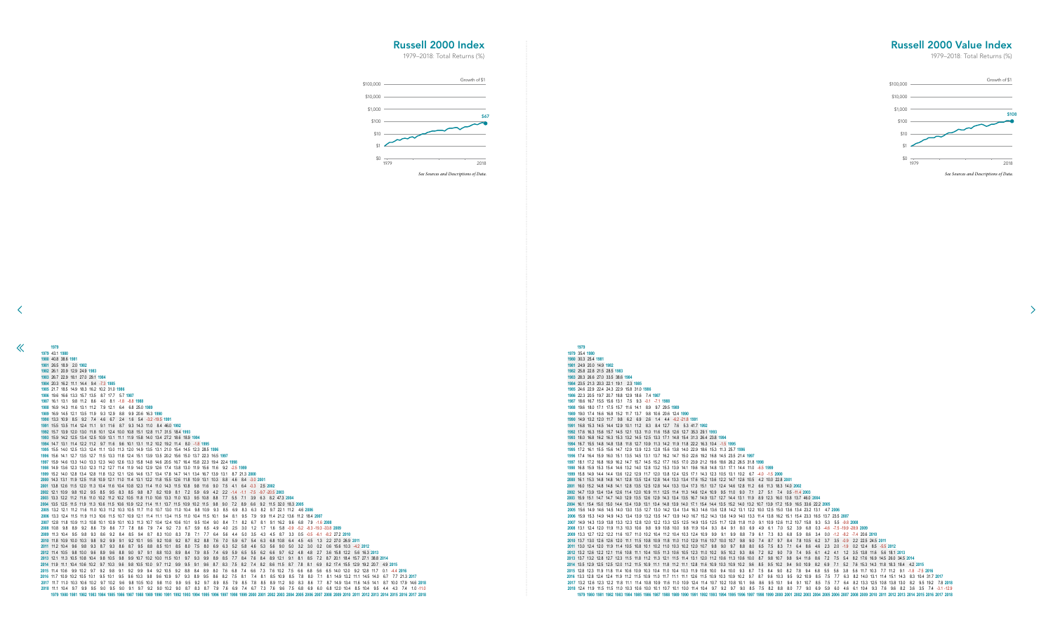## Russell 2000 Index

1979–2018: Total Returns (%)

Growth of $1

$100,000
$10,000
$1,000
$100
$10
$1
$0

1979 — 2018

$67

*See Sources and Descriptions of Data.*

```
1979
1979 43.1 1980
1980 40.8 38.6 1981
1981 26.5 18.9 2.0 1982
1982 26.1 20.9 12.9 24.9 1983
1983 26.7 22.9 18.1 27.0 29.1 1984
1984 20.3 16.2 11.1 14.4 9.4 -7.3 1985
1985 21.7 18.5 14.9 18.3 16.2 10.2 31.0 1986
1986 19.6 16.6 13.3 15.7 13.5 8.7 17.7 5.7 1987
1987 16.1 13.1 9.8 11.2 8.6 4.0 8.1 -1.8 -8.8 1988
1988 16.9 14.3 11.6 13.1 11.2 7.9 12.1 6.4 6.8 25.0 1989
1989 16.9 14.5 12.1 13.5 11.9 9.3 12.9 8.8 9.9 20.6 16.3 1990
1990 13.3 10.9 8.5 9.2 7.4 4.6 6.7 2.4 1.6 5.4 -3.2 -19.5 1991
1991 15.5 13.5 11.4 12.4 11.1 9.1 11.6 8.7 9.3 14.3 11.0 8.4 46.0 1992
1992 15.7 13.9 12.0 13.0 11.8 10.1 12.4 10.0 10.8 15.1 12.8 11.7 31.5 18.4 1993
1993 15.9 14.2 12.5 13.4 12.5 10.9 13.1 11.1 11.9 15.8 14.0 13.4 27.2 18.6 18.9 1994
1994 14.7 13.1 11.4 12.2 11.2 9.7 11.6 9.6 10.1 13.1 11.2 10.2 19.2 11.4 8.0 -1.8 1995
1995 15.5 14.0 12.5 13.3 12.4 11.1 13.0 11.3 12.0 14.9 13.5 13.1 21.0 15.4 14.5 12.3 28.5 1996
1996 15.6 14.1 12.7 13.5 12.7 11.5 13.3 11.8 12.4 15.1 13.9 13.5 20.2 15.6 15.0 13.7 22.3 16.5 1997
1997 15.9 14.6 13.3 14.0 13.3 12.3 14.0 12.6 13.3 15.8 14.8 14.6 20.5 16.7 16.4 15.8 22.3 19.4 22.4 1998
1998 14.9 13.6 12.3 13.0 12.3 11.2 12.7 11.4 11.9 14.0 12.9 12.6 17.4 13.8 13.0 11.9 15.6 11.6 9.2 -2.5 1999
1999 15.2 14.0 12.8 13.4 12.8 11.8 13.2 12.1 12.6 14.6 13.7 13.4 17.8 14.7 14.1 13.4 16.7 13.9 13.1 8.7 21.3 2000
2000 14.3 13.1 11.9 12.5 11.8 10.9 12.1 11.0 11.4 13.1 12.2 11.8 15.5 12.6 11.8 10.9 13.1 10.3 8.8 4.6 8.4 -3.0 2001
2001 13.8 12.6 11.5 12.0 11.3 10.4 11.6 10.4 10.8 12.3 11.4 11.0 14.3 11.5 10.8 9.8 11.6 9.0 7.5 4.1 6.4 -0.3 2.5 2002
2002 12.1 10.9 9.8 10.2 9.5 8.5 9.5 8.3 8.5 9.8 8.7 8.2 10.9 8.1 7.2 5.9 6.9 4.2 2.2 -1.4 -1.1 -7.5 -9.7 -20.5 2003
2003 13.3 12.2 11.2 11.6 11.0 10.2 11.2 10.2 10.5 11.8 11.0 10.6 13.3 11.0 10.3 9.5 10.8 8.8 7.7 5.5 7.1 3.9 6.3 8.2 47.3 2004
2004 13.5 12.5 11.5 11.9 11.3 10.6 11.5 10.6 10.9 12.2 11.4 11.1 13.7 11.5 10.9 10.2 11.5 9.8 9.0 7.2 8.9 6.6 9.2 11.5 32.0 18.3 2005
2005 13.2 12.1 11.2 11.6 11.0 10.3 11.2 10.3 10.5 11.7 11.0 10.7 13.0 11.0 10.4 9.8 10.9 9.3 8.5 6.9 8.3 6.3 8.2 9.7 22.1 11.2 4.6 2006
2006 13.3 12.4 11.5 11.9 11.3 10.6 11.5 10.7 10.9 12.1 11.4 11.1 13.4 11.5 11.0 10.4 11.5 10.1 9.4 8.1 9.5 7.9 9.9 11.4 21.2 13.6 11.2 18.4 2007
2007 12.8 11.8 10.9 11.3 10.8 10.1 10.9 10.1 10.3 11.3 10.7 10.4 12.4 10.6 10.1 9.5 10.4 9.0 8.4 7.1 8.2 6.7 8.1 9.1 16.2 9.6 6.8 7.9 -1.6 2008
2008 10.8 9.8 8.9 9.2 8.6 7.9 8.6 7.7 7.8 8.6 7.9 7.4 9.2 7.3 6.7 5.9 6.5 4.9 4.0 2.5 3.0 1.2 1.7 1.6 5.8 -0.9 -5.2 -8.3 -19.3 -33.8 2009
2009 11.3 10.4 9.5 9.8 9.3 8.6 9.2 8.4 8.5 9.4 8.7 8.3 10.0 8.3 7.8 7.1 7.7 6.4 5.6 4.4 5.0 3.5 4.3 4.5 8.7 3.3 0.5 -0.5 -6.1 -8.2 27.2 2010
2010 11.8 10.9 10.0 10.3 9.8 9.2 9.9 9.1 9.2 10.1 9.5 9.2 10.8 9.2 8.7 8.2 8.8 7.6 7.0 5.9 6.7 5.4 6.3 6.8 10.8 6.4 4.5 4.5 1.3 2.2 27.0 26.9 2011
2011 11.2 10.4 9.6 9.8 9.3 8.7 9.3 8.6 8.7 9.5 8.8 8.5 10.1 8.5 8.0 7.4 8.0 6.9 6.3 5.2 5.8 4.6 5.3 5.6 9.0 5.0 3.2 3.0 0.2 0.6 15.6 10.3 -4.2 2012
2012 11.4 10.5 9.8 10.0 9.6 8.9 9.6 8.8 9.0 9.7 9.1 8.8 10.3 8.9 8.4 7.9 8.5 7.4 6.9 5.9 6.5 5.5 6.2 6.6 9.7 6.2 4.8 4.8 2.7 3.6 15.8 12.2 5.6 16.3 2013
2013 12.1 11.3 10.5 10.8 10.4 9.8 10.5 9.8 9.9 10.7 10.2 10.0 11.5 10.1 9.7 9.3 9.9 8.9 8.5 7.7 8.4 7.6 8.4 8.9 12.1 9.1 8.1 8.5 7.2 8.7 20.1 18.4 15.7 27.1 38.8 2014
2014 11.9 11.1 10.4 10.6 10.2 9.7 10.3 9.6 9.8 10.5 10.0 9.7 11.2 9.9 9.5 9.1 9.6 8.7 8.3 7.5 8.2 7.4 8.2 8.6 11.5 8.7 7.8 8.1 6.9 8.2 17.4 15.5 12.9 19.2 20.7 4.9 2015
2015 11.4 10.6 9.9 10.2 9.7 9.2 9.8 9.1 9.2 9.9 9.4 9.2 10.5 9.2 8.8 8.4 8.9 8.0 7.6 6.8 7.4 6.6 7.3 7.6 10.2 7.5 6.6 6.8 5.6 6.5 14.0 12.0 9.2 12.8 11.7 0.1 -4.4 2016
2016 11.7 10.9 10.2 10.5 10.1 9.5 10.1 9.5 9.6 10.3 9.8 9.6 10.9 9.7 9.3 8.9 9.5 8.6 8.2 7.5 8.1 7.4 8.1 8.5 10.9 8.5 7.8 8.0 7.1 8.1 14.9 13.2 11.1 14.5 14.0 6.7 7.7 21.3 2017
2017 11.7 11.0 10.3 10.6 10.2 9.7 10.2 9.6 9.8 10.5 10.0 9.8 11.0 9.8 9.5 9.2 9.7 8.9 8.5 7.9 8.5 7.8 8.5 8.9 11.2 9.0 8.3 8.6 7.7 8.7 14.9 13.4 11.6 14.5 14.1 8.7 10.0 17.9 14.6 2018
2018 11.1 10.4 9.7 9.9 9.5 9.0 9.5 9.0 9.1 9.7 9.2 9.0 10.2 9.0 8.7 8.3 8.7 7.9 7.6 6.9 7.4 6.7 7.3 7.5 9.6 7.5 6.8 6.9 6.0 6.8 12.0 10.4 8.5 10.4 9.5 4.4 4.3 7.4 1.0 -11.0
     1979 1980 1981 1982 1983 1984 1985 1986 1987 1988 1989 1990 1991 1992 1993 1994 1995 1996 1997 1998 1999 2000 2001 2002 2003 2004 2005 2006 2007 2008 2009 2010 2011 2012 2013 2014 2015 2016 2017 2018
```

## Russell 2000 Value Index

1979–2018: Total Returns (%)

Growth of $1

$100,000
$10,000
$1,000
$100
$10
$1
$0

1979 — 2018

$108

*See Sources and Descriptions of Data.*

```
1979
1979 35.4 1980
1980 30.3 25.4 1981
1981 24.9 20.0 14.9 1982
1982 25.8 22.8 21.5 28.5 1983
1983 28.3 26.6 27.0 33.5 38.6 1984
1984 23.5 21.3 20.3 22.1 19.1 2.3 1985
1985 24.6 22.9 22.4 24.3 22.9 15.8 31.0 1986
1986 22.3 20.5 19.7 20.7 18.8 12.9 18.6 7.4 1987
1987 18.6 16.7 15.5 15.6 13.1 7.5 9.3 -0.1 -7.1 1988
1988 19.6 18.0 17.1 17.5 15.7 11.6 14.1 8.9 9.7 29.5 1989
1989 19.0 17.4 16.6 16.8 15.2 11.7 13.7 9.8 10.6 20.6 12.4 1990
1990 14.9 13.2 12.0 11.7 9.8 6.2 6.9 2.6 1.4 4.4 -6.2 -21.8 1991
1991 16.8 15.3 14.5 14.4 12.9 10.1 11.2 8.3 8.4 12.7 7.6 5.3 41.7 1992
1992 17.6 16.3 15.6 15.7 14.5 12.1 13.3 11.0 11.6 15.8 12.6 12.7 35.3 29.1 1993
1993 18.0 16.8 16.2 16.3 15.3 13.2 14.5 12.5 13.3 17.1 14.8 15.4 31.3 26.4 23.8 1994
1994 16.7 15.5 14.8 14.8 13.8 11.8 12.7 10.9 11.3 14.2 11.9 11.8 22.2 16.3 10.4 -1.5 1995
1995 17.2 16.1 15.5 15.6 14.7 12.9 13.9 12.3 12.8 15.6 13.8 14.0 22.9 18.6 15.3 11.3 25.7 1996
1996 17.4 16.4 15.9 16.0 15.1 13.5 14.5 13.1 13.7 16.2 14.7 15.0 22.6 19.2 16.8 14.5 23.5 21.4 1997
1997 18.1 17.2 16.8 16.9 16.2 14.7 15.7 14.5 15.2 17.7 16.5 17.0 23.9 21.2 19.6 18.6 26.2 26.5 31.8 1998
1998 16.8 15.9 15.3 15.4 14.6 13.2 14.0 12.8 13.2 15.3 13.9 14.1 19.6 16.8 14.8 13.1 17.1 14.4 11.0 -6.5 1999
1999 15.8 14.9 14.4 14.4 13.6 12.2 12.9 11.7 12.0 13.8 12.4 12.5 17.1 14.3 12.3 10.5 13.1 10.2 6.7 -4.0 -1.5 2000
2000 16.1 15.3 14.8 14.8 14.1 12.8 13.5 12.4 12.8 14.4 13.3 13.4 17.6 15.2 13.6 12.2 14.7 12.6 10.5 4.2 10.0 22.8 2001
2001 16.0 15.2 14.8 14.8 14.1 12.8 13.5 12.5 12.8 14.4 13.3 13.4 17.3 15.1 13.7 12.4 14.6 12.8 11.2 6.6 11.3 18.3 14.0 2002
2002 14.7 13.9 13.4 13.4 12.6 11.4 12.0 10.9 11.1 12.5 11.4 11.3 14.6 12.4 10.9 9.5 11.0 9.0 7.1 2.7 5.1 7.4 0.5 -11.4 2003
2003 15.9 15.1 14.7 14.7 14.0 12.9 13.5 12.6 12.9 14.3 13.4 13.5 16.7 14.9 13.7 12.7 14.4 13.1 11.9 8.9 12.3 16.0 13.8 13.7 46.0 2004
2004 16.1 15.4 15.0 15.0 14.4 13.4 13.9 13.1 13.4 14.8 13.9 14.0 17.1 15.4 14.4 13.5 15.2 14.0 13.2 10.7 13.9 17.2 15.9 16.5 33.6 22.2 2005
2005 15.6 14.9 14.6 14.5 14.0 13.0 13.5 12.7 13.0 14.2 13.4 13.4 16.3 14.6 13.6 12.8 14.2 13.1 12.2 10.0 12.5 15.0 13.6 13.4 23.2 13.1 4.7 2006
2006 15.9 15.3 14.9 14.9 14.3 13.4 13.9 13.2 13.5 14.7 13.9 14.0 16.7 15.2 14.3 13.6 14.9 14.0 13.3 11.4 13.8 16.2 15.1 15.4 23.3 16.5 13.7 23.5 2007
2007 14.9 14.3 13.9 13.8 13.3 12.3 12.8 12.0 12.2 13.3 12.5 12.5 14.9 13.5 12.5 11.7 12.8 11.8 11.0 9.1 10.9 12.6 11.2 10.7 15.8 9.3 5.3 5.5 -9.8 2008
2008 13.1 12.4 12.0 11.9 11.3 10.3 10.6 9.8 9.9 10.8 10.0 9.8 11.9 10.4 9.3 8.4 9.1 8.0 6.9 4.9 6.1 7.0 5.2 3.9 6.8 0.3 -4.6 -7.5 -19.9 -28.9 2009
2009 13.3 12.7 12.2 12.2 11.6 10.7 11.0 10.2 10.4 11.2 10.4 10.3 12.4 10.9 9.9 9.1 9.9 8.8 7.9 6.1 7.3 8.3 6.8 5.9 8.6 3.4 0.0 -1.2 -8.2 -7.4 20.6 2010
2010 13.7 13.0 12.6 12.6 12.0 11.1 11.5 10.8 10.9 11.8 11.0 11.0 12.9 11.6 10.7 10.0 10.7 9.8 9.0 7.4 8.7 9.7 8.4 7.8 10.5 6.2 3.7 3.5 -0.9 2.2 22.5 24.5 2011
2011 13.0 12.4 12.0 11.9 11.4 10.5 10.8 10.1 10.2 11.0 10.3 10.2 12.0 10.7 9.8 9.0 9.7 8.8 8.0 6.5 7.5 8.3 7.1 6.4 8.6 4.6 2.3 2.0 -1.9 0.2 12.4 8.5 -5.5 2012
2012 13.2 12.6 12.2 12.1 11.6 10.8 11.1 10.4 10.5 11.3 10.6 10.5 12.3 11.0 10.2 9.5 10.2 9.3 8.6 7.2 8.2 9.0 7.9 7.4 9.5 6.2 4.2 4.1 1.2 3.5 13.8 11.8 5.6 18.1 2013
2013 13.7 13.2 12.8 12.7 12.3 11.5 11.8 11.2 11.3 12.1 11.5 11.4 13.1 12.0 11.2 10.6 11.3 10.6 10.0 8.7 9.8 10.7 9.8 9.4 11.6 8.6 7.2 7.5 5.4 8.2 17.6 16.9 14.5 26.0 34.5 2014
2014 13.5 12.9 12.5 12.5 12.0 11.2 11.5 10.9 11.1 11.8 11.2 11.1 12.8 11.6 10.9 10.3 10.9 10.2 9.6 8.5 9.5 10.2 9.4 9.0 10.9 8.2 6.9 7.1 5.2 7.6 15.3 14.3 11.8 16.3 18.4 4.2 2015
2015 12.8 12.3 11.9 11.8 11.4 10.6 10.9 10.3 10.4 11.0 10.4 10.3 11.9 10.8 10.0 9.4 10.0 9.3 8.7 7.5 8.4 9.0 8.2 7.8 9.4 6.8 5.5 5.6 3.8 5.6 11.7 10.3 7.7 11.2 9.1 -1.8 -7.5 2016
2016 13.3 12.8 12.4 12.4 11.9 11.2 11.5 10.9 11.0 11.7 11.1 11.1 12.6 11.5 10.9 10.3 10.9 10.2 9.7 8.7 9.6 10.3 9.5 9.2 10.9 8.5 7.5 7.7 6.3 8.2 14.0 13.1 11.4 15.1 14.3 8.3 10.4 31.7 2017
2017 13.2 12.6 12.3 12.2 11.8 11.1 11.4 10.8 10.9 11.6 11.0 10.9 12.4 11.4 10.7 10.2 10.8 10.1 9.6 8.6 9.5 10.1 9.4 9.1 10.7 8.5 7.5 7.7 6.4 8.2 13.3 12.5 10.8 13.8 13.0 8.2 9.5 19.2 7.8 2018
2018 12.4 11.9 11.5 11.5 11.0 10.3 10.6 10.0 10.1 10.7 10.1 10.0 11.4 10.4 9.7 9.2 9.7 9.0 8.5 7.5 8.2 8.8 8.0 7.7 9.0 6.9 5.9 6.0 4.6 6.1 10.4 9.3 7.6 9.6 8.2 3.6 3.5 7.4 -3.1 -12.9
     1979 1980 1981 1982 1983 1984 1985 1986 1987 1988 1989 1990 1991 1992 1993 1994 1995 1996 1997 1998 1999 2000 2001 2002 2003 2004 2005 2006 2007 2008 2009 2010 2011 2012 2013 2014 2015 2016 2017 2018
```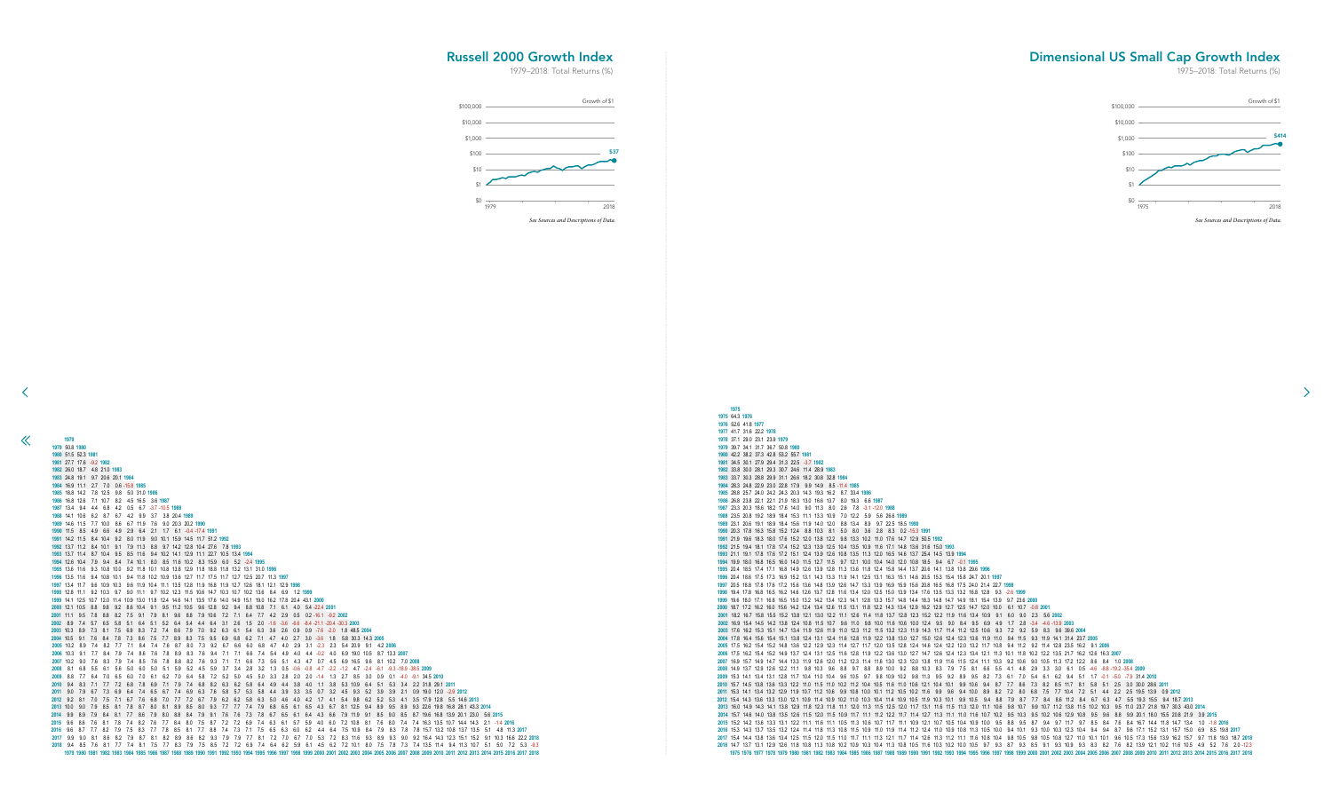# Russell 2000 Growth Index

1979–2018: Total Returns (%)

Growth of $1

$100,000

$10,000

$1,000

$100

$10

$1

$0

1979 — 2018

$37

*See Sources and Descriptions of Data.*

# Dimensional US Small Cap Growth Index

1975–2018: Total Returns (%)

Growth of $1

$100,000

$10,000

$1,000

$100

$10

$1

$0

1975 — 2018

$414

*See Sources and Descriptions of Data.*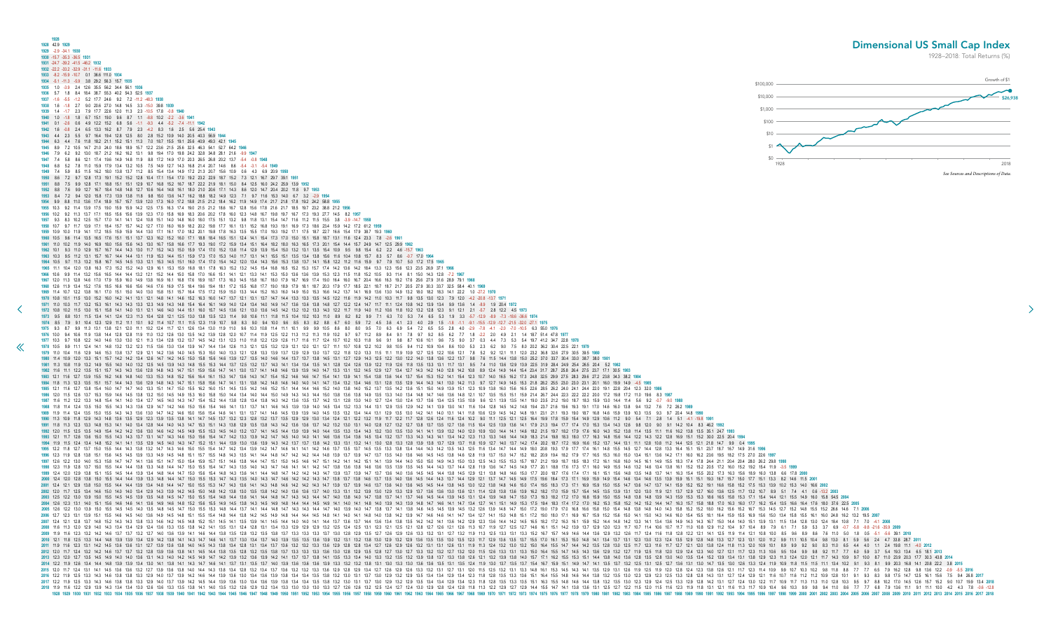# Dimensional US Small Cap Index

1928–2018: Total Returns (%)

Growth of $1

$100,000
$10,000
$1,000
$100
$10
$1
$0

1928 — 2018

$26,938

*See Sources and Descriptions of Data.*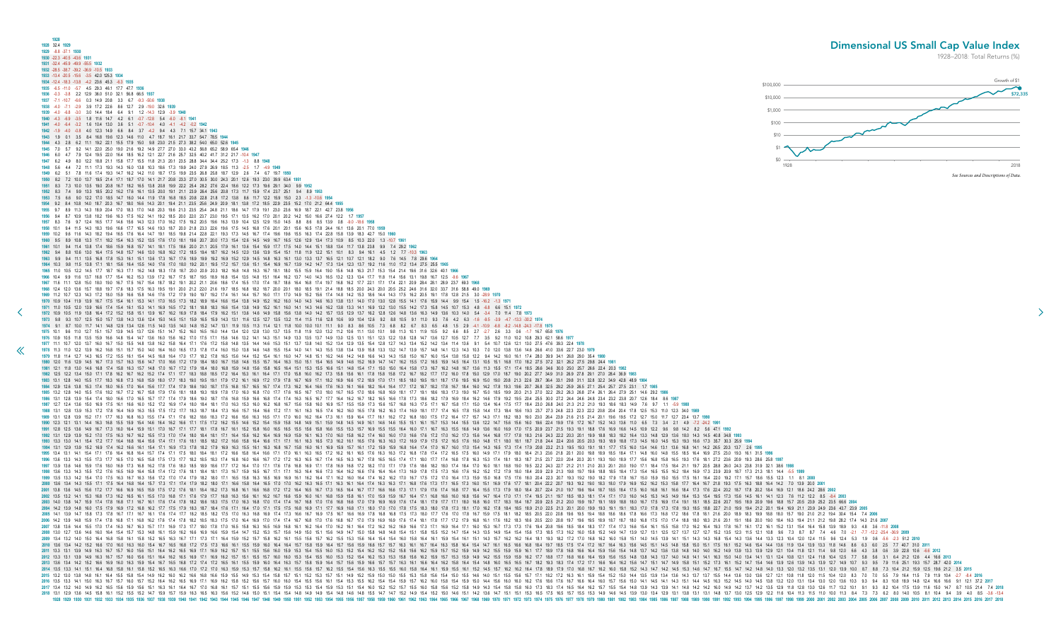# Dimensional US Small Cap Value Index

1928–2018: Total Returns (%)

Growth of $1

$72,335

$100,000
$10,000
$1,000
$100
$10
$1
$0

1928 2018

*See Sources and Descriptions of Data.*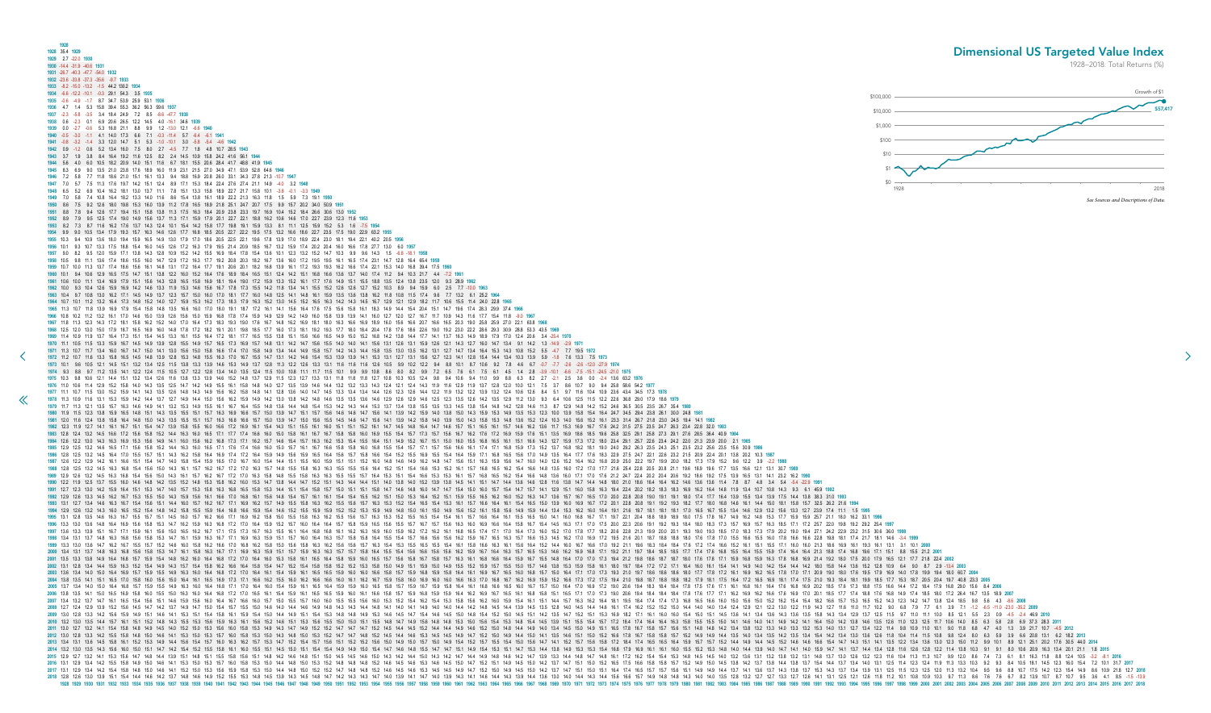## Dimensional US Targeted Value Index

1928–2018: Total Returns (%)

Growth of $1

$57,417

$100,000

$10,000

$1,000

$100

$10

$1

$0

1928 2018

*See Sources and Descriptions of Data.*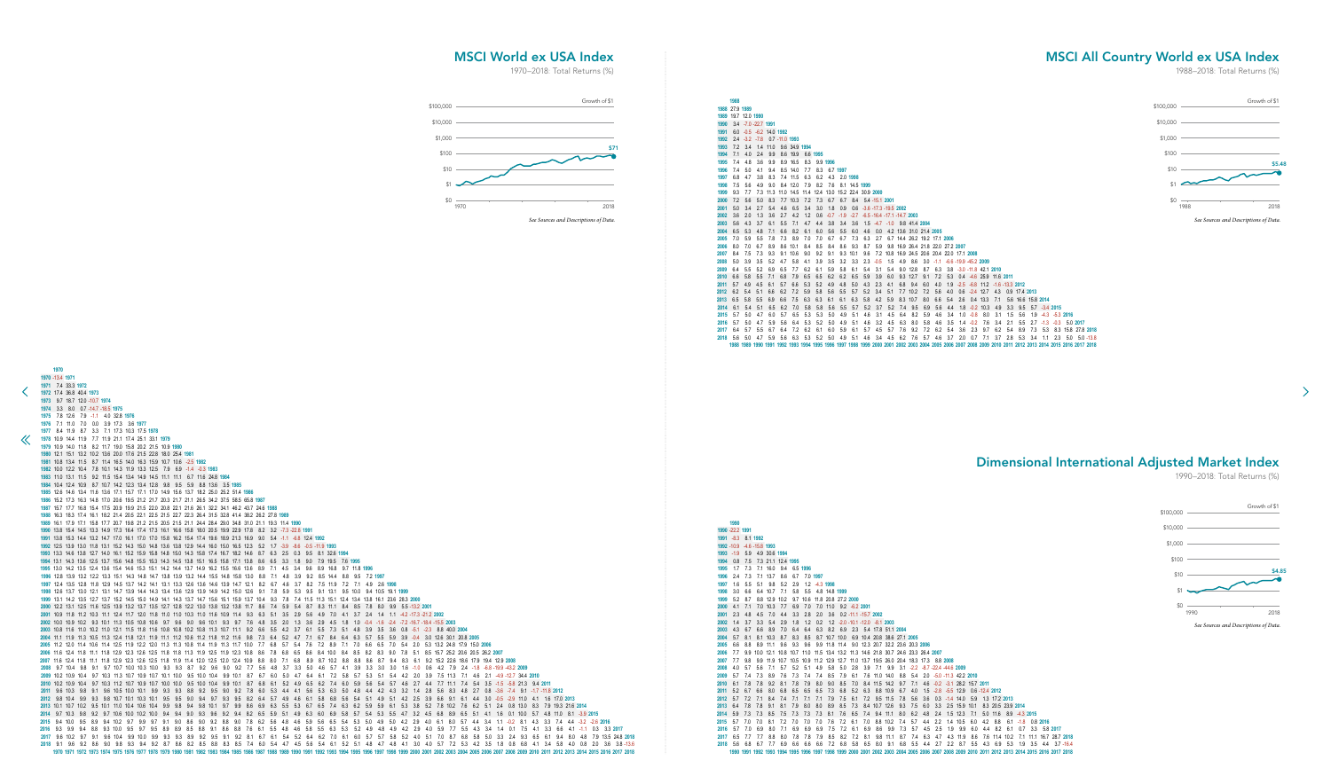## MSCI World ex USA Index

1970–2018: Total Returns (%)

Growth of $1

$100,000
$10,000
$1,000
$100
$10
$1
$0

$71

1970 — 2018

*See Sources and Descriptions of Data.*

## MSCI All Country World ex USA Index

1988–2018: Total Returns (%)

Growth of $1

$100,000
$10,000
$1,000
$100
$10
$1
$0

$5.48

1988 — 2018

*See Sources and Descriptions of Data.*

## Dimensional International Adjusted Market Index

1990–2018: Total Returns (%)

Growth of $1

$100,000
$10,000
$1,000
$100
$10
$1
$0

$4.85

1990 — 2018

*See Sources and Descriptions of Data.*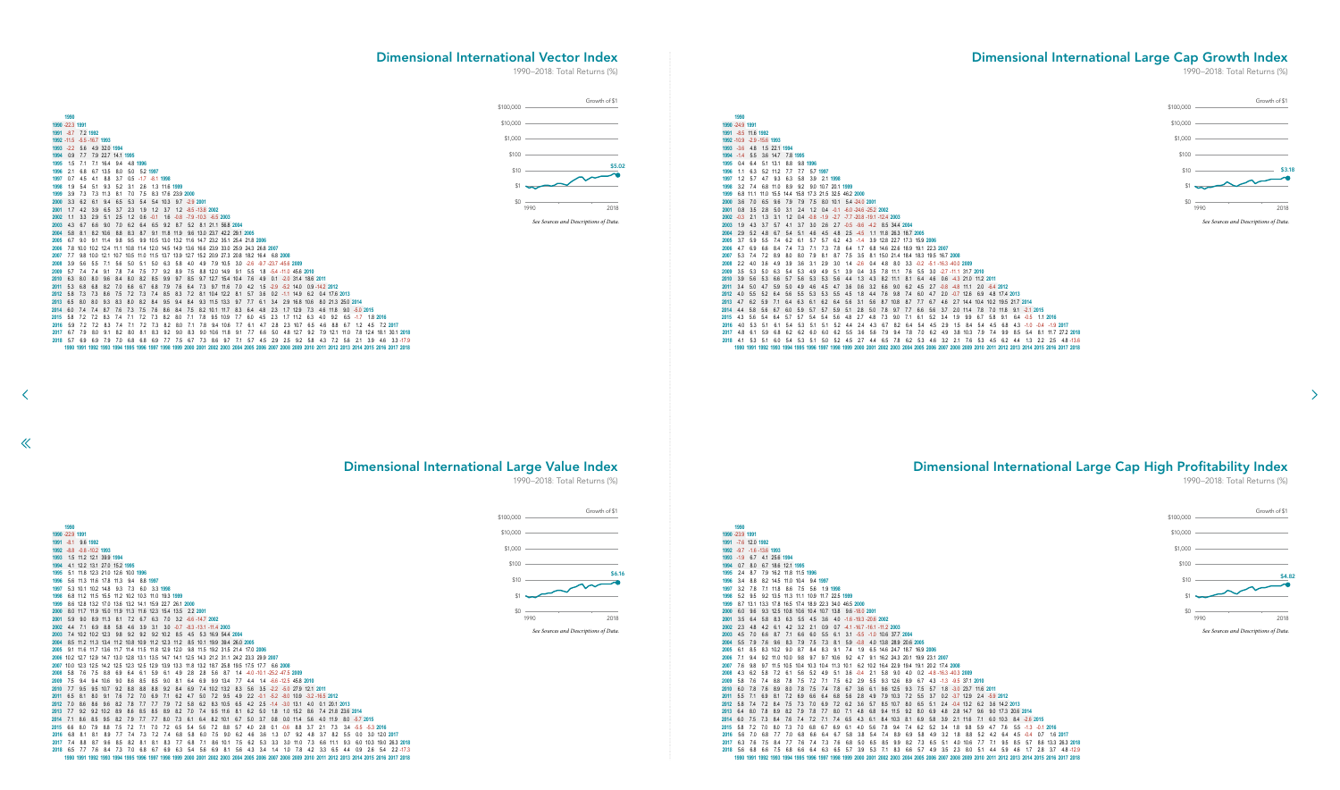## Dimensional International Vector Index

1990–2018: Total Returns (%)

| | 1990 | 1991 | 1992 | 1993 | 1994 | 1995 | 1996 | 1997 | 1998 | 1999 | 2000 | 2001 | 2002 | 2003 | 2004 | 2005 | 2006 | 2007 | 2008 | 2009 | 2010 | 2011 | 2012 | 2013 | 2014 | 2015 | 2016 | 2017 | 2018 |
|---|---|---|---|---|---|---|---|---|---|---|---|---|---|---|---|---|---|---|---|---|---|---|---|---|---|---|---|---|---|
| 1990 | -22.3 |
| 1991 | -8.7 | 7.2 |
| 1992 | -11.5 | -5.5 | -16.7 |
| 1993 | -2.2 | 5.6 | 4.9 | 32.0 |
| 1994 | 0.9 | 7.7 | 7.9 | 22.7 | 14.1 |
| 1995 | 1.5 | 7.1 | 7.1 | 16.4 | 9.4 | 4.8 |
| 1996 | 2.1 | 6.8 | 6.7 | 13.5 | 8.0 | 5.0 | 5.2 |
| 1997 | 0.7 | 4.5 | 4.1 | 8.8 | 3.7 | 0.5 | -1.7 | -8.1 |
| 1998 | 1.9 | 5.4 | 5.1 | 9.3 | 5.2 | 3.1 | 2.6 | 1.3 | 11.6 |
| 1999 | 3.9 | 7.3 | 7.3 | 11.3 | 8.1 | 7.0 | 7.5 | 8.3 | 17.6 | 23.9 |
| 2000 | 3.3 | 6.2 | 6.1 | 9.4 | 6.5 | 5.3 | 5.4 | 5.4 | 10.3 | 9.7 | -2.9 |
| 2001 | 1.7 | 4.2 | 3.9 | 6.5 | 3.7 | 2.3 | 1.9 | 1.2 | 3.7 | 1.2 | -8.5 | -13.8 |
| 2002 | 1.1 | 3.3 | 2.9 | 5.1 | 2.5 | 1.2 | 0.6 | -0.1 | 1.8 | -0.8 | -7.9 | -10.3 | -6.5 |
| 2003 | 4.3 | 6.7 | 6.6 | 9.0 | 7.0 | 6.2 | 6.4 | 6.5 | 9.2 | 8.7 | 5.2 | 8.1 | 21.1 | 56.8 |
| 2004 | 5.8 | 8.1 | 8.2 | 10.6 | 8.8 | 8.3 | 8.7 | 9.1 | 11.8 | 11.9 | 9.6 | 13.0 | 23.7 | 42.2 | 29.1 |
| 2005 | 6.7 | 9.0 | 9.1 | 11.4 | 9.8 | 9.5 | 9.9 | 10.5 | 13.0 | 13.2 | 11.6 | 14.7 | 23.2 | 35.1 | 25.4 | 21.8 |
| 2006 | 7.8 | 10.0 | 10.2 | 12.4 | 11.1 | 10.8 | 11.4 | 12.0 | 14.5 | 14.9 | 13.6 | 16.6 | 23.9 | 33.0 | 25.9 | 24.3 | 26.8 |
| 2007 | 7.7 | 9.8 | 10.0 | 12.1 | 10.7 | 10.5 | 11.0 | 11.5 | 13.7 | 13.9 | 12.7 | 15.2 | 20.9 | 27.3 | 20.8 | 18.2 | 16.4 | 6.8 |
| 2008 | 3.9 | 5.6 | 5.5 | 7.1 | 5.6 | 5.0 | 5.1 | 5.0 | 6.3 | 5.8 | 4.0 | 4.9 | 7.9 | 10.5 | 3.0 | -2.6 | -8.7 | -23.7 | -45.6 |
| 2009 | 5.7 | 7.4 | 7.4 | 9.1 | 7.8 | 7.4 | 7.5 | 7.7 | 9.2 | 8.9 | 7.5 | 8.8 | 12.0 | 14.9 | 9.1 | 5.5 | 1.8 | -5.4 | -11.0 | 45.6 |
| 2010 | 6.3 | 8.0 | 8.0 | 9.6 | 8.4 | 8.0 | 8.2 | 8.5 | 9.9 | 9.7 | 8.5 | 9.7 | 12.7 | 15.4 | 10.4 | 7.6 | 4.9 | 0.1 | -2.0 | 31.4 | 18.6 |
| 2011 | 5.3 | 6.8 | 6.8 | 8.2 | 7.0 | 6.6 | 6.7 | 6.8 | 7.9 | 7.6 | 6.4 | 7.3 | 9.7 | 11.6 | 7.0 | 4.2 | 1.5 | -2.9 | -5.2 | 14.0 | 0.9 | -14.2 |
| 2012 | 5.8 | 7.3 | 7.3 | 8.6 | 7.5 | 7.2 | 7.3 | 7.4 | 8.5 | 8.3 | 7.2 | 8.1 | 10.4 | 12.2 | 8.1 | 5.7 | 3.6 | 0.2 | -1.1 | 14.9 | 6.2 | 0.4 | 17.6 |
| 2013 | 6.5 | 8.0 | 8.0 | 9.3 | 8.3 | 8.0 | 8.2 | 8.4 | 9.5 | 9.4 | 8.4 | 9.3 | 11.5 | 13.3 | 9.7 | 7.7 | 6.1 | 3.4 | 2.9 | 16.8 | 10.6 | 8.0 | 21.3 | 25.0 |
| 2014 | 6.0 | 7.4 | 7.4 | 8.7 | 7.6 | 7.3 | 7.5 | 7.6 | 8.6 | 8.4 | 7.5 | 8.2 | 10.1 | 11.7 | 8.3 | 6.4 | 4.8 | 2.3 | 1.7 | 12.9 | 7.3 | 4.6 | 11.8 | 9.0 | -5.0 |
| 2015 | 5.8 | 7.2 | 7.2 | 8.3 | 7.4 | 7.1 | 7.2 | 7.3 | 8.2 | 8.0 | 7.1 | 7.8 | 9.5 | 10.9 | 7.7 | 6.0 | 4.5 | 2.3 | 1.7 | 11.2 | 6.3 | 4.0 | 9.2 | 6.5 | -1.7 | 1.8 |
| 2016 | 5.9 | 7.2 | 7.2 | 8.3 | 7.4 | 7.1 | 7.2 | 7.3 | 8.2 | 8.0 | 7.1 | 7.8 | 9.4 | 10.6 | 7.7 | 6.1 | 4.7 | 2.8 | 2.3 | 10.7 | 6.5 | 4.6 | 8.8 | 6.7 | 1.2 | 4.5 | 7.2 |
| 2017 | 6.7 | 7.9 | 8.0 | 9.1 | 8.2 | 8.0 | 8.1 | 8.3 | 9.2 | 9.0 | 8.3 | 9.0 | 10.6 | 11.8 | 9.1 | 7.7 | 6.6 | 5.0 | 4.8 | 12.7 | 9.2 | 7.9 | 12.1 | 11.0 | 7.8 | 12.4 | 18.1 | 30.1 |
| 2018 | 5.7 | 6.9 | 6.9 | 7.9 | 7.0 | 6.8 | 6.8 | 6.9 | 7.7 | 7.5 | 6.7 | 7.3 | 8.6 | 9.7 | 7.1 | 5.7 | 4.5 | 2.9 | 2.5 | 9.2 | 5.8 | 4.3 | 7.2 | 5.6 | 2.1 | 3.9 | 4.6 | 3.3 | -17.9 |

Growth of $1: $5.02 (1990–2018)

*See Sources and Descriptions of Data.*

## Dimensional International Large Cap Growth Index

1990–2018: Total Returns (%)

| | 1990 | 1991 | 1992 | 1993 | 1994 | 1995 | 1996 | 1997 | 1998 | 1999 | 2000 | 2001 | 2002 | 2003 | 2004 | 2005 | 2006 | 2007 | 2008 | 2009 | 2010 | 2011 | 2012 | 2013 | 2014 | 2015 | 2016 | 2017 | 2018 |
|---|---|---|---|---|---|---|---|---|---|---|---|---|---|---|---|---|---|---|---|---|---|---|---|---|---|---|---|---|---|
| 1990 | -24.9 |
| 1991 | -8.5 | 11.6 |
| 1992 | -10.9 | -2.9 | -15.6 |
| 1993 | -3.6 | 4.8 | 1.5 | 22.1 |
| 1994 | -1.4 | 5.5 | 3.6 | 14.7 | 7.8 |
| 1995 | 0.4 | 6.4 | 5.1 | 13.1 | 8.8 | 9.8 |
| 1996 | 1.1 | 6.3 | 5.2 | 11.2 | 7.7 | 7.7 | 5.7 |
| 1997 | 1.2 | 5.7 | 4.7 | 9.3 | 6.3 | 5.8 | 3.9 | 2.1 |
| 1998 | 3.2 | 7.4 | 6.8 | 11.0 | 8.9 | 9.2 | 9.0 | 10.7 | 20.1 |
| 1999 | 6.8 | 11.1 | 11.0 | 15.5 | 14.4 | 15.8 | 17.3 | 21.5 | 32.5 | 46.2 |
| 2000 | 3.6 | 7.0 | 6.5 | 9.6 | 7.9 | 7.9 | 7.5 | 8.0 | 10.1 | 5.4 | -24.0 |
| 2001 | 0.8 | 3.5 | 2.8 | 5.0 | 3.1 | 2.4 | 1.2 | 0.4 | -0.1 | -6.0 | -24.6 | -25.2 |
| 2002 | -0.3 | 2.1 | 1.3 | 3.1 | 1.2 | 0.4 | -0.8 | -1.9 | -2.7 | -7.7 | -20.8 | -19.1 | -12.4 |
| 2003 | 1.9 | 4.3 | 3.7 | 5.7 | 4.1 | 3.7 | 3.0 | 2.6 | 2.7 | -0.5 | -9.6 | -4.2 | 8.5 | 34.4 |
| 2004 | 2.9 | 5.2 | 4.8 | 6.7 | 5.4 | 5.1 | 4.8 | 4.5 | 4.8 | 2.5 | -4.5 | 1.1 | 11.8 | 26.3 | 18.7 |
| 2005 | 3.7 | 5.9 | 5.5 | 7.4 | 6.2 | 6.1 | 5.7 | 5.7 | 6.2 | 4.3 | -1.4 | 3.9 | 12.8 | 22.7 | 17.3 | 15.9 |
| 2006 | 4.7 | 6.9 | 6.6 | 8.4 | 7.4 | 7.3 | 7.1 | 7.3 | 7.8 | 6.4 | 1.7 | 6.8 | 14.6 | 22.6 | 18.9 | 19.1 | 22.3 |
| 2007 | 5.3 | 7.4 | 7.2 | 8.9 | 8.0 | 8.0 | 7.9 | 8.1 | 8.7 | 7.5 | 3.5 | 8.1 | 15.0 | 21.4 | 18.4 | 18.3 | 19.5 | 16.7 |
| 2008 | 2.2 | 4.0 | 3.6 | 4.9 | 3.9 | 3.6 | 3.1 | 2.9 | 3.0 | 1.4 | -2.6 | 0.4 | 4.8 | 8.0 | 3.3 | -0.2 | -5.1 | -16.3 | -40.0 |
| 2009 | 3.5 | 5.3 | 5.0 | 6.3 | 5.4 | 5.3 | 4.9 | 4.9 | 5.1 | 3.9 | 0.4 | 3.5 | 7.8 | 11.1 | 7.6 | 5.5 | 3.0 | -2.7 | -11.1 | 31.7 |
| 2010 | 3.9 | 5.6 | 5.3 | 6.6 | 5.7 | 5.6 | 5.3 | 5.3 | 5.6 | 4.4 | 1.3 | 4.3 | 8.2 | 11.1 | 8.1 | 6.4 | 4.6 | 0.6 | -4.3 | 21.0 | 11.2 |
| 2011 | 3.4 | 5.0 | 4.7 | 5.9 | 5.0 | 4.9 | 4.6 | 4.5 | 4.7 | 3.6 | 0.6 | 3.2 | 6.6 | 9.0 | 6.2 | 4.5 | 2.7 | -0.8 | -4.8 | 11.1 | 2.0 | -6.4 |
| 2012 | 4.0 | 5.5 | 5.2 | 6.4 | 5.6 | 5.5 | 5.3 | 5.3 | 5.5 | 4.5 | 1.8 | 4.4 | 7.6 | 9.8 | 7.4 | 6.0 | 4.7 | 2.0 | -0.7 | 12.6 | 6.9 | 4.8 | 17.4 |
| 2013 | 4.7 | 6.2 | 5.9 | 7.1 | 6.4 | 6.3 | 6.1 | 6.2 | 6.4 | 5.6 | 3.1 | 5.6 | 8.7 | 10.8 | 8.7 | 7.7 | 6.7 | 4.6 | 2.7 | 14.4 | 10.4 | 10.2 | 19.5 | 21.7 |
| 2014 | 4.4 | 5.8 | 5.6 | 6.7 | 6.0 | 5.9 | 5.7 | 5.7 | 5.9 | 5.1 | 2.8 | 5.0 | 7.8 | 9.7 | 7.7 | 6.6 | 5.6 | 3.7 | 2.0 | 11.4 | 7.8 | 7.0 | 11.8 | 9.1 | -2.1 |
| 2015 | 4.3 | 5.6 | 5.4 | 6.4 | 5.7 | 5.7 | 5.4 | 5.4 | 5.6 | 4.8 | 2.7 | 4.8 | 7.3 | 9.0 | 7.1 | 6.1 | 5.2 | 3.4 | 1.9 | 9.9 | 6.7 | 5.8 | 9.1 | 6.4 | -0.5 | 1.1 |
| 2016 | 4.0 | 5.3 | 5.1 | 6.1 | 5.4 | 5.3 | 5.1 | 5.1 | 5.2 | 4.4 | 2.4 | 4.3 | 6.7 | 8.2 | 6.4 | 5.4 | 4.5 | 2.9 | 1.5 | 8.4 | 5.4 | 4.5 | 6.8 | 4.3 | -1.0 | -0.4 | -1.9 |
| 2017 | 4.8 | 6.1 | 5.9 | 6.8 | 6.2 | 6.2 | 6.0 | 6.0 | 6.2 | 5.5 | 3.6 | 5.6 | 7.9 | 9.4 | 7.8 | 7.0 | 6.2 | 4.9 | 3.8 | 10.3 | 7.9 | 7.4 | 9.9 | 8.5 | 5.4 | 8.1 | 11.7 | 27.2 |
| 2018 | 4.1 | 5.3 | 5.1 | 6.0 | 5.4 | 5.3 | 5.1 | 5.0 | 5.2 | 4.5 | 2.7 | 4.4 | 6.5 | 7.8 | 6.2 | 5.3 | 4.6 | 3.2 | 2.1 | 7.6 | 5.3 | 4.5 | 6.2 | 4.4 | 1.3 | 2.2 | 2.5 | 4.8 | -13.6 |

Growth of $1: $3.18 (1990–2018)

*See Sources and Descriptions of Data.*

## Dimensional International Large Value Index

1990–2018: Total Returns (%)

| | 1990 | 1991 | 1992 | 1993 | 1994 | 1995 | 1996 | 1997 | 1998 | 1999 | 2000 | 2001 | 2002 | 2003 | 2004 | 2005 | 2006 | 2007 | 2008 | 2009 | 2010 | 2011 | 2012 | 2013 | 2014 | 2015 | 2016 | 2017 | 2018 |
|---|---|---|---|---|---|---|---|---|---|---|---|---|---|---|---|---|---|---|---|---|---|---|---|---|---|---|---|---|---|
| 1990 | -22.9 |
| 1991 | -8.1 | 9.6 |
| 1992 | -8.8 | -0.8 | -10.2 |
| 1993 | 1.5 | 11.2 | 12.1 | 39.9 |
| 1994 | 4.1 | 12.2 | 13.1 | 27.0 | 15.2 |
| 1995 | 5.1 | 11.8 | 12.3 | 21.0 | 12.6 | 10.0 |
| 1996 | 5.6 | 11.3 | 11.6 | 17.8 | 11.3 | 9.4 | 8.8 |
| 1997 | 5.3 | 10.1 | 10.2 | 14.8 | 9.3 | 7.3 | 6.0 | 3.3 |
| 1998 | 6.8 | 11.2 | 11.5 | 15.5 | 11.2 | 10.2 | 10.3 | 11.0 | 19.3 |
| 1999 | 8.6 | 12.8 | 13.2 | 17.0 | 13.6 | 13.2 | 14.1 | 15.9 | 22.7 | 26.1 |
| 2000 | 8.0 | 11.7 | 11.9 | 15.0 | 11.9 | 11.3 | 11.6 | 12.3 | 15.4 | 13.5 | 2.2 |
| 2001 | 5.9 | 9.0 | 8.9 | 11.3 | 8.1 | 7.2 | 6.7 | 6.3 | 7.0 | 3.2 | -6.6 | -14.7 |
| 2002 | 4.4 | 7.1 | 6.9 | 8.8 | 5.8 | 4.6 | 3.9 | 3.1 | 3.0 | -0.7 | -8.3 | -13.1 | -11.4 |
| 2003 | 7.4 | 10.2 | 10.2 | 12.3 | 9.8 | 9.2 | 9.2 | 9.2 | 10.2 | 8.5 | 4.5 | 5.3 | 16.9 | 54.4 |
| 2004 | 8.5 | 11.2 | 11.3 | 13.4 | 11.2 | 10.8 | 10.9 | 11.2 | 12.3 | 11.2 | 8.5 | 10.1 | 19.9 | 38.4 | 28.0 |
| 2005 | 9.1 | 11.6 | 11.7 | 13.6 | 11.7 | 11.4 | 11.5 | 11.8 | 12.9 | 12.0 | 9.8 | 11.5 | 19.2 | 31.5 | 21.4 | 17.0 |
| 2006 | 10.2 | 12.7 | 12.9 | 14.7 | 13.0 | 12.8 | 13.1 | 13.5 | 14.7 | 14.1 | 12.5 | 14.3 | 21.2 | 31.1 | 24.2 | 23.3 | 29.9 |
| 2007 | 10.0 | 12.3 | 12.5 | 14.2 | 12.5 | 12.3 | 12.5 | 12.9 | 13.9 | 13.3 | 11.8 | 13.2 | 18.7 | 25.8 | 19.5 | 17.5 | 17.7 | 6.6 |
| 2008 | 5.8 | 7.6 | 7.5 | 8.8 | 6.9 | 6.4 | 6.1 | 5.9 | 6.1 | 4.9 | 2.8 | 2.8 | 5.6 | 8.7 | 1.4 | -4.0 | -10.1 | -25.2 | -47.5 |
| 2009 | 7.5 | 9.4 | 9.4 | 10.6 | 9.0 | 8.6 | 8.5 | 8.5 | 9.0 | 8.1 | 6.4 | 6.9 | 9.9 | 13.4 | 7.4 | 4.4 | 1.4 | -6.6 | -12.5 | 45.8 |
| 2010 | 7.7 | 9.5 | 9.5 | 10.7 | 9.2 | 8.8 | 8.8 | 8.8 | 9.2 | 8.4 | 6.9 | 7.4 | 10.2 | 13.2 | 8.3 | 5.6 | 3.5 | -2.2 | -5.0 | 27.9 | 12.1 |
| 2011 | 6.5 | 8.1 | 8.0 | 9.1 | 7.6 | 7.2 | 7.0 | 6.9 | 7.1 | 6.2 | 4.7 | 5.0 | 7.2 | 9.5 | 4.9 | 2.2 | -0.1 | -5.2 | -8.0 | 10.8 | -3.2 | -16.5 |
| 2012 | 7.0 | 8.6 | 8.6 | 9.6 | 8.2 | 7.8 | 7.7 | 7.7 | 7.9 | 7.2 | 5.8 | 6.2 | 8.3 | 10.5 | 6.5 | 4.2 | 2.5 | -1.4 | -3.0 | 13.1 | 4.0 | 0.1 | 20.1 |
| 2013 | 7.7 | 9.2 | 9.2 | 10.2 | 8.9 | 8.6 | 8.5 | 8.5 | 8.9 | 8.2 | 7.0 | 7.4 | 9.5 | 11.6 | 8.1 | 6.2 | 5.0 | 1.8 | 1.0 | 15.2 | 8.6 | 7.4 | 21.8 | 23.6 |
| 2014 | 7.1 | 8.6 | 8.5 | 9.5 | 8.2 | 7.9 | 7.7 | 7.7 | 8.0 | 7.3 | 6.1 | 6.4 | 8.2 | 10.1 | 6.7 | 5.0 | 3.7 | 0.8 | 0.0 | 11.4 | 5.6 | 4.0 | 11.9 | 8.0 | -5.7 |
| 2015 | 6.6 | 8.0 | 7.9 | 8.8 | 7.5 | 7.2 | 7.1 | 7.0 | 7.2 | 6.5 | 5.4 | 5.6 | 7.2 | 8.8 | 5.7 | 4.0 | 2.8 | 0.1 | -0.6 | 8.8 | 3.7 | 2.1 | 7.3 | 3.4 | -5.5 | -5.3 |
| 2016 | 6.8 | 8.1 | 8.1 | 8.9 | 7.7 | 7.4 | 7.3 | 7.2 | 7.4 | 6.8 | 5.8 | 6.0 | 7.5 | 9.0 | 6.2 | 4.6 | 3.6 | 1.3 | 0.7 | 9.2 | 4.8 | 3.7 | 8.2 | 5.5 | 0.0 | 3.0 | 12.0 |
| 2017 | 7.4 | 8.8 | 8.7 | 9.6 | 8.5 | 8.2 | 8.1 | 8.1 | 8.3 | 7.8 | 7.1 | 7.1 | 8.6 | 10.1 | 7.5 | 6.2 | 5.3 | 3.3 | 3.0 | 11.0 | 7.3 | 6.6 | 11.1 | 9.3 | 6.0 | 10.3 | 19.0 | 26.3 |
| 2018 | 6.5 | 7.7 | 7.6 | 8.4 | 7.3 | 7.0 | 6.8 | 6.7 | 6.9 | 6.3 | 5.4 | 5.6 | 6.9 | 8.1 | 5.6 | 4.3 | 3.4 | 1.4 | 1.0 | 7.8 | 4.2 | 3.3 | 6.5 | 4.4 | 0.9 | 2.6 | 5.4 | 2.2 | -17.3 |

Growth of $1: $6.16 (1990–2018)

*See Sources and Descriptions of Data.*

## Dimensional International Large Cap High Profitability Index

1990–2018: Total Returns (%)

| | 1990 | 1991 | 1992 | 1993 | 1994 | 1995 | 1996 | 1997 | 1998 | 1999 | 2000 | 2001 | 2002 | 2003 | 2004 | 2005 | 2006 | 2007 | 2008 | 2009 | 2010 | 2011 | 2012 | 2013 | 2014 | 2015 | 2016 | 2017 | 2018 |
|---|---|---|---|---|---|---|---|---|---|---|---|---|---|---|---|---|---|---|---|---|---|---|---|---|---|---|---|---|---|
| 1990 | -23.9 |
| 1991 | -7.6 | 12.0 |
| 1992 | -9.7 | -1.6 | -13.6 |
| 1993 | -1.9 | 6.7 | 4.1 | 25.6 |
| 1994 | 0.7 | 8.0 | 6.7 | 18.6 | 12.1 |
| 1995 | 2.4 | 8.7 | 7.9 | 16.2 | 11.8 | 11.5 |
| 1996 | 3.4 | 8.8 | 8.2 | 14.5 | 11.0 | 10.4 | 9.4 |
| 1997 | 3.2 | 7.8 | 7.1 | 11.8 | 8.6 | 7.5 | 5.6 | 1.9 |
| 1998 | 5.2 | 9.5 | 9.2 | 13.5 | 11.3 | 11.1 | 10.9 | 11.7 | 22.5 |
| 1999 | 8.7 | 13.1 | 13.3 | 17.8 | 16.5 | 17.4 | 18.9 | 22.3 | 34.0 | 46.5 |
| 2000 | 6.0 | 9.6 | 9.3 | 12.5 | 10.8 | 10.6 | 10.4 | 10.7 | 13.8 | 9.6 | -18.0 |
| 2001 | 3.5 | 6.4 | 5.8 | 8.3 | 6.3 | 5.5 | 4.5 | 3.6 | 4.0 | -1.6 | -19.3 | -20.6 |
| 2002 | 2.3 | 4.8 | 4.2 | 6.1 | 4.2 | 3.2 | 2.1 | 0.9 | 0.7 | -4.1 | -16.7 | -16.1 | -11.2 |
| 2003 | 4.5 | 7.0 | 6.6 | 8.7 | 7.1 | 6.6 | 6.0 | 5.5 | 6.1 | 3.1 | -5.5 | -1.0 | 10.6 | 37.7 |
| 2004 | 5.5 | 7.9 | 7.6 | 9.6 | 8.3 | 7.9 | 7.5 | 7.3 | 8.1 | 5.9 | -0.8 | 4.0 | 13.8 | 28.9 | 20.6 |
| 2005 | 6.1 | 8.5 | 8.3 | 10.2 | 9.0 | 8.7 | 8.4 | 8.3 | 9.1 | 7.4 | 1.9 | 6.5 | 14.6 | 24.7 | 18.7 | 16.9 |
| 2006 | 7.1 | 9.4 | 9.2 | 11.0 | 10.0 | 9.8 | 9.7 | 9.7 | 10.6 | 9.2 | 4.7 | 9.1 | 16.2 | 24.3 | 20.1 | 19.9 | 23.1 |
| 2007 | 7.6 | 9.8 | 9.7 | 11.5 | 10.5 | 10.4 | 10.3 | 10.4 | 11.3 | 10.1 | 6.2 | 10.2 | 16.4 | 22.9 | 19.4 | 19.1 | 20.2 | 17.4 |
| 2008 | 4.3 | 6.2 | 5.8 | 7.2 | 6.1 | 5.6 | 5.2 | 4.9 | 5.1 | 3.6 | -0.4 | 2.1 | 5.8 | 9.0 | 4.0 | 0.2 | -4.6 | -16.3 | -40.3 |
| 2009 | 5.8 | 7.6 | 7.4 | 8.8 | 7.8 | 7.5 | 7.2 | 7.1 | 7.5 | 6.2 | 3.0 | 5.5 | 9.3 | 12.6 | 8.9 | 6.7 | 4.3 | -1.3 | -9.5 | 37.1 |
| 2010 | 6.0 | 7.8 | 7.6 | 8.9 | 8.0 | 7.8 | 7.5 | 7.4 | 7.8 | 6.7 | 3.8 | 6.1 | 9.6 | 12.5 | 9.3 | 7.5 | 5.7 | 1.8 | -3.0 | 23.7 | 11.6 |
| 2011 | 5.5 | 7.1 | 6.9 | 8.1 | 7.2 | 6.9 | 6.6 | 6.4 | 6.8 | 5.6 | 2.8 | 4.9 | 7.9 | 10.3 | 7.2 | 5.5 | 3.7 | 0.2 | -3.7 | 12.9 | 2.4 | -6.9 |
| 2012 | 5.8 | 7.4 | 7.2 | 8.4 | 7.5 | 7.3 | 7.0 | 6.9 | 7.2 | 6.2 | 3.6 | 5.7 | 8.5 | 10.7 | 8.0 | 6.5 | 5.1 | 2.4 | -0.4 | 13.2 | 6.2 | 3.6 | 14.2 |
| 2013 | 6.4 | 8.0 | 7.8 | 8.9 | 8.2 | 7.9 | 7.8 | 7.7 | 8.0 | 7.1 | 4.8 | 6.8 | 9.4 | 11.5 | 9.2 | 8.0 | 6.9 | 4.8 | 2.8 | 14.7 | 9.6 | 9.0 | 17.3 | 20.6 |
| 2014 | 6.0 | 7.5 | 7.3 | 8.4 | 7.6 | 7.4 | 7.2 | 7.1 | 7.4 | 6.5 | 4.3 | 6.1 | 8.4 | 10.3 | 8.1 | 6.9 | 5.8 | 3.9 | 2.1 | 11.6 | 7.1 | 6.0 | 10.3 | 8.4 | -2.6 |
| 2015 | 5.8 | 7.2 | 7.0 | 8.0 | 7.3 | 7.0 | 6.8 | 6.7 | 6.9 | 6.1 | 4.0 | 5.6 | 7.8 | 9.4 | 7.4 | 6.2 | 5.2 | 3.4 | 1.8 | 9.8 | 5.9 | 4.7 | 7.6 | 5.5 | -1.3 | -0.1 |
| 2016 | 5.6 | 7.0 | 6.8 | 7.7 | 7.0 | 6.8 | 6.6 | 6.4 | 6.7 | 5.8 | 3.8 | 5.4 | 7.4 | 8.9 | 6.9 | 5.8 | 4.9 | 3.2 | 1.8 | 8.8 | 5.2 | 4.2 | 6.4 | 4.5 | -0.4 | 0.7 | 1.6 |
| 2017 | 6.3 | 7.6 | 7.5 | 8.4 | 7.7 | 7.6 | 7.4 | 7.3 | 7.6 | 6.8 | 5.0 | 6.5 | 8.5 | 9.9 | 8.2 | 7.3 | 6.5 | 5.1 | 4.0 | 10.6 | 7.7 | 7.1 | 9.5 | 8.5 | 5.7 | 8.6 | 13.3 | 26.3 |
| 2018 | 5.6 | 6.8 | 6.6 | 7.5 | 6.8 | 6.6 | 6.4 | 6.3 | 6.5 | 5.7 | 3.9 | 5.3 | 7.1 | 8.3 | 6.6 | 5.7 | 4.9 | 3.5 | 2.3 | 8.0 | 5.1 | 4.4 | 5.9 | 4.6 | 1.7 | 2.8 | 3.7 | 4.8 | -12.9 |

Growth of $1: $4.82 (1990–2018)

*See Sources and Descriptions of Data.*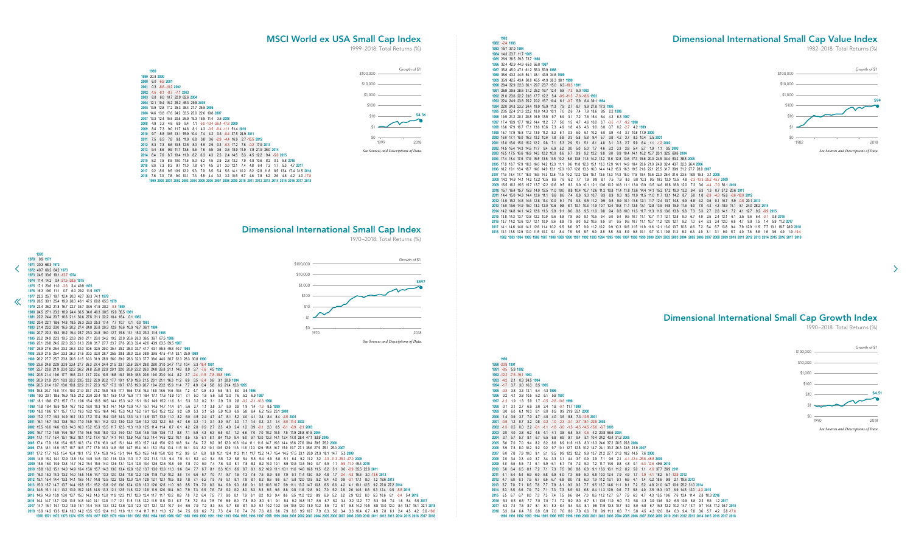## MSCI World ex USA Small Cap Index

1999–2018: Total Returns (%)

Growth of $1

$100,000

$10,000

$1,000

$100

$10

$1

$0

$4.36

1999 2018

*See Sources and Descriptions of Data.*

## Dimensional International Small Cap Index

1970–2018: Total Returns (%)

Growth of $1

$100,000

$10,000

$1,000

$100

$10

$1

$0

$597

1970 2018

*See Sources and Descriptions of Data.*

## Dimensional International Small Cap Value Index

1982–2018: Total Returns (%)

Growth of $1

$100,000

$10,000

$1,000

$100

$10

$1

$0

$94

1982 2018

*See Sources and Descriptions of Data.*

## Dimensional International Small Cap Growth Index

1990–2018: Total Returns (%)

Growth of $1

$100,000

$10,000

$1,000

$100

$10

$1

$0

$4.51

1990 2018

*See Sources and Descriptions of Data.*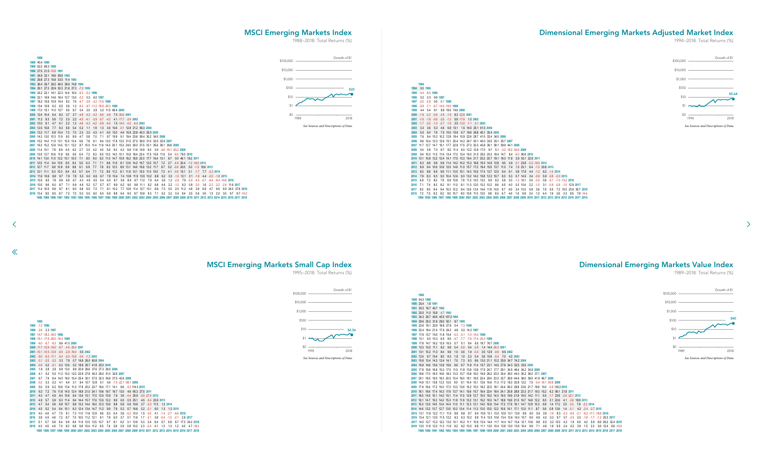## MSCI Emerging Markets Index

1988–2018: Total Returns (%)

| | 1988 | 1989 | 1990 | 1991 | 1992 | 1993 | 1994 | 1995 | 1996 | 1997 | 1998 | 1999 | 2000 | 2001 | 2002 | 2003 | 2004 | 2005 | 2006 | 2007 | 2008 | 2009 | 2010 | 2011 | 2012 | 2013 | 2014 | 2015 | 2016 | 2017 | 2018 |
|---|---|---|---|---|---|---|---|---|---|---|---|---|---|---|---|---|---|---|---|---|---|---|---|---|---|---|---|---|---|---|---|
| 1988 | 40.4 | | | | | | | | | | | | | | | | | | | | | | | | | | | | | | |
| 1989 | 52.2 | 65.0 | | | | | | | | | | | | | | | | | | | | | | | | | | | | | |
| 1990 | 27.5 | 21.5 | -10.6 | | | | | | | | | | | | | | | | | | | | | | | | | | | | |
| 1991 | 34.9 | 33.1 | 19.6 | 59.9 | | | | | | | | | | | | | | | | | | | | | | | | | | | |
| 1992 | 29.8 | 27.3 | 16.8 | 33.5 | 11.4 | | | | | | | | | | | | | | | | | | | | | | | | | | |
| 1993 | 36.4 | 35.7 | 29.2 | 46.0 | 39.6 | 74.8 | | | | | | | | | | | | | | | | | | | | | | | | | |
| 1994 | 29.1 | 27.3 | 20.9 | 30.3 | 21.8 | 27.3 | -7.3 | | | | | | | | | | | | | | | | | | | | | | | | |
| 1995 | 24.2 | 22.1 | 16.1 | 22.3 | 14.4 | 15.4 | -6.3 | -5.2 | | | | | | | | | | | | | | | | | | | | | | | |
| 1996 | 22.1 | 19.9 | 14.6 | 19.4 | 12.7 | 13.0 | -2.3 | 0.3 | 6.0 | | | | | | | | | | | | | | | | | | | | | | |
| 1997 | 18.2 | 15.9 | 10.9 | 14.4 | 8.2 | 7.6 | -4.7 | -3.9 | -3.2 | -11.6 | | | | | | | | | | | | | | | | | | | | | |
| 1998 | 13.4 | 10.9 | 6.2 | 8.5 | 2.6 | 1.2 | -8.3 | -8.7 | -11.6 | -18.8 | -25.3 | | | | | | | | | | | | | | | | | | | | |
| 1999 | 17.0 | 15.1 | 11.0 | 13.7 | 9.0 | 8.7 | 0.4 | 2.0 | 3.9 | 3.2 | 11.5 | 66.4 | | | | | | | | | | | | | | | | | | | |
| 2000 | 12.4 | 10.4 | 6.4 | 8.3 | 3.7 | 2.7 | -4.8 | -4.3 | -4.2 | -6.6 | -4.8 | 7.5 | -30.6 | | | | | | | | | | | | | | | | | | |
| 2001 | 11.3 | 9.3 | 5.6 | 7.2 | 3.0 | 2.2 | -4.5 | -4.1 | -3.9 | -5.7 | -4.2 | 4.1 | -17.7 | -2.4 | | | | | | | | | | | | | | | | | |
| 2002 | 10.0 | 8.1 | 4.7 | 6.1 | 2.2 | 1.3 | -4.6 | -4.3 | -4.2 | -5.8 | -4.6 | 1.5 | -14.0 | -4.2 | -6.0 | | | | | | | | | | | | | | | | |
| 2003 | 12.5 | 10.8 | 7.7 | 9.3 | 5.9 | 5.4 | 0.2 | 1.1 | 1.9 | 1.3 | 3.6 | 10.6 | -0.1 | 12.8 | 21.2 | 56.3 | | | | | | | | | | | | | | | |
| 2004 | 13.2 | 11.7 | 8.9 | 10.4 | 7.3 | 7.0 | 2.3 | 3.3 | 4.3 | 4.1 | 6.5 | 13.0 | 4.6 | 15.9 | 22.8 | 40.3 | 26.0 | | | | | | | | | | | | | | |
| 2005 | 14.3 | 13.0 | 10.3 | 11.9 | 9.0 | 8.9 | 4.7 | 5.8 | 7.0 | 7.1 | 9.7 | 15.9 | 9.1 | 19.4 | 25.6 | 38.4 | 30.2 | 34.5 | | | | | | | | | | | | | |
| 2006 | 15.2 | 14.0 | 11.5 | 13.1 | 10.5 | 10.4 | 6.6 | 7.8 | 9.1 | 9.4 | 12.0 | 17.8 | 12.2 | 21.5 | 27.0 | 36.9 | 31.0 | 33.5 | 32.6 | | | | | | | | | | | | |
| 2007 | 16.3 | 15.2 | 12.9 | 14.5 | 12.1 | 12.2 | 8.7 | 10.0 | 11.4 | 11.9 | 14.5 | 20.1 | 15.3 | 24.0 | 29.0 | 37.5 | 33.1 | 35.6 | 36.1 | 39.8 | | | | | | | | | | | |
| 2008 | 11.4 | 10.1 | 7.8 | 8.9 | 6.5 | 6.2 | 2.7 | 3.5 | 4.2 | 4.0 | 5.6 | 9.3 | 4.3 | 9.8 | 11.6 | 14.9 | 8.0 | 3.9 | -4.6 | -19.1 | -53.2 | | | | | | | | | | |
| 2009 | 13.6 | 12.7 | 10.6 | 11.8 | 9.6 | 9.5 | 6.4 | 7.3 | 8.3 | 8.5 | 10.3 | 14.3 | 10.1 | 15.9 | 18.4 | 22.4 | 17.5 | 15.9 | 11.6 | 5.4 | -8.5 | 79.0 | | | | | | | | | |
| 2010 | 14.1 | 13.0 | 11.0 | 12.2 | 10.1 | 10.0 | 7.1 | 8.0 | 9.0 | 9.2 | 11.0 | 14.7 | 10.9 | 16.2 | 18.5 | 22.0 | 17.7 | 16.4 | 13.1 | 8.7 | 0.0 | 46.1 | 19.2 | | | | | | | | |
| 2011 | 12.5 | 11.4 | 9.4 | 10.5 | 8.5 | 8.3 | 5.5 | 6.3 | 7.1 | 7.1 | 8.6 | 11.8 | 8.1 | 12.6 | 14.2 | 16.7 | 12.5 | 10.7 | 7.2 | 2.7 | -4.9 | 20.4 | -1.2 | -18.2 | | | | | | | |
| 2012 | 12.7 | 11.7 | 9.8 | 10.9 | 8.9 | 8.8 | 6.1 | 6.9 | 7.7 | 7.8 | 9.2 | 12.3 | 8.9 | 13.1 | 14.6 | 16.9 | 13.2 | 11.6 | 8.7 | 5.2 | -0.6 | 20.0 | 5.0 | -1.5 | 18.6 | | | | | | |
| 2013 | 12.1 | 11.1 | 9.3 | 10.3 | 8.4 | 8.3 | 5.7 | 6.4 | 7.1 | 7.2 | 8.5 | 11.2 | 8.1 | 11.8 | 13.1 | 15.0 | 11.5 | 10.0 | 7.3 | 4.1 | -0.9 | 15.1 | 3.1 | -1.7 | 7.7 | -2.3 | | | | | |
| 2014 | 11.6 | 10.6 | 8.8 | 9.7 | 7.9 | 7.8 | 5.3 | 6.0 | 6.6 | 6.7 | 7.8 | 10.4 | 7.4 | 10.8 | 11.9 | 13.5 | 10.2 | 8.8 | 6.2 | 3.3 | -1.0 | 12.1 | 2.1 | -1.8 | 4.4 | -2.0 | -1.8 | | | | |
| 2015 | 10.5 | 9.5 | 7.8 | 8.6 | 6.9 | 6.7 | 4.3 | 4.9 | 5.5 | 5.4 | 6.5 | 8.7 | 5.9 | 8.9 | 9.7 | 11.0 | 7.9 | 6.4 | 3.9 | 1.2 | -2.8 | 7.9 | -0.9 | -4.5 | -0.7 | -6.4 | -8.4 | -14.6 | | | |
| 2016 | 10.5 | 9.6 | 8.0 | 8.7 | 7.1 | 6.9 | 4.6 | 5.2 | 5.7 | 5.7 | 6.7 | 8.9 | 6.2 | 9.0 | 9.8 | 11.1 | 8.2 | 6.8 | 4.6 | 2.2 | -1.3 | 8.3 | 0.8 | -2.0 | 1.6 | -2.2 | -2.2 | -2.4 | 11.6 | | |
| 2017 | 11.4 | 10.5 | 8.9 | 9.7 | 8.1 | 8.0 | 5.8 | 6.5 | 7.0 | 7.1 | 8.1 | 10.2 | 7.7 | 10.6 | 11.4 | 12.7 | 10.1 | 8.9 | 7.0 | 5.0 | 2.0 | 11.2 | 4.8 | 2.9 | 6.9 | 4.7 | 6.6 | 9.5 | 24.0 | 37.8 | |
| 2018 | 10.4 | 9.5 | 8.0 | 8.7 | 7.2 | 7.0 | 5.0 | 5.5 | 6.0 | 6.0 | 6.9 | 8.8 | 6.4 | 9.0 | 9.7 | 10.8 | 8.3 | 7.1 | 5.2 | 3.2 | 0.4 | 8.4 | 2.5 | 0.6 | 3.6 | 1.3 | 2.0 | 3.0 | 9.7 | 8.7 | -14.2 |

Growth of $1: $22 (1988–2018)

*See Sources and Descriptions of Data.*

## MSCI Emerging Markets Small Cap Index

1995–2018: Total Returns (%)

| | 1995 | 1996 | 1997 | 1998 | 1999 | 2000 | 2001 | 2002 | 2003 | 2004 | 2005 | 2006 | 2007 | 2008 | 2009 | 2010 | 2011 | 2012 | 2013 | 2014 | 2015 | 2016 | 2017 | 2018 |
|---|---|---|---|---|---|---|---|---|---|---|---|---|---|---|---|---|---|---|---|---|---|---|---|---|
| 1995 | -7.2 | | | | | | | | | | | | | | | | | | | | | | | |
| 1996 | -2.6 | 2.3 | | | | | | | | | | | | | | | | | | | | | | |
| 1997 | -14.7 | -18.2 | -34.5 | | | | | | | | | | | | | | | | | | | | | |
| 1998 | -15.1 | -17.6 | -26.0 | -16.1 | | | | | | | | | | | | | | | | | | | | |
| 1999 | -6.0 | -5.7 | -8.3 | 8.6 | 41.0 | | | | | | | | | | | | | | | | | | | |
| 2000 | -11.7 | -12.6 | -16.0 | -8.7 | -4.6 | -35.4 | | | | | | | | | | | | | | | | | | |
| 2001 | -10.1 | -10.5 | -12.9 | -6.5 | -2.9 | -19.4 | 0.5 | | | | | | | | | | | | | | | | | |
| 2002 | -9.0 | -9.3 | -11.1 | -5.4 | -2.5 | -13.8 | -0.4 | -1.3 | | | | | | | | | | | | | | | | |
| 2003 | -3.1 | -2.5 | -3.2 | 3.3 | 7.8 | 0.7 | 16.8 | 26.0 | 60.8 | | | | | | | | | | | | | | | |
| 2004 | -0.6 | 0.2 | -0.1 | 6.2 | 10.5 | 5.2 | 18.8 | 25.7 | 41.8 | 25.0 | | | | | | | | | | | | | | |
| 2005 | 1.8 | 2.8 | 2.9 | 8.8 | 13.0 | 8.9 | 20.9 | 26.6 | 37.6 | 27.3 | 29.5 | | | | | | | | | | | | | |
| 2006 | 4.1 | 5.2 | 5.5 | 11.2 | 15.3 | 12.0 | 22.8 | 27.8 | 36.3 | 29.0 | 31.0 | 32.6 | | | | | | | | | | | | |
| 2007 | 6.7 | 7.9 | 8.4 | 14.0 | 18.0 | 15.4 | 25.4 | 30.1 | 37.5 | 32.3 | 34.8 | 37.5 | 42.6 | | | | | | | | | | | |
| 2008 | -0.2 | 0.3 | 0.2 | 4.1 | 6.4 | 3.1 | 9.4 | 10.7 | 12.8 | 5.1 | 0.6 | -7.5 | -22.7 | -58.1 | | | | | | | | | | |
| 2009 | 5.0 | 5.9 | 6.2 | 10.6 | 13.4 | 11.0 | 17.8 | 20.2 | 23.7 | 18.4 | 17.1 | 14.1 | 8.6 | -5.2 | 114.3 | | | | | | | | | |
| 2010 | 6.3 | 7.2 | 7.6 | 11.8 | 14.5 | 12.4 | 18.8 | 21.0 | 24.1 | 19.6 | 18.7 | 16.7 | 13.0 | 4.6 | 65.3 | 27.5 | | | | | | | | |
| 2011 | 4.0 | 4.7 | 4.9 | 8.4 | 10.6 | 8.4 | 13.6 | 15.1 | 17.0 | 12.5 | 10.8 | 7.9 | 3.6 | -4.4 | 25.9 | -3.5 | -27.0 | | | | | | | |
| 2012 | 4.9 | 5.7 | 5.9 | 9.3 | 11.4 | 9.4 | 14.4 | 15.7 | 17.6 | 13.5 | 12.2 | 9.9 | 6.5 | 0.5 | 25.1 | 4.5 | -5.4 | 22.6 | | | | | | |
| 2013 | 4.7 | 5.4 | 5.6 | 8.8 | 10.7 | 8.8 | 13.3 | 14.4 | 16.0 | 12.3 | 10.9 | 8.8 | 5.8 | 0.6 | 19.9 | 3.7 | -3.7 | 11.5 | 1.3 | | | | | |
| 2014 | 4.5 | 5.2 | 5.4 | 8.4 | 10.1 | 8.3 | 12.4 | 13.4 | 14.7 | 11.2 | 9.9 | 7.9 | 5.2 | 0.7 | 16.6 | 3.2 | -2.1 | 8.0 | 1.3 | 1.3 | | | | |
| 2015 | 4.0 | 4.6 | 4.7 | 7.5 | 9.1 | 7.3 | 11.0 | 11.8 | 12.9 | 9.6 | 8.3 | 6.4 | 3.8 | -0.2 | 13.0 | 1.5 | -3.0 | 4.1 | -1.4 | -2.7 | -6.8 | | | |
| 2016 | 3.9 | 4.5 | 4.6 | 7.2 | 8.7 | 7.0 | 10.5 | 11.2 | 12.1 | 9.1 | 7.8 | 6.0 | 3.7 | 0.1 | 11.6 | 1.7 | -2.1 | 3.8 | -0.4 | -1.0 | -2.1 | 2.6 | | |
| 2017 | 5.1 | 5.7 | 5.8 | 8.4 | 9.9 | 8.4 | 11.8 | 12.5 | 13.5 | 10.7 | 9.7 | 8.1 | 6.2 | 3.1 | 13.9 | 5.3 | 2.4 | 8.4 | 5.7 | 6.8 | 8.7 | 17.3 | 34.2 | |
| 2018 | 4.0 | 4.5 | 4.6 | 7.0 | 8.3 | 6.8 | 9.8 | 10.4 | 11.2 | 8.5 | 7.4 | 5.8 | 3.9 | 0.9 | 10.2 | 2.3 | -0.4 | 4.1 | 1.3 | 1.3 | 1.2 | 4.0 | 4.7 | -18.3 |

Growth of $1: $2.56 (1995–2018)

*See Sources and Descriptions of Data.*

## Dimensional Emerging Markets Adjusted Market Index

1994–2018: Total Returns (%)

| | 1994 | 1995 | 1996 | 1997 | 1998 | 1999 | 2000 | 2001 | 2002 | 2003 | 2004 | 2005 | 2006 | 2007 | 2008 | 2009 | 2010 | 2011 | 2012 | 2013 | 2014 | 2015 | 2016 | 2017 | 2018 |
|---|---|---|---|---|---|---|---|---|---|---|---|---|---|---|---|---|---|---|---|---|---|---|---|---|---|
| 1994 | 0.0 | | | | | | | | | | | | | | | | | | | | | | | | |
| 1995 | -4.4 | -8.5 | | | | | | | | | | | | | | | | | | | | | | | |
| 1996 | 0.2 | 0.3 | 9.9 | | | | | | | | | | | | | | | | | | | | | | |
| 1997 | -2.0 | -2.6 | 0.5 | -8.1 | | | | | | | | | | | | | | | | | | | | | |
| 1998 | -5.8 | -7.1 | -6.7 | -14.0 | -19.5 | | | | | | | | | | | | | | | | | | | | |
| 1999 | 4.4 | 5.4 | 9.1 | 8.9 | 18.5 | 74.6 | | | | | | | | | | | | | | | | | | | |
| 2000 | -1.9 | -2.2 | -0.9 | -2.5 | -1.9 | 8.3 | -32.8 | | | | | | | | | | | | | | | | | | |
| 2001 | -1.6 | -1.8 | -0.8 | -2.8 | -1.2 | 5.8 | -17.6 | 1.0 | | | | | | | | | | | | | | | | | |
| 2002 | -1.7 | -2.0 | -1.0 | -2.7 | -1.6 | 3.5 | -13.0 | -1.1 | -3.1 | | | | | | | | | | | | | | | | |
| 2003 | 3.3 | 3.6 | 5.3 | 4.6 | 6.9 | 13.1 | 1.5 | 16.5 | 25.1 | 61.5 | | | | | | | | | | | | | | | |
| 2004 | 5.5 | 6.0 | 7.8 | 7.5 | 10.0 | 15.9 | 6.7 | 19.8 | 26.8 | 45.1 | 30.4 | | | | | | | | | | | | | | |
| 2005 | 7.6 | 8.4 | 10.2 | 10.2 | 12.8 | 18.4 | 10.9 | 22.6 | 28.7 | 41.5 | 32.4 | 34.5 | | | | | | | | | | | | | |
| 2006 | 9.6 | 10.4 | 12.3 | 12.6 | 15.1 | 20.4 | 14.2 | 24.7 | 30.1 | 40.0 | 33.5 | 35.1 | 35.7 | | | | | | | | | | | | |
| 2007 | 11.7 | 12.7 | 14.7 | 15.1 | 17.7 | 22.8 | 17.5 | 27.3 | 32.3 | 40.8 | 36.1 | 38.1 | 39.9 | 44.1 | | | | | | | | | | | |
| 2008 | 5.4 | 5.8 | 7.0 | 6.7 | 8.2 | 11.4 | 6.0 | 12.2 | 13.9 | 17.0 | 9.7 | 5.1 | -3.2 | -18.2 | -53.6 | | | | | | | | | | |
| 2009 | 9.4 | 10.0 | 11.5 | 11.6 | 13.4 | 17.0 | 12.4 | 19.0 | 21.5 | 25.5 | 20.3 | 18.4 | 14.7 | 8.4 | -6.0 | 90.6 | | | | | | | | | |
| 2010 | 10.1 | 10.8 | 12.2 | 12.4 | 14.1 | 17.5 | 13.3 | 19.4 | 21.7 | 25.2 | 20.7 | 19.1 | 16.3 | 11.9 | 2.8 | 53.1 | 22.9 | | | | | | | | |
| 2011 | 8.3 | 8.8 | 9.9 | 9.9 | 11.4 | 14.2 | 10.2 | 15.3 | 16.8 | 19.3 | 14.8 | 12.8 | 9.5 | 4.9 | -3.1 | 23.8 | -0.2 | -19.0 | | | | | | | |
| 2012 | 8.9 | 9.4 | 10.6 | 10.6 | 12.0 | 14.6 | 11.0 | 15.7 | 17.2 | 19.4 | 15.5 | 13.7 | 11.0 | 7.4 | 1.3 | 23.1 | 6.4 | -1.0 | 20.8 | | | | | | |
| 2013 | 8.3 | 8.8 | 9.9 | 9.9 | 11.1 | 13.5 | 10.1 | 14.3 | 15.5 | 17.4 | 13.7 | 12.0 | 9.4 | 6.1 | 0.8 | 17.8 | 4.4 | -1.2 | 9.2 | -1.4 | | | | | |
| 2014 | 7.9 | 8.3 | 9.3 | 9.3 | 10.4 | 12.6 | 9.3 | 13.2 | 14.2 | 15.8 | 12.3 | 10.7 | 8.3 | 5.3 | 0.7 | 14.5 | 3.4 | -0.9 | 5.9 | -0.8 | -0.3 | | | | |
| 2015 | 6.9 | 7.2 | 8.0 | 7.9 | 8.9 | 10.9 | 7.8 | 11.2 | 12.0 | 13.2 | 9.9 | 8.2 | 5.9 | 3.0 | -1.2 | 10.1 | 0.5 | -3.5 | 0.8 | -5.1 | -7.0 | -13.2 | | | |
| 2016 | 7.1 | 7.4 | 8.3 | 8.2 | 9.1 | 11.0 | 8.1 | 11.3 | 12.0 | 13.2 | 10.2 | 8.6 | 6.5 | 4.0 | 0.3 | 10.4 | 2.2 | -1.0 | 3.1 | -0.9 | -0.8 | -1.0 | 12.9 | | |
| 2017 | 8.2 | 8.5 | 9.4 | 9.4 | 10.3 | 12.2 | 9.4 | 12.6 | 13.4 | 14.6 | 11.8 | 10.5 | 8.7 | 6.5 | 3.4 | 13.0 | 5.8 | 3.6 | 7.9 | 5.5 | 7.3 | 10.0 | 23.8 | 35.7 | |
| 2018 | 7.2 | 7.5 | 8.2 | 8.2 | 9.0 | 10.7 | 8.0 | 10.9 | 11.5 | 12.5 | 9.8 | 8.5 | 6.7 | 4.6 | 1.6 | 9.9 | 3.4 | 1.2 | 4.4 | 1.9 | 2.6 | 3.3 | 9.5 | 7.8 | -14.4 |

Growth of $1: $5.64 (1994–2018)

*See Sources and Descriptions of Data.*

## Dimensional Emerging Markets Value Index

1989–2018: Total Returns (%)

| | 1989 | 1990 | 1991 | 1992 | 1993 | 1994 | 1995 | 1996 | 1997 | 1998 | 1999 | 2000 | 2001 | 2002 | 2003 | 2004 | 2005 | 2006 | 2007 | 2008 | 2009 | 2010 | 2011 | 2012 | 2013 | 2014 | 2015 | 2016 | 2017 | 2018 |
|---|---|---|---|---|---|---|---|---|---|---|---|---|---|---|---|---|---|---|---|---|---|---|---|---|---|---|---|---|---|---|
| 1989 | 54.3 | | | | | | | | | | | | | | | | | | | | | | | | | | | | | |
| 1990 | 25.4 | 1.9 | | | | | | | | | | | | | | | | | | | | | | | | | | | | |
| 1991 | 30.3 | 19.7 | 40.7 | | | | | | | | | | | | | | | | | | | | | | | | | | | |
| 1992 | 20.5 | 11.0 | 15.8 | -4.7 | | | | | | | | | | | | | | | | | | | | | | | | | | |
| 1993 | 34.3 | 29.7 | 40.6 | 40.5 | 107.2 | | | | | | | | | | | | | | | | | | | | | | | | | |
| 1994 | 29.6 | 25.2 | 31.8 | 29.0 | 50.1 | 8.7 | | | | | | | | | | | | | | | | | | | | | | | | |
| 1995 | 23.6 | 19.1 | 22.9 | 18.8 | 27.8 | 0.4 | -7.3 | | | | | | | | | | | | | | | | | | | | | | | |
| 1996 | 22.4 | 18.4 | 21.4 | 17.9 | 24.3 | 4.8 | 3.0 | 14.3 | | | | | | | | | | | | | | | | | | | | | | |
| 1997 | 17.6 | 13.7 | 15.5 | 11.8 | 15.4 | -0.3 | -3.1 | -1.0 | -14.3 | | | | | | | | | | | | | | | | | | | | | |
| 1998 | 13.1 | 9.3 | 10.3 | 6.5 | 8.5 | -4.7 | -7.7 | -7.9 | -17.4 | -20.3 | | | | | | | | | | | | | | | | | | | | |
| 1999 | 17.8 | 14.7 | 16.2 | 13.5 | 16.3 | 5.7 | 5.1 | 8.4 | 6.5 | 18.7 | 76.7 | | | | | | | | | | | | | | | | | | | |
| 2000 | 13.3 | 10.2 | 11.1 | 8.2 | 9.9 | 0.4 | -0.9 | 0.4 | -2.8 | 1.4 | 14.4 | -25.0 | | | | | | | | | | | | | | | | | | |
| 2001 | 13.1 | 10.2 | 11.0 | 8.4 | 9.9 | 1.6 | 0.6 | 1.9 | -0.4 | 3.5 | 12.9 | -9.8 | 9.8 | | | | | | | | | | | | | | | | | |
| 2002 | 12.4 | 9.7 | 10.4 | 8.0 | 9.3 | 1.8 | 1.0 | 2.3 | 0.4 | 3.6 | 10.6 | -5.4 | 7.0 | 4.2 | | | | | | | | | | | | | | | | |
| 2003 | 15.8 | 13.4 | 14.3 | 12.4 | 14.1 | 7.5 | 7.3 | 9.3 | 8.6 | 13.0 | 21.1 | 10.2 | 25.9 | 34.7 | 74.2 | | | | | | | | | | | | | | | |
| 2004 | 16.8 | 14.6 | 15.6 | 13.9 | 15.6 | 9.6 | 9.7 | 11.8 | 11.4 | 15.7 | 23.1 | 14.5 | 27.8 | 34.3 | 52.5 | 33.5 | | | | | | | | | | | | | | |
| 2005 | 17.8 | 15.8 | 16.8 | 15.3 | 17.0 | 11.5 | 11.8 | 13.9 | 13.8 | 17.9 | 24.7 | 17.7 | 29.1 | 34.5 | 46.4 | 34.2 | 34.9 | | | | | | | | | | | | | |
| 2006 | 18.8 | 17.0 | 18.0 | 16.6 | 18.3 | 13.3 | 13.7 | 15.8 | 16.0 | 19.9 | 26.2 | 20.3 | 30.4 | 35.0 | 44.0 | 35.2 | 36.0 | 37.1 | | | | | | | | | | | | |
| 2007 | 20.1 | 18.5 | 19.5 | 18.3 | 20.0 | 15.4 | 16.0 | 18.1 | 18.5 | 22.4 | 28.4 | 23.3 | 32.7 | 36.9 | 44.6 | 38.0 | 39.5 | 41.9 | 46.7 | | | | | | | | | | | |
| 2008 | 14.9 | 13.1 | 13.8 | 12.3 | 13.5 | 9.0 | 9.1 | 10.4 | 10.1 | 12.6 | 16.6 | 11.3 | 17.2 | 18.3 | 20.8 | 12.2 | 7.5 | -0.4 | -15.1 | -50.8 | | | | | | | | | | |
| 2009 | 17.9 | 16.4 | 17.2 | 16.0 | 17.3 | 13.3 | 13.6 | 15.2 | 15.3 | 18.2 | 22.5 | 18.1 | 24.4 | 26.3 | 29.8 | 23.6 | 21.7 | 18.6 | 13.0 | -0.8 | 100.2 | | | | | | | | | |
| 2010 | 18.1 | 16.6 | 17.4 | 16.3 | 17.6 | 13.7 | 14.1 | 15.8 | 15.7 | 18.4 | 22.4 | 18.4 | 24.1 | 25.8 | 28.8 | 23.3 | 21.7 | 19.3 | 15.2 | 6.2 | 56.1 | 21.8 | | | | | | | | |
| 2011 | 16.0 | 14.5 | 15.1 | 14.0 | 15.1 | 11.4 | 11.5 | 12.8 | 12.7 | 15.0 | 18.2 | 14.3 | 18.9 | 19.9 | 21.8 | 16.5 | 14.2 | 11.1 | 6.5 | -1.7 | 23.8 | -2.6 | -22.1 | | | | | | | |
| 2012 | 16.1 | 14.7 | 15.3 | 14.2 | 15.3 | 11.8 | 11.9 | 13.2 | 13.1 | 15.2 | 18.3 | 14.7 | 18.9 | 19.8 | 21.5 | 16.7 | 14.8 | 12.2 | 8.5 | 2.1 | 22.6 | 4.1 | -3.8 | 18.9 | | | | | | |
| 2013 | 15.3 | 13.9 | 14.5 | 13.4 | 14.4 | 11.0 | 11.1 | 12.3 | 12.1 | 14.0 | 16.8 | 13.4 | 17.2 | 17.8 | 19.1 | 14.7 | 12.8 | 10.3 | 6.9 | 1.4 | 17.2 | 2.5 | -3.3 | 7.8 | -2.2 | | | | | |
| 2014 | 14.6 | 13.2 | 13.7 | 12.7 | 13.5 | 10.3 | 10.4 | 11.4 | 11.3 | 13.0 | 15.5 | 12.2 | 15.6 | 16.1 | 17.1 | 13.0 | 11.1 | 8.7 | 5.6 | 0.8 | 13.6 | 1.4 | -3.1 | 4.2 | -2.4 | -2.7 | | | | |
| 2015 | 13.1 | 11.8 | 12.2 | 11.1 | 11.9 | 8.8 | 8.8 | 9.7 | 9.4 | 10.9 | 13.1 | 10.0 | 12.9 | 13.1 | 13.9 | 9.9 | 8.0 | 5.6 | 2.6 | -1.9 | 8.3 | -2.3 | -6.5 | -2.1 | -8.2 | -11.1 | -18.9 | | | |
| 2016 | 13.4 | 12.1 | 12.5 | 11.5 | 12.2 | 9.3 | 9.3 | 10.2 | 9.9 | 11.4 | 13.5 | 10.6 | 13.4 | 13.6 | 14.3 | 10.7 | 9.0 | 6.9 | 4.2 | 0.3 | 9.7 | 0.7 | -2.5 | 2.0 | -1.8 | -1.7 | -1.2 | 20.3 | | |
| 2017 | 14.0 | 12.7 | 13.2 | 12.2 | 13.0 | 10.1 | 10.2 | 11.1 | 10.9 | 12.4 | 14.4 | 11.7 | 14.4 | 14.7 | 15.4 | 12.1 | 10.6 | 8.8 | 6.5 | 3.2 | 12.0 | 4.2 | 1.9 | 6.5 | 4.2 | 5.9 | 8.9 | 26.2 | 32.4 | |
| 2018 | 13.0 | 11.8 | 12.2 | 11.3 | 11.9 | 9.2 | 9.2 | 10.0 | 9.8 | 11.1 | 13.0 | 10.4 | 12.8 | 13.0 | 13.6 | 10.4 | 8.9 | 7.1 | 4.9 | 1.8 | 9.5 | 2.4 | 0.2 | 3.9 | 1.5 | 2.3 | 3.6 | 12.4 | 8.6 | -10.9 |

Growth of $1: $40 (1989–2018)

*See Sources and Descriptions of Data.*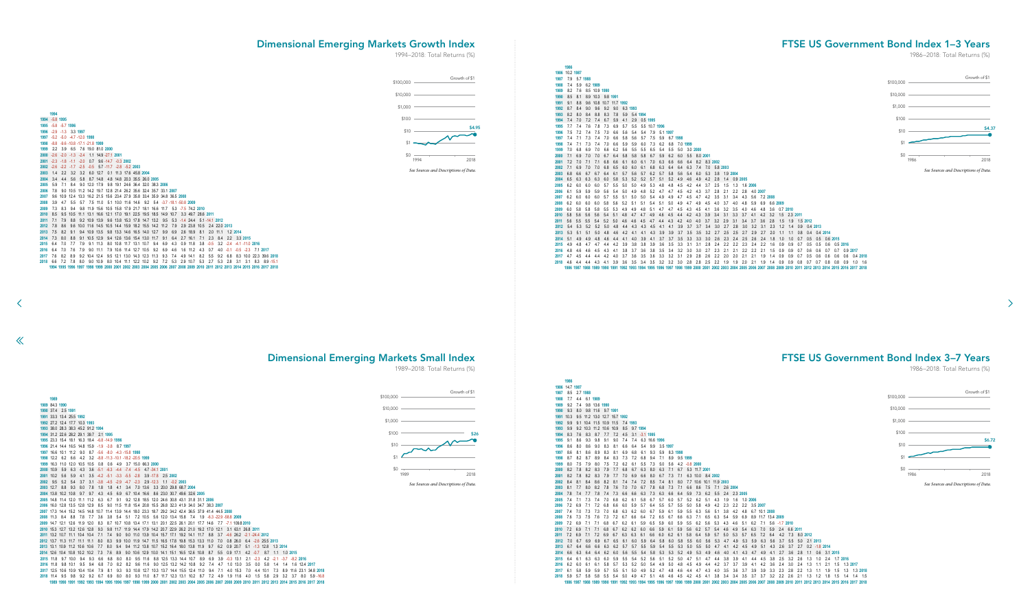## Dimensional Emerging Markets Growth Index

1994–2018: Total Returns (%)

Growth of $1

$100,000
$10,000
$1,000
$100
$10
$1
$0

$4.95

1994 2018

*See Sources and Descriptions of Data.*

## FTSE US Government Bond Index 1–3 Years

1986–2018: Total Returns (%)

Growth of $1

$100,000
$10,000
$1,000
$100
$10
$1
$0

$4.37

1986 2018

*See Sources and Descriptions of Data.*

## Dimensional Emerging Markets Small Index

1989–2018: Total Returns (%)

Growth of $1

$100,000
$10,000
$1,000
$100
$10
$1
$0

$26

1989 2018

*See Sources and Descriptions of Data.*

## FTSE US Government Bond Index 3–7 Years

1986–2018: Total Returns (%)

Growth of $1

$100,000
$10,000
$1,000
$100
$10
$1
$0

$6.72

1986 2018

*See Sources and Descriptions of Data.*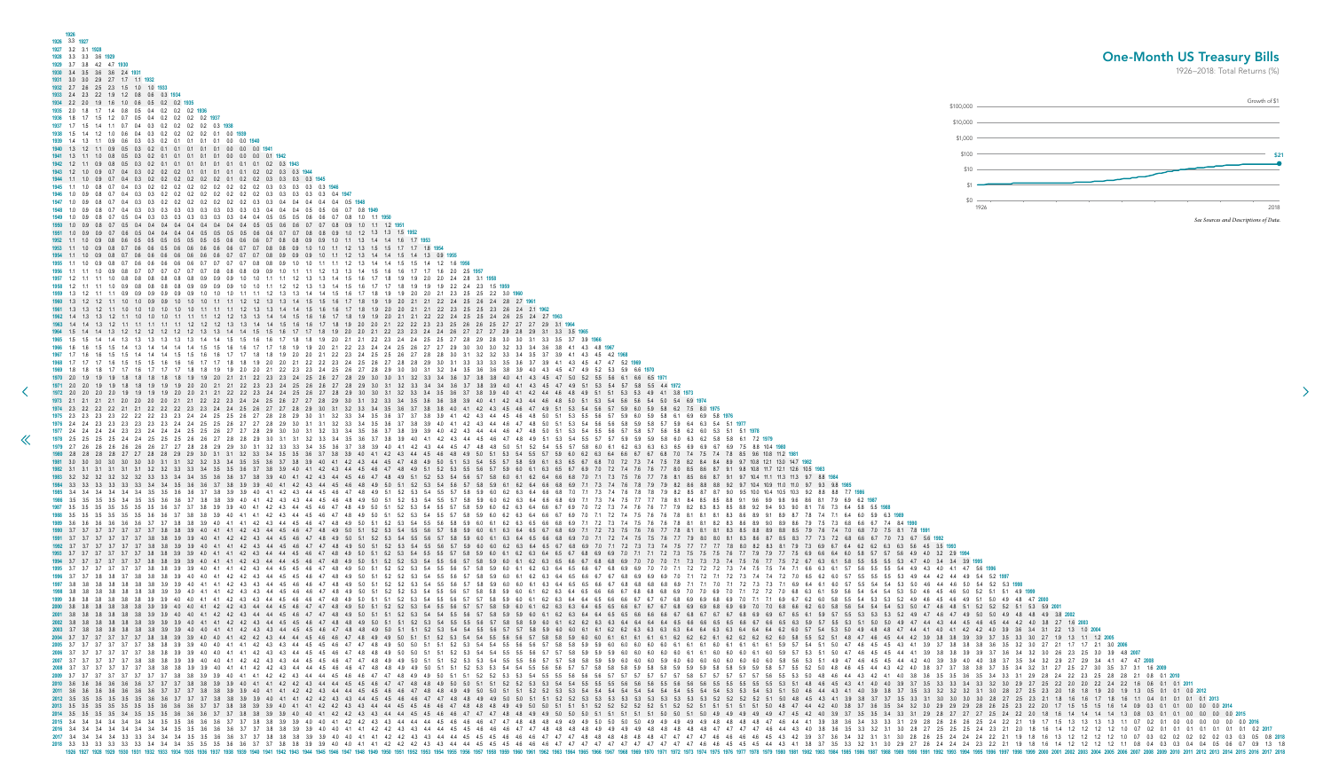# One-Month US Treasury Bills

1926–2018: Total Returns (%)

Growth of $1

$100,000

$10,000

$1,000

$100

$10

$1

$0

1926 — 2018

$21

*See Sources and Descriptions of Data.*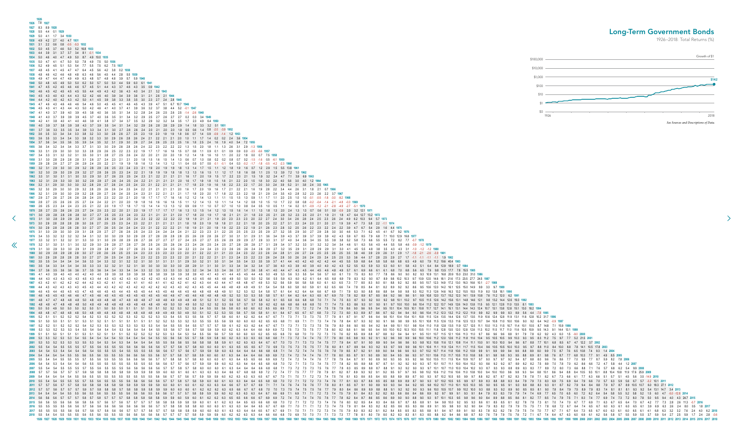# Long-Term Government Bonds

1926–2018: Total Returns (%)

| | 1926 | 1927 | 1928 | 1929 | 1930 | 1931 | 1932 | 1933 | 1934 | 1935 | 1936 |
|---|---|---|---|---|---|---|---|---|---|---|---|
| 1926 | 7.8 | | | | | | | | | | |
| 1927 | 8.3 | 8.9 | | | | | | | | | |
| 1928 | 5.5 | 4.4 | 0.1 | | | | | | | | |
| 1929 | 5.0 | 4.1 | 1.7 | 3.4 | | | | | | | |
| 1930 | 4.9 | 4.2 | 2.7 | 4.0 | 4.7 | | | | | | |
| 1931 | 3.1 | 2.2 | 0.6 | 0.8 | -0.5 | -5.3 | | | | | |
| 1932 | 5.0 | 4.5 | 3.7 | 4.6 | 5.0 | 5.2 | 16.8 | | | | |
| 1933 | 4.4 | 3.9 | 3.1 | 3.7 | 3.7 | 3.4 | 8.1 | -0.1 | | | |
| 1934 | 5.0 | 4.6 | 4.0 | 4.7 | 4.9 | 5.0 | 8.7 | 4.9 | 10.0 | | |
| 1935 | 5.0 | 4.7 | 4.1 | 4.7 | 5.0 | 5.0 | 7.8 | 4.9 | 7.5 | 5.0 | |
| 1936 | 5.2 | 4.9 | 4.5 | 5.1 | 5.3 | 5.4 | 7.7 | 5.5 | 7.5 | 6.2 | 7.5 |

Growth of $1

$100,000
$10,000
$1,000
$100
$10
$1
$0

1926 — 2018

$142

*See Sources and Descriptions of Data.*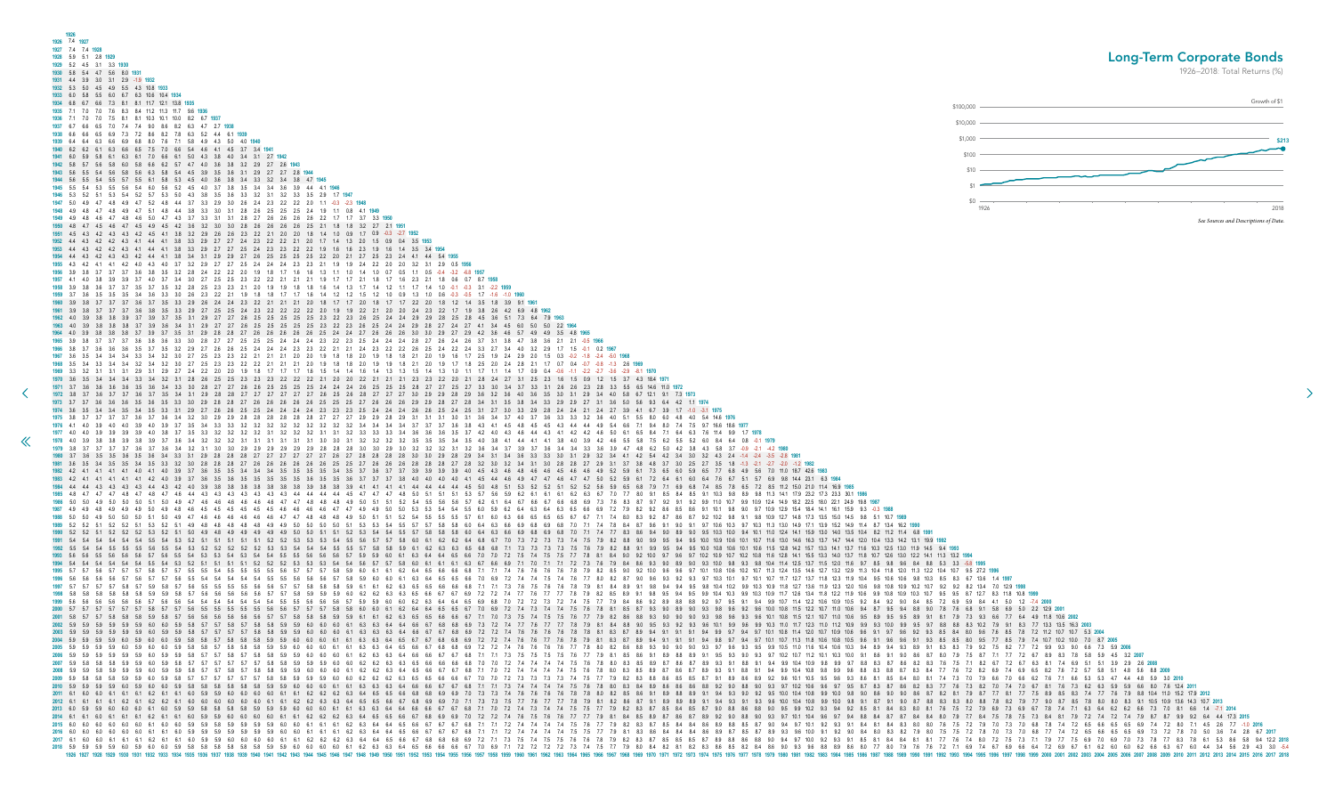## Long-Term Corporate Bonds

1926–2018: Total Returns (%)

Growth of $1

$100,000

$10,000

$1,000 — $213

$100

$10

$1

$0

1926 — 2018

*See Sources and Descriptions of Data.*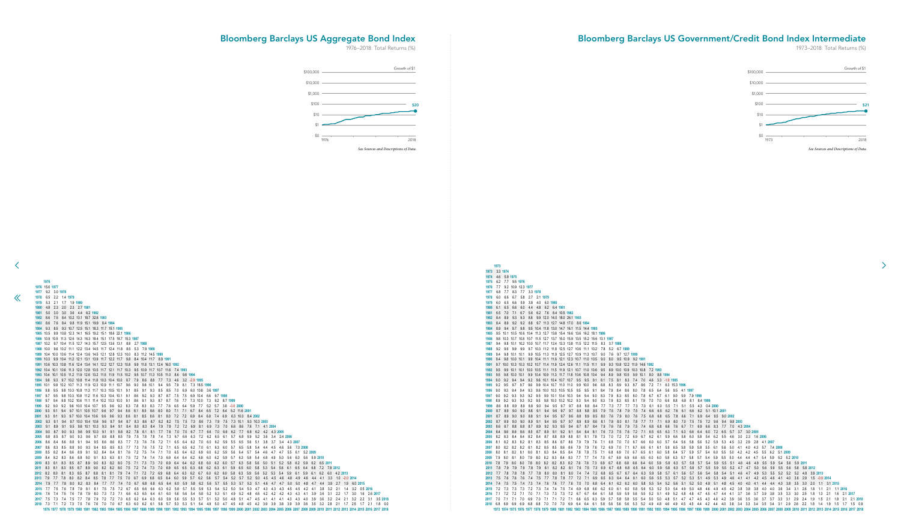# Bloomberg Barclays US Aggregate Bond Index

1976–2018: Total Returns (%)

Growth of $1

$100,000 · $10,000 · $1,000 · $100 · $10 · $1 · $0

1976 · 2018

$20

*See Sources and Descriptions of Data.*

```
1976
1976 15.6 1977
1977 9.2 3.0 1978
1978 6.5 2.2 1.4 1979
1979 5.3 2.1 1.7 1.9 1980
1980 4.8 2.3 2.0 2.3 2.7 1981
1981 5.0 3.0 3.0 3.6 4.4 6.2 1982
1982 8.6 7.5 8.4 10.2 13.1 18.7 32.6 1983
1983 8.6 7.6 8.4 9.8 11.9 15.1 19.9 8.4 1984
1984 9.3 8.5 9.3 10.7 12.5 15.1 18.3 11.7 15.1 1985
1985 10.5 9.9 10.8 12.3 14.1 16.5 19.2 15.1 18.6 22.1 1986
1986 10.9 10.5 11.3 12.6 14.3 16.3 18.4 15.1 17.5 18.7 15.3 1987
1987 10.2 9.7 10.4 11.5 12.7 14.3 15.7 12.5 13.6 13.1 8.8 2.7 1988
1988 10.0 9.6 10.2 11.1 12.2 13.4 14.5 11.7 12.4 11.8 8.5 5.3 7.9 1989
1989 10.4 10.0 10.6 11.4 12.4 13.6 14.5 12.1 12.8 12.3 10.0 8.3 11.2 14.5 1990
1990 10.3 9.9 10.4 11.2 12.1 13.1 13.9 11.7 12.2 11.7 9.8 8.4 10.4 11.7 8.9 1991
1991 10.6 10.3 10.8 11.6 12.4 13.4 14.1 12.2 12.7 12.3 10.8 9.9 11.8 13.1 12.4 16.0 1992
1992 10.4 10.1 10.6 11.3 12.0 12.8 13.5 11.7 12.1 11.7 10.3 9.5 10.9 11.7 10.7 11.6 7.4 1993
1993 10.4 10.1 10.5 11.2 11.9 12.6 13.2 11.5 11.9 11.5 10.2 9.5 10.7 11.3 10.5 11.0 8.6 9.8 1994
1994 9.6 9.3 9.7 10.2 10.8 11.4 11.8 10.3 10.4 10.0 8.7 7.9 8.6 8.8 7.7 7.3 4.6 3.2 -2.9 1995
1995 10.1 9.8 10.2 10.7 11.3 11.9 12.3 10.9 11.1 10.7 9.6 9.0 9.8 10.1 9.4 9.5 7.9 8.1 7.3 18.5 1996
1996 9.8 9.5 9.8 10.3 10.8 11.3 11.7 10.3 10.5 10.1 9.1 8.5 9.1 9.3 8.5 8.5 7.0 6.9 6.0 10.8 3.6 1997
1997 9.7 9.5 9.8 10.3 10.8 11.2 11.6 10.3 10.4 10.1 9.1 8.6 9.2 9.3 8.7 8.7 7.5 7.5 6.9 10.4 6.6 9.7 1998
1998 9.7 9.4 9.8 10.2 10.6 11.1 11.4 10.2 10.3 10.0 9.1 8.6 9.1 9.3 8.7 8.7 7.6 7.7 7.3 10.0 7.3 9.2 8.7 1999
1999 9.2 9.0 9.2 9.6 10.0 10.4 10.7 9.5 9.6 9.2 8.3 7.8 8.3 8.3 7.7 7.6 6.5 6.4 5.9 7.7 5.2 5.7 3.8 -0.8 2000
2000 9.3 9.1 9.4 9.7 10.1 10.5 10.7 9.6 9.7 9.4 8.6 8.1 8.5 8.6 8.0 8.0 7.1 7.1 6.7 8.4 6.5 7.2 6.4 5.2 11.6 2001
2001 9.3 9.1 9.3 9.7 10.0 10.4 10.6 9.6 9.6 9.3 8.6 8.1 8.5 8.6 8.1 8.0 7.2 7.2 6.9 8.4 6.8 7.4 6.9 6.3 10.0 8.4 2002
2002 9.3 9.1 9.4 9.7 10.0 10.4 10.6 9.6 9.7 9.4 8.7 8.3 8.6 8.7 8.2 8.2 7.5 7.5 7.3 8.6 7.3 7.9 7.5 7.3 10.1 9.3 10.3 2003
2003 9.1 8.9 9.1 9.5 9.8 10.1 10.3 9.3 9.4 9.1 8.4 8.0 8.3 8.4 7.9 7.9 7.2 7.2 6.9 8.1 6.9 7.3 7.0 6.6 8.6 7.6 7.1 4.1 2004
2004 9.0 8.7 9.0 9.3 9.6 9.9 10.0 9.1 9.1 8.8 8.2 7.8 8.1 8.1 7.7 7.6 7.0 7.0 6.7 7.7 6.6 7.0 6.6 6.2 7.7 6.8 6.2 4.2 4.3 2005
2005 8.8 8.5 8.7 9.0 9.3 9.6 9.7 8.8 8.8 8.5 7.9 7.5 7.8 7.8 7.4 7.3 6.7 6.6 6.3 7.2 6.2 6.5 6.1 5.7 6.8 5.9 5.2 3.6 3.4 2.4 2006
2006 8.6 8.4 8.6 8.8 9.1 9.4 9.5 8.6 8.6 8.3 7.7 7.3 7.6 7.6 7.2 7.1 6.5 6.4 6.2 7.0 6.0 6.2 5.9 5.5 6.5 5.6 5.1 3.8 3.7 3.4 4.3 2007
2007 8.6 8.3 8.5 8.8 9.0 9.3 9.4 8.5 8.5 8.3 7.7 7.3 7.6 7.5 7.2 7.1 6.5 6.5 6.2 7.0 6.1 6.3 6.0 5.7 6.5 5.8 5.4 4.4 4.5 4.6 5.6 7.0 2008
2008 8.5 8.2 8.4 8.6 8.9 9.1 9.2 8.4 8.4 8.1 7.6 7.2 7.5 7.4 7.1 7.0 6.5 6.4 6.2 6.9 6.0 6.2 5.9 5.6 6.4 5.7 5.4 4.6 4.7 4.7 5.5 6.1 5.2 2009
2009 8.4 8.2 8.3 8.6 8.8 9.0 9.1 8.3 8.3 8.1 7.5 7.2 7.4 7.4 7.0 6.9 6.4 6.4 6.2 6.8 6.0 6.2 5.9 5.7 6.3 5.8 5.4 4.8 4.9 5.0 5.6 6.0 5.6 5.9 2010
2010 8.3 8.1 8.3 8.5 8.7 8.9 9.0 8.3 8.2 8.0 7.5 7.1 7.3 7.3 7.0 6.9 6.4 6.4 6.2 6.8 6.0 6.2 6.0 5.7 6.3 5.8 5.6 5.0 5.1 5.2 5.8 6.2 5.9 6.2 6.5 2011
2011 8.3 8.1 8.3 8.5 8.7 8.9 9.0 8.2 8.2 8.0 7.5 7.2 7.4 7.3 7.0 6.9 6.5 6.5 6.3 6.8 6.2 6.3 6.1 5.9 6.5 6.0 5.8 5.3 5.4 5.6 6.1 6.5 6.4 6.8 7.2 7.8 2012
2012 8.2 8.0 8.1 8.3 8.5 8.7 8.8 8.1 8.1 7.9 7.4 7.1 7.2 7.2 6.9 6.8 6.4 6.3 6.2 6.7 6.0 6.2 6.0 5.8 6.3 5.9 5.6 5.2 5.3 5.4 5.9 6.1 5.9 6.1 6.2 6.0 4.2 2013
2013 7.9 7.7 7.8 8.0 8.2 8.4 8.5 7.8 7.7 7.5 7.0 6.7 6.9 6.8 6.5 6.4 6.0 5.9 5.7 6.2 5.6 5.7 5.4 5.2 5.7 5.2 5.0 4.5 4.5 4.5 4.8 4.9 4.6 4.4 4.1 3.3 1.0 -2.0 2014
2014 7.9 7.7 7.8 8.0 8.2 8.3 8.4 7.7 7.7 7.4 7.0 6.7 6.8 6.8 6.5 6.4 6.0 5.9 5.8 6.2 5.6 5.7 5.5 5.3 5.7 5.3 5.1 4.6 4.7 4.7 5.0 5.0 4.8 4.7 4.4 3.9 2.7 1.9 6.0 2015
2015 7.7 7.5 7.6 7.8 7.9 8.1 8.1 7.5 7.5 7.2 6.7 6.5 6.6 6.6 6.3 6.2 5.8 5.7 5.5 5.9 5.3 5.4 5.2 5.0 5.4 5.0 4.7 4.3 4.3 4.3 4.5 4.5 4.2 4.1 3.8 3.2 2.1 1.4 3.2 0.5 2016
2016 7.6 7.4 7.5 7.6 7.8 7.9 8.0 7.3 7.3 7.1 6.6 6.3 6.5 6.4 6.1 6.0 5.6 5.6 5.4 5.8 5.2 5.3 5.1 4.9 5.2 4.8 4.6 4.2 4.2 4.2 4.3 4.3 4.1 3.9 3.6 3.1 2.2 1.7 3.0 1.6 2.6 2017
2017 7.5 7.3 7.4 7.5 7.7 7.8 7.9 7.2 7.2 7.0 6.5 6.2 6.4 6.3 6.0 5.9 5.6 5.5 5.3 5.7 5.1 5.2 5.0 4.8 5.1 4.7 4.5 4.1 4.1 4.1 4.3 4.3 4.0 3.9 3.6 3.2 2.4 2.1 3.2 2.2 3.1 3.5 2018
2018 7.3 7.1 7.2 7.3 7.5 7.6 7.6 7.0 7.0 6.7 6.3 6.0 6.2 6.1 5.8 5.7 5.3 5.3 5.1 5.4 4.9 5.0 4.7 4.5 4.8 4.5 4.2 3.9 3.9 3.8 3.9 3.9 3.6 3.5 3.2 2.8 2.1 1.7 2.5 1.7 2.1 1.8 0.0
     1976 1977 1978 1979 1980 1981 1982 1983 1984 1985 1986 1987 1988 1989 1990 1991 1992 1993 1994 1995 1996 1997 1998 1999 2000 2001 2002 2003 2004 2005 2006 2007 2008 2009 2010 2011 2012 2013 2014 2015 2016 2017 2018
```

# Bloomberg Barclays US Government/Credit Bond Index Intermediate

1973–2018: Total Returns (%)

Growth of $1

$100,000 · $10,000 · $1,000 · $100 · $10 · $1 · $0

1973 · 2018

$21

*See Sources and Descriptions of Data.*

```
1973
1973 3.3 1974
1974 4.6 5.9 1975
1975 6.2 7.7 9.5 1976
1976 7.7 9.2 10.9 12.3 1977
1977 6.8 7.7 8.3 7.7 3.3 1978
1978 6.0 6.6 6.7 5.8 2.7 2.1 1979
1979 6.0 6.5 6.6 5.9 3.8 4.0 6.0 1980
1980 6.1 6.5 6.6 6.0 4.4 4.8 6.2 6.4 1981
1981 6.5 7.0 7.1 6.7 5.6 6.2 7.6 8.4 10.5 1982
1982 8.4 8.9 9.3 9.3 8.8 9.9 12.0 14.0 18.0 26.1 1983
1983 8.4 8.9 9.2 9.2 8.8 9.7 11.3 12.7 14.8 17.0 8.6 1984
1984 8.9 9.4 9.7 9.8 9.5 10.4 11.8 13.0 14.7 16.1 11.9 14.4 1985
1985 9.5 10.1 10.5 10.6 10.4 11.3 12.7 13.8 15.4 16.6 13.6 16.2 18.1 1986
1986 9.8 10.3 10.7 10.8 10.7 11.5 12.7 13.7 15.0 15.9 13.5 15.2 15.6 13.1 1987
1987 9.4 9.8 10.1 10.2 10.0 10.7 11.7 12.4 13.3 13.8 11.5 12.2 11.5 8.3 3.7 1988
1988 9.2 9.6 9.9 9.9 9.7 10.3 11.2 11.8 12.5 12.7 10.6 11.1 10.2 7.8 5.2 6.7 1989
1989 9.4 9.8 10.1 10.1 9.9 10.5 11.3 11.9 12.5 12.7 10.9 11.3 10.7 9.0 7.6 9.7 12.7 1990
1990 9.4 9.8 10.0 10.1 9.9 10.4 11.1 11.6 12.1 12.3 10.7 11.0 10.5 9.0 8.0 9.5 10.9 9.2 1991
1991 9.7 10.0 10.3 10.3 10.2 10.7 11.4 11.9 12.4 12.6 11.1 11.5 11.1 9.9 9.3 10.8 12.2 11.9 14.6 1992
1992 9.5 9.9 10.1 10.1 10.0 10.5 11.1 11.5 11.9 12.1 10.7 11.0 10.6 9.5 8.9 10.0 10.9 10.3 10.8 7.2 1993
1993 9.5 9.8 10.0 10.1 9.9 10.4 10.9 11.3 11.7 11.8 10.6 10.8 10.4 9.4 8.9 9.8 10.5 9.9 10.1 8.0 8.8 1994
1994 9.0 9.2 9.4 9.4 9.2 9.6 10.1 10.4 10.7 10.7 9.5 9.5 9.1 8.1 7.5 8.1 8.3 7.4 7.0 4.6 3.3 -1.9 1995
1995 9.2 9.5 9.7 9.7 9.6 9.9 10.4 10.7 11.0 11.0 9.9 10.0 9.6 8.8 8.3 8.9 9.3 8.7 8.6 7.2 7.1 6.3 15.3 1996
1996 9.0 9.3 9.4 9.4 9.3 9.6 10.0 10.3 10.5 10.5 9.5 9.5 9.1 8.4 7.9 8.4 8.6 8.0 7.8 6.5 6.4 5.6 9.5 4.1 1997
1997 9.0 9.2 9.3 9.3 9.2 9.5 9.9 10.1 10.4 10.3 9.4 9.4 9.0 8.3 7.9 8.3 8.5 8.0 7.8 6.7 6.7 6.1 9.0 5.9 7.9 1998
1998 8.9 9.2 9.3 9.3 9.2 9.5 9.8 10.0 10.2 10.2 9.3 9.4 9.0 8.3 7.9 8.3 8.5 8.1 7.9 7.0 7.0 6.6 8.8 6.8 8.1 8.4 1999
1999 8.6 8.8 8.9 8.9 8.8 9.0 9.4 9.5 9.7 9.7 8.8 8.8 8.4 7.7 7.3 7.7 7.7 7.3 7.0 6.1 6.0 5.5 7.1 5.1 5.5 4.3 0.4 2000
2000 8.7 8.9 9.0 9.0 8.8 9.1 9.4 9.6 9.7 9.7 8.8 8.8 8.5 7.9 7.5 7.8 7.9 7.5 7.3 6.5 6.5 6.2 7.6 6.1 6.6 6.2 5.1 10.1 2001
2001 8.7 8.9 9.0 9.0 8.9 9.1 9.4 9.5 9.7 9.6 8.8 8.9 8.5 8.0 7.6 7.9 8.0 7.6 7.5 6.8 6.8 6.5 7.8 6.6 7.1 6.9 6.4 9.5 9.0 2002
2002 8.7 8.9 9.0 9.0 8.9 9.1 9.4 9.5 9.7 9.7 8.9 8.9 8.6 8.1 7.8 8.0 8.1 7.8 7.7 7.1 7.1 6.9 8.0 7.0 7.5 7.5 7.2 9.6 9.4 9.8 2003
2003 8.6 8.7 8.8 8.8 8.7 8.9 9.2 9.3 9.5 9.4 8.7 8.7 8.4 7.9 7.6 7.8 7.9 7.5 7.4 6.8 6.8 6.6 7.6 6.7 7.1 6.9 6.6 8.3 7.7 7.0 4.3 2004
2004 8.4 8.6 8.6 8.6 8.5 8.7 8.9 9.1 9.2 9.1 8.4 8.4 8.1 7.6 7.3 7.5 7.5 7.2 7.1 6.5 6.5 6.3 7.1 6.3 6.6 6.4 6.0 7.2 6.5 5.7 3.7 3.0 2005
2005 8.2 8.3 8.4 8.4 8.2 8.4 8.7 8.8 8.9 8.8 8.1 8.1 7.8 7.3 7.0 7.2 7.2 6.9 6.7 6.2 6.1 5.9 6.6 5.8 6.0 5.8 5.4 6.2 5.5 4.6 3.0 2.3 1.6 2006
2006 8.1 8.2 8.3 8.2 8.1 8.3 8.5 8.6 8.7 8.6 7.9 7.9 7.6 7.1 6.8 7.0 7.0 6.7 6.6 6.0 6.0 5.7 6.4 5.6 5.8 5.6 5.2 5.9 5.3 4.5 3.2 2.9 2.8 4.1 2007
2007 8.0 8.2 8.2 8.2 8.1 8.2 8.5 8.5 8.6 8.6 7.9 7.9 7.6 7.2 6.9 7.0 7.1 6.7 6.6 6.1 6.1 5.9 6.5 5.8 5.9 5.8 5.5 6.1 5.6 5.0 4.1 4.0 4.3 5.7 7.4 2008
2008 8.0 8.1 8.2 8.1 8.0 8.1 8.3 8.4 8.5 8.4 7.8 7.8 7.5 7.1 6.8 6.9 7.0 6.7 6.5 6.1 6.0 5.8 6.4 5.7 5.9 5.7 5.4 6.0 5.5 5.0 4.2 4.2 4.5 5.5 6.2 5.1 2009
2009 7.9 8.0 8.1 8.0 7.9 8.0 8.2 8.3 8.4 8.3 7.7 7.7 7.4 7.0 6.7 6.9 6.9 6.6 6.5 6.0 6.0 5.8 6.3 5.7 5.8 5.7 5.4 5.9 5.5 5.0 4.4 4.4 4.7 5.4 5.9 5.2 5.2 2010
2010 7.8 7.9 8.0 8.0 7.8 8.0 8.2 8.2 8.3 8.2 7.6 7.6 7.3 6.9 6.7 6.8 6.8 6.6 6.4 6.0 5.9 5.8 6.3 5.7 5.8 5.7 5.4 5.9 5.5 5.1 4.6 4.6 4.9 5.5 5.9 5.4 5.6 5.9 2011
2011 7.8 7.9 7.9 7.9 7.8 7.9 8.1 8.2 8.2 8.1 7.6 7.5 7.3 6.9 6.7 6.8 6.8 6.5 6.4 6.0 5.9 5.8 6.3 5.7 5.8 5.7 5.5 5.9 5.5 5.2 4.7 4.7 5.0 5.6 5.9 5.5 5.6 5.8 5.8 2012
2012 7.7 7.8 7.8 7.8 7.7 7.8 8.0 8.0 8.1 8.0 7.4 7.4 7.2 6.8 6.5 6.7 6.7 6.4 6.3 5.9 5.8 5.7 6.1 5.6 5.7 5.6 5.3 5.7 5.3 5.0 4.6 4.7 4.9 5.3 5.5 5.2 5.2 4.8 3.9 2013
2013 7.5 7.6 7.6 7.6 7.4 7.5 7.7 7.8 7.8 7.7 7.2 7.1 6.9 6.5 6.3 6.4 6.4 6.1 6.0 5.6 5.5 5.3 5.7 5.2 5.3 5.1 4.9 5.3 4.9 4.6 4.1 4.1 4.2 4.5 4.6 4.1 4.0 3.6 2.9 1.5 -0.9 2014
2014 7.4 7.5 7.5 7.4 7.3 7.4 7.6 7.6 7.7 7.6 7.0 7.0 6.8 6.4 6.1 6.2 6.2 6.0 5.8 5.5 5.4 5.2 5.6 5.1 5.2 5.0 4.8 5.1 4.8 4.5 4.0 4.0 4.1 4.4 4.4 4.0 3.8 3.5 3.0 2.0 1.1 3.1 2015
2015 7.2 7.3 7.3 7.2 7.1 7.2 7.4 7.4 7.5 7.4 6.9 6.8 6.6 6.2 6.0 6.1 6.0 5.8 5.6 5.3 5.2 5.0 5.4 4.9 5.0 4.8 4.6 4.9 4.5 4.2 3.8 3.8 3.8 4.0 4.0 3.6 3.4 3.1 2.6 1.8 1.1 2.1 1.1 2016
2016 7.1 7.2 7.2 7.1 7.0 7.1 7.3 7.3 7.3 7.2 6.7 6.7 6.4 6.1 5.8 5.9 5.9 5.6 5.5 5.2 5.1 4.9 5.2 4.8 4.8 4.7 4.5 4.7 4.4 4.1 3.7 3.6 3.7 3.9 3.8 3.5 3.3 3.0 2.5 1.8 1.3 2.1 1.6 2.1 2017
2017 7.0 7.1 7.1 7.0 6.9 7.0 7.1 7.1 7.2 7.1 6.6 6.5 6.3 5.9 5.7 5.8 5.8 5.5 5.4 5.0 4.9 4.8 5.1 4.7 4.7 4.5 4.3 4.6 4.2 3.9 3.6 3.5 3.6 3.7 3.7 3.3 3.1 2.9 2.4 1.9 1.5 2.1 1.8 2.1 2.1 2018
2018 6.8 6.9 6.9 6.9 6.8 6.8 7.0 7.0 7.0 6.9 6.4 6.4 6.1 5.8 5.6 5.6 5.6 5.3 5.2 4.9 4.8 4.6 4.9 4.5 4.5 4.4 4.2 4.4 4.0 3.8 3.4 3.3 3.4 3.5 3.4 3.1 2.9 2.6 2.2 1.8 1.4 1.9 1.5 1.7 1.5 0.9
     1973 1974 1975 1976 1977 1978 1979 1980 1981 1982 1983 1984 1985 1986 1987 1988 1989 1990 1991 1992 1993 1994 1995 1996 1997 1998 1999 2000 2001 2002 2003 2004 2005 2006 2007 2008 2009 2010 2011 2012 2013 2014 2015 2016 2017 2018
```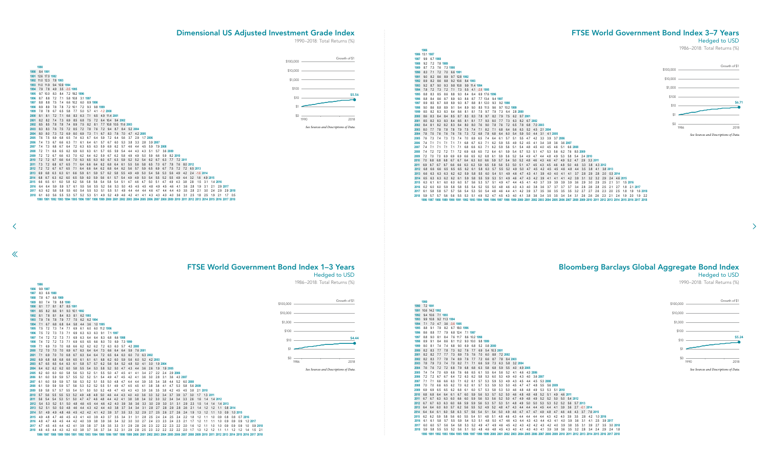## Dimensional US Adjusted Investment Grade Index

1990–2018: Total Returns (%)

| | 1990 | 1991 | 1992 | 1993 | 1994 | 1995 | 1996 | 1997 | 1998 | 1999 | 2000 | 2001 | 2002 | 2003 | 2004 | 2005 | 2006 | 2007 | 2008 | 2009 | 2010 | 2011 | 2012 | 2013 | 2014 | 2015 | 2016 | 2017 | 2018 |
|---|---|---|---|---|---|---|---|---|---|---|---|---|---|---|---|---|---|---|---|---|---|---|---|---|---|---|---|---|---|
| 1990 | 8.4 |
| 1991 | 12.6 | 17.0 |
| 1992 | 11.0 | 12.3 | 7.8 |
| 1993 | 11.0 | 11.9 | 9.4 | 10.9 |
| 1994 | 7.9 | 7.8 | 4.9 | 3.5 | -3.5 |
| 1995 | 9.7 | 10.0 | 8.3 | 8.4 | 7.2 | 19.2 |
| 1996 | 8.7 | 8.8 | 7.2 | 7.1 | 5.8 | 10.8 | 3.1 |
| 1997 | 8.8 | 8.8 | 7.5 | 7.4 | 6.6 | 10.2 | 6.0 | 8.9 |
| 1998 | 8.9 | 8.9 | 7.8 | 7.8 | 7.2 | 10.1 | 7.2 | 9.3 | 9.8 |
| 1999 | 7.8 | 7.8 | 6.7 | 6.5 | 5.8 | 7.7 | 5.0 | 5.7 | 4.1 | -1.2 |
| 2000 | 8.1 | 8.1 | 7.2 | 7.1 | 6.6 | 8.3 | 6.3 | 7.1 | 6.5 | 4.9 | 11.4 |
| 2001 | 8.2 | 8.2 | 7.4 | 7.3 | 6.9 | 8.5 | 6.8 | 7.5 | 7.2 | 6.4 | 10.4 | 9.4 |
| 2002 | 8.5 | 8.5 | 7.8 | 7.8 | 7.4 | 8.9 | 7.5 | 8.2 | 8.1 | 7.7 | 10.8 | 10.5 | 11.6 |
| 2003 | 8.3 | 8.3 | 7.6 | 7.5 | 7.2 | 8.5 | 7.2 | 7.8 | 7.6 | 7.2 | 9.4 | 8.7 | 8.4 | 5.2 |
| 2004 | 8.0 | 8.0 | 7.3 | 7.2 | 6.9 | 8.0 | 6.9 | 7.3 | 7.1 | 6.7 | 8.3 | 7.6 | 7.0 | 4.7 | 4.2 |
| 2005 | 7.6 | 7.5 | 6.9 | 6.8 | 6.5 | 7.4 | 6.3 | 6.7 | 6.4 | 5.9 | 7.2 | 6.4 | 5.6 | 3.7 | 2.9 | 1.7 |
| 2006 | 7.4 | 7.3 | 6.7 | 6.6 | 6.3 | 7.1 | 6.1 | 6.4 | 6.1 | 5.7 | 6.7 | 6.0 | 5.3 | 3.8 | 3.3 | 2.8 | 3.9 |
| 2007 | 7.4 | 7.3 | 6.8 | 6.7 | 6.4 | 7.2 | 6.3 | 6.5 | 6.3 | 5.9 | 6.9 | 6.2 | 5.7 | 4.6 | 4.4 | 4.5 | 5.9 | 7.9 |
| 2008 | 7.2 | 7.1 | 6.6 | 6.5 | 6.2 | 6.9 | 6.0 | 6.3 | 6.1 | 5.7 | 6.5 | 5.9 | 5.4 | 4.4 | 4.3 | 4.3 | 5.1 | 5.7 | 3.6 |
| 2009 | 7.2 | 7.2 | 6.7 | 6.6 | 6.3 | 7.0 | 6.2 | 6.4 | 6.2 | 5.9 | 6.7 | 6.2 | 5.8 | 4.9 | 4.9 | 5.0 | 5.9 | 6.6 | 5.9 | 8.2 |
| 2010 | 7.2 | 7.2 | 6.7 | 6.6 | 6.4 | 7.0 | 6.3 | 6.5 | 6.3 | 6.0 | 6.7 | 6.3 | 5.9 | 5.2 | 5.2 | 5.4 | 6.2 | 6.7 | 6.3 | 7.7 | 7.2 |
| 2011 | 7.3 | 7.2 | 6.8 | 6.7 | 6.5 | 7.1 | 6.4 | 6.6 | 6.4 | 6.2 | 6.8 | 6.4 | 6.1 | 5.5 | 5.6 | 5.8 | 6.5 | 7.0 | 6.7 | 7.8 | 7.6 | 8.0 |
| 2012 | 7.2 | 7.2 | 6.7 | 6.7 | 6.5 | 7.1 | 6.4 | 6.6 | 6.4 | 6.2 | 6.8 | 6.4 | 6.2 | 5.6 | 5.7 | 5.9 | 6.5 | 6.9 | 6.7 | 7.5 | 7.2 | 7.2 | 6.5 |
| 2013 | 6.9 | 6.8 | 6.3 | 6.3 | 6.1 | 6.6 | 5.9 | 6.1 | 5.9 | 5.7 | 6.2 | 5.8 | 5.6 | 5.0 | 5.0 | 5.1 | 5.6 | 5.6 | 5.3 | 5.6 | 4.9 | 4.2 | 2.4 | -1.6 |
| 2014 | 6.8 | 6.7 | 6.3 | 6.2 | 6.0 | 6.5 | 5.9 | 6.0 | 5.9 | 5.7 | 6.1 | 5.7 | 5.4 | 4.9 | 4.9 | 5.0 | 5.4 | 5.6 | 5.2 | 5.5 | 4.9 | 4.2 | 3.2 | 1.6 | 4.9 |
| 2015 | 6.6 | 6.5 | 6.1 | 6.0 | 5.8 | 6.2 | 5.6 | 5.8 | 5.6 | 5.4 | 5.8 | 5.4 | 5.1 | 4.7 | 4.6 | 4.7 | 5.0 | 5.1 | 4.7 | 4.9 | 4.3 | 3.8 | 2.8 | 1.5 | 3.1 | 1.4 |
| 2016 | 6.4 | 6.4 | 5.9 | 5.9 | 5.7 | 6.1 | 5.5 | 5.6 | 5.5 | 5.2 | 5.6 | 5.3 | 5.0 | 4.5 | 4.5 | 4.5 | 4.8 | 4.9 | 4.5 | 4.6 | 4.1 | 3.6 | 2.8 | 1.9 | 3.1 | 2.1 | 2.9 |
| 2017 | 6.3 | 6.2 | 5.8 | 5.8 | 5.5 | 6.0 | 5.4 | 5.5 | 5.3 | 5.1 | 5.5 | 5.1 | 4.9 | 4.4 | 4.4 | 4.4 | 4.6 | 4.7 | 4.4 | 4.4 | 4.0 | 3.5 | 2.8 | 2.1 | 3.0 | 2.4 | 2.9 | 2.9 |
| 2018 | 6.1 | 6.0 | 5.6 | 5.5 | 5.3 | 5.7 | 5.2 | 5.3 | 5.1 | 4.9 | 5.2 | 4.9 | 4.6 | 4.2 | 4.1 | 4.1 | 4.3 | 4.3 | 4.0 | 4.0 | 3.6 | 3.1 | 2.5 | 1.8 | 2.5 | 1.9 | 2.1 | 1.7 | 0.5 |

Growth of $1: $5.56 (1990–2018)

*See Sources and Descriptions of Data.*

## FTSE World Government Bond Index 1–3 Years

Hedged to USD

1986–2018: Total Returns (%)

| | 1986 | 1987 | 1988 | 1989 | 1990 | 1991 | 1992 | 1993 | 1994 | 1995 | 1996 | 1997 | 1998 | 1999 | 2000 | 2001 | 2002 | 2003 | 2004 | 2005 | 2006 | 2007 | 2008 | 2009 | 2010 | 2011 | 2012 | 2013 | 2014 | 2015 | 2016 | 2017 | 2018 |
|---|---|---|---|---|---|---|---|---|---|---|---|---|---|---|---|---|---|---|---|---|---|---|---|---|---|---|---|---|---|---|---|---|---|
| 1986 | 9.9 |
| 1987 | 8.3 | 6.6 |
| 1988 | 7.8 | 6.7 | 6.8 |
| 1989 | 8.0 | 7.4 | 7.8 | 8.8 |
| 1990 | 8.1 | 7.7 | 8.1 | 8.7 | 8.5 |
| 1991 | 8.5 | 8.2 | 8.6 | 9.1 | 9.3 | 10.1 |
| 1992 | 8.1 | 7.8 | 8.1 | 8.4 | 8.3 | 8.1 | 6.2 |
| 1993 | 7.9 | 7.6 | 7.8 | 7.9 | 7.7 | 7.5 | 6.2 | 6.2 |
| 1994 | 7.1 | 6.7 | 6.8 | 6.8 | 6.4 | 5.8 | 4.4 | 3.6 | 1.0 |
| 1995 | 7.5 | 7.2 | 7.3 | 7.4 | 7.1 | 6.9 | 6.1 | 6.0 | 6.0 | 11.2 |
| 1996 | 7.5 | 7.2 | 7.3 | 7.3 | 7.1 | 6.9 | 6.3 | 6.3 | 6.3 | 9.1 | 7.1 |
| 1997 | 7.4 | 7.2 | 7.2 | 7.3 | 7.1 | 6.9 | 6.3 | 6.4 | 6.4 | 8.3 | 6.8 | 6.5 |
| 1998 | 7.4 | 7.2 | 7.2 | 7.3 | 7.1 | 6.9 | 6.5 | 6.5 | 6.6 | 8.0 | 7.0 | 6.9 | 7.3 |
| 1999 | 7.1 | 6.9 | 7.0 | 7.0 | 6.8 | 6.6 | 6.2 | 6.2 | 6.2 | 7.2 | 6.3 | 6.0 | 5.7 | 4.2 |
| 2000 | 7.2 | 7.0 | 7.0 | 7.0 | 6.9 | 6.7 | 6.3 | 6.4 | 6.4 | 7.3 | 6.6 | 6.4 | 6.4 | 5.9 | 7.6 |
| 2001 | 7.1 | 6.9 | 7.0 | 7.0 | 6.8 | 6.7 | 6.3 | 6.4 | 6.4 | 7.2 | 6.5 | 6.4 | 6.3 | 6.0 | 7.0 | 6.3 |
| 2002 | 6.9 | 6.8 | 6.8 | 6.8 | 6.6 | 6.5 | 6.1 | 6.1 | 6.1 | 6.8 | 6.2 | 6.0 | 5.9 | 5.5 | 6.0 | 5.2 | 4.2 |
| 2003 | 6.7 | 6.5 | 6.5 | 6.4 | 6.3 | 6.1 | 5.8 | 5.7 | 5.7 | 6.2 | 5.6 | 5.4 | 5.2 | 4.8 | 5.0 | 4.1 | 3.0 | 1.9 |
| 2004 | 6.4 | 6.2 | 6.2 | 6.2 | 6.0 | 5.8 | 5.5 | 5.4 | 5.3 | 5.8 | 5.2 | 5.0 | 4.7 | 4.3 | 4.4 | 3.6 | 2.6 | 1.9 | 1.9 |
| 2005 | 6.2 | 6.0 | 6.0 | 6.0 | 5.8 | 5.6 | 5.3 | 5.2 | 5.1 | 5.5 | 5.0 | 4.7 | 4.5 | 4.1 | 4.1 | 3.4 | 2.7 | 2.2 | 2.4 | 2.9 |
| 2006 | 6.1 | 6.0 | 5.9 | 5.9 | 5.7 | 5.5 | 5.2 | 5.2 | 5.1 | 5.4 | 4.9 | 4.7 | 4.5 | 4.2 | 4.1 | 3.6 | 3.0 | 2.8 | 3.1 | 3.6 | 4.3 |
| 2007 | 6.1 | 6.0 | 5.9 | 5.9 | 5.7 | 5.6 | 5.3 | 5.2 | 5.1 | 5.5 | 5.0 | 4.8 | 4.7 | 4.4 | 4.4 | 3.9 | 3.5 | 3.4 | 3.8 | 4.4 | 5.2 | 6.0 |
| 2008 | 6.1 | 5.9 | 5.9 | 5.9 | 5.7 | 5.6 | 5.3 | 5.2 | 5.2 | 5.5 | 5.1 | 4.9 | 4.7 | 4.5 | 4.5 | 4.1 | 3.8 | 3.8 | 4.1 | 4.7 | 5.3 | 5.8 | 5.6 |
| 2009 | 5.9 | 5.8 | 5.7 | 5.7 | 5.5 | 5.4 | 5.1 | 5.0 | 5.0 | 5.3 | 4.8 | 4.7 | 4.5 | 4.3 | 4.3 | 3.9 | 3.6 | 3.5 | 3.8 | 4.2 | 4.5 | 4.5 | 3.8 | 2.1 |
| 2010 | 5.7 | 5.6 | 5.5 | 5.5 | 5.3 | 5.2 | 4.9 | 4.8 | 4.8 | 5.0 | 4.6 | 4.4 | 4.3 | 4.0 | 4.0 | 3.6 | 3.3 | 3.2 | 3.4 | 3.7 | 3.9 | 3.7 | 3.0 | 1.7 | 1.3 |
| 2011 | 5.6 | 5.4 | 5.4 | 5.3 | 5.1 | 5.0 | 4.7 | 4.7 | 4.6 | 4.8 | 4.4 | 4.2 | 4.1 | 3.8 | 3.8 | 3.4 | 3.2 | 3.0 | 3.2 | 3.4 | 3.4 | 3.3 | 2.6 | 1.6 | 1.4 | 1.4 |
| 2012 | 5.4 | 5.3 | 5.2 | 5.1 | 5.0 | 4.8 | 4.6 | 4.5 | 4.4 | 4.6 | 4.2 | 4.0 | 3.9 | 3.6 | 3.6 | 3.3 | 3.0 | 2.9 | 3.0 | 3.1 | 3.1 | 2.9 | 2.3 | 1.5 | 1.4 | 1.4 | 1.4 |
| 2013 | 5.2 | 5.1 | 5.0 | 5.0 | 4.8 | 4.6 | 4.4 | 4.3 | 4.2 | 4.4 | 4.0 | 3.8 | 3.7 | 3.4 | 3.4 | 3.1 | 2.8 | 2.7 | 2.8 | 2.9 | 2.8 | 2.6 | 2.1 | 1.4 | 1.2 | 1.2 | 1.1 | 0.8 |
| 2014 | 5.1 | 4.9 | 4.9 | 4.8 | 4.6 | 4.5 | 4.2 | 4.2 | 4.1 | 4.2 | 3.9 | 3.7 | 3.5 | 3.3 | 3.2 | 2.9 | 2.7 | 2.5 | 2.6 | 2.7 | 2.6 | 2.4 | 1.9 | 1.3 | 1.2 | 1.1 | 1.0 | 0.9 | 1.0 |
| 2015 | 4.9 | 4.8 | 4.7 | 4.6 | 4.5 | 4.3 | 4.1 | 4.0 | 3.9 | 4.0 | 3.7 | 3.5 | 3.4 | 3.1 | 3.1 | 2.8 | 2.5 | 2.4 | 2.5 | 2.5 | 2.4 | 2.2 | 1.8 | 1.2 | 1.1 | 1.0 | 0.9 | 0.8 | 0.8 | 0.7 |
| 2016 | 4.8 | 4.7 | 4.6 | 4.5 | 4.4 | 4.2 | 4.0 | 3.9 | 3.8 | 3.9 | 3.6 | 3.4 | 3.2 | 3.0 | 3.0 | 2.7 | 2.4 | 2.3 | 2.3 | 2.4 | 2.3 | 2.1 | 1.7 | 1.2 | 1.1 | 1.0 | 0.9 | 0.9 | 0.9 | 0.9 | 1.2 |
| 2017 | 4.5 | 4.5 | 4.4 | 4.2 | 4.1 | 3.9 | 3.8 | 3.7 | 3.8 | 3.5 | 3.3 | 3.1 | 2.9 | 2.8 | 2.6 | 2.3 | 2.2 | 2.2 | 2.3 | 2.2 | 2.0 | 1.6 | 1.2 | 1.1 | 1.0 | 0.9 | 0.9 | 0.9 | 1.0 | 0.9 | 1.0 | 1.0 |
| 2018 | 4.6 | 4.5 | 4.4 | 4.3 | 4.2 | 4.0 | 3.8 | 3.7 | 3.6 | 3.7 | 3.4 | 3.2 | 3.1 | 2.9 | 2.8 | 2.5 | 2.3 | 2.2 | 2.2 | 2.2 | 2.2 | 2.0 | 1.7 | 1.3 | 1.2 | 1.2 | 1.1 | 1.1 | 1.2 | 1.2 | 1.4 | 1.5 | 2.1 |

Growth of $1: $4.44 (1986–2018)

*See Sources and Descriptions of Data.*

## FTSE World Government Bond Index 3–7 Years

Hedged to USD

1986–2018: Total Returns (%)

| | 1986 | 1987 | 1988 | 1989 | 1990 | 1991 | 1992 | 1993 | 1994 | 1995 | 1996 | 1997 | 1998 | 1999 | 2000 | 2001 | 2002 | 2003 | 2004 | 2005 | 2006 | 2007 | 2008 | 2009 | 2010 | 2011 | 2012 | 2013 | 2014 | 2015 | 2016 | 2017 | 2018 |
|---|---|---|---|---|---|---|---|---|---|---|---|---|---|---|---|---|---|---|---|---|---|---|---|---|---|---|---|---|---|---|---|---|---|
| 1986 | 13.1 |
| 1987 | 9.9 | 6.7 |
| 1988 | 9.2 | 7.2 | 7.8 |
| 1989 | 8.7 | 7.3 | 7.6 | 7.3 |
| 1990 | 8.3 | 7.1 | 7.2 | 7.0 | 6.6 |
| 1991 | 9.0 | 8.2 | 8.6 | 8.9 | 9.7 | 12.8 |
| 1992 | 8.9 | 8.2 | 8.6 | 8.8 | 9.2 | 10.6 | 8.4 |
| 1993 | 9.2 | 8.7 | 9.0 | 9.3 | 9.8 | 10.8 | 9.9 | 11.4 |
| 1994 | 7.8 | 7.2 | 7.3 | 7.2 | 7.1 | 7.3 | 5.5 | 4.1 | -2.8 |
| 1995 | 8.8 | 8.3 | 8.5 | 8.6 | 8.8 | 9.3 | 8.4 | 8.4 | 6.9 | 17.6 |
| 1996 | 8.8 | 8.4 | 8.6 | 8.7 | 8.9 | 9.3 | 8.6 | 8.7 | 7.7 | 13.4 | 9.4 |
| 1997 | 8.9 | 8.5 | 8.7 | 8.8 | 9.0 | 9.3 | 8.7 | 8.8 | 8.1 | 12.0 | 9.3 | 9.2 |
| 1998 | 9.0 | 8.6 | 8.8 | 8.9 | 9.1 | 9.4 | 8.9 | 9.0 | 8.5 | 11.5 | 9.6 | 9.7 | 10.2 |
| 1999 | 8.5 | 8.2 | 8.3 | 8.3 | 8.4 | 8.6 | 8.1 | 8.1 | 7.5 | 9.7 | 7.9 | 7.3 | 6.4 | 2.8 |
| 2000 | 8.6 | 8.3 | 8.4 | 8.4 | 8.5 | 8.7 | 8.3 | 8.3 | 7.8 | 9.7 | 8.2 | 7.9 | 7.5 | 6.2 | 9.7 |
| 2001 | 8.5 | 8.2 | 8.3 | 8.3 | 8.4 | 8.5 | 8.1 | 8.1 | 7.7 | 9.3 | 8.0 | 7.7 | 7.3 | 6.3 | 8.2 | 6.7 |
| 2002 | 8.4 | 8.1 | 8.2 | 8.2 | 8.3 | 8.4 | 8.0 | 8.0 | 7.6 | 9.0 | 7.8 | 7.6 | 7.2 | 6.5 | 7.8 | 6.8 | 7.0 |
| 2003 | 8.0 | 7.7 | 7.8 | 7.8 | 7.8 | 7.9 | 7.5 | 7.4 | 7.1 | 8.2 | 7.1 | 6.8 | 6.4 | 5.6 | 6.3 | 5.2 | 4.5 | 2.1 |
| 2004 | 7.8 | 7.5 | 7.6 | 7.6 | 7.6 | 7.6 | 7.3 | 7.2 | 6.8 | 7.8 | 6.8 | 6.4 | 6.0 | 5.4 | 5.9 | 5.0 | 4.4 | 3.1 | 4.1 |
| 2005 | 7.6 | 7.3 | 7.4 | 7.3 | 7.3 | 7.4 | 7.0 | 6.9 | 6.5 | 7.4 | 6.4 | 6.1 | 5.7 | 5.1 | 5.5 | 4.7 | 4.2 | 3.3 | 3.9 | 3.7 |
| 2006 | 7.4 | 7.1 | 7.1 | 7.1 | 7.1 | 7.1 | 6.8 | 6.7 | 6.3 | 7.1 | 6.2 | 5.9 | 5.5 | 4.9 | 5.2 | 4.5 | 4.1 | 3.4 | 3.8 | 3.6 | 3.6 |
| 2007 | 7.4 | 7.1 | 7.1 | 7.1 | 7.1 | 7.1 | 6.8 | 6.6 | 6.3 | 7.1 | 6.2 | 5.9 | 5.6 | 5.1 | 5.4 | 4.8 | 4.5 | 4.0 | 4.5 | 4.6 | 5.1 | 6.6 |
| 2008 | 7.4 | 7.2 | 7.2 | 7.2 | 7.1 | 7.2 | 6.9 | 6.8 | 6.5 | 7.2 | 6.4 | 6.1 | 5.9 | 5.4 | 5.7 | 5.3 | 5.1 | 4.7 | 5.3 | 5.6 | 6.2 | 7.6 | 8.5 |
| 2009 | 7.2 | 7.0 | 7.0 | 6.9 | 6.9 | 6.9 | 6.6 | 6.5 | 6.2 | 6.8 | 6.1 | 5.9 | 5.6 | 5.2 | 5.4 | 4.9 | 4.7 | 4.4 | 4.8 | 4.9 | 5.3 | 5.8 | 5.4 | 2.4 |
| 2010 | 7.0 | 6.8 | 6.8 | 6.8 | 6.7 | 6.7 | 6.4 | 6.3 | 6.0 | 6.6 | 5.9 | 5.6 | 5.4 | 5.0 | 5.2 | 4.8 | 4.6 | 4.3 | 4.6 | 4.7 | 4.9 | 5.2 | 4.7 | 2.9 | 3.3 |
| 2011 | 6.9 | 6.7 | 6.7 | 6.7 | 6.6 | 6.6 | 6.3 | 6.2 | 5.9 | 6.5 | 5.8 | 5.6 | 5.3 | 5.0 | 5.1 | 4.7 | 4.5 | 4.3 | 4.6 | 4.6 | 4.8 | 5.0 | 4.6 | 3.3 | 3.8 | 4.3 |
| 2012 | 6.8 | 6.6 | 6.6 | 6.5 | 6.5 | 6.5 | 6.2 | 6.1 | 5.8 | 6.3 | 5.7 | 5.5 | 5.2 | 4.9 | 5.0 | 4.7 | 4.5 | 4.2 | 4.5 | 4.5 | 4.6 | 4.8 | 4.4 | 3.5 | 3.8 | 4.1 | 3.8 |
| 2013 | 6.6 | 6.3 | 6.3 | 6.3 | 6.2 | 6.2 | 5.9 | 5.8 | 5.5 | 6.0 | 5.4 | 5.1 | 4.9 | 4.6 | 4.7 | 4.3 | 4.1 | 3.9 | 4.0 | 4.0 | 4.1 | 4.1 | 3.7 | 2.8 | 2.9 | 2.8 | 2.0 | 0.3 |
| 2014 | 6.5 | 6.3 | 6.3 | 6.2 | 6.2 | 6.1 | 5.9 | 5.8 | 5.5 | 5.9 | 5.3 | 5.1 | 4.9 | 4.6 | 4.7 | 4.3 | 4.2 | 3.9 | 4.1 | 4.1 | 4.1 | 4.2 | 3.9 | 3.1 | 3.2 | 3.2 | 2.9 | 2.4 | 4.6 |
| 2015 | 6.3 | 6.1 | 6.1 | 6.0 | 6.0 | 6.0 | 5.7 | 5.6 | 5.3 | 5.7 | 5.1 | 4.9 | 4.7 | 4.4 | 4.5 | 4.1 | 4.0 | 3.7 | 3.9 | 3.9 | 3.9 | 3.9 | 3.6 | 2.9 | 3.0 | 2.9 | 2.5 | 2.1 | 3.1 | 1.5 |
| 2016 | 6.2 | 6.0 | 6.0 | 5.9 | 5.8 | 5.8 | 5.5 | 5.4 | 5.2 | 5.5 | 5.0 | 4.8 | 4.6 | 4.3 | 4.3 | 4.0 | 3.8 | 3.6 | 3.8 | 3.7 | 3.7 | 3.7 | 3.4 | 2.8 | 2.8 | 2.8 | 2.5 | 2.1 | 2.7 | 1.8 | 2.1 |
| 2017 | 6.1 | 5.8 | 5.8 | 5.7 | 5.7 | 5.6 | 5.4 | 5.3 | 5.0 | 5.4 | 4.8 | 4.6 | 4.4 | 4.1 | 4.2 | 3.9 | 3.7 | 3.5 | 3.6 | 3.5 | 3.5 | 3.5 | 3.2 | 2.7 | 2.7 | 2.6 | 2.3 | 2.0 | 2.5 | 1.8 | 1.9 | 1.6 |
| 2018 | 5.9 | 5.7 | 5.7 | 5.6 | 5.6 | 5.5 | 5.3 | 5.1 | 4.9 | 5.2 | 4.7 | 4.5 | 4.3 | 4.0 | 4.1 | 4.0 | 3.8 | 3.6 | 3.4 | 3.5 | 3.5 | 3.4 | 3.1 | 2.6 | 2.6 | 2.6 | 2.3 | 2.1 | 2.4 | 1.9 | 2.0 | 1.9 | 2.2 |

Growth of $1: $6.71 (1986–2018)

*See Sources and Descriptions of Data.*

## Bloomberg Barclays Global Aggregate Bond Index

Hedged to USD

1990–2018: Total Returns (%)

| | 1990 | 1991 | 1992 | 1993 | 1994 | 1995 | 1996 | 1997 | 1998 | 1999 | 2000 | 2001 | 2002 | 2003 | 2004 | 2005 | 2006 | 2007 | 2008 | 2009 | 2010 | 2011 | 2012 | 2013 | 2014 | 2015 | 2016 | 2017 | 2018 |
|---|---|---|---|---|---|---|---|---|---|---|---|---|---|---|---|---|---|---|---|---|---|---|---|---|---|---|---|---|---|
| 1990 | 7.2 |
| 1991 | 10.6 | 14.2 |
| 1992 | 9.4 | 10.6 | 7.1 |
| 1993 | 9.9 | 10.8 | 9.2 | 11.3 |
| 1994 | 7.1 | 7.0 | 4.7 | 3.6 | -3.6 |
| 1995 | 8.8 | 9.1 | 7.9 | 8.2 | 6.7 | 18.0 |
| 1996 | 8.6 | 8.8 | 7.7 | 7.9 | 6.8 | 12.4 | 7.1 |
| 1997 | 8.8 | 9.0 | 8.1 | 8.4 | 7.6 | 11.7 | 8.6 | 10.2 |
| 1998 | 8.9 | 9.1 | 8.4 | 8.6 | 8.1 | 11.2 | 9.0 | 10.0 | 9.8 |
| 1999 | 8.0 | 8.1 | 7.4 | 7.4 | 6.8 | 9.0 | 6.9 | 6.8 | 5.2 | 0.8 |
| 2000 | 8.2 | 8.3 | 7.7 | 7.8 | 7.3 | 9.2 | 7.6 | 7.7 | 6.9 | 5.4 | 10.3 |
| 2001 | 8.2 | 8.2 | 7.7 | 7.7 | 7.3 | 8.9 | 7.5 | 7.6 | 7.0 | 6.0 | 8.8 | 7.2 |
| 2002 | 8.2 | 8.3 | 7.7 | 7.8 | 7.4 | 8.9 | 7.6 | 7.7 | 7.2 | 6.6 | 8.7 | 7.8 | 8.4 |
| 2003 | 7.8 | 7.9 | 7.3 | 7.4 | 7.0 | 8.2 | 7.1 | 7.1 | 6.6 | 5.9 | 7.3 | 6.3 | 5.8 | 3.2 |
| 2004 | 7.6 | 7.6 | 7.2 | 7.2 | 6.8 | 7.9 | 6.8 | 6.8 | 6.3 | 5.8 | 6.8 | 5.9 | 5.5 | 4.0 | 4.9 |
| 2005 | 7.4 | 7.4 | 7.0 | 6.9 | 6.6 | 7.6 | 6.6 | 6.5 | 6.1 | 5.5 | 6.4 | 5.6 | 5.2 | 4.1 | 4.6 | 4.3 |
| 2006 | 7.2 | 7.2 | 6.7 | 6.7 | 6.4 | 7.2 | 6.3 | 6.2 | 5.8 | 5.3 | 6.0 | 5.3 | 4.9 | 4.0 | 4.3 | 4.0 | 3.6 |
| 2007 | 7.1 | 7.1 | 6.6 | 6.6 | 6.3 | 7.1 | 6.2 | 6.1 | 5.7 | 5.3 | 5.9 | 5.3 | 4.9 | 4.3 | 4.5 | 4.4 | 4.5 | 5.3 |
| 2008 | 7.0 | 7.0 | 6.6 | 6.5 | 6.2 | 7.0 | 6.2 | 6.1 | 5.7 | 5.3 | 5.9 | 5.3 | 5.0 | 4.5 | 4.7 | 4.7 | 4.8 | 5.5 | 5.6 |
| 2009 | 6.9 | 6.9 | 6.5 | 6.5 | 6.2 | 6.8 | 6.1 | 6.0 | 5.7 | 5.3 | 5.8 | 5.3 | 5.0 | 4.6 | 4.8 | 4.8 | 4.9 | 5.3 | 5.3 | 5.1 |
| 2010 | 6.8 | 6.8 | 6.4 | 6.4 | 6.1 | 6.7 | 6.0 | 5.9 | 5.6 | 5.3 | 5.7 | 5.2 | 5.0 | 4.6 | 4.8 | 4.8 | 4.8 | 5.2 | 5.1 | 4.9 | 4.6 |
| 2011 | 6.7 | 6.7 | 6.3 | 6.3 | 6.0 | 6.6 | 6.0 | 5.9 | 5.6 | 5.2 | 5.6 | 5.2 | 5.0 | 4.7 | 4.9 | 4.8 | 4.9 | 5.2 | 5.2 | 5.0 | 5.0 | 5.4 |
| 2012 | 6.7 | 6.7 | 6.3 | 6.3 | 6.0 | 6.6 | 6.0 | 5.9 | 5.6 | 5.3 | 5.7 | 5.3 | 5.1 | 4.8 | 4.9 | 5.0 | 5.0 | 5.3 | 5.2 | 5.2 | 5.6 | 5.7 |
| 2013 | 6.4 | 6.4 | 6.0 | 6.0 | 5.7 | 6.2 | 5.6 | 5.5 | 5.2 | 4.9 | 5.2 | 4.8 | 4.7 | 4.3 | 4.4 | 4.4 | 4.4 | 4.5 | 4.4 | 4.1 | 3.9 | 3.6 | 2.7 | -0.1 |
| 2014 | 6.4 | 6.4 | 6.1 | 6.0 | 5.8 | 6.3 | 5.7 | 5.6 | 5.4 | 5.1 | 5.4 | 5.0 | 4.9 | 4.6 | 4.7 | 4.7 | 4.7 | 4.9 | 4.8 | 4.7 | 4.6 | 4.6 | 4.3 | 3.7 | 7.6 |
| 2015 | 6.2 | 6.2 | 5.9 | 5.8 | 5.6 | 6.0 | 5.5 | 5.4 | 5.1 | 4.8 | 5.1 | 4.8 | 4.6 | 4.3 | 4.4 | 4.4 | 4.4 | 4.5 | 4.4 | 4.3 | 4.2 | 4.0 | 3.9 | 3.5 | 2.8 | 1.0 |
| 2016 | 6.1 | 6.1 | 5.8 | 5.7 | 5.5 | 5.9 | 5.4 | 5.3 | 5.1 | 4.8 | 5.0 | 4.7 | 4.6 | 4.3 | 4.3 | 4.3 | 4.4 | 4.3 | 4.3 | 4.1 | 4.0 | 3.9 | 3.6 | 3.1 | 4.1 | 2.5 | 3.9 |
| 2017 | 6.0 | 6.0 | 5.7 | 5.6 | 5.4 | 5.8 | 5.3 | 5.2 | 4.9 | 4.7 | 4.9 | 4.6 | 4.5 | 4.2 | 4.2 | 4.2 | 4.3 | 4.2 | 4.2 | 4.0 | 3.9 | 3.8 | 3.5 | 3.1 | 3.9 | 2.7 | 3.5 | 3.0 |
| 2018 | 5.9 | 5.8 | 5.5 | 5.5 | 5.3 | 5.6 | 5.2 | 5.1 | 4.8 | 4.6 | 4.8 | 4.5 | 4.3 | 4.1 | 4.1 | 4.1 | 4.0 | 4.0 | 4.0 | 3.9 | 3.8 | 3.6 | 3.5 | 3.2 | 2.8 | 3.4 | 2.4 | 2.9 | 1.8 |

Growth of $1: $5.24 (1990–2018)

*See Sources and Descriptions of Data.*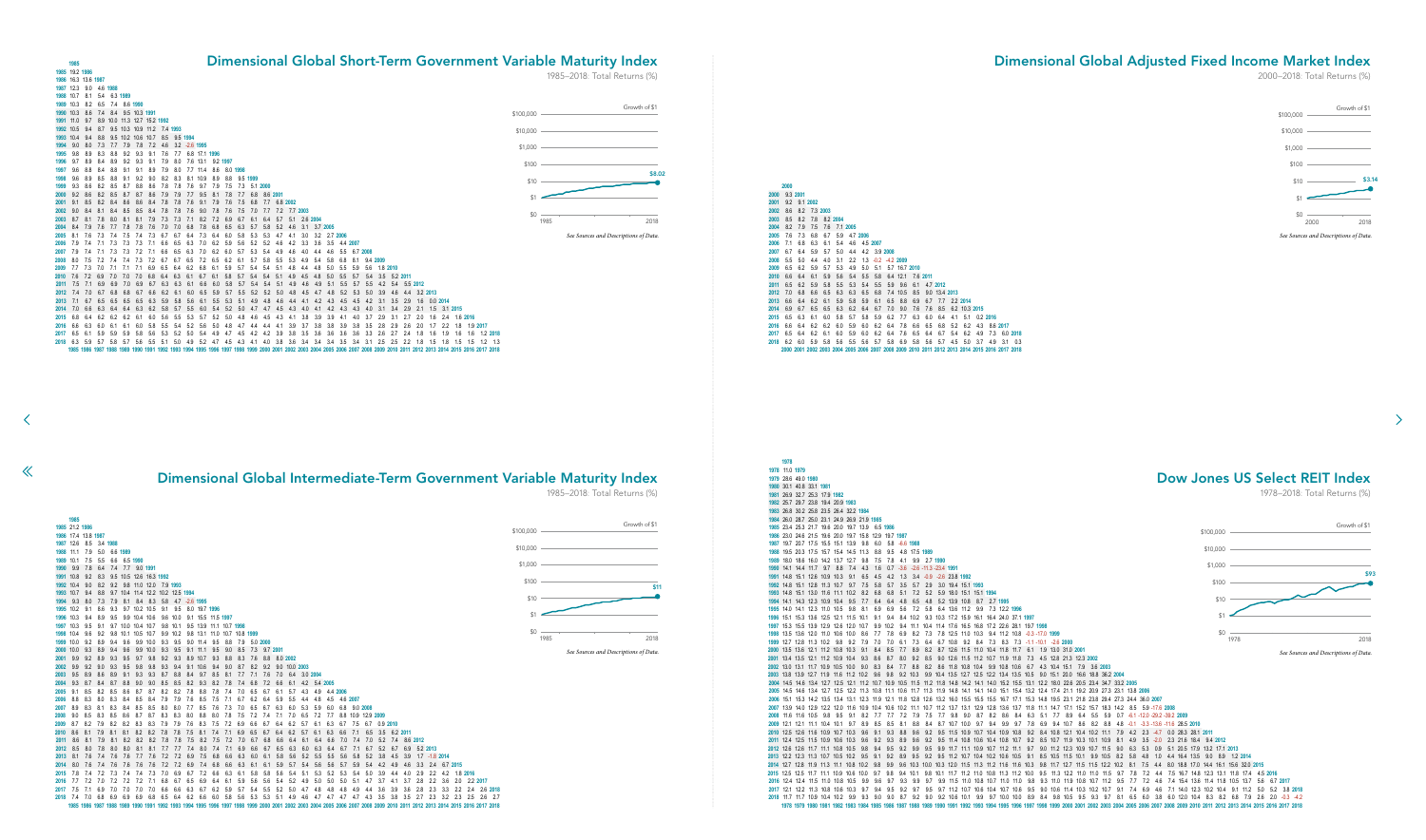## Dimensional Global Short-Term Government Variable Maturity Index

1985–2018: Total Returns (%)

1985
1985 19.2 1986
1986 16.3 13.6 1987
1987 12.3 9.0 4.6 1988
1988 10.7 8.1 5.4 6.3 1989
1989 10.3 8.2 6.5 7.4 8.6 1990
1990 10.3 8.6 7.4 8.4 9.5 10.3 1991
1991 11.0 9.7 8.9 10.0 11.3 12.7 15.2 1992
1992 10.5 9.4 8.7 9.5 10.3 10.9 11.2 7.4 1993
1993 10.4 9.4 8.8 9.5 10.2 10.6 10.7 8.5 9.5 1994
1994 9.0 8.0 7.3 7.7 7.9 7.8 7.2 4.6 3.2 -2.6 1995
1995 9.8 8.9 8.3 8.8 9.2 9.3 9.1 7.6 7.7 6.8 17.1 1996
1996 9.7 8.9 8.4 8.9 9.3 9.3 9.1 7.9 8.0 7.6 13.1 9.2 1997
1997 9.6 8.8 8.4 8.8 9.1 9.1 8.9 7.9 8.0 7.7 11.4 8.6 8.0 1998
1998 9.6 8.9 8.5 8.8 9.1 9.2 9.0 8.2 8.3 8.1 10.9 8.9 8.8 9.5 1999
1999 9.3 8.6 8.2 8.5 8.7 8.8 8.6 7.8 7.8 7.6 9.7 7.9 7.5 7.3 5.1 2000
2000 9.2 8.6 8.2 8.5 8.7 8.7 8.6 7.9 7.9 7.7 9.5 8.1 7.8 7.7 6.8 8.6 2001
2001 9.1 8.5 8.2 8.4 8.6 8.6 8.4 7.8 7.8 7.6 9.1 7.9 7.6 7.5 6.8 7.7 6.8 2002
2002 9.0 8.4 8.1 8.4 8.5 8.5 8.4 7.8 7.8 7.6 9.0 7.8 7.6 7.5 7.0 7.7 7.2 7.7 2003
2003 8.7 8.1 7.8 8.0 8.1 8.1 7.9 7.3 7.3 7.1 8.2 7.2 6.9 6.7 6.1 6.4 5.7 5.1 2.6 2004
2004 8.4 7.9 7.6 7.7 7.8 7.8 7.6 7.0 7.0 6.8 7.8 6.8 6.5 6.3 5.7 5.8 5.2 4.6 3.1 3.7 2005
2005 8.1 7.6 7.3 7.4 7.5 7.4 7.3 6.7 6.7 6.4 7.3 6.4 6.0 5.8 5.3 5.3 4.7 4.1 3.0 3.2 2.7 2006
2006 7.9 7.4 7.1 7.3 7.3 7.3 7.1 6.6 6.5 6.3 7.0 6.2 6.0 5.7 5.3 5.2 4.8 4.2 3.3 3.6 3.5 4.4 2007
2007 7.9 7.4 7.1 7.3 7.3 7.2 7.1 6.6 6.5 6.3 7.0 6.2 6.0 5.7 5.3 5.4 4.9 4.6 4.0 4.4 4.6 5.5 6.7 2008
2008 8.0 7.5 7.2 7.4 7.4 7.3 7.2 6.7 6.7 6.5 7.2 6.5 6.2 6.1 5.7 5.8 5.5 5.3 4.9 5.4 5.8 6.8 8.1 9.4 2009
2009 7.7 7.3 7.0 7.1 7.1 7.1 6.9 6.5 6.4 6.2 6.8 6.1 5.9 5.7 5.4 5.4 5.1 4.8 4.4 4.8 5.0 5.5 5.9 5.6 1.8 2010
2010 7.6 7.2 6.9 7.0 7.0 7.0 6.8 6.4 6.3 6.1 6.7 6.1 5.8 5.7 5.4 5.4 5.1 4.9 4.5 4.8 5.0 5.5 5.7 5.4 3.5 5.2 2011
2011 7.5 7.1 6.9 6.9 7.0 6.9 6.7 6.3 6.3 6.1 6.6 6.0 5.8 5.7 5.4 5.4 5.1 4.9 4.6 4.9 5.1 5.5 5.7 5.5 4.2 5.4 5.5 2012
2012 7.4 7.0 6.7 6.8 6.8 6.7 6.6 6.2 6.1 6.0 6.5 5.9 5.7 5.5 5.2 5.2 5.0 4.8 4.5 4.7 4.8 5.2 5.3 5.0 3.9 4.6 4.4 3.2 2013
2013 7.1 6.7 6.5 6.5 6.5 6.5 6.3 5.9 5.8 5.6 6.1 5.5 5.3 5.1 4.9 4.8 4.6 4.4 4.1 4.2 4.3 4.5 4.5 4.2 3.1 3.5 2.9 1.6 0.0 2014
2014 7.0 6.6 6.3 6.4 6.4 6.3 6.2 5.8 5.7 5.5 6.0 5.4 5.2 5.0 4.7 4.7 4.5 4.3 4.0 4.1 4.2 4.3 4.3 4.0 3.1 3.4 2.9 2.1 1.5 3.1 2015
2015 6.8 6.4 6.2 6.2 6.2 6.1 6.0 5.6 5.5 5.3 5.7 5.2 5.0 4.8 4.6 4.5 4.3 4.1 3.8 3.9 3.9 4.1 4.0 3.7 2.9 3.1 2.7 2.0 1.6 2.4 1.6 2016
2016 6.6 6.3 6.0 6.1 6.1 6.0 5.8 5.5 5.4 5.2 5.6 5.0 4.8 4.7 4.4 4.4 4.1 3.9 3.7 3.8 3.8 3.9 3.8 3.5 2.8 2.9 2.6 2.0 1.7 2.2 1.8 1.9 2017
2017 6.5 6.1 5.9 5.9 5.9 5.8 5.6 5.3 5.2 5.0 5.4 4.9 4.7 4.5 4.2 4.2 3.9 3.8 3.5 3.6 3.6 3.6 3.6 3.3 2.6 2.7 2.4 1.8 1.6 1.9 1.6 1.6 1.2 2018
2018 6.3 5.9 5.7 5.8 5.7 5.6 5.5 5.1 5.0 4.9 5.2 4.7 4.5 4.3 4.1 4.0 3.8 3.6 3.4 3.4 3.4 3.5 3.4 3.1 2.5 2.5 2.2 1.8 1.5 1.8 1.5 1.5 1.2 1.3
1985 1986 1987 1988 1989 1990 1991 1992 1993 1994 1995 1996 1997 1998 1999 2000 2001 2002 2003 2004 2005 2006 2007 2008 2009 2010 2011 2012 2013 2014 2015 2016 2017 2018

Growth of $1: $100,000 / $10,000 / $1,000 / $100 / $10 / $1 / $0 — 1985 to 2018 — $8.02

*See Sources and Descriptions of Data.*

## Dimensional Global Adjusted Fixed Income Market Index

2000–2018: Total Returns (%)

2000
2000 9.3 2001
2001 9.2 9.1 2002
2002 8.6 8.2 7.3 2003
2003 8.5 8.2 7.8 8.2 2004
2004 8.2 7.9 7.5 7.6 7.1 2005
2005 7.6 7.3 6.8 6.7 5.9 4.7 2006
2006 7.1 6.8 6.3 6.1 5.4 4.6 4.5 2007
2007 6.7 6.4 5.9 5.7 5.0 4.4 4.2 3.9 2008
2008 5.5 5.0 4.4 4.0 3.1 2.2 1.3 -0.2 -4.2 2009
2009 6.5 6.2 5.9 5.7 5.3 4.9 5.0 5.1 5.7 16.7 2010
2010 6.6 6.4 6.1 5.9 5.6 5.4 5.5 5.8 6.4 12.1 7.6 2011
2011 6.5 6.2 5.9 5.8 5.5 5.3 5.4 5.5 5.9 9.6 6.1 4.7 2012
2012 7.0 6.8 6.6 6.5 6.3 6.3 6.5 6.8 7.4 10.5 8.5 9.0 13.4 2013
2013 6.6 6.4 6.2 6.1 5.9 5.8 5.9 6.1 6.5 8.8 6.9 6.7 7.7 2.2 2014
2014 6.9 6.7 6.5 6.5 6.3 6.2 6.4 6.7 7.0 9.0 7.6 7.6 8.5 6.2 10.3 2015
2015 6.5 6.3 6.1 6.0 5.8 5.7 5.8 5.9 6.2 7.7 6.3 6.0 6.4 4.1 5.1 0.2 2016
2016 6.6 6.4 6.2 6.2 6.0 5.9 6.0 6.2 6.4 7.8 6.6 6.5 6.8 5.2 6.2 4.3 8.8 2017
2017 6.5 6.4 6.2 6.1 6.0 5.9 6.0 6.2 6.4 7.6 6.6 6.4 6.7 5.4 6.2 4.9 7.3 6.0 2018
2018 6.2 6.0 5.9 5.8 5.8 5.5 5.6 5.7 5.8 6.9 5.8 5.5 5.7 4.5 5.0 3.7 4.9 3.1 0.3
2000 2001 2002 2003 2004 2005 2006 2007 2008 2009 2010 2011 2012 2013 2014 2015 2016 2017 2018

Growth of $1: $100,000 / $10,000 / $1,000 / $100 / $10 / $1 / $0 — 2000 to 2018 — $3.14

*See Sources and Descriptions of Data.*

## Dimensional Global Intermediate-Term Government Index

1985–2018: Total Returns (%)

1985
1985 21.2 1986
1986 17.4 13.6 1987
1987 12.6 8.5 3.4 1988
1988 11.1 7.9 5.0 6.6 1989
1989 10.1 7.5 5.5 6.6 6.5 1990
1990 9.9 7.8 6.4 7.4 7.7 9.0 1991
1991 10.8 9.2 8.3 9.5 10.5 12.6 16.3 1992
1992 10.4 9.0 8.2 9.2 9.8 11.0 12.0 7.9 1993
1993 10.7 9.4 8.8 9.7 10.4 11.4 12.0 10.2 12.5 1994
1994 9.3 8.0 7.3 7.9 8.1 8.4 8.3 5.8 4.7 -2.6 1995
1995 10.2 9.1 8.6 9.3 9.7 10.2 10.5 9.1 9.5 8.0 19.7 1996
1996 10.3 9.4 8.9 9.5 9.9 10.4 10.6 9.6 10.0 9.1 15.5 11.5 1997
1997 10.3 9.5 9.1 9.7 10.0 10.4 10.7 9.8 10.1 9.5 13.9 11.1 10.7 1998
1998 10.4 9.6 9.2 9.8 10.1 10.5 10.7 9.9 10.2 9.8 13.1 11.0 10.7 10.8 1999
1999 10.0 9.2 8.8 9.4 9.6 9.9 10.0 9.3 9.5 9.0 11.5 9.5 8.8 7.9 5.0 2000
2000 10.0 9.3 8.9 9.4 9.6 9.9 9.9 9.3 9.5 9.1 11.1 9.5 9.0 8.5 7.3 9.7 2001
2001 9.9 9.2 8.9 9.3 9.5 9.7 9.8 9.2 9.3 8.9 10.7 9.3 8.8 8.3 7.6 8.8 8.0 2002
2002 9.9 9.2 9.0 9.3 9.5 9.8 9.8 9.2 9.3 9.0 10.6 9.3 9.0 8.6 8.1 8.9 8.6 10.0 2003
2003 9.6 9.0 8.7 9.0 9.2 9.4 9.4 8.8 8.9 8.5 9.9 8.6 8.2 7.8 7.3 7.8 7.2 6.5 3.0 2004
2004 9.3 8.7 8.4 8.7 8.8 9.0 9.0 8.4 8.5 8.1 9.3 8.1 7.6 7.2 6.6 6.9 6.2 5.4 3.4 3.9 2005
2005 9.1 8.5 8.2 8.5 8.6 8.7 8.7 8.1 8.2 7.8 8.8 7.7 7.2 6.7 6.1 6.3 5.7 4.9 3.5 3.4 3.0 2006
2006 8.8 8.3 8.0 8.2 8.3 8.4 8.4 7.8 7.9 7.5 8.4 7.4 6.9 6.5 6.0 6.1 5.5 4.8 3.9 4.4 4.8 3.5 2007
2007 8.9 8.3 8.1 8.3 8.4 8.5 8.5 8.0 8.0 7.7 8.6 7.6 7.2 6.8 6.3 6.5 6.0 5.4 4.6 5.0 5.2 5.6 6.9 2008
2008 9.0 8.5 8.3 8.5 8.6 8.7 8.7 8.2 8.3 8.0 8.8 8.0 7.6 7.3 6.9 7.1 6.7 6.3 5.9 6.2 6.7 7.3 9.0 9.0 2009
2009 8.7 8.2 8.0 8.2 8.2 8.3 8.3 7.8 7.9 7.6 8.3 7.5 7.1 6.8 6.4 6.5 6.1 5.7 5.3 5.5 5.7 5.9 6.4 5.0 1.2 2010
2010 8.6 8.1 7.9 8.1 8.2 8.2 8.2 7.7 7.8 7.5 8.2 7.4 7.1 6.8 6.4 6.5 6.1 5.8 5.4 5.6 5.8 6.0 6.4 5.5 3.5 5.8 2011
2011 8.6 8.1 7.9 8.1 8.2 8.2 8.2 7.8 7.8 7.5 8.3 7.6 7.3 7.0 6.6 6.8 6.5 6.3 6.0 6.2 6.6 7.0 7.4 6.6 5.5 6.5 3.5 2012
2012 8.4 8.0 7.7 7.9 7.9 8.0 7.9 7.5 7.5 7.2 7.9 7.2 6.9 6.6 6.2 6.3 6.0 5.7 5.4 5.6 5.8 6.0 6.2 5.5 4.6 5.4 4.6 5.2 2013
2013 8.1 7.6 7.4 7.5 7.6 7.6 7.5 7.2 7.1 6.8 7.4 6.7 6.4 6.0 5.6 5.6 5.3 4.9 4.4 4.5 4.6 4.5 4.3 3.5 3.2 2.7 1.3 -1.8 2014
2014 8.0 7.6 7.4 7.6 7.6 7.6 7.5 7.1 7.1 6.8 7.3 6.7 6.4 6.1 5.7 5.7 5.4 5.1 4.7 4.8 4.9 4.9 4.8 4.1 3.9 3.6 3.3 2.4 6.7 2015
2015 7.8 7.2 7.2 7.3 7.4 7.3 7.2 6.9 6.8 6.6 7.1 6.5 6.2 5.9 5.5 5.5 5.3 5.0 4.5 4.6 4.7 4.6 4.5 3.9 3.6 3.3 2.9 2.2 4.2 1.8 2016
2016 7.7 7.2 7.0 7.2 7.2 7.2 7.0 6.7 6.7 6.4 6.9 6.3 6.0 5.7 5.4 5.4 5.1 4.8 4.4 4.5 4.5 4.4 4.2 3.7 3.4 3.1 2.7 2.2 3.5 2.0 2.2 2017
2017 7.5 7.1 6.9 7.0 7.0 7.0 6.8 6.5 6.5 6.2 6.7 6.1 5.8 5.5 5.2 5.2 4.9 4.6 4.2 4.2 4.3 4.2 4.0 3.5 3.2 2.9 2.6 2.2 3.2 2.2 2.2 2.6 2018
2018 7.4 7.0 6.8 6.9 6.9 6.8 6.7 6.4 6.3 6.1 6.5 5.9 5.7 5.4 5.0 5.0 4.8 4.5 4.1 4.1 4.1 4.0 3.8 3.3 3.0 2.8 2.5 2.3 3.1 2.3 2.5 2.6 2.7
1985 1986 1987 1988 1989 1990 1991 1992 1993 1994 1995 1996 1997 1998 1999 2000 2001 2002 2003 2004 2005 2006 2007 2008 2009 2010 2011 2012 2013 2014 2015 2016 2017 2018

Growth of $1: $100,000 / $10,000 / $1,000 / $100 / $10 / $1 / $0 — 1985 to 2018 — $11

*See Sources and Descriptions of Data.*

## Dow Jones US Select REIT Index

1978–2018: Total Returns (%)

1978
1978 11.0 1979
1979 28.6 49.0 1980
1980 30.1 40.8 33.1 1981
1981 26.9 32.7 25.3 17.9 1982
1982 25.7 29.7 23.8 19.4 20.9 1983
1983 26.8 30.2 25.8 23.5 26.4 32.2 1984
1984 26.0 28.7 25.0 23.1 24.9 26.9 21.9 1985
1985 23.4 25.3 21.7 19.6 20.0 19.7 13.9 6.5 1986
1986 23.0 24.8 21.5 19.6 20.0 19.7 15.8 12.9 19.7 1987
1987 20.7 21.7 17.5 15.5 15.1 13.9 9.8 6.0 5.8 -6.6 1988
1988 19.5 20.3 17.5 15.7 15.4 14.5 11.3 8.8 9.5 4.8 17.5 1989
1989 18.0 18.6 16.0 14.2 13.7 12.7 9.8 7.5 7.8 4.1 9.9 2.7 1990
1990 14.1 14.4 11.7 9.7 8.8 7.4 4.3 1.6 0.7 -3.6 -2.6 -11.3 -23.4 1991
1991 14.8 15.1 12.6 10.9 10.3 9.1 6.5 4.5 4.2 1.3 3.4 -0.9 -2.6 23.8 1992
1992 14.8 15.1 12.8 11.3 10.7 9.7 7.5 5.8 5.7 3.5 5.7 2.9 3.0 19.4 15.1 1993
1993 14.8 15.1 13.0 11.6 11.1 10.2 8.2 6.8 6.8 5.1 7.2 5.2 5.9 18.0 15.1 15.1 1994
1994 14.1 14.3 12.3 10.9 10.4 9.5 7.7 6.4 6.4 4.8 6.5 4.8 5.2 13.9 10.8 8.7 2.7 1995
1995 14.0 14.1 12.3 11.0 10.5 9.8 8.1 6.9 6.9 5.6 7.2 5.8 6.4 13.6 11.2 9.9 7.3 12.2 1996
1996 15.1 15.3 13.6 12.5 12.1 11.5 10.1 9.1 9.4 8.4 10.2 9.3 10.3 17.2 15.9 16.1 16.4 24.0 37.1 1997
1997 15.3 15.5 13.9 12.9 12.6 12.0 10.7 9.9 10.2 9.4 11.1 10.4 11.4 17.6 16.5 16.8 17.2 22.6 28.1 19.7 1998
1998 13.5 13.6 12.0 11.0 10.6 10.0 8.6 7.7 7.8 6.9 8.2 7.3 7.8 12.5 11.0 10.3 9.4 11.2 10.8 -0.3 -17.0 1999
1999 12.7 12.8 11.3 10.2 9.8 9.2 7.9 7.0 7.0 6.1 7.3 6.4 6.7 10.8 9.2 8.4 7.3 8.3 7.3 -1.1 -10.1 -2.6 2000
2000 13.5 13.6 12.1 11.2 10.8 10.3 9.1 8.4 8.5 7.7 8.9 8.2 8.7 12.6 11.5 11.0 10.4 11.8 11.7 6.1 1.9 13.3 31.0 2001
2001 13.4 13.5 12.1 11.2 10.9 10.4 9.3 8.6 8.7 8.0 9.2 8.5 9.0 12.6 11.5 11.2 10.7 11.9 11.8 7.3 4.5 12.8 21.3 12.3 2002
2002 13.0 13.1 11.7 10.9 10.5 10.0 9.0 8.3 8.4 7.7 8.8 8.2 8.6 11.8 10.8 10.4 9.9 10.8 10.6 6.7 4.3 10.4 15.1 7.9 3.6 2003
2003 13.8 13.9 12.7 11.9 11.6 11.2 10.2 9.6 9.8 9.2 10.3 9.9 10.4 13.5 12.7 12.5 12.2 13.4 13.5 10.5 9.0 15.1 20.0 16.6 18.8 36.2 2004
2004 14.5 14.6 13.4 12.7 12.5 12.1 11.2 10.7 10.9 10.5 11.5 11.2 11.8 14.8 14.2 14.1 14.0 15.2 15.5 13.1 12.2 18.0 22.6 20.5 23.4 34.7 33.2 2005
2005 14.5 14.6 13.4 12.7 12.5 12.1 11.3 10.8 11.1 10.6 11.7 11.3 11.9 14.8 14.1 14.0 13.9 15.1 15.4 13.2 12.4 17.4 21.1 19.2 20.9 27.3 23.1 13.8 2006
2006 15.1 15.3 14.2 13.5 13.4 13.1 12.3 11.9 12.1 11.8 12.8 12.6 13.2 16.0 15.5 15.5 15.6 16.7 17.1 15.3 14.8 19.5 23.1 21.8 23.8 29.4 27.3 24.4 36.0 2007
2007 13.9 14.0 12.9 12.2 12.0 11.6 10.9 10.4 10.6 10.2 11.0 10.7 11.2 13.7 13.1 12.9 12.8 13.6 13.7 11.8 11.1 14.7 17.1 15.2 15.7 18.3 14.2 8.5 5.9 -17.6 2008
2008 11.6 11.6 10.5 9.8 9.5 9.1 8.2 7.7 7.8 7.3 7.9 7.5 7.7 9.8 9.0 8.7 8.2 8.6 8.4 6.3 5.1 7.7 8.9 6.4 5.5 5.9 0.7 -6.1 -12.0 -29.0 -39.2 2009
2009 12.1 12.1 11.1 10.4 10.1 9.7 8.9 8.5 8.5 8.1 8.8 8.4 8.7 10.7 10.0 9.7 9.4 9.9 9.7 7.8 6.9 9.4 10.7 8.6 8.2 8.8 4.8 -0.1 -3.3 -13.6 -11.6 28.5 2010
2010 12.5 12.6 11.6 10.9 10.7 10.3 9.6 9.1 9.3 8.8 9.6 9.2 9.5 11.5 10.9 10.7 10.4 10.9 10.8 9.2 8.4 10.8 12.1 10.4 10.2 11.1 7.9 4.2 2.3 -4.7 0.0 28.3 28.1 2011
2011 12.4 12.5 11.5 10.9 10.6 10.3 9.6 9.2 9.3 8.9 9.6 9.2 9.5 11.4 10.8 10.6 10.4 10.8 10.7 9.2 8.5 10.7 11.9 10.3 10.1 10.9 8.1 4.9 3.5 -2.0 2.3 21.6 18.4 9.4 2012
2012 12.6 12.6 11.7 11.1 10.8 10.5 9.8 9.4 9.5 9.2 9.9 9.5 9.9 11.7 11.1 10.9 10.7 11.2 11.1 9.7 9.0 11.2 12.3 10.9 10.7 11.5 9.0 6.3 5.3 0.9 5.1 20.5 17.9 13.2 17.1 2013
2013 12.2 12.3 11.3 10.7 10.5 10.2 9.5 9.1 9.2 8.9 9.5 9.2 9.5 11.2 10.7 10.4 10.2 10.6 10.5 9.1 8.5 10.5 11.5 10.1 9.9 10.5 8.2 5.8 4.8 1.0 4.4 15.4 13.8 9.0 8.9 1.2 2014
2014 12.7 12.8 11.9 11.3 11.1 10.8 10.2 9.8 9.9 9.6 10.3 10.0 10.3 12.0 11.5 11.3 11.2 11.6 11.6 10.3 9.8 11.8 12.9 11.7 11.6 12.3 10.2 8.2 7.5 4.6 8.0 18.8 17.0 14.4 16.1 15.6 32.0 2015
2015 12.5 12.5 11.7 11.1 10.9 10.6 10.0 9.7 9.8 9.4 10.1 9.8 10.1 11.7 11.2 11.0 10.8 11.3 11.2 10.0 9.5 11.3 12.2 11.0 10.9 11.5 9.5 7.8 7.2 4.4 7.5 16.7 14.8 12.3 13.1 11.8 17.4 4.5 2016
2016 12.4 12.4 11.6 11.0 10.8 10.5 9.9 9.6 9.7 9.4 10.1 9.8 10.1 11.5 11.0 10.8 10.7 11.0 11.0 9.8 9.3 11.0 11.9 10.8 10.7 11.2 9.3 7.7 7.2 4.6 7.4 15.4 13.6 11.4 11.8 10.5 13.5 5.6 6.7 2017
2017 12.1 12.2 11.3 10.8 10.6 10.3 9.7 9.4 9.5 9.2 9.8 9.5 9.8 11.2 10.7 10.5 10.3 10.7 10.6 9.5 9.0 10.6 11.4 10.3 10.2 10.7 8.9 7.4 6.9 4.6 7.1 14.0 12.5 10.2 10.2 9.1 11.1 5.0 5.2 3.8 2018
2018 11.7 11.7 10.9 10.4 10.2 9.9 9.3 9.0 9.1 8.7 9.4 9.0 9.2 10.6 10.1 9.9 9.7 10.0 9.9 8.8 8.3 9.8 10.5 9.5 9.3 9.7 8.1 6.5 6.0 3.8 6.0 12.0 10.4 8.3 8.2 6.8 7.9 2.6 2.0 -0.3 -4.2
1978 1979 1980 1981 1982 1983 1984 1985 1986 1987 1988 1989 1990 1991 1992 1993 1994 1995 1996 1997 1998 1999 2000 2001 2002 2003 2004 2005 2006 2007 2008 2009 2010 2011 2012 2013 2014 2015 2016 2017 2018

Growth of $1: $100,000 / $10,000 / $1,000 / $100 / $10 / $1 / $0 — 1978 to 2018 — $93

*See Sources and Descriptions of Data.*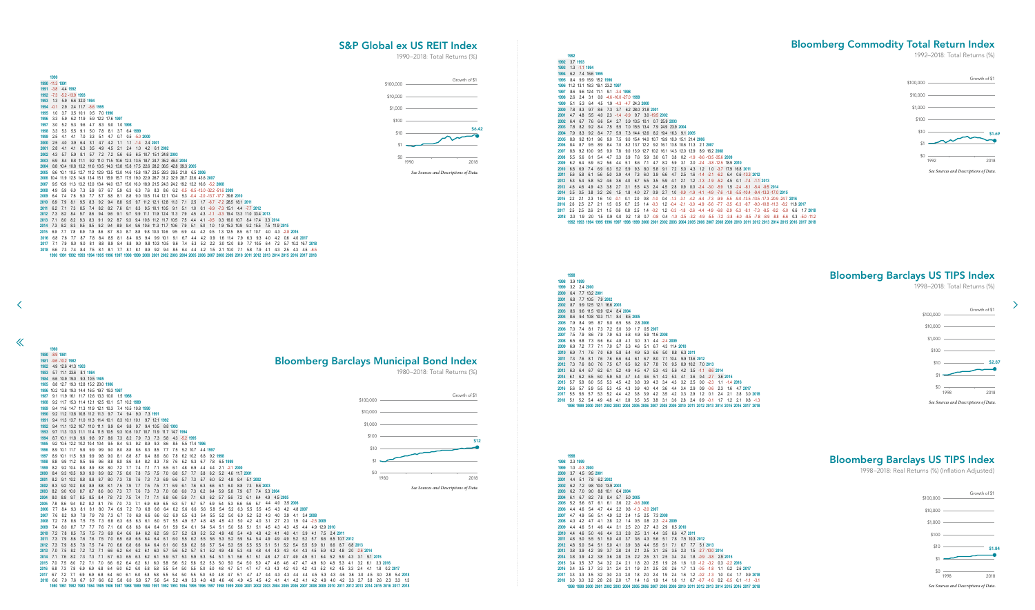## S&P Global ex US REIT Index

1990–2018: Total Returns (%)

Growth of $1

$100,000
$10,000
$1,000
$100
$10
$1
$0

$6.42

1990 — 2018

*See Sources and Descriptions of Data.*

## Bloomberg Barclays Municipal Bond Index

1980–2018: Total Returns (%)

Growth of $1

$100,000
$10,000
$1,000
$100
$10
$1
$0

$12

1980 — 2018

*See Sources and Descriptions of Data.*

## Bloomberg Commodity Total Return Index

1992–2018: Total Returns (%)

Growth of $1

$100,000
$10,000
$1,000
$100
$10
$1
$0

$1.69

1992 — 2018

*See Sources and Descriptions of Data.*

## Bloomberg Barclays US TIPS Index

1998–2018: Total Returns (%)

Growth of $1

$100,000
$10,000
$1,000
$100
$10
$1
$0

$2.87

1998 — 2018

*See Sources and Descriptions of Data.*

## Bloomberg Barclays US TIPS Index

1998–2018: Real Returns (%) (Inflation Adjusted)

Growth of $1

$100,000
$10,000
$1,000
$100
$10
$1
$0

$1.84

1998 — 2018

*See Sources and Descriptions of Data.*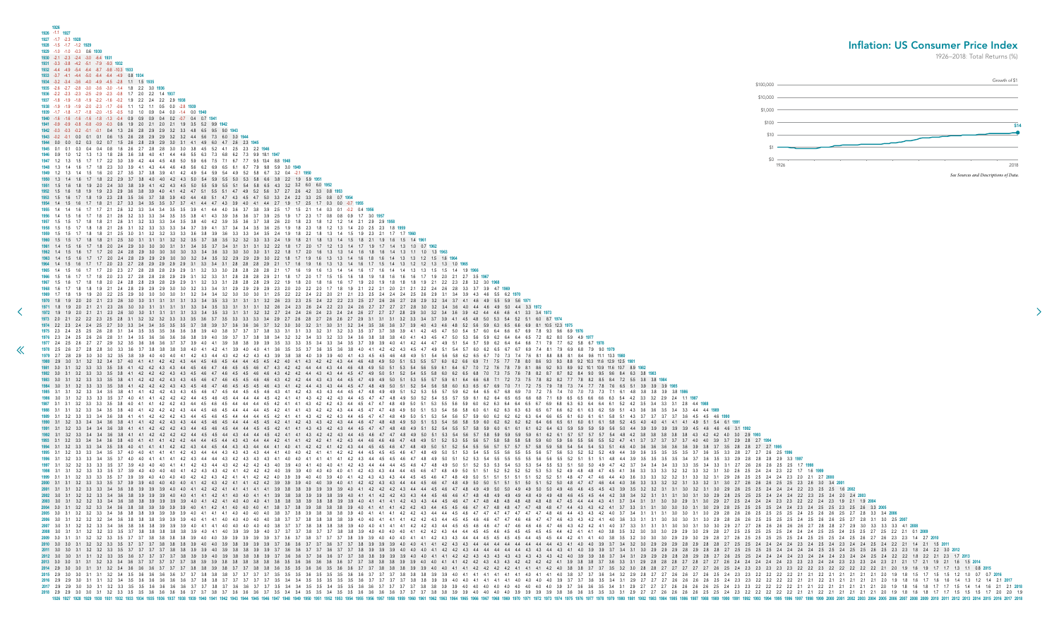## Inflation: US Consumer Price Index

1926–2018: Total Returns (%)

Growth of $1

$100,000

$10,000

$1,000

$100

$10

$1

$0

1926 2018

$14

*See Sources and Descriptions of Data.*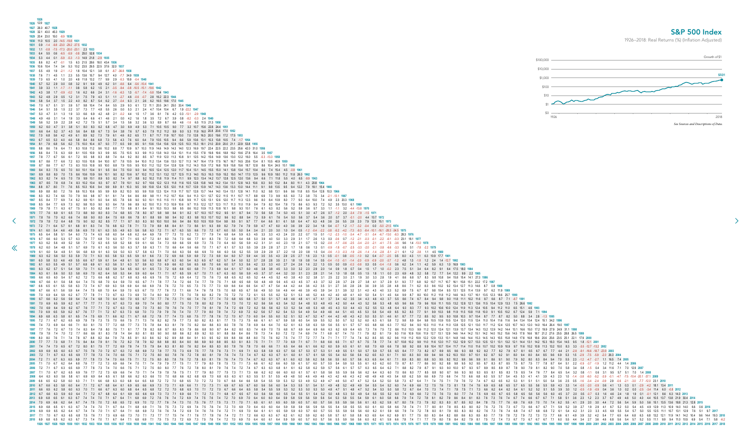# S&P 500 Index

1926–2018: Real Returns (%) (Inflation Adjusted)

Growth of $1

$100,000
$10,000
$1,000
$100
$10
$1
$0

1926 — 2018

$501

*See Sources and Descriptions of Data.*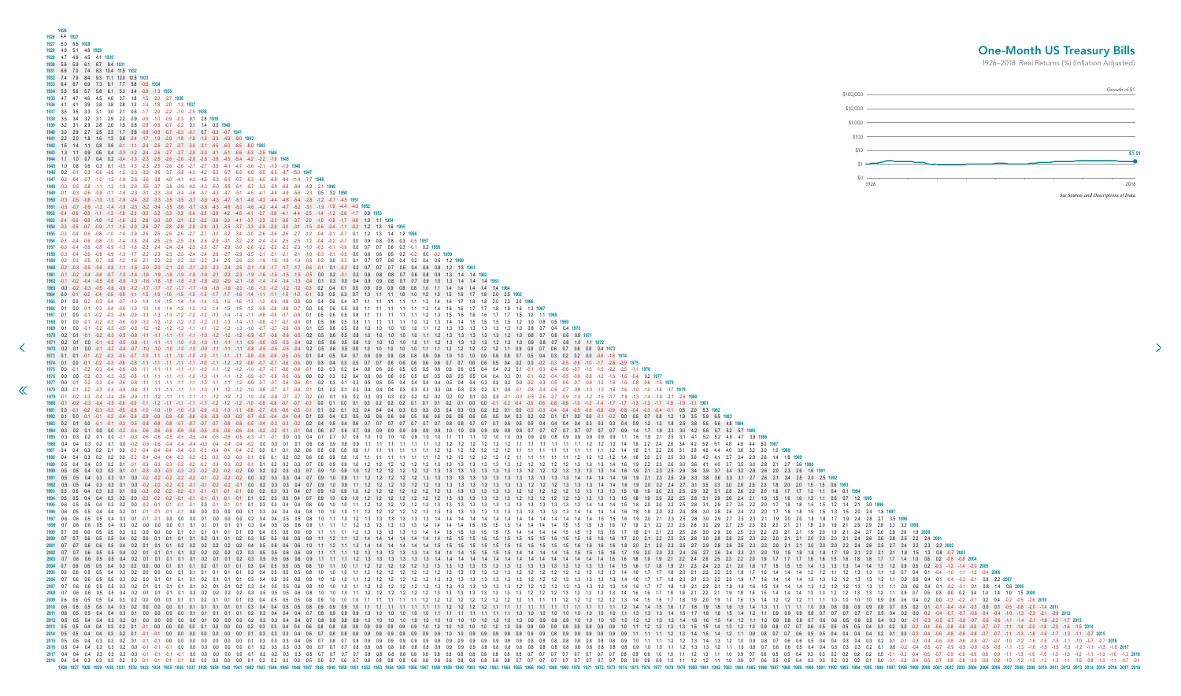# One-Month US Treasury Bills

1926–2018: Real Returns (%) (Inflation Adjusted)

Growth of $1

$100,000

$10,000

$1,000

$100

$10

$1

$0

$1.51

1926 2018

*See Sources and Descriptions of Data.*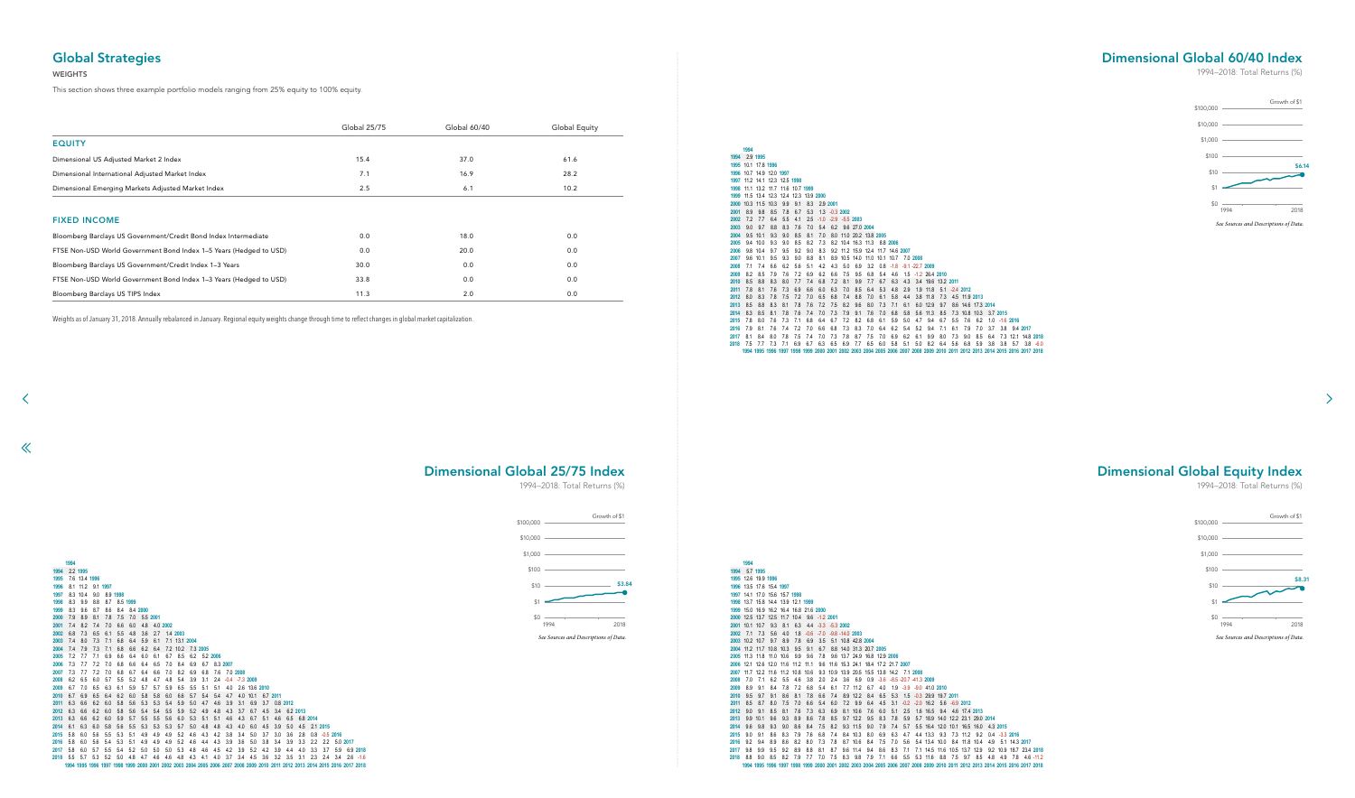# Global Strategies

## WEIGHTS

This section shows three example portfolio models ranging from 25% equity to 100% equity.

| | Global 25/75 | Global 60/40 | Global Equity |
|---|---|---|---|
| **EQUITY** | | | |
| Dimensional US Adjusted Market 2 Index | 15.4 | 37.0 | 61.6 |
| Dimensional International Adjusted Market Index | 7.1 | 16.9 | 28.2 |
| Dimensional Emerging Markets Adjusted Market Index | 2.5 | 6.1 | 10.2 |
| **FIXED INCOME** | | | |
| Bloomberg Barclays US Government/Credit Bond Index Intermediate | 0.0 | 18.0 | 0.0 |
| FTSE Non-USD World Government Bond Index 1–5 Years (Hedged to USD) | 0.0 | 20.0 | 0.0 |
| Bloomberg Barclays US Government/Credit Index 1–3 Years | 30.0 | 0.0 | 0.0 |
| FTSE Non-USD World Government Bond Index 1–3 Years (Hedged to USD) | 33.8 | 0.0 | 0.0 |
| Bloomberg Barclays US TIPS Index | 11.3 | 2.0 | 0.0 |

Weights as of January 31, 2018. Annually rebalanced in January. Regional equity weights change through time to reflect changes in global market capitalization.

# Dimensional Global 25/75 Index

1994–2018: Total Returns (%)

| | 1994 | 1995 | 1996 | 1997 | 1998 | 1999 | 2000 | 2001 | 2002 | 2003 | 2004 | 2005 | 2006 | 2007 | 2008 | 2009 | 2010 | 2011 | 2012 | 2013 | 2014 | 2015 | 2016 | 2017 | 2018 |
|---|---|---|---|---|---|---|---|---|---|---|---|---|---|---|---|---|---|---|---|---|---|---|---|---|---|
| 1994 | 2.2 | | | | | | | | | | | | | | | | | | | | | | | | |
| 1995 | 7.6 | 13.4 | | | | | | | | | | | | | | | | | | | | | | | |
| 1996 | 8.1 | 11.2 | 9.1 | | | | | | | | | | | | | | | | | | | | | | |
| 1997 | 8.3 | 10.4 | 9.0 | 8.9 | | | | | | | | | | | | | | | | | | | | | |
| 1998 | 8.3 | 9.9 | 8.8 | 8.7 | 8.5 | | | | | | | | | | | | | | | | | | | | |
| 1999 | 8.3 | 9.6 | 8.7 | 8.6 | 8.4 | 8.4 | | | | | | | | | | | | | | | | | | | |
| 2000 | 7.9 | 8.9 | 8.1 | 7.8 | 7.5 | 7.0 | 5.5 | | | | | | | | | | | | | | | | | | |
| 2001 | 7.4 | 8.2 | 7.4 | 7.0 | 6.6 | 6.0 | 4.8 | 4.0 | | | | | | | | | | | | | | | | | |
| 2002 | 6.8 | 7.3 | 6.5 | 6.1 | 5.5 | 4.8 | 3.6 | 2.7 | 1.4 | | | | | | | | | | | | | | | | |
| 2003 | 7.4 | 8.0 | 7.3 | 7.1 | 6.8 | 6.4 | 5.9 | 6.1 | 7.1 | 13.1 | | | | | | | | | | | | | | | |
| 2004 | 7.4 | 7.9 | 7.3 | 7.1 | 6.8 | 6.6 | 6.2 | 6.4 | 7.2 | 10.2 | 7.3 | | | | | | | | | | | | | | |
| 2005 | 7.2 | 7.7 | 7.1 | 6.9 | 6.6 | 6.4 | 6.0 | 6.1 | 6.7 | 8.5 | 6.2 | 5.2 | | | | | | | | | | | | | |
| 2006 | 7.3 | 7.7 | 7.2 | 7.0 | 6.8 | 6.6 | 6.4 | 6.5 | 7.0 | 8.4 | 6.9 | 6.7 | 8.3 | | | | | | | | | | | | |
| 2007 | 7.3 | 7.7 | 7.2 | 7.0 | 6.8 | 6.7 | 6.4 | 6.6 | 7.0 | 8.2 | 6.9 | 6.8 | 7.6 | 7.0 | | | | | | | | | | | |
| 2008 | 6.2 | 6.5 | 6.0 | 5.7 | 5.5 | 5.2 | 4.8 | 4.7 | 4.8 | 5.4 | 3.9 | 3.1 | 2.4 | -0.4 | -7.3 | | | | | | | | | | |
| 2009 | 6.7 | 7.0 | 6.5 | 6.3 | 6.1 | 5.9 | 5.7 | 5.7 | 5.9 | 6.5 | 5.5 | 5.1 | 5.1 | 4.0 | 2.6 | 13.6 | | | | | | | | | |
| 2010 | 6.7 | 6.9 | 6.5 | 6.4 | 6.2 | 6.0 | 5.8 | 5.8 | 6.0 | 6.6 | 5.7 | 5.4 | 5.4 | 4.7 | 4.0 | 10.1 | 6.7 | | | | | | | | |
| 2011 | 6.3 | 6.6 | 6.2 | 6.0 | 5.8 | 5.6 | 5.3 | 5.3 | 5.4 | 5.9 | 5.0 | 4.7 | 4.6 | 3.9 | 3.1 | 6.9 | 3.7 | 0.8 | | | | | | | |
| 2012 | 6.3 | 6.6 | 6.2 | 6.0 | 5.8 | 5.6 | 5.4 | 5.4 | 5.5 | 5.9 | 5.2 | 4.9 | 4.8 | 4.3 | 3.7 | 6.7 | 4.5 | 3.4 | 6.2 | | | | | | |
| 2013 | 6.3 | 6.6 | 6.2 | 6.0 | 5.9 | 5.7 | 5.5 | 5.5 | 5.6 | 6.0 | 5.3 | 5.1 | 5.1 | 4.6 | 4.3 | 6.7 | 5.1 | 4.6 | 6.5 | 6.8 | | | | | |
| 2014 | 6.1 | 6.3 | 6.0 | 5.8 | 5.6 | 5.5 | 5.3 | 5.3 | 5.3 | 5.7 | 5.0 | 4.8 | 4.8 | 4.3 | 4.0 | 6.0 | 4.5 | 3.9 | 5.0 | 4.5 | 2.1 | | | | |
| 2015 | 5.8 | 6.0 | 5.6 | 5.5 | 5.3 | 5.1 | 4.9 | 4.9 | 4.9 | 5.2 | 4.6 | 4.3 | 4.2 | 3.8 | 3.4 | 5.0 | 3.7 | 3.0 | 3.6 | 2.8 | 0.8 | -0.5 | | | |
| 2016 | 5.8 | 6.0 | 5.6 | 5.4 | 5.3 | 5.1 | 4.9 | 4.9 | 4.9 | 5.2 | 4.6 | 4.4 | 4.3 | 3.9 | 3.6 | 5.0 | 3.8 | 3.4 | 3.9 | 3.3 | 2.2 | 2.2 | 5.0 | | |
| 2017 | 5.8 | 6.0 | 5.7 | 5.5 | 5.4 | 5.2 | 5.0 | 5.0 | 5.0 | 5.3 | 4.8 | 4.6 | 4.5 | 4.2 | 3.9 | 5.2 | 4.2 | 3.9 | 4.4 | 4.0 | 3.3 | 3.7 | 5.9 | 6.9 | |
| 2018 | 5.5 | 5.7 | 5.3 | 5.2 | 5.0 | 4.8 | 4.7 | 4.6 | 4.6 | 4.8 | 4.3 | 4.1 | 4.0 | 3.7 | 3.4 | 4.5 | 3.6 | 3.2 | 3.5 | 3.1 | 2.3 | 2.4 | 3.4 | 2.6 | -1.6 |

Growth of $1

$100,000 · $10,000 · $1,000 · $100 · $10 · $1 · $0

$3.64

1994 · 2018

*See Sources and Descriptions of Data.*

# Dimensional Global 60/40 Index

1994–2018: Total Returns (%)

| | 1994 | 1995 | 1996 | 1997 | 1998 | 1999 | 2000 | 2001 | 2002 | 2003 | 2004 | 2005 | 2006 | 2007 | 2008 | 2009 | 2010 | 2011 | 2012 | 2013 | 2014 | 2015 | 2016 | 2017 | 2018 |
|---|---|---|---|---|---|---|---|---|---|---|---|---|---|---|---|---|---|---|---|---|---|---|---|---|---|
| 1994 | 2.9 | | | | | | | | | | | | | | | | | | | | | | | | |
| 1995 | 10.1 | 17.8 | | | | | | | | | | | | | | | | | | | | | | | |
| 1996 | 10.7 | 14.9 | 12.0 | | | | | | | | | | | | | | | | | | | | | | |
| 1997 | 11.2 | 14.1 | 12.3 | 12.5 | | | | | | | | | | | | | | | | | | | | | |
| 1998 | 11.1 | 13.2 | 11.7 | 11.6 | 10.7 | | | | | | | | | | | | | | | | | | | | |
| 1999 | 11.5 | 13.4 | 12.3 | 12.4 | 12.3 | 13.9 | | | | | | | | | | | | | | | | | | | |
| 2000 | 10.3 | 11.5 | 10.3 | 9.9 | 9.1 | 8.3 | 2.9 | | | | | | | | | | | | | | | | | | |
| 2001 | 8.9 | 9.8 | 8.5 | 7.8 | 6.7 | 5.3 | 1.3 | -0.3 | | | | | | | | | | | | | | | | | |
| 2002 | 7.2 | 7.7 | 6.4 | 5.5 | 4.1 | 2.5 | -1.0 | -2.9 | -5.5 | | | | | | | | | | | | | | | | |
| 2003 | 9.0 | 9.7 | 8.8 | 8.3 | 7.6 | 7.0 | 5.4 | 6.2 | 9.6 | 27.0 | | | | | | | | | | | | | | | |
| 2004 | 9.5 | 10.1 | 9.3 | 9.0 | 8.5 | 8.1 | 7.0 | 8.0 | 11.0 | 20.2 | 13.8 | | | | | | | | | | | | | | |
| 2005 | 9.4 | 10.0 | 9.3 | 9.0 | 8.5 | 8.2 | 7.3 | 8.2 | 10.4 | 16.3 | 11.3 | 8.8 | | | | | | | | | | | | | |
| 2006 | 9.8 | 10.4 | 9.7 | 9.5 | 9.2 | 9.0 | 8.3 | 9.2 | 11.2 | 15.9 | 12.4 | 11.7 | 14.6 | | | | | | | | | | | | |
| 2007 | 9.6 | 10.1 | 9.5 | 9.3 | 9.0 | 8.8 | 8.1 | 8.9 | 10.5 | 14.0 | 11.0 | 10.1 | 10.7 | 7.0 | | | | | | | | | | | |
| 2008 | 7.1 | 7.4 | 6.6 | 6.2 | 5.6 | 5.1 | 4.2 | 4.3 | 5.0 | 6.9 | 3.2 | 0.8 | -1.8 | -8.1 | -22.7 | | | | | | | | | | |
| 2009 | 8.2 | 8.5 | 7.9 | 7.6 | 7.2 | 6.9 | 6.2 | 6.6 | 7.5 | 9.5 | 6.8 | 5.4 | 4.6 | 1.5 | -1.2 | 26.4 | | | | | | | | | |
| 2010 | 8.5 | 8.8 | 8.3 | 8.0 | 7.7 | 7.4 | 6.8 | 7.2 | 8.1 | 9.9 | 7.7 | 6.7 | 6.3 | 4.3 | 3.4 | 19.6 | 13.2 | | | | | | | | |
| 2011 | 7.8 | 8.1 | 7.6 | 7.3 | 6.9 | 6.6 | 6.0 | 6.3 | 7.0 | 8.5 | 6.4 | 5.3 | 4.8 | 2.9 | 1.9 | 11.8 | 5.1 | -2.4 | | | | | | | |
| 2012 | 8.0 | 8.3 | 7.8 | 7.5 | 7.2 | 7.0 | 6.5 | 6.8 | 7.4 | 8.8 | 7.0 | 6.1 | 5.8 | 4.4 | 3.8 | 11.8 | 7.3 | 4.5 | 11.9 | | | | | | |
| 2013 | 8.5 | 8.8 | 8.3 | 8.1 | 7.8 | 7.6 | 7.2 | 7.5 | 8.2 | 9.6 | 8.0 | 7.3 | 7.1 | 6.1 | 6.0 | 12.9 | 9.7 | 8.6 | 14.6 | 17.3 | | | | | |
| 2014 | 8.3 | 8.5 | 8.1 | 7.8 | 7.6 | 7.4 | 7.0 | 7.3 | 7.9 | 9.1 | 7.6 | 7.0 | 6.8 | 5.8 | 5.6 | 11.3 | 8.5 | 7.3 | 10.8 | 10.3 | 3.7 | | | | |
| 2015 | 7.8 | 8.0 | 7.6 | 7.3 | 7.1 | 6.8 | 6.4 | 6.7 | 7.2 | 8.2 | 6.8 | 6.1 | 5.9 | 5.0 | 4.7 | 9.4 | 6.7 | 5.5 | 7.6 | 6.2 | 1.0 | -1.6 | | | |
| 2016 | 7.9 | 8.1 | 7.6 | 7.4 | 7.2 | 7.0 | 6.6 | 6.8 | 7.3 | 8.3 | 7.0 | 6.4 | 6.2 | 5.4 | 5.2 | 9.4 | 7.1 | 6.1 | 7.9 | 7.0 | 3.7 | 3.8 | 9.4 | | |
| 2017 | 8.1 | 8.4 | 8.0 | 7.8 | 7.5 | 7.4 | 7.0 | 7.3 | 7.8 | 8.7 | 7.5 | 7.0 | 6.9 | 6.2 | 6.1 | 9.9 | 8.0 | 7.3 | 9.0 | 8.5 | 6.4 | 7.3 | 12.1 | 14.8 | |
| 2018 | 7.5 | 7.7 | 7.3 | 7.1 | 6.9 | 6.7 | 6.3 | 6.5 | 6.9 | 7.7 | 6.5 | 6.0 | 5.8 | 5.1 | 5.0 | 8.2 | 6.4 | 5.6 | 6.8 | 5.9 | 3.8 | 3.8 | 5.7 | 3.8 | -8.0 |

Growth of $1

$100,000 · $10,000 · $1,000 · $100 · $10 · $1 · $0

$6.14

1994 · 2018

*See Sources and Descriptions of Data.*

# Dimensional Global Equity Index

1994–2018: Total Returns (%)

| | 1994 | 1995 | 1996 | 1997 | 1998 | 1999 | 2000 | 2001 | 2002 | 2003 | 2004 | 2005 | 2006 | 2007 | 2008 | 2009 | 2010 | 2011 | 2012 | 2013 | 2014 | 2015 | 2016 | 2017 | 2018 |
|---|---|---|---|---|---|---|---|---|---|---|---|---|---|---|---|---|---|---|---|---|---|---|---|---|---|
| 1994 | 5.7 | | | | | | | | | | | | | | | | | | | | | | | | |
| 1995 | 12.6 | 19.9 | | | | | | | | | | | | | | | | | | | | | | | |
| 1996 | 13.5 | 17.6 | 15.4 | | | | | | | | | | | | | | | | | | | | | | |
| 1997 | 14.1 | 17.0 | 15.6 | 15.7 | | | | | | | | | | | | | | | | | | | | | |
| 1998 | 13.7 | 15.8 | 14.4 | 13.9 | 12.1 | | | | | | | | | | | | | | | | | | | | |
| 1999 | 15.0 | 16.9 | 16.2 | 16.4 | 16.8 | 21.6 | | | | | | | | | | | | | | | | | | | |
| 2000 | 12.5 | 13.7 | 12.5 | 11.7 | 10.4 | 9.6 | -1.2 | | | | | | | | | | | | | | | | | | |
| 2001 | 10.1 | 10.7 | 9.3 | 8.1 | 6.3 | 4.4 | -3.3 | -5.3 | | | | | | | | | | | | | | | | | |
| 2002 | 7.1 | 7.3 | 5.6 | 4.0 | 1.8 | -0.6 | -7.0 | -9.8 | -14.0 | | | | | | | | | | | | | | | | |
| 2003 | 10.2 | 10.7 | 9.7 | 8.9 | 7.8 | 6.9 | 3.5 | 5.1 | 10.8 | 42.8 | | | | | | | | | | | | | | | |
| 2004 | 11.2 | 11.7 | 10.8 | 10.3 | 9.5 | 9.1 | 6.7 | 8.8 | 14.0 | 31.3 | 20.7 | | | | | | | | | | | | | | |
| 2005 | 11.3 | 11.8 | 11.0 | 10.6 | 9.9 | 9.6 | 7.8 | 9.6 | 13.7 | 24.9 | 16.8 | 12.9 | | | | | | | | | | | | | |
| 2006 | 12.1 | 12.6 | 12.0 | 11.6 | 11.2 | 11.1 | 9.6 | 11.6 | 15.3 | 24.1 | 18.4 | 17.2 | 21.7 | | | | | | | | | | | | |
| 2007 | 11.7 | 12.2 | 11.6 | 11.2 | 10.8 | 10.6 | 9.3 | 10.9 | 13.9 | 20.5 | 15.5 | 13.8 | 14.2 | 7.1 | | | | | | | | | | | |
| 2008 | 7.0 | 7.1 | 6.2 | 5.5 | 4.6 | 3.8 | 2.0 | 2.4 | 3.6 | 6.9 | 0.9 | -3.6 | -8.5 | -20.7 | -41.3 | | | | | | | | | | |
| 2009 | 8.9 | 9.1 | 8.4 | 7.8 | 7.2 | 6.8 | 5.4 | 6.1 | 7.7 | 11.2 | 6.7 | 4.0 | 1.9 | -3.9 | -8.0 | 41.0 | | | | | | | | | |
| 2010 | 9.5 | 9.7 | 9.1 | 8.6 | 8.1 | 7.8 | 6.6 | 7.4 | 8.9 | 12.2 | 8.4 | 6.5 | 5.3 | 1.5 | -0.3 | 29.9 | 19.7 | | | | | | | | |
| 2011 | 8.5 | 8.7 | 8.0 | 7.5 | 7.0 | 6.6 | 5.4 | 6.0 | 7.2 | 9.9 | 6.4 | 4.5 | 3.1 | -0.2 | -2.0 | 16.2 | 5.6 | -6.9 | | | | | | | |
| 2012 | 9.0 | 9.1 | 8.5 | 8.1 | 7.6 | 7.3 | 6.3 | 6.9 | 8.1 | 10.6 | 7.6 | 6.0 | 5.1 | 2.5 | 1.6 | 16.5 | 9.4 | 4.6 | 17.4 | | | | | | |
| 2013 | 9.9 | 10.1 | 9.6 | 9.3 | 8.9 | 8.6 | 7.8 | 8.5 | 9.7 | 12.2 | 9.5 | 8.3 | 7.8 | 5.9 | 5.7 | 18.9 | 14.0 | 12.2 | 23.1 | 29.0 | | | | | |
| 2014 | 9.6 | 9.8 | 9.3 | 9.0 | 8.6 | 8.4 | 7.5 | 8.2 | 9.3 | 11.5 | 9.0 | 7.9 | 7.4 | 5.7 | 5.5 | 16.4 | 12.0 | 10.1 | 16.5 | 16.0 | 4.3 | | | | |
| 2015 | 9.0 | 9.1 | 8.6 | 8.3 | 7.9 | 7.6 | 6.8 | 7.4 | 8.4 | 10.3 | 8.0 | 6.9 | 6.3 | 4.7 | 4.4 | 13.3 | 9.3 | 7.3 | 11.2 | 9.2 | 0.4 | -3.3 | | | |
| 2016 | 9.2 | 9.4 | 8.9 | 8.6 | 8.2 | 8.0 | 7.3 | 7.8 | 8.7 | 10.6 | 8.4 | 7.5 | 7.0 | 5.6 | 5.4 | 13.4 | 10.0 | 8.4 | 11.8 | 10.4 | 4.9 | 5.1 | 14.3 | | |
| 2017 | 9.8 | 9.9 | 9.5 | 9.2 | 8.9 | 8.8 | 8.1 | 8.7 | 9.6 | 11.4 | 9.4 | 8.6 | 8.3 | 7.1 | 7.1 | 14.5 | 11.6 | 10.5 | 13.7 | 12.9 | 9.2 | 10.9 | 18.7 | 23.4 | |
| 2018 | 8.8 | 9.0 | 8.5 | 8.2 | 7.9 | 7.7 | 7.0 | 7.5 | 8.3 | 9.8 | 7.9 | 7.1 | 6.6 | 5.5 | 5.3 | 11.6 | 8.8 | 7.5 | 9.7 | 8.5 | 4.8 | 4.9 | 7.8 | 4.6 | -11.2 |

Growth of $1

$100,000 · $10,000 · $1,000 · $100 · $10 · $1 · $0

$8.31

1994 · 2018

*See Sources and Descriptions of Data.*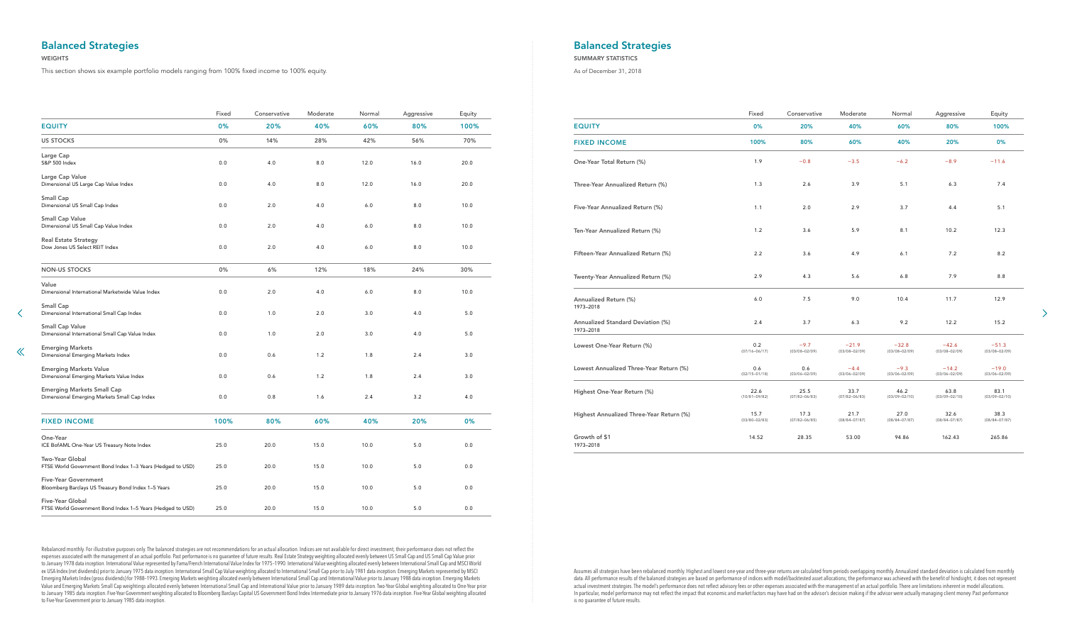## Balanced Strategies

WEIGHTS

This section shows six example portfolio models ranging from 100% fixed income to 100% equity.

| | Fixed | Conservative | Moderate | Normal | Aggressive | Equity |
|---|---|---|---|---|---|---|
| **EQUITY** | **0%** | **20%** | **40%** | **60%** | **80%** | **100%** |
| **US STOCKS** | 0% | 14% | 28% | 42% | 56% | 70% |
| Large Cap<br>S&P 500 Index | 0.0 | 4.0 | 8.0 | 12.0 | 16.0 | 20.0 |
| Large Cap Value<br>Dimensional US Large Cap Value Index | 0.0 | 4.0 | 8.0 | 12.0 | 16.0 | 20.0 |
| Small Cap<br>Dimensional US Small Cap Index | 0.0 | 2.0 | 4.0 | 6.0 | 8.0 | 10.0 |
| Small Cap Value<br>Dimensional US Small Cap Value Index | 0.0 | 2.0 | 4.0 | 6.0 | 8.0 | 10.0 |
| Real Estate Strategy<br>Dow Jones US Select REIT Index | 0.0 | 2.0 | 4.0 | 6.0 | 8.0 | 10.0 |
| **NON-US STOCKS** | 0% | 6% | 12% | 18% | 24% | 30% |
| Value<br>Dimensional International Marketwide Value Index | 0.0 | 2.0 | 4.0 | 6.0 | 8.0 | 10.0 |
| Small Cap<br>Dimensional International Small Cap Index | 0.0 | 1.0 | 2.0 | 3.0 | 4.0 | 5.0 |
| Small Cap Value<br>Dimensional International Small Cap Value Index | 0.0 | 1.0 | 2.0 | 3.0 | 4.0 | 5.0 |
| Emerging Markets<br>Dimensional Emerging Markets Index | 0.0 | 0.6 | 1.2 | 1.8 | 2.4 | 3.0 |
| Emerging Markets Value<br>Dimensional Emerging Markets Value Index | 0.0 | 0.6 | 1.2 | 1.8 | 2.4 | 3.0 |
| Emerging Markets Small Cap<br>Dimensional Emerging Markets Small Cap Index | 0.0 | 0.8 | 1.6 | 2.4 | 3.2 | 4.0 |
| **FIXED INCOME** | **100%** | **80%** | **60%** | **40%** | **20%** | **0%** |
| One-Year<br>ICE BofAML One-Year US Treasury Note Index | 25.0 | 20.0 | 15.0 | 10.0 | 5.0 | 0.0 |
| Two-Year Global<br>FTSE World Government Bond Index 1–3 Years (Hedged to USD) | 25.0 | 20.0 | 15.0 | 10.0 | 5.0 | 0.0 |
| Five-Year Government<br>Bloomberg Barclays US Treasury Bond Index 1–5 Years | 25.0 | 20.0 | 15.0 | 10.0 | 5.0 | 0.0 |
| Five-Year Global<br>FTSE World Government Bond Index 1–5 Years (Hedged to USD) | 25.0 | 20.0 | 15.0 | 10.0 | 5.0 | 0.0 |

Rebalanced monthly. For illustrative purposes only. The balanced strategies are not recommendations for an actual allocation. Indices are not available for direct investment; their performance does not reflect the expenses associated with the management of an actual portfolio. Past performance is no guarantee of future results. Real Estate Strategy weighting allocated evenly between US Small Cap and US Small Cap Value prior to January 1978 data inception. International Value represented by Fama/French International Value Index for 1975–1990. International Value weighting allocated evenly between International Small Cap and MSCI World ex USA Index (net dividends) prior to January 1975 data inception. International Small Cap Value weighting allocated to International Small Cap prior to July 1981 data inception. Emerging Markets represented by MSCI Emerging Markets Index (gross dividends) for 1988–1993. Emerging Markets weighting allocated evenly between International Small Cap and International Value prior to January 1988 data inception. Emerging Markets Value and Emerging Markets Small Cap weightings allocated evenly between International Small Cap and International Value prior to January 1989 data inception. Two-Year Global weighting allocated to One-Year prior to January 1985 data inception. Five-Year Government weighting allocated to Bloomberg Barclays Capital US Government Bond Index Intermediate prior to January 1976 data inception. Five-Year Global weighting allocated to Five-Year Government prior to January 1985 data inception.

## Balanced Strategies

SUMMARY STATISTICS

As of December 31, 2018

| | Fixed | Conservative | Moderate | Normal | Aggressive | Equity |
|---|---|---|---|---|---|---|
| **EQUITY** | **0%** | **20%** | **40%** | **60%** | **80%** | **100%** |
| **FIXED INCOME** | **100%** | **80%** | **60%** | **40%** | **20%** | **0%** |
| One-Year Total Return (%) | 1.9 | −0.8 | −3.5 | −6.2 | −8.9 | −11.6 |
| Three-Year Annualized Return (%) | 1.3 | 2.6 | 3.9 | 5.1 | 6.3 | 7.4 |
| Five-Year Annualized Return (%) | 1.1 | 2.0 | 2.9 | 3.7 | 4.4 | 5.1 |
| Ten-Year Annualized Return (%) | 1.2 | 3.6 | 5.9 | 8.1 | 10.2 | 12.3 |
| Fifteen-Year Annualized Return (%) | 2.2 | 3.6 | 4.9 | 6.1 | 7.2 | 8.2 |
| Twenty-Year Annualized Return (%) | 2.9 | 4.3 | 5.6 | 6.8 | 7.9 | 8.8 |
| Annualized Return (%)<br>1973–2018 | 6.0 | 7.5 | 9.0 | 10.4 | 11.7 | 12.9 |
| Annualized Standard Deviation (%)<br>1973–2018 | 2.4 | 3.7 | 6.3 | 9.2 | 12.2 | 15.2 |
| Lowest One-Year Return (%) | 0.2<br>(07/16–06/17) | −9.7<br>(03/08–02/09) | −21.9<br>(03/08–02/09) | −32.8<br>(03/08–02/09) | −42.6<br>(03/08–02/09) | −51.3<br>(03/08–02/09) |
| Lowest Annualized Three-Year Return (%) | 0.6<br>(02/15–01/18) | 0.6<br>(03/06–02/09) | −4.4<br>(03/06–02/09) | −9.3<br>(03/06–02/09) | −14.2<br>(03/06–02/09) | −19.0<br>(03/06–02/09) |
| Highest One-Year Return (%) | 22.6<br>(10/81–09/82) | 25.5<br>(07/82–06/83) | 33.7<br>(07/82–06/83) | 46.2<br>(03/09–02/10) | 63.8<br>(03/09–02/10) | 83.1<br>(03/09–02/10) |
| Highest Annualized Three-Year Return (%) | 15.7<br>(03/80–02/83) | 17.3<br>(07/82–06/85) | 21.7<br>(08/84–07/87) | 27.0<br>(08/84–07/87) | 32.6<br>(08/84–07/87) | 38.3<br>(08/84–07/87) |
| Growth of $1<br>1973–2018 | 14.52 | 28.35 | 53.00 | 94.86 | 162.43 | 265.86 |

Assumes all strategies have been rebalanced monthly. Highest and lowest one-year and three-year returns are calculated from periods overlapping monthly. Annualized standard deviation is calculated from monthly data. All performance results of the balanced strategies are based on performance of indices with model/backtested asset allocations; the performance was achieved with the benefit of hindsight; it does not represent actual investment strategies. The model's performance does not reflect advisory fees or other expenses associated with the management of an actual portfolio. There are limitations inherent in model allocations. In particular, model performance may not reflect the impact that economic and market factors may have had on the advisor's decision making if the advisor were actually managing client money. Past performance is no guarantee of future results.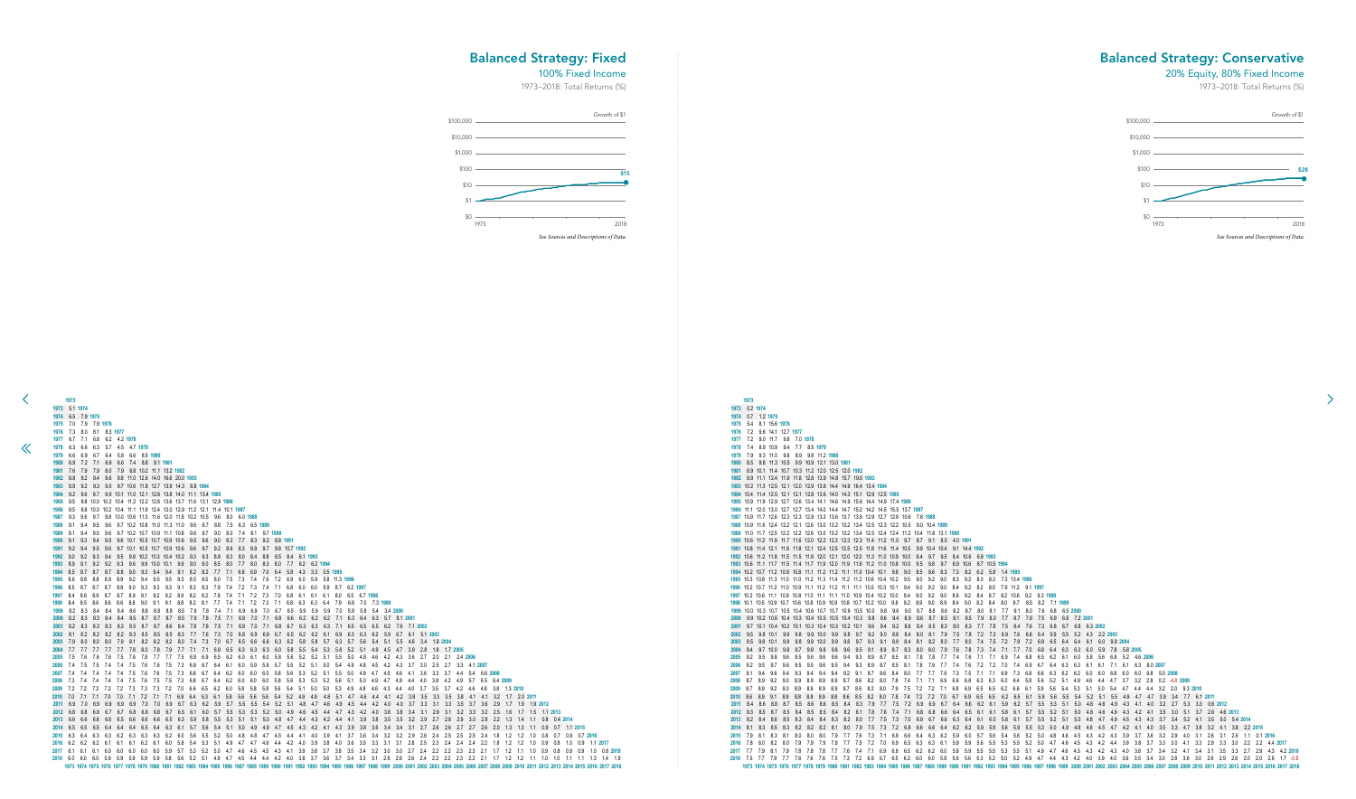# Balanced Strategy: Fixed

100% Fixed Income

1973–2018: Total Returns (%)

Growth of $1

$100,000
$10,000
$1,000
$100
$10
$1
$0

$15

1973 2018

*See Sources and Descriptions of Data.*

```
1973
1973 5.1 1974
1974 6.5 7.9 1975
1975 7.0 7.9 7.9 1976
1976 7.3 8.0 8.1 8.3 1977
1977 6.7 7.1 6.8 6.2 4.2 1978
1978 6.3 6.6 6.3 5.7 4.5 4.7 1979
1979 6.6 6.9 6.7 6.4 5.8 6.6 8.5 1980
1980 6.9 7.2 7.1 6.9 6.6 7.4 8.8 9.1 1981
1981 7.6 7.9 7.9 8.0 7.9 8.8 10.2 11.1 13.2 1982
1982 8.8 9.2 9.4 9.6 9.8 11.0 12.6 14.0 16.6 20.0 1983
1983 8.8 9.2 9.3 9.5 9.7 10.6 11.8 12.7 13.9 14.3 8.8 1984
1984 9.2 9.6 9.7 9.9 10.1 11.0 12.1 12.8 13.8 14.0 11.1 13.4 1985
1985 9.5 9.8 10.0 10.2 10.4 11.2 12.2 12.8 13.6 13.7 11.6 13.1 12.8 1986
1986 9.5 9.8 10.0 10.2 10.4 11.1 11.9 12.4 13.0 12.9 11.2 12.1 11.4 10.1 1987
1987 9.3 9.6 9.7 9.8 10.0 10.6 11.3 11.6 12.0 11.8 10.2 10.5 9.6 8.0 6.0 1988
1988 9.1 9.4 9.5 9.6 9.7 10.2 10.8 11.0 11.3 11.0 9.6 9.7 8.8 7.5 6.3 6.5 1989
1989 9.1 9.3 9.4 9.5 9.6 10.2 10.7 10.9 11.1 10.8 9.6 9.7 9.0 8.0 7.4 8.1 9.7 1990
1990 9.1 9.3 9.4 9.5 9.6 10.1 10.5 10.7 10.9 10.6 9.5 9.6 9.0 8.2 7.7 8.3 9.2 8.8 1991
1991 9.2 9.4 9.5 9.6 9.7 10.1 10.5 10.7 10.9 10.6 9.6 9.7 9.2 8.6 8.3 8.9 9.7 9.8 10.7 1992
1992 9.0 9.2 9.3 9.4 9.5 9.8 10.2 10.3 10.4 10.2 9.3 9.3 8.8 8.3 8.0 8.4 8.8 8.5 8.4 6.1 1993
1993 8.9 9.1 9.2 9.2 9.3 9.6 9.9 10.0 10.1 9.9 9.0 9.0 8.5 8.0 7.7 8.0 8.3 8.0 7.7 6.2 6.2 1994
1994 8.5 8.7 8.7 8.7 8.8 9.0 9.3 9.4 9.4 9.1 8.2 8.2 7.7 7.1 6.8 6.9 7.0 6.4 5.8 4.3 3.3 0.5 1995
1995 8.6 8.8 8.8 8.9 8.9 9.2 9.4 9.5 9.5 9.3 8.5 8.5 8.0 7.5 7.3 7.4 7.6 7.2 6.9 6.0 5.9 5.8 11.3 1996
1996 8.5 8.7 8.7 8.7 8.8 9.0 9.3 9.3 9.3 9.1 8.3 8.3 7.9 7.4 7.2 7.3 7.4 7.1 6.8 6.0 6.0 5.9 8.7 6.2 1997
1997 8.4 8.6 8.6 8.7 8.7 8.9 9.1 9.2 9.2 8.9 8.2 8.2 7.8 7.4 7.1 7.2 7.3 7.0 6.8 6.1 6.1 6.1 8.0 6.5 6.7 1998
1998 8.4 8.5 8.6 8.6 8.6 8.8 9.0 9.1 9.1 8.8 8.2 8.1 7.7 7.4 7.1 7.2 7.3 7.1 6.8 6.3 6.3 6.4 7.9 6.8 7.0 7.3 1999
1999 8.2 8.3 8.4 8.4 8.4 8.6 8.8 8.8 8.8 8.5 7.9 7.8 7.4 7.1 6.9 6.9 7.0 6.7 6.5 5.9 5.9 5.9 7.0 5.9 5.8 5.4 3.4 2000
2000 8.2 8.3 8.3 8.4 8.4 8.5 8.7 8.7 8.7 8.5 7.9 7.8 7.5 7.1 6.9 7.0 7.1 6.8 6.6 6.2 6.2 6.2 7.1 6.3 6.4 6.3 5.7 8.1 2001
2001 8.2 8.3 8.3 8.3 8.3 8.5 8.7 8.7 8.6 8.4 7.8 7.8 7.5 7.1 6.9 7.0 7.1 6.8 6.7 6.3 6.3 6.3 7.1 6.5 6.5 6.5 6.2 7.6 7.1 2002
2002 8.1 8.2 8.2 8.2 8.2 8.3 8.5 8.5 8.5 8.3 7.7 7.6 7.3 7.0 6.8 6.9 6.9 6.7 6.5 6.2 6.1 6.1 6.9 6.3 6.3 6.2 5.9 6.7 6.1 5.1 2003
2003 7.9 8.0 8.0 8.0 7.9 8.1 8.2 8.2 8.2 8.0 7.4 7.3 7.0 6.7 6.5 6.6 6.6 6.3 6.2 5.8 5.8 5.7 6.3 5.7 5.6 5.4 5.1 5.5 4.6 3.4 1.8 2004
2004 7.7 7.7 7.7 7.7 7.7 7.8 8.0 7.9 7.9 7.7 7.1 7.1 6.8 6.5 6.3 6.3 6.3 6.0 5.8 5.5 5.4 5.3 5.8 5.2 5.1 4.9 4.5 4.7 3.9 2.8 1.8 1.7 2005
2005 7.5 7.6 7.6 7.6 7.5 7.6 7.8 7.7 7.7 7.5 6.9 6.9 6.5 6.2 6.0 6.1 6.0 5.8 5.6 5.2 5.1 5.0 5.5 5.0 4.8 4.6 4.2 4.3 3.6 2.7 2.0 2.1 2.4 2006
2006 7.4 7.5 7.5 7.4 7.4 7.5 7.6 7.6 7.5 7.3 6.8 6.7 6.4 6.1 6.0 5.9 5.9 5.7 5.5 5.2 5.1 5.0 5.4 4.9 4.8 4.5 4.2 4.3 3.7 3.0 2.5 2.7 3.3 4.1 2007
2007 7.4 7.4 7.4 7.4 7.4 7.5 7.6 7.6 7.5 7.3 6.8 6.7 6.4 6.2 6.0 6.0 6.0 5.8 5.6 5.3 5.2 5.1 5.5 5.0 4.9 4.7 4.5 4.6 4.1 3.6 3.3 3.7 4.4 5.4 6.6 2008
2008 7.3 7.4 7.4 7.4 7.4 7.5 7.6 7.5 7.5 7.3 6.8 6.7 6.4 6.2 6.0 6.0 6.0 5.8 5.6 5.3 5.3 5.2 5.6 5.1 5.0 4.9 4.7 4.8 4.4 4.0 3.8 4.2 4.9 5.7 6.5 6.4 2009
2009 7.2 7.2 7.2 7.2 7.2 7.3 7.3 7.3 7.2 7.0 6.6 6.5 6.2 6.0 5.8 5.8 5.8 5.6 5.4 5.1 5.0 5.0 5.3 4.9 4.8 4.6 4.3 4.4 4.0 3.7 3.5 3.7 4.2 4.6 4.8 3.8 1.3 2010
2010 7.0 7.1 7.1 7.0 7.0 7.1 7.2 7.1 7.1 6.9 6.4 6.3 6.1 5.8 5.6 5.6 5.6 5.4 5.2 4.9 4.9 4.8 5.1 4.7 4.6 4.4 4.1 4.2 3.8 3.5 3.3 3.5 3.8 4.1 4.1 3.2 1.7 2.0 2011
2011 6.9 7.0 6.9 6.9 6.9 6.9 7.0 7.0 6.9 6.7 6.3 6.2 5.9 5.7 5.5 5.5 5.4 5.2 5.1 4.8 4.7 4.6 4.9 4.5 4.4 4.2 4.0 4.0 3.7 3.3 3.1 3.3 3.5 3.7 3.6 2.9 1.7 1.9 1.9 2012
2012 6.8 6.8 6.8 6.7 6.7 6.8 6.8 6.8 6.7 6.5 6.1 6.0 5.7 5.5 5.3 5.3 5.2 5.0 4.9 4.6 4.5 4.4 4.7 4.3 4.2 4.0 3.8 3.8 3.4 3.1 2.9 3.1 3.2 3.3 3.2 2.5 1.6 1.7 1.5 1.1 2013
2013 6.6 6.6 6.6 6.6 6.5 6.6 6.6 6.6 6.5 6.3 5.9 5.8 5.5 5.3 5.1 5.1 5.0 4.8 4.7 4.4 4.3 4.2 4.4 4.1 3.9 3.8 3.5 3.5 3.2 2.9 2.7 2.8 2.9 3.0 2.8 2.2 1.3 1.4 1.1 0.8 0.4 2014
2014 6.5 6.5 6.5 6.4 6.4 6.4 6.5 6.4 6.3 6.1 5.7 5.6 5.4 5.1 5.0 4.9 4.9 4.7 4.5 4.3 4.2 4.1 4.3 3.9 3.8 3.6 3.4 3.4 3.1 2.7 2.6 2.6 2.7 2.7 2.6 2.0 1.3 1.3 1.1 0.9 0.7 1.1 2015
2015 6.3 6.4 6.3 6.3 6.2 6.3 6.3 6.3 6.2 6.0 5.6 5.5 5.2 5.0 4.8 4.8 4.7 4.5 4.4 4.1 4.0 3.9 4.1 3.8 3.7 3.6 3.4 3.2 3.2 2.9 2.6 2.4 2.5 2.5 2.4 1.8 1.2 1.2 1.0 0.9 0.8 0.7 0.7 2016
2016 6.2 6.2 6.2 6.1 6.1 6.1 6.2 6.1 6.0 5.8 5.4 5.3 5.1 4.9 4.7 4.7 4.6 4.4 4.2 4.0 3.9 3.8 4.0 3.6 3.5 3.3 3.1 3.1 2.8 2.5 2.3 2.4 2.4 2.4 2.2 1.8 1.2 1.2 1.0 0.9 0.8 1.0 0.9 1.1 2017
2017 6.1 6.1 6.1 6.0 6.0 6.0 6.0 6.0 5.9 5.7 5.3 5.2 5.0 4.7 4.6 4.5 4.5 4.3 4.1 3.9 3.8 3.7 3.8 3.5 3.4 3.2 3.0 3.0 2.7 2.4 2.2 2.2 2.3 2.3 2.1 1.7 1.2 1.1 1.0 0.9 0.8 0.9 0.9 1.0 0.8 2018
2018 6.0 6.0 6.0 5.9 5.9 5.9 5.9 5.9 5.8 5.6 5.2 5.1 4.9 4.7 4.5 4.5 4.4 4.2 4.0 3.8 3.7 3.6 3.7 3.4 3.3 3.1 2.9 2.9 2.6 2.4 2.2 2.2 2.3 2.2 2.1 1.7 1.2 1.2 1.1 1.0 1.0 1.1 1.1 1.3 1.4 1.9
     1973 1974 1975 1976 1977 1978 1979 1980 1981 1982 1983 1984 1985 1986 1987 1988 1989 1990 1991 1992 1993 1994 1995 1996 1997 1998 1999 2000 2001 2002 2003 2004 2005 2006 2007 2008 2009 2010 2011 2012 2013 2014 2015 2016 2017 2018
```

# Balanced Strategy: Conservative

20% Equity, 80% Fixed Income

1973–2018: Total Returns (%)

Growth of $1

$100,000
$10,000
$1,000
$100
$10
$1
$0

$28

1973 2018

*See Sources and Descriptions of Data.*

```
1973
1973 0.2 1974
1974 0.7 1.2 1975
1975 5.4 8.1 15.6 1976
1976 7.2 9.6 14.1 12.7 1977
1977 7.2 9.0 11.7 9.8 7.0 1978
1978 7.4 8.9 10.9 9.4 7.7 8.5 1979
1979 7.9 9.3 11.0 9.8 8.9 9.8 11.2 1980
1980 8.5 9.8 11.3 10.5 9.9 10.9 12.1 13.0 1981
1981 8.9 10.1 11.4 10.7 10.3 11.2 12.0 12.5 12.0 1982
1982 9.9 11.1 12.4 11.9 11.8 12.8 13.9 14.8 15.7 19.5 1983
1983 10.2 11.3 12.5 12.1 12.0 12.9 13.8 14.4 14.9 16.4 13.4 1984
1984 10.4 11.4 12.5 12.1 12.1 12.8 13.6 14.0 14.3 15.1 12.9 12.5 1985
1985 10.9 11.9 12.9 12.7 12.8 13.4 14.1 14.6 14.9 15.6 14.4 14.9 17.4 1986
1986 11.1 12.0 13.0 12.7 12.7 13.4 14.0 14.4 14.7 15.2 14.2 14.5 15.5 13.7 1987
1987 10.9 11.7 12.6 12.3 12.3 12.8 13.3 13.6 13.7 13.9 12.9 12.7 12.8 10.6 7.6 1988
1988 10.9 11.6 12.4 12.2 12.1 12.6 13.0 13.2 13.2 13.4 12.5 12.4 12.2 10.5 9.0 10.4 1989
1989 11.0 11.7 12.5 12.2 12.2 12.6 13.0 13.2 13.2 13.4 12.6 12.4 12.4 11.2 10.4 11.8 13.1 1990
1990 10.6 11.2 11.9 11.7 11.6 12.0 12.2 12.3 12.3 12.3 11.4 11.2 11.0 9.7 8.7 9.1 8.5 4.0 1991
1991 10.8 11.4 12.1 11.8 11.8 12.1 12.4 12.5 12.5 12.5 11.8 11.6 11.4 10.5 9.9 10.4 10.4 9.1 14.4 1992
1992 10.6 11.2 11.8 11.5 11.5 11.8 12.0 12.1 12.0 12.0 11.3 11.0 10.9 10.0 9.4 9.7 9.5 8.4 10.6 6.9 1993
1993 10.6 11.1 11.7 11.5 11.4 11.7 11.9 12.0 11.9 11.9 11.2 11.0 10.8 10.0 9.5 9.8 9.7 8.9 10.6 8.7 10.5 1994
1994 10.2 10.7 11.2 10.9 10.8 11.1 11.2 11.2 11.1 11.0 10.4 10.1 9.8 9.0 8.5 8.6 8.3 7.3 8.2 6.2 5.8 1.4 1995
1995 10.3 10.8 11.3 11.0 11.0 11.2 11.3 11.4 11.2 11.2 10.6 10.4 10.2 9.5 9.0 9.2 9.0 8.3 9.2 8.0 8.3 7.3 13.4 1996
1996 10.2 10.7 11.2 11.0 10.9 11.1 11.2 11.2 11.1 11.1 10.5 10.3 10.1 9.4 9.0 9.2 9.0 8.4 9.2 8.2 8.5 7.9 11.2 9.1 1997
1997 10.2 10.6 11.1 10.9 10.8 11.0 11.1 11.1 11.0 10.9 10.4 10.2 10.0 9.4 9.0 9.2 9.0 8.6 9.2 8.4 8.7 8.2 10.6 9.2 9.3 1998
1998 10.1 10.5 10.9 10.7 10.6 10.8 10.9 10.9 10.8 10.7 10.2 10.0 9.8 9.2 8.9 9.0 8.9 8.4 9.0 8.2 8.4 8.0 9.7 8.5 8.2 7.1 1999
1999 10.0 10.3 10.7 10.5 10.4 10.6 10.7 10.7 10.6 10.5 10.0 9.8 9.6 9.0 8.7 8.8 8.6 8.2 8.7 8.0 8.1 7.7 9.1 8.0 7.6 6.8 6.5 2000
2000 9.9 10.2 10.6 10.4 10.3 10.4 10.5 10.5 10.4 10.3 9.8 9.6 9.4 8.9 8.6 8.7 8.5 8.1 8.5 7.9 8.0 7.7 8.7 7.8 7.5 6.9 6.8 7.2 2001
2001 9.7 10.1 10.4 10.2 10.1 10.3 10.4 10.3 10.2 10.1 9.6 9.4 9.2 8.8 8.4 8.5 8.3 8.0 8.3 7.7 7.8 7.5 8.4 7.6 7.3 6.8 6.7 6.8 6.3 2002
2002 9.5 9.8 10.1 9.9 9.8 9.9 10.0 9.9 9.8 9.7 9.2 9.0 8.8 8.4 8.0 8.1 7.9 7.5 7.8 7.2 7.3 6.9 7.6 6.8 6.4 5.9 5.5 5.2 4.3 2.2 2003
2003 9.5 9.8 10.1 9.9 9.8 9.9 10.0 9.9 9.8 9.7 9.3 9.1 8.9 8.4 8.1 8.2 8.0 7.7 8.0 7.4 7.5 7.2 7.9 7.2 6.9 6.5 6.4 6.4 6.1 6.0 9.9 2004
2004 9.4 9.7 10.0 9.8 9.7 9.8 9.8 9.8 9.6 9.5 9.1 8.9 8.7 8.3 8.0 8.0 7.9 7.6 7.8 7.3 7.4 7.1 7.7 7.0 6.8 6.4 6.3 6.3 6.0 5.9 7.8 5.8 2005
2005 9.2 9.5 9.8 9.6 9.5 9.6 9.6 9.6 9.4 9.3 8.9 8.7 8.5 8.1 7.8 7.8 7.7 7.4 7.6 7.1 7.1 6.9 7.4 6.8 6.5 6.2 6.1 6.0 5.8 5.6 6.8 5.2 4.6 2006
2006 9.2 9.5 9.7 9.6 9.5 9.5 9.6 9.5 9.4 9.3 8.9 8.7 8.5 8.1 7.8 7.8 7.7 7.4 7.6 7.2 7.2 7.0 7.4 6.9 6.7 6.4 6.3 6.3 6.1 6.1 6.7 6.1 6.3 8.0 2007
2007 9.1 9.4 9.6 9.4 9.3 9.4 9.4 9.4 9.2 9.1 8.7 8.6 8.4 8.0 7.7 7.7 7.6 7.3 7.5 7.1 7.1 6.9 7.3 6.8 6.6 6.3 6.2 6.2 6.0 6.0 6.8 6.0 6.0 6.8 5.5 2008
2008 8.7 8.9 9.2 9.0 8.9 8.9 8.9 8.9 8.7 8.6 8.2 8.0 7.8 7.4 7.1 7.1 6.9 6.6 6.8 6.3 6.3 6.0 6.4 5.8 5.6 5.2 5.1 4.9 4.6 4.4 4.7 3.7 3.2 2.8 0.2 -4.9 2009
2009 8.7 8.9 9.2 9.0 8.9 8.9 8.9 8.9 8.7 8.6 8.2 8.0 7.9 7.5 7.2 7.2 7.1 6.8 6.9 6.5 6.5 6.2 6.6 6.1 5.9 5.6 5.4 5.3 5.1 5.0 5.4 4.7 4.4 4.4 3.2 2.0 9.3 2010
2010 8.6 8.9 9.1 8.9 8.8 8.8 8.9 8.8 8.6 8.5 8.2 8.0 7.8 7.4 7.2 7.2 7.0 6.7 6.9 6.5 6.5 6.2 6.5 6.1 5.9 5.6 5.5 5.4 5.2 5.1 5.5 4.9 4.7 4.7 3.9 3.4 7.7 6.1 2011
2011 8.4 8.6 8.8 8.7 8.5 8.6 8.6 8.5 8.4 8.3 7.9 7.7 7.5 7.2 6.9 6.9 6.7 6.4 6.6 6.2 6.2 5.9 6.2 5.7 5.5 5.3 5.1 5.0 4.8 4.6 4.9 4.3 4.1 4.0 3.2 2.7 5.3 3.3 0.6 2012
2012 8.3 8.5 8.7 8.5 8.4 8.5 8.5 8.4 8.2 8.1 7.8 7.6 7.4 7.1 6.8 6.8 6.6 6.4 6.5 6.1 6.1 5.8 6.1 5.7 5.5 5.2 5.1 5.0 4.8 4.7 4.9 4.3 4.2 4.1 3.5 3.0 5.1 3.7 2.6 4.6 2013
2013 8.2 8.4 8.6 8.5 8.3 8.4 8.4 8.3 8.2 8.0 7.7 7.5 7.3 7.0 6.8 6.7 6.6 6.3 6.4 6.1 6.0 5.8 6.0 5.6 5.5 5.2 5.1 5.0 4.8 4.7 4.9 4.5 4.3 4.3 3.7 3.4 5.2 4.1 3.5 5.0 5.4 2014
2014 8.1 8.3 8.5 8.3 8.2 8.2 8.2 8.1 8.0 7.9 7.5 7.3 7.2 6.8 6.6 6.6 6.4 6.2 6.2 5.9 5.9 5.6 5.9 5.5 5.3 5.0 4.9 4.8 4.6 4.5 4.7 4.2 4.1 4.0 3.5 3.3 4.7 3.8 3.2 4.1 3.8 2.2 2015
2015 7.9 8.1 8.3 8.1 8.0 8.0 8.0 7.9 7.7 7.6 7.3 7.1 6.9 6.6 6.4 6.3 6.2 5.9 6.0 5.7 5.6 5.4 5.6 5.2 5.0 4.8 4.7 4.5 4.3 4.2 4.3 3.9 3.7 3.6 3.2 2.9 4.0 3.1 2.6 3.1 2.6 1.1 0.1 2016
2016 7.8 8.0 8.2 8.0 7.9 7.9 7.9 7.8 7.7 7.5 7.2 7.0 6.9 6.5 6.3 6.3 6.1 5.9 5.9 5.6 5.6 5.3 5.5 5.2 5.0 4.7 4.6 4.5 4.3 4.2 4.4 3.9 3.8 3.7 3.3 3.0 4.1 3.3 2.9 3.4 3.1 2.2 2.2 4.4 2017
2017 7.7 7.9 8.1 7.9 7.8 7.8 7.8 7.7 7.6 7.4 7.1 6.9 6.8 6.5 6.2 6.2 6.1 5.8 5.9 5.5 5.5 5.3 5.5 5.1 4.9 4.7 4.6 4.5 4.3 4.2 4.3 4.0 3.8 3.7 3.4 3.2 4.1 3.4 3.1 3.5 3.3 2.7 2.9 4.3 4.2 2018
2018 7.5 7.7 7.9 7.7 7.6 7.6 7.6 7.5 7.3 7.2 6.9 6.7 6.5 6.2 6.0 6.0 5.8 5.6 5.6 5.3 5.3 5.0 5.2 4.9 4.7 4.4 4.3 4.2 4.0 3.9 4.0 3.6 3.5 3.4 3.0 2.8 3.6 2.9 2.6 2.9 2.6 2.0 2.0 2.6 1.7 -0.8
     1973 1974 1975 1976 1977 1978 1979 1980 1981 1982 1983 1984 1985 1986 1987 1988 1989 1990 1991 1992 1993 1994 1995 1996 1997 1998 1999 2000 2001 2002 2003 2004 2005 2006 2007 2008 2009 2010 2011 2012 2013 2014 2015 2016 2017 2018
```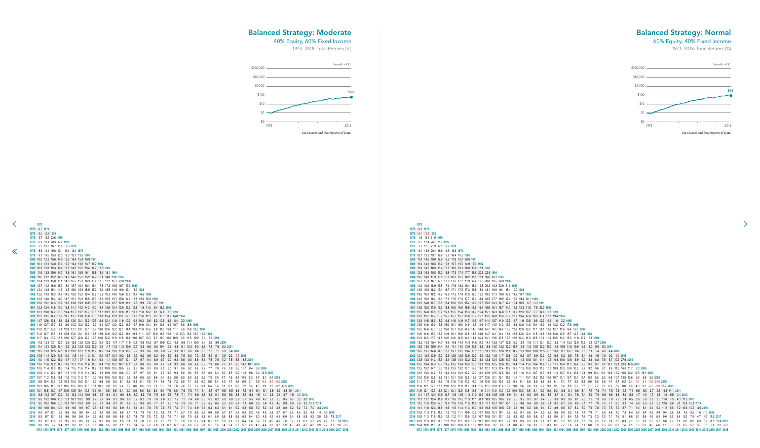## Balanced Strategy: Moderate

40% Equity, 60% Fixed Income

1973–2018: Total Returns (%)

Growth of $1

$100,000

$10,000

$1,000

$100

$10

$1

$0

1973 — 2018

$53

*See Sources and Descriptions of Data.*

## Balanced Strategy: Normal

60% Equity, 40% Fixed Income

1973–2018: Total Returns (%)

Growth of $1

$100,000

$10,000

$1,000

$100

$10

$1

$0

1973 — 2018

$95

*See Sources and Descriptions of Data.*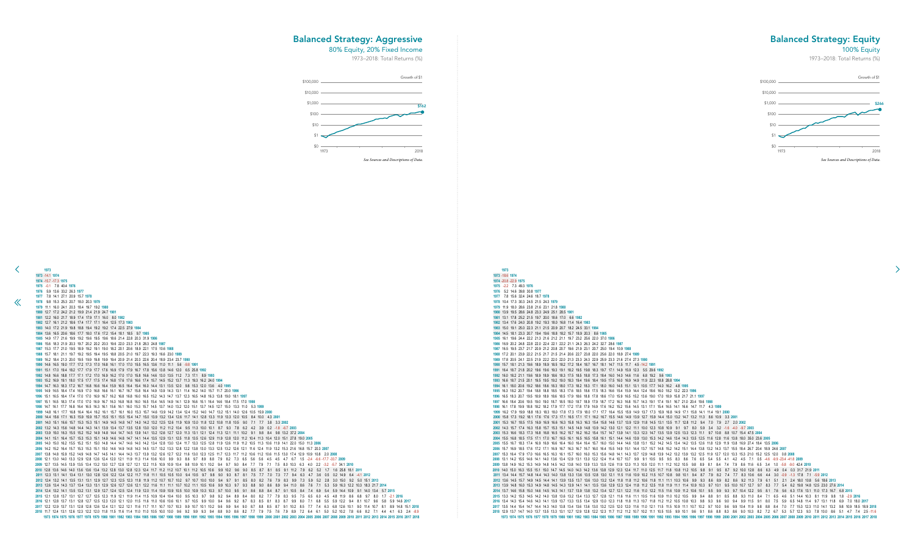# Balanced Strategy: Aggressive

## 80% Equity, 20% Fixed Income

1973–2018: Total Returns (%)

Growth of $1

$162

*See Sources and Descriptions of Data.*

# Balanced Strategy: Equity

## 100% Equity

1973–2018: Total Returns (%)

Growth of $1

$266

*See Sources and Descriptions of Data.*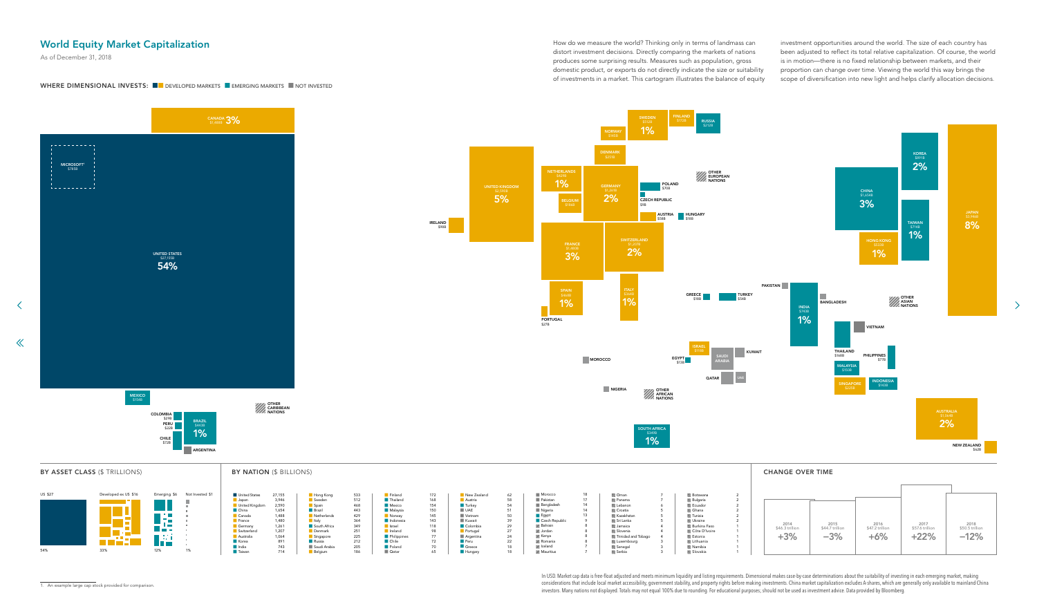# World Equity Market Capitalization

As of December 31, 2018

**WHERE DIMENSIONAL INVESTS:** DEVELOPED MARKETS | EMERGING MARKETS | NOT INVESTED

How do we measure the world? Thinking only in terms of landmass can distort investment decisions. Directly comparing the markets of nations produces some surprising results. Measures such as population, gross domestic product, or exports do not directly indicate the size or suitability of investments in a market. This cartogram illustrates the balance of equity investment opportunities around the world. The size of each country has been adjusted to reflect its total relative capitalization. Of course, the world is in motion—there is no fixed relationship between markets, and their proportion can change over time. Viewing the world this way brings the scope of diversification into new light and helps clarify allocation decisions.

CANADA $1,488B 3%
MICROSOFT[1] $785B
UNITED STATES $27,155B 54%
MEXICO $154B
COLOMBIA $29B
PERU $22B
CHILE $72B
BRAZIL $443B 1%
ARGENTINA
OTHER CARIBBEAN NATIONS
IRELAND $98B
UNITED KINGDOM $2,590B 5%
NETHERLANDS $429B 1%
BELGIUM $186B
FRANCE $1,480B 3%
SPAIN $468B 1%
PORTUGAL $27B
NORWAY $145B
DENMARK $251B
SWEDEN $512B 1%
FINLAND $172B
RUSSIA $212B
GERMANY $1,261B 2%
POLAND $70B
CZECH REPUBLIC $9B
AUSTRIA $58B
HUNGARY $18B
OTHER EUROPEAN NATIONS
SWITZERLAND $1,207B 2%
ITALY $364B 1%
GREECE $18B
TURKEY $54B
MOROCCO
ISRAEL $118B
EGYPT $13B
SAUDI ARABIA
KUWAIT
QATAR
UAE
NIGERIA
OTHER AFRICAN NATIONS
SOUTH AFRICA $349B 1%
PAKISTAN
INDIA $743B 1%
BANGLADESH
VIETNAM
CHINA $1,654B 3%
KOREA $891B 2%
TAIWAN $714B 1%
HONG KONG $533B 1%
JAPAN $3,946B 8%
OTHER ASIAN NATIONS
THAILAND $168B
PHILIPPINES $77B
MALAYSIA $150B
SINGAPORE $225B
INDONESIA $143B
AUSTRALIA $1,064B 2%
NEW ZEALAND $62B

## BY ASSET CLASS ($ TRILLIONS)

| US $27 | Developed ex US $16 | Emerging $6 | Not Invested $1 |
|---|---|---|---|
| 54% | 33% | 12% | 1% |

## BY NATION ($ BILLIONS)

| Nation | $B | Nation | $B | Nation | $B | Nation | $B | Nation | $B | Nation | $B | Nation | $B |
|---|---|---|---|---|---|---|---|---|---|---|---|---|---|
| United States | 27,155 | Hong Kong | 533 | Finland | 172 | New Zealand | 62 | Morocco | 18 | Oman | 7 | Botswana | 2 |
| Japan | 3,946 | Sweden | 512 | Thailand | 168 | Austria | 58 | Pakistan | 17 | Panama | 7 | Bulgaria | 2 |
| United Kingdom | 2,590 | Spain | 468 | Mexico | 154 | Turkey | 54 | Bangladesh | 14 | Lebanon | 6 | Ecuador | 2 |
| China | 1,654 | Brazil | 443 | Malaysia | 150 | UAE | 51 | Nigeria | 14 | Croatia | 5 | Ghana | 2 |
| Canada | 1,488 | Netherlands | 429 | Norway | 145 | Vietnam | 50 | Egypt | 13 | Kazakhstan | 5 | Tunisia | 2 |
| France | 1,480 | Italy | 364 | Indonesia | 143 | Kuwait | 39 | Czech Republic | 9 | Sri Lanka | 5 | Ukraine | 2 |
| Germany | 1,261 | South Africa | 349 | Israel | 118 | Colombia | 29 | Bahrain | 8 | Jamaica | 4 | Burkina Faso | 1 |
| Switzerland | 1,207 | Denmark | 251 | Ireland | 98 | Portugal | 27 | Jordan | 8 | Slovenia | 4 | Côte D'Ivoire | 1 |
| Australia | 1,064 | Singapore | 225 | Philippines | 77 | Argentina | 24 | Kenya | 8 | Trinidad and Tobago | 4 | Estonia | 1 |
| Korea | 891 | Russia | 212 | Chile | 72 | Peru | 22 | Romania | 8 | Luxembourg | 3 | Lithuania | 1 |
| India | 743 | Saudi Arabia | 205 | Poland | 70 | Greece | 18 | Iceland | 7 | Senegal | 3 | Namibia | 1 |
| Taiwan | 714 | Belgium | 186 | Qatar | 65 | Hungary | 18 | Mauritius | 7 | Serbia | 3 | Slovakia | 1 |

## CHANGE OVER TIME

| 2014 | 2015 | 2016 | 2017 | 2018 |
|---|---|---|---|---|
| $46.3 trillion | $44.7 trillion | $47.2 trillion | $57.6 trillion | $50.5 trillion |
| +3% | –3% | +6% | +22% | –12% |

1. An example large cap stock provided for comparison.

In USD. Market cap data is free-float adjusted and meets minimum liquidity and listing requirements. Dimensional makes case-by-case determinations about the suitability of investing in each emerging market, making considerations that include local market accessibility, government stability, and property rights before making investments. China market capitalization excludes A-shares, which are generally only available to mainland China investors. Many nations not displayed. Totals may not equal 100% due to rounding. For educational purposes; should not be used as investment advice. Data provided by Bloomberg.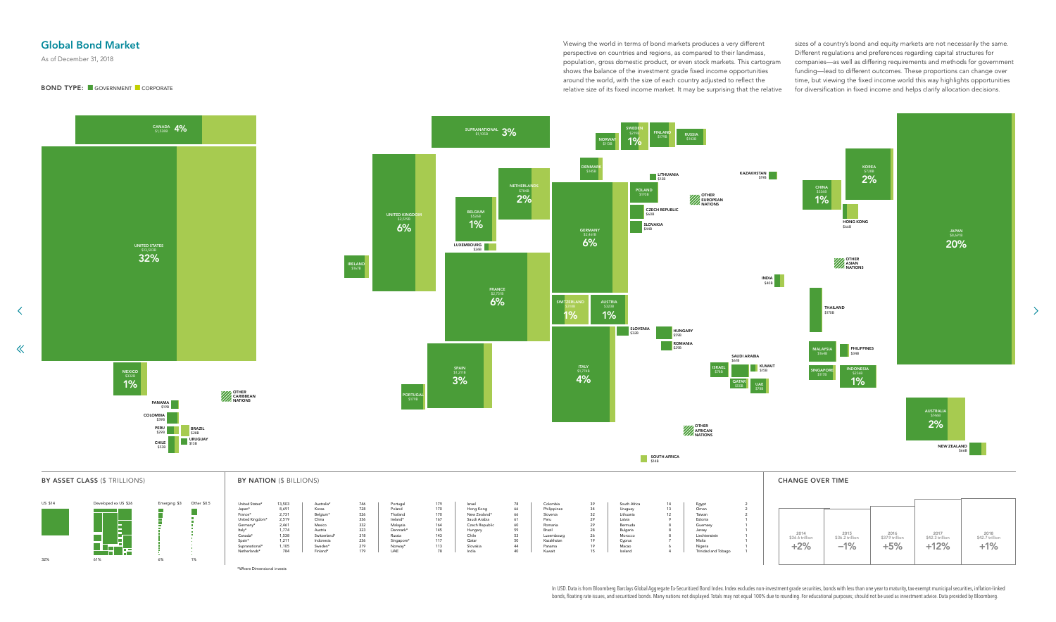## Global Bond Market

As of December 31, 2018

BOND TYPE: GOVERNMENT CORPORATE

Viewing the world in terms of bond markets produces a very different perspective on countries and regions, as compared to their landmass, population, gross domestic product, or even stock markets. This cartogram shows the balance of the investment grade fixed income opportunities around the world, with the size of each country adjusted to reflect the relative size of its fixed income market. It may be surprising that the relative sizes of a country's bond and equity markets are not necessarily the same. Different regulations and preferences regarding capital structures for companies—as well as differing requirements and methods for government funding—lead to different outcomes. These proportions can change over time, but viewing the fixed income world this way highlights opportunities for diversification in fixed income and helps clarify allocation decisions.

CANADA $1,538B 4%

UNITED STATES $13,503B 32%

MEXICO $332B 1%

PANAMA $19B

COLOMBIA $39B

PERU $29B

BRAZIL $28B

CHILE $53B

URUGUAY $13B

OTHER CARIBBEAN NATIONS

SUPRANATIONAL $1,105B 3%

IRELAND $167B

UNITED KINGDOM $2,519B 6%

BELGIUM $526B 1%

NETHERLANDS $784B 2%

LUXEMBOURG $26B

FRANCE $2,731B 6%

SPAIN $1,211B 3%

PORTUGAL $179B

NORWAY $113B

SWEDEN $219B 1%

FINLAND $179B

RUSSIA $143B

DENMARK $145B

LITHUANIA $12B

POLAND $170B

OTHER EUROPEAN NATIONS

CZECH REPUBLIC $60B

SLOVAKIA $44B

GERMANY $2,461B 6%

SWITZERLAND $318B 1%

AUSTRIA $323B 1%

SLOVENIA $32B

HUNGARY $59B

ROMANIA $29B

ITALY $1,774B 4%

KAZAKHSTAN $19B

ISRAEL $78B

SAUDI ARABIA $61B

KUWAIT $15B

QATAR $50B

UAE $78B

OTHER AFRICAN NATIONS

SOUTH AFRICA $14B

INDIA $40B

CHINA $336B 1%

KOREA $728B 2%

HONG KONG $66B

OTHER ASIAN NATIONS

THAILAND $170B

MALAYSIA $164B

PHILIPPINES $34B

SINGAPORE $117B

INDONESIA $236B 1%

JAPAN $8,691B 20%

AUSTRALIA $746B 2%

NEW ZEALAND $66B

### BY ASSET CLASS ($ TRILLIONS)

| US $14 | Developed ex US $26 | Emerging $3 | Other $0.5 |
|---|---|---|---|
| 32% | 61% | 6% | 1% |

### BY NATION ($ BILLIONS)

| Nation | $B | Nation | $B | Nation | $B | Nation | $B | Nation | $B | Nation | $B | Nation | $B |
|---|---|---|---|---|---|---|---|---|---|---|---|---|---|
| United States* | 13,503 | Australia* | 746 | Portugal | 179 | Israel | 78 | Colombia | 39 | South Africa | 14 | Egypt | 2 |
| Japan* | 8,691 | Korea | 728 | Poland | 170 | Hong Kong | 66 | Philippines | 34 | Uruguay | 13 | Oman | 2 |
| France* | 2,731 | Belgium* | 526 | Thailand | 170 | New Zealand* | 66 | Slovenia | 32 | Lithuania | 12 | Taiwan | 2 |
| United Kingdom* | 2,519 | China | 336 | Ireland* | 167 | Saudi Arabia | 61 | Peru | 29 | Latvia | 9 | Estonia | 1 |
| Germany* | 2,461 | Mexico | 332 | Malaysia | 164 | Czech Republic | 60 | Romania | 29 | Bermuda | 8 | Guernsey | 1 |
| Italy* | 1,774 | Austria | 323 | Denmark* | 145 | Hungary | 59 | Brazil | 28 | Bulgaria | 8 | Jersey | 1 |
| Canada* | 1,538 | Switzerland* | 318 | Russia | 143 | Chile | 53 | Luxembourg | 26 | Morocco | 8 | Liechtenstein | 1 |
| Spain* | 1,211 | Indonesia | 236 | Singapore* | 117 | Qatar | 50 | Kazakhstan | 19 | Cyprus | 7 | Malta | 1 |
| Supranational* | 1,105 | Sweden* | 219 | Norway* | 113 | Slovakia | 44 | Panama | 19 | Macao | 6 | Nigeria | 1 |
| Netherlands* | 784 | Finland* | 179 | UAE | 78 | India | 40 | Kuwait | 15 | Iceland | 4 | Trinidad and Tobago | 1 |

*Where Dimensional invests

### CHANGE OVER TIME

| 2014 | 2015 | 2016 | 2017 | 2018 |
|---|---|---|---|---|
| $36.6 trillion | $36.2 trillion | $37.9 trillion | $42.3 trillion | $42.7 trillion |
| +2% | –1% | +5% | +12% | +1% |

In USD. Data is from Bloomberg Barclays Global Aggregate Ex-Securitized Bond Index. Index excludes non-investment grade securities, bonds with less than one year to maturity, tax-exempt municipal securities, inflation-linked bonds, floating rate issues, and securitized bonds. Many nations not displayed. Totals may not equal 100% due to rounding. For educational purposes; should not be used as investment advice. Data provided by Bloomberg.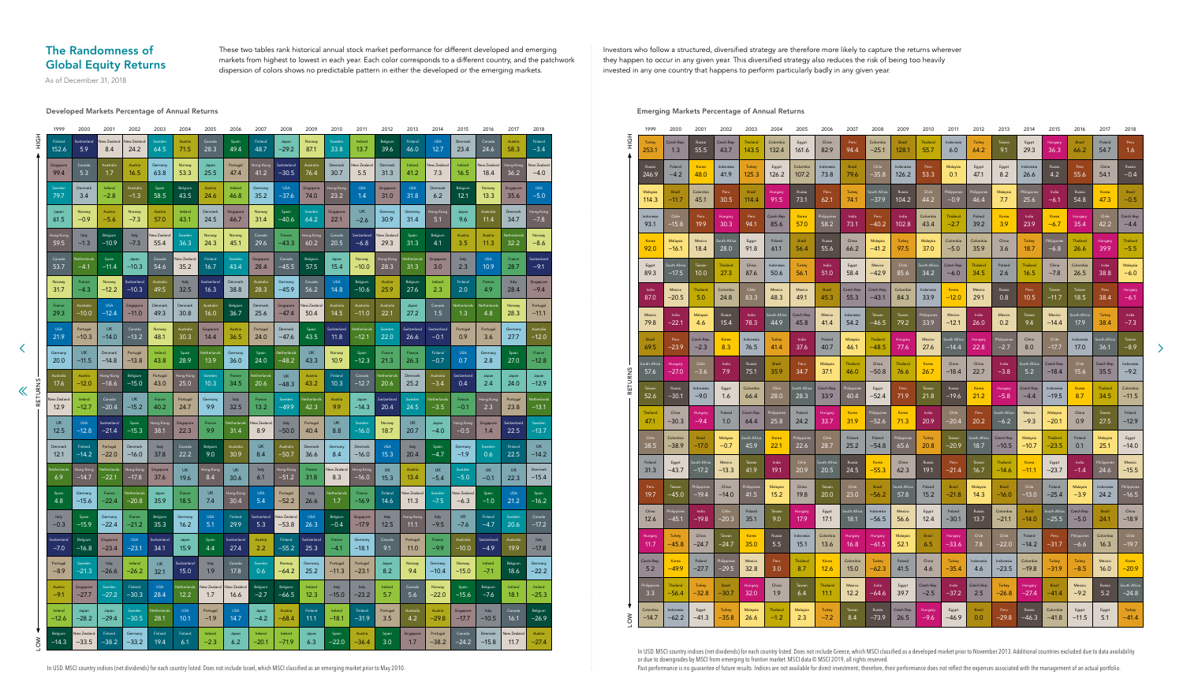# The Randomness of Global Equity Returns

As of December 31, 2018

These two tables rank historical annual stock market performance for different developed and emerging markets from highest to lowest in each year. Each color corresponds to a different country, and the patchwork dispersion of colors shows no predictable pattern in either the developed or the emerging markets.

Investors who follow a structured, diversified strategy are therefore more likely to capture the returns wherever they happen to occur in any given year. This diversified strategy also reduces the risk of being too heavily invested in any one country that happens to perform particularly badly in any given year.

## Developed Markets Percentage of Annual Returns

| Returns | 1999 | 2000 | 2001 | 2002 | 2003 | 2004 | 2005 | 2006 | 2007 | 2008 | 2009 | 2010 | 2011 | 2012 | 2013 | 2014 | 2015 | 2016 | 2017 | 2018 |
|---|---|---|---|---|---|---|---|---|---|---|---|---|---|---|---|---|---|---|---|---|
| HIGH | Finland 152.6 | Switzerland 5.9 | New Zealand 8.4 | New Zealand 24.2 | Sweden 64.5 | Austria 71.5 | Canada 28.3 | Spain 49.4 | Finland 48.7 | Japan -29.2 | Norway 87.1 | Sweden 33.8 | Ireland 13.7 | Belgium 39.6 | Finland 46.0 | USA 12.7 | Denmark 23.4 | Canada 24.6 | Austria 58.3 | Finland -3.4 |
| | Singapore 99.4 | Canada 5.3 | Australia 1.7 | Austria 16.5 | Germany 63.8 | Norway 53.3 | Japan 25.5 | Portugal 47.4 | Hong Kong 41.2 | Switzerland -30.5 | Australia 76.4 | Denmark 30.7 | New Zealand 5.5 | Denmark 31.3 | Ireland 41.2 | New Zealand 7.3 | Ireland 16.5 | New Zealand 18.4 | Hong Kong 36.2 | New Zealand -4.0 |
| | Sweden 79.7 | Denmark 3.4 | Ireland -2.8 | Australia -1.3 | Spain 58.5 | Belgium 43.5 | Austria 24.6 | Ireland 46.8 | Germany 35.2 | USA -37.6 | Singapore 74.0 | Hong Kong 23.2 | USA 1.4 | Singapore 31.0 | USA 31.8 | Denmark 6.2 | Belgium 12.1 | Norway 13.3 | Singapore 35.6 | USA -5.0 |
| | Japan 61.5 | Norway -0.9 | Austria -5.6 | Norway -7.3 | Austria 57.0 | Ireland 43.1 | Denmark 24.5 | Singapore 46.7 | Norway 31.4 | Spain -40.6 | Sweden 64.2 | Singapore 22.1 | UK -2.6 | Germany 30.9 | Germany 31.4 | Hong Kong 5.1 | Japan 9.6 | Austria 11.4 | Denmark 34.7 | Hong Kong -7.8 |
| | Hong Kong 59.5 | Italy -1.3 | Belgium -10.9 | Italy -7.3 | New Zealand 55.4 | Sweden 36.3 | Norway 24.3 | Norway 45.1 | Canada 29.6 | France -43.3 | Hong Kong 60.2 | Canada 20.5 | Switzerland -6.8 | New Zealand 29.3 | Spain 31.3 | Belgium 4.1 | Austria 3.5 | Australia 11.3 | Netherlands 32.2 | Norway -8.6 |
| | Canada 53.7 | Netherlands -4.1 | Spain -11.4 | Japan -10.3 | Canada 54.6 | New Zealand 35.2 | Finland 16.7 | Sweden 43.7 | Singapore 28.4 | Canada -45.5 | Belgium 57.5 | Japan 15.4 | Norway -10.0 | Hong Kong 28.3 | Netherlands 31.3 | Singapore 3.0 | Italy 2.3 | USA 10.9 | France 28.7 | Switzerland -9.1 |
| | Norway 31.7 | France -4.3 | Norway -12.2 | Switzerland -10.3 | Australia 49.5 | Italy 32.5 | Switzerland 16.3 | Denmark 38.8 | Australia 28.3 | Germany -45.9 | Canada 56.2 | USA 14.8 | Belgium -10.6 | Austria 25.9 | Belgium 27.6 | Ireland 2.3 | Finland 2.0 | France 4.9 | Italy 28.4 | Singapore -9.4 |
| | France 29.3 | Australia -10.0 | USA -12.4 | Singapore -11.0 | Denmark 49.3 | Denmark 30.8 | Australia 16.0 | Belgium 36.7 | Denmark 25.6 | Singapore -47.4 | New Zealand 50.4 | Australia 14.5 | Australia -11.0 | Australia 22.1 | Japan 27.2 | Canada 1.5 | Netherlands 1.3 | Netherlands 4.8 | Norway 28.3 | Portugal -11.1 |
| | USA 21.9 | Portugal -10.3 | UK -14.0 | Canada -13.2 | Norway 48.1 | Australia 30.3 | Singapore 14.4 | Austria 36.5 | Portugal 24.0 | Denmark -47.6 | Spain 43.5 | Switzerland 11.8 | Netherlands -12.1 | Sweden 22.0 | Switzerland 26.6 | Switzerland -0.1 | Portugal 0.9 | Portugal 3.6 | Germany 27.7 | Australia -12.0 |
| | Germany 20.0 | UK -11.5 | Denmark -14.8 | Portugal -13.8 | Ireland 43.8 | Spain 28.9 | Netherlands 13.9 | Germany 36.0 | Spain 24.0 | Netherlands -48.2 | UK 43.3 | Norway 10.9 | Spain -12.3 | France 21.3 | France 26.3 | Finland -0.7 | USA 0.7 | Germany 2.8 | Spain 27.0 | France -12.8 |
| | Australia 17.6 | Austria -12.0 | Hong Kong -18.6 | Belgium -15.0 | Portugal 43.0 | Hong Kong 25.0 | Sweden 10.3 | France 34.5 | Netherlands 20.6 | UK -48.3 | Austria 43.2 | Finland 10.3 | Canada -12.7 | Netherlands 20.6 | Denmark 25.2 | Australia -3.4 | Switzerland 0.4 | Japan 2.4 | Japan 24.0 | Japan -12.9 |
| | New Zealand 12.9 | Ireland -12.7 | Canada -20.4 | UK -15.2 | France 40.2 | Portugal 24.7 | Germany 9.9 | Italy 32.5 | France 13.2 | Sweden -49.9 | Netherlands 42.3 | Austria 9.9 | Japan -14.3 | Switzerland 20.4 | Sweden 24.5 | Netherlands -3.5 | France -0.1 | Hong Kong 2.3 | Portugal 23.8 | Netherlands -13.1 |
| | UK 12.5 | USA -12.8 | Switzerland -21.4 | Spain -15.3 | Hong Kong 38.1 | Singapore 22.3 | France 9.9 | Netherlands 31.4 | New Zealand 8.9 | Italy -50.0 | Portugal 40.4 | UK 8.8 | Sweden -16.0 | Norway 18.7 | UK 20.7 | Japan -4.0 | Hong Kong -0.5 | Singapore 1.4 | Switzerland 22.5 | Sweden -13.7 |
| | Denmark 12.1 | Finland -14.2 | Portugal -22.0 | Denmark -16.0 | Italy 37.8 | Canada 22.2 | Belgium 9.0 | Australia 30.8 | UK 8.4 | Australia -50.7 | Denmark 36.6 | Germany 8.4 | Denmark -16.0 | USA 15.3 | Italy 20.4 | Spain -4.7 | Germany -1.9 | Sweden 0.6 | Finland 22.5 | UK -14.2 |
| | Netherlands 6.9 | Hong Kong -14.7 | Netherlands -22.1 | Hong Kong -17.8 | Singapore 37.6 | UK 19.6 | Hong Kong 8.4 | UK 30.6 | Italy 6.1 | Hong Kong -51.2 | France 31.8 | New Zealand 8.3 | Hong Kong -16.0 | UK 15.3 | Austria 13.4 | UK -5.4 | Sweden -5.0 | UK -0.1 | UK 22.3 | Denmark -15.4 |
| | Spain 4.8 | Germany -15.6 | France -22.4 | Netherlands -20.8 | Japan 35.9 | France 18.5 | UK 7.4 | Hong Kong 30.4 | USA 5.4 | Portugal -52.2 | Italy 26.6 | Netherlands 1.7 | France -16.9 | Finland 14.6 | New Zealand 11.3 | Sweden -6.3 | New Zealand -6.3 | Spain -1.0 | USA 21.2 | Spain -16.2 |
| | Italy -0.3 | Spain -15.9 | Germany -22.4 | France -21.2 | Belgium 35.3 | Germany 16.2 | USA 5.1 | Finland 29.9 | Switzerland 5.3 | New Zealand -53.8 | USA 26.3 | Belgium -0.4 | Singapore -17.9 | Italy 12.5 | Hong Kong 11.1 | Italy -9.5 | UK -7.6 | Finland -4.7 | Sweden 20.6 | Canada -17.2 |
| | Switzerland -7.0 | Belgium -16.8 | Singapore -23.4 | USA -23.1 | Switzerland 34.1 | Japan 15.9 | Spain 4.4 | Switzerland 27.4 | Austria 2.2 | Finland -55.2 | Switzerland 25.3 | France -4.1 | Germany -18.1 | Canada 9.1 | Portugal 11.0 | France -9.9 | Australia -10.0 | Switzerland -4.9 | Australia 19.9 | Italy -17.8 |
| | Portugal -8.9 | Sweden -21.3 | Italy -26.6 | Ireland -26.2 | UK 32.1 | Switzerland 15.0 | Italy 1.9 | Canada 17.8 | Sweden 0.6 | Norway -64.2 | Germany 25.2 | Portugal -11.3 | Italy -23.1 | Japan 8.2 | Norway 9.4 | Germany -10.4 | Norway -15.0 | Ireland -7.1 | Belgium 18.6 | Germany -22.2 |
| | Austria -9.1 | Singapore -27.7 | Sweden -27.2 | Finland -30.3 | USA 28.4 | Netherlands 12.2 | New Zealand 1.7 | New Zealand 16.6 | Belgium -2.7 | Belgium -66.5 | Ireland 12.3 | Italy -15.0 | Portugal -23.2 | Ireland 5.7 | Canada 5.6 | Norway -22.0 | Spain -15.6 | Belgium -7.6 | Ireland 18.1 | Ireland -25.3 |
| | Ireland -12.6 | Japan -28.2 | Japan -29.4 | Sweden -30.5 | Netherlands 28.1 | USA 10.1 | Portugal -1.9 | USA 14.7 | Japan -4.2 | Austria -68.4 | Finland 11.1 | Ireland -18.1 | Finland -31.9 | Portugal 3.5 | Australia 4.2 | Austria -29.8 | Singapore -17.7 | Italy -10.5 | Canada 16.1 | Belgium -26.9 |
| LOW | Belgium -14.3 | New Zealand -33.5 | Finland -38.2 | Germany -33.2 | Finland 19.4 | Finland 6.1 | Ireland -2.3 | Japan 6.2 | Ireland -20.1 | Ireland -71.9 | Japan 6.3 | Spain -22.0 | Austria -36.4 | Spain 3.0 | Singapore 1.7 | Portugal -38.2 | Canada -24.2 | Denmark -15.8 | New Zealand 11.7 | Austria -27.4 |

In USD. MSCI country indices (net dividends) for each country listed. Does not include Israel, which MSCI classified as an emerging market prior to May 2010.

## Emerging Markets Percentage of Annual Returns

| Returns | 1999 | 2000 | 2001 | 2002 | 2003 | 2004 | 2005 | 2006 | 2007 | 2008 | 2009 | 2010 | 2011 | 2012 | 2013 | 2014 | 2015 | 2016 | 2017 | 2018 |
|---|---|---|---|---|---|---|---|---|---|---|---|---|---|---|---|---|---|---|---|---|
| HIGH | Turkey 253.1 | Czech Rep. 1.3 | Russia 55.5 | Indonesia 43.7 | Thailand 143.5 | Colombia 132.4 | Egypt 161.6 | China 82.9 | Peru 94.4 | Colombia -25.1 | Brazil 128.1 | Thailand 55.7 | Indonesia 6.0 | Turkey 64.2 | Taiwan 9.1 | Egypt 29.3 | Hungary 36.3 | Brazil 66.2 | Poland 54.7 | Peru 1.6 |
| | Russia 246.9 | Poland -4.2 | Korea 48.0 | Czech Rep. 41.9 | Turkey 125.3 | Egypt 126.2 | Colombia 107.2 | Indonesia 73.8 | Brazil 79.6 | Chile -35.8 | Indonesia 126.2 | Peru 53.3 | Malaysia 0.1 | Egypt 47.1 | Egypt 8.2 | Indonesia 26.6 | Russia 4.2 | Peru 55.6 | China 54.1 | Russia -0.4 |
| | Malaysia 114.3 | Brazil -11.7 | Colombia 45.1 | Peru 30.5 | Brazil 114.4 | Hungary 91.5 | Russia 73.1 | Peru 62.1 | Turkey 74.1 | South Africa -37.9 | Russia 104.2 | Chile 44.2 | Philippines -0.9 | Philippines 46.4 | Malaysia 7.7 | Philippines 25.6 | India -6.1 | Russia 54.8 | Korea 47.3 | Brazil -0.5 |
| | Indonesia 93.1 | Chile -15.9 | Peru 19.9 | Hungary 30.3 | Peru 94.1 | Czech Rep. 85.6 | Korea 57.0 | Philippines 58.2 | India 73.1 | Peru -40.2 | India 102.8 | Colombia 43.4 | Thailand -2.7 | Poland 39.2 | Korea 3.9 | India 23.9 | Korea -6.7 | Hungary 35.4 | Chile 42.2 | Czech Rep. -4.4 |
| | Korea 92.0 | Malaysia -16.1 | Mexico 18.4 | South Africa 28.0 | Czech Rep. 91.0 | Poland 61.4 | Brazil 56.4 | Russia 55.6 | China 66.2 | Malaysia -41.2 | Turkey 97.5 | Malaysia 37.0 | Colombia -5.0 | Colombia 35.9 | China 3.6 | Turkey 18.7 | Philippines -6.8 | Thailand 26.6 | Hungary 39.9 | Thailand -5.5 |
| | Egypt 89.3 | South Africa -17.5 | Taiwan 10.0 | Thailand 27.3 | China 87.6 | Indonesia 50.6 | Turkey 56.1 | India 51.0 | Egypt 58.4 | Mexico -42.9 | Chile 85.6 | South Africa 34.2 | Czech Rep. -6.0 | Thailand 34.5 | Poland 2.6 | Thailand 16.5 | China -7.8 | Colombia 26.5 | India 38.8 | Malaysia -6.0 |
| | India 87.0 | Mexico -20.5 | Thailand 5.0 | Colombia 24.8 | Chile 83.3 | Mexico 48.3 | Mexico 45.8 | Brazil 45.3 | Czech Rep. 55.3 | Czech Rep. -43.1 | Colombia 84.3 | Indonesia 33.9 | Korea -12.0 | Peru 29.1 | Russia 0.8 | Peru 10.5 | Taiwan -11.7 | Taiwan 18.5 | Peru 38.4 | Hungary -6.1 |
| | Mexico 79.8 | India -22.1 | Malaysia 4.6 | Russia 15.4 | India 78.3 | South Africa 44.9 | Czech Rep. 44.9 | Mexico 41.4 | Indonesia 54.2 | Taiwan -46.5 | Taiwan 79.2 | Philippines 33.9 | Mexico -12.1 | India 26.0 | Mexico 0.2 | Taiwan 9.4 | Mexico -14.4 | South Africa 17.9 | Turkey 38.4 | India -7.3 |
| | Brazil 69.5 | Peru -23.9 | Czech Rep. -2.3 | Korea 8.3 | Indonesia 76.5 | Turkey 41.4 | India 37.6 | Poland 40.7 | Thailand 46.1 | Thailand -48.5 | Hungary 77.6 | Mexico 27.6 | South Africa -14.4 | Mexico 22.8 | Philippines -2.7 | China 8.0 | Chile -17.7 | Indonesia 17.0 | Czech Rep. 36.1 | Taiwan -8.9 |
| | South Africa 57.6 | Hungary -27.0 | Chile -3.6 | India 7.9 | Russia 75.1 | Brazil 35.9 | Peru 34.7 | Malaysia 37.1 | Malaysia 46.0 | China -50.8 | Thailand 76.6 | Korea 26.7 | China -18.4 | China 22.7 | India -3.8 | South Africa 5.2 | Czech Rep. -18.4 | Chile 15.6 | South Africa 35.5 | Indonesia -9.2 |
| | Taiwan 52.6 | Russia -30.1 | Indonesia -9.0 | Egypt 1.6 | Colombia 66.4 | Chile 28.0 | South Africa 28.3 | Czech Rep. 33.9 | Philippines 40.4 | Egypt -52.4 | Peru 71.9 | Taiwan 21.8 | Russia -19.6 | Korea 21.2 | Hungary -5.8 | Malaysia -5.8 | Indonesia -19.5 | Korea 8.7 | Thailand 34.5 | Colombia -11.5 |
| | Thailand 47.1 | China -30.3 | Hungary -9.4 | Poland 1.0 | Egypt 64.4 | Philippines 25.8 | Poland 24.2 | Hungary 33.7 | Korea 31.9 | Philippines -52.6 | Korea 71.3 | India 20.9 | Chile -20.4 | South Africa 20.2 | South Africa -6.2 | Mexico -9.3 | Malaysia -20.1 | China 0.9 | Taiwan 27.5 | Poland -12.9 |
| | Chile 38.5 | Colombia -38.9 | Brazil -17.0 | Malaysia -0.7 | South Africa 45.9 | Korea 22.1 | Philippines 22.6 | South Africa 20.9 | Chile 25.2 | Poland -54.8 | Philippines 65.8 | Turkey 20.9 | Taiwan -20.9 | Hungary 18.7 | Czech Rep. -10.5 | Czech Rep. -10.7 | Thailand -23.5 | Poland 0.1 | Malaysia 25.1 | Egypt -14.0 |
| | Poland 31.3 | Egypt -43.7 | South Africa -17.2 | Mexico -13.3 | Taiwan 41.9 | India 19.1 | Chile 20.9 | Chile 20.5 | Poland 24.5 | Korea -55.3 | China 62.3 | Russia 19.1 | Peru -21.4 | Taiwan 16.7 | Thailand -14.6 | Korea -11.1 | Egypt -23.7 | India -1.4 | Philippines 24.6 | Mexico -15.5 |
| | Peru 19.7 | Taiwan -45.0 | Philippines -19.8 | China -14.0 | Philippines 41.5 | Malaysia 15.2 | China 19.8 | Taiwan 20.0 | Russia 23.0 | Brazil -56.2 | South Africa 57.8 | Poland 15.2 | Brazil -21.8 | Malaysia 14.3 | Brazil -16.0 | Chile -13.0 | South Africa -25.0 | Malaysia -3.9 | Indonesia 24.2 | Philippines -16.5 |
| | China 12.6 | Philippines -45.1 | India -19.8 | Chile -20.3 | Poland 35.1 | Taiwan 9.0 | Hungary 17.9 | Egypt 17.1 | South Africa 18.1 | Indonesia -56.5 | Mexico 56.6 | Egypt 12.4 | Poland -30.1 | Russia 13.7 | Colombia -21.1 | Brazil -14.0 | Poland -25.4 | Czech Rep. -5.0 | Brazil 24.1 | China -18.9 |
| | Hungary 11.7 | Turkey -45.8 | China -24.7 | Taiwan -24.7 | Korea 35.0 | Russia 5.5 | Indonesia 15.1 | Colombia 13.6 | Hungary 16.8 | Hungary -61.5 | Malaysia 52.1 | Brazil 6.5 | Hungary -33.6 | Chile 7.8 | Chile -22.0 | Poland -14.2 | Peru -31.7 | Philippines -6.6 | Colombia 16.3 | Chile -19.7 |
| | Czech Rep. 5.2 | Korea -49.9 | Poland -27.7 | Philippines -29.5 | Mexico 32.8 | Peru 3.0 | Thailand 8.7 | Korea 12.6 | Colombia 15.0 | Turkey -62.3 | Poland 41.5 | China 4.6 | Turkey -35.4 | Indonesia 4.6 | Indonesia -23.5 | Colombia -19.8 | Turkey -31.9 | Turkey -8.5 | Mexico 16.0 | Korea -20.9 |
| | Philippines 3.3 | Thailand -56.4 | Turkey -32.8 | Brazil -30.7 | Hungary 32.0 | China 1.9 | Taiwan 6.4 | Thailand 11.1 | Mexico 12.2 | India -64.6 | Egypt 39.7 | Czech Rep. -2.5 | India -37.2 | Czech Rep. 2.5 | Turkey -26.8 | Hungary -27.4 | Brazil -41.4 | Mexico -9.2 | Russia 5.2 | South Africa -24.8 |
| LOW | Colombia -14.7 | Indonesia -62.2 | Egypt -41.3 | Turkey -35.8 | Malaysia 26.6 | Thailand -1.2 | Malaysia 2.3 | Turkey -7.2 | Taiwan 8.4 | Russia -73.9 | Czech Rep. 26.5 | Hungary -9.6 | Egypt -46.9 | Brazil 0.0 | Peru -29.8 | Russia -46.3 | Colombia -41.8 | Egypt -11.5 | Egypt 5.1 | Turkey -41.4 |

In USD. MSCI country indices (net dividends) for each country listed. Does not include Greece, which MSCI classified as a developed market prior to November 2013. Additional countries excluded due to data availability or due to downgrades by MSCI from emerging to frontier market. MSCI data © MSCI 2019, all rights reserved.

Past performance is no guarantee of future results. Indices are not available for direct investment; therefore, their performance does not reflect the expenses associated with the management of an actual portfolio.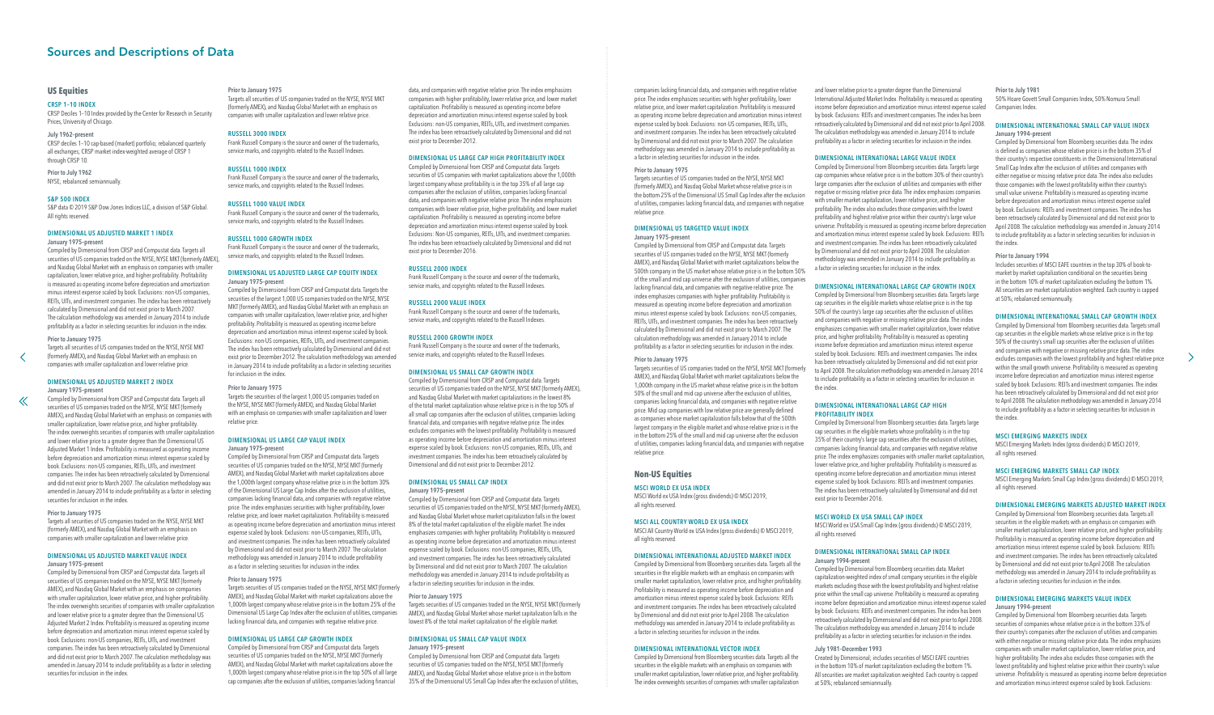# Sources and Descriptions of Data

## US Equities

### CRSP 1–10 INDEX

CRSP Deciles 1–10 Index provided by the Center for Research in Security Prices, University of Chicago.

**July 1962–present**
CRSP deciles 1–10 cap-based (market) portfolio; rebalanced quarterly all exchanges; CRSP market index-weighted average of CRSP 1 through CRSP 10.

**Prior to July 1962**
NYSE; rebalanced semiannually.

### S&P 500 INDEX

S&P data © 2019 S&P Dow Jones Indices LLC, a division of S&P Global. All rights reserved.

### DIMENSIONAL US ADJUSTED MARKET 1 INDEX

**January 1975–present**
Compiled by Dimensional from CRSP and Compustat data. Targets all securities of US companies traded on the NYSE, NYSE MKT (formerly AMEX), and Nasdaq Global Market with an emphasis on companies with smaller capitalization, lower relative price, and higher profitability. Profitability is measured as operating income before depreciation and amortization minus interest expense scaled by book. Exclusions: non-US companies, REITs, UITs, and investment companies. The index has been retroactively calculated by Dimensional and did not exist prior to March 2007. The calculation methodology was amended in January 2014 to include profitability as a factor in selecting securities for inclusion in the index.

**Prior to January 1975**
Targets all securities of US companies traded on the NYSE, NYSE MKT (formerly AMEX), and Nasdaq Global Market with an emphasis on companies with smaller capitalization and lower relative price.

### DIMENSIONAL US ADJUSTED MARKET 2 INDEX

**January 1975–present**
Compiled by Dimensional from CRSP and Compustat data. Targets all securities of US companies traded on the NYSE, NYSE MKT (formerly AMEX), and Nasdaq Global Market with an emphasis on companies with smaller capitalization, lower relative price, and higher profitability. The index overweights securities of companies with smaller capitalization and lower relative price to a greater degree than the Dimensional US Adjusted Market 1 Index. Profitability is measured as operating income before depreciation and amortization minus interest expense scaled by book. Exclusions: non-US companies, REITs, UITs, and investment companies. The index has been retroactively calculated by Dimensional and did not exist prior to March 2007. The calculation methodology was amended in January 2014 to include profitability as a factor in selecting securities for inclusion in the index.

**Prior to January 1975**
Targets all securities of US companies traded on the NYSE, NYSE MKT (formerly AMEX), and Nasdaq Global Market with an emphasis on companies with smaller capitalization and lower relative price.

### DIMENSIONAL US ADJUSTED MARKET VALUE INDEX

**January 1975–present**
Compiled by Dimensional from CRSP and Compustat data. Targets all securities of US companies traded on the NYSE, NYSE MKT (formerly AMEX), and Nasdaq Global Market with an emphasis on companies with smaller capitalization, lower relative price, and higher profitability. The index overweights securities of companies with smaller capitalization and lower relative price to a greater degree than the Dimensional US Adjusted Market 2 Index. Profitability is measured as operating income before depreciation and amortization minus interest expense scaled by book. Exclusions: non-US companies, REITs, UITs, and investment companies. The index has been retroactively calculated by Dimensional and did not exist prior to March 2007. The calculation methodology was amended in January 2014 to include profitability as a factor in selecting securities for inclusion in the index.

**Prior to January 1975**
Targets all securities of US companies traded on the NYSE, NYSE MKT (formerly AMEX), and Nasdaq Global Market with an emphasis on companies with smaller capitalization and lower relative price.

### RUSSELL 3000 INDEX

Frank Russell Company is the source and owner of the trademarks, service marks, and copyrights related to the Russell Indexes.

### RUSSELL 1000 INDEX

Frank Russell Company is the source and owner of the trademarks, service marks, and copyrights related to the Russell Indexes.

### RUSSELL 1000 VALUE INDEX

Frank Russell Company is the source and owner of the trademarks, service marks, and copyrights related to the Russell Indexes.

### RUSSELL 1000 GROWTH INDEX

Frank Russell Company is the source and owner of the trademarks, service marks, and copyrights related to the Russell Indexes.

### DIMENSIONAL US ADJUSTED LARGE CAP EQUITY INDEX

**January 1975–present**
Compiled by Dimensional from CRSP and Compustat data. Targets the securities of the largest 1,000 US companies traded on the NYSE, NYSE MKT (formerly AMEX), and Nasdaq Global Market with an emphasis on companies with smaller capitalization, lower relative price, and higher profitability. Profitability is measured as operating income before depreciation and amortization minus interest expense scaled by book. Exclusions: non-US companies, REITs, UITs, and investment companies. The index has been retroactively calculated by Dimensional and did not exist prior to December 2012. The calculation methodology was amended in January 2014 to include profitability as a factor in selecting securities for inclusion in the index.

**Prior to January 1975**
Targets the securities of the largest 1,000 US companies traded on the NYSE, NYSE MKT (formerly AMEX), and Nasdaq Global Market with an emphasis on companies with smaller capitalization and lower relative price.

### DIMENSIONAL US LARGE CAP VALUE INDEX

**January 1975–present**
Compiled by Dimensional from CRSP and Compustat data. Targets securities of US companies traded on the NYSE, NYSE MKT (formerly AMEX), and Nasdaq Global Market with market capitalizations above the 1,000th largest company whose relative price is in the bottom 30% of the Dimensional US Large Cap Index after the exclusion of utilities, companies lacking financial data, and companies with negative relative price. The index emphasizes companies with higher profitability, lower relative price, and lower market capitalization. Profitability is measured as operating income before depreciation and amortization minus interest expense scaled by book. Exclusions: non-US companies, REITs, UITs, and investment companies. The index has been retroactively calculated by Dimensional and did not exist prior to March 2007. The calculation methodology was amended in January 2014 to include profitability as a factor in selecting securities for inclusion in the index.

**Prior to January 1975**
Targets securities of US companies traded on the NYSE, NYSE MKT (formerly AMEX), and Nasdaq Global Market with market capitalizations above the 1,000th largest company whose relative price is in the bottom 25% of the Dimensional US Large Cap Index after the exclusion of utilities, companies lacking financial data, and companies with negative relative price.

### DIMENSIONAL US LARGE CAP GROWTH INDEX

Compiled by Dimensional from CRSP and Compustat data. Targets securities of US companies traded on the NYSE, NYSE MKT (formerly AMEX), and Nasdaq Global Market with market capitalizations above the 1,000th largest company whose relative price is in the top 50% of all large cap companies after the exclusion of utilities, companies lacking financial data, and companies with negative relative price. The index emphasizes companies with higher profitability, lower relative price, and lower market capitalization. Profitability is measured as operating income before depreciation and amortization minus interest expense scaled by book. Exclusions: non-US companies, REITs, UITs, and investment companies. The index has been retroactively calculated by Dimensional and did not exist prior to December 2012.

### DIMENSIONAL US LARGE CAP HIGH PROFITABILITY INDEX

Compiled by Dimensional from CRSP and Compustat data. Targets securities of US companies with market capitalizations above the 1,000th largest company whose profitability is in the top 35% of all large cap companies after the exclusion of utilities, companies lacking financial data, and companies with negative relative price. The index emphasizes companies with lower relative price, higher profitability, and lower market capitalization. Profitability is measured as operating income before depreciation and amortization minus interest expense scaled by book. Exclusions: Non-US companies, REITs, UITs, and investment companies. The index has been retroactively calculated by Dimensional and did not exist prior to December 2016.

### RUSSELL 2000 INDEX

Frank Russell Company is the source and owner of the trademarks, service marks, and copyrights related to the Russell Indexes.

### RUSSELL 2000 VALUE INDEX

Frank Russell Company is the source and owner of the trademarks, service marks, and copyrights related to the Russell Indexes.

### RUSSELL 2000 GROWTH INDEX

Frank Russell Company is the source and owner of the trademarks, service marks, and copyrights related to the Russell Indexes.

### DIMENSIONAL US SMALL CAP GROWTH INDEX

Compiled by Dimensional from CRSP and Compustat data. Targets securities of US companies traded on the NYSE, NYSE MKT (formerly AMEX), and Nasdaq Global Market with market capitalizations in the lowest 8% of the total market capitalization whose relative price is in the top 50% of all small cap companies after the exclusion of utilities, companies lacking financial data, and companies with negative relative price. The index excludes companies with the lowest profitability. Profitability is measured as operating income before depreciation and amortization minus interest expense scaled by book. Exclusions: non-US companies, REITs, UITs, and investment companies. The index has been retroactively calculated by Dimensional and did not exist prior to December 2012.

### DIMENSIONAL US SMALL CAP INDEX

**January 1975–present**
Compiled by Dimensional from CRSP and Compustat data. Targets securities of US companies traded on the NYSE, NYSE MKT (formerly AMEX), and Nasdaq Global Market whose market capitalization falls in the lowest 8% of the total market capitalization of the eligible market. The index emphasizes companies with higher profitability. Profitability is measured as operating income before depreciation and amortization minus interest expense scaled by book. Exclusions: non-US companies, REITs, UITs, and investment companies. The index has been retroactively calculated by Dimensional and did not exist prior to March 2007. The calculation methodology was amended in January 2014 to include profitability as a factor in selecting securities for inclusion in the index.

**Prior to January 1975**
Targets securities of US companies traded on the NYSE, NYSE MKT (formerly AMEX), and Nasdaq Global Market whose market capitalization falls in the lowest 8% of the total market capitalization of the eligible market.

### DIMENSIONAL US SMALL CAP VALUE INDEX

**January 1975–present**
Compiled by Dimensional from CRSP and Compustat data. Targets securities of US companies traded on the NYSE, NYSE MKT (formerly AMEX), and Nasdaq Global Market whose relative price is in the bottom 35% of the Dimensional US Small Cap Index after the exclusion of utilities, companies lacking financial data, and companies with negative relative price. The index emphasizes companies with higher profitability, lower relative price, and lower market capitalization. Profitability is measured as operating income before depreciation and amortization minus interest expense scaled by book. Exclusions: non-US companies, REITs, UITs, and investment companies. The index has been retroactively calculated by Dimensional and did not exist prior to March 2007. The calculation methodology was amended in January 2014 to include profitability as a factor in selecting securities for inclusion in the index.

**Prior to January 1975**
Targets securities of US companies traded on the NYSE, NYSE MKT (formerly AMEX), and Nasdaq Global Market whose relative price is in the bottom 25% of the Dimensional US Small Cap Index after the exclusion of utilities, companies lacking financial data, and companies with negative relative price.

### DIMENSIONAL US TARGETED VALUE INDEX

**January 1975–present**
Compiled by Dimensional from CRSP and Compustat data. Targets securities of US companies traded on the NYSE, NYSE MKT (formerly AMEX), and Nasdaq Global Market with market capitalizations below the 500th company in the US market whose relative price is in the bottom 50% of the small and mid cap universe after the exclusion of utilities, companies lacking financial data, and companies with negative relative price. The index emphasizes companies with higher profitability. Profitability is measured as operating income before depreciation and amortization minus interest expense scaled by book. Exclusions: non-US companies, REITs, UITs, and investment companies. The index has been retroactively calculated by Dimensional and did not exist prior to March 2007. The calculation methodology was amended in January 2014 to include profitability as a factor in selecting securities for inclusion in the index.

**Prior to January 1975**
Targets securities of US companies traded on the NYSE, NYSE MKT (formerly AMEX), and Nasdaq Global Market with market capitalizations below the 1,000th company in the US market whose relative price is in the bottom 50% of the small and mid cap universe after the exclusion of utilities, companies lacking financial data, and companies with negative relative price. Mid cap companies with low relative price are generally defined as companies whose market capitalization falls between that of the 500th largest company in the eligible market and whose relative price is in the bottom 25% of the small and mid cap universe after the exclusion of utilities, companies lacking financial data, and companies with negative relative price.

## Non-US Equities

### MSCI WORLD EX USA INDEX

MSCI World ex USA Index (gross dividends) © MSCI 2019, all rights reserved.

### MSCI ALL COUNTRY WORLD EX USA INDEX

MSCI All Country World ex USA Index (gross dividends) © MSCI 2019, all rights reserved.

### DIMENSIONAL INTERNATIONAL ADJUSTED MARKET INDEX

Compiled by Dimensional from Bloomberg securities data. Targets all the securities in the eligible markets with an emphasis on companies with smaller market capitalization, lower relative price, and higher profitability. Profitability is measured as operating income before depreciation and amortization minus interest expense scaled by book. Exclusions: REITs and investment companies. The index has been retroactively calculated by Dimensional and did not exist prior to April 2008. The calculation methodology was amended in January 2014 to include profitability as a factor in selecting securities for inclusion in the index.

### DIMENSIONAL INTERNATIONAL VECTOR INDEX

Compiled by Dimensional from Bloomberg securities data. Targets all the securities in the eligible markets with an emphasis on companies with smaller market capitalization, lower relative price, and higher profitability. The index overweights securities of companies with smaller capitalization and lower relative price to a greater degree than the Dimensional International Adjusted Market Index. Profitability is measured as operating income before depreciation and amortization minus interest expense scaled by book. Exclusions: REITs and investment companies. The index has been retroactively calculated by Dimensional and did not exist prior to April 2008. The calculation methodology was amended in January 2014 to include profitability as a factor in selecting securities for inclusion in the index.

### DIMENSIONAL INTERNATIONAL LARGE VALUE INDEX

Compiled by Dimensional from Bloomberg securities data. Targets large cap companies whose relative price is in the bottom 30% of their country's large companies after the exclusion of utilities and companies with either negative or missing relative price data. The index emphasizes companies with smaller market capitalization, lower relative price, and higher profitability. The index also excludes those companies with the lowest profitability and highest relative price within their country's large value universe. Profitability is measured as operating income before depreciation and amortization minus interest expense scaled by book. Exclusions: REITs and investment companies. The index has been retroactively calculated by Dimensional and did not exist prior to April 2008. The calculation methodology was amended in January 2014 to include profitability as a factor in selecting securities for inclusion in the index.

### DIMENSIONAL INTERNATIONAL LARGE CAP GROWTH INDEX

Compiled by Dimensional from Bloomberg securities data. Targets large cap securities in the eligible markets whose relative price is in the top 50% of the country's large cap securities after the exclusion of utilities and companies with negative or missing relative price data. The index emphasizes companies with smaller market capitalization, lower relative price, and higher profitability. Profitability is measured as operating income before depreciation and amortization minus interest expense scaled by book. Exclusions: REITs and investment companies. The index has been retroactively calculated by Dimensional and did not exist prior to April 2008. The calculation methodology was amended in January 2014 to include profitability as a factor in selecting securities for inclusion in the index.

### DIMENSIONAL INTERNATIONAL LARGE CAP HIGH PROFITABILITY INDEX

Compiled by Dimensional from Bloomberg securities data. Targets large cap securities in the eligible markets whose profitability is in the top 35% of their country's large cap securities after the exclusion of utilities, companies lacking financial data, and companies with negative relative price. The index emphasizes companies with smaller market capitalization, lower relative price, and higher profitability. Profitability is measured as operating income before depreciation and amortization minus interest expense scaled by book. Exclusions: REITs and investment companies. The index has been retroactively calculated by Dimensional and did not exist prior to December 2016.

### MSCI WORLD EX USA SMALL CAP INDEX

MSCI World ex USA Small Cap Index (gross dividends) © MSCI 2019, all rights reserved.

### DIMENSIONAL INTERNATIONAL SMALL CAP INDEX

**January 1994–present**
Compiled by Dimensional from Bloomberg securities data. Market capitalization-weighted index of small company securities in the eligible markets excluding those with the lowest profitability and highest relative price within their small cap universe. Profitability is measured as operating income before depreciation and amortization minus interest expense scaled by book. Exclusions: REITs and investment companies. The index has been retroactively calculated by Dimensional and did not exist prior to April 2008. The calculation methodology was amended in January 2014 to include profitability as a factor in selecting securities for inclusion in the index.

**July 1981–December 1993**
Created by Dimensional; includes securities of MSCI EAFE countries in the bottom 10% of market capitalization excluding the bottom 1%. All securities are market capitalization weighted. Each country is capped at 50%; rebalanced semiannually.

**Prior to July 1981**
50% Hoare Govett Small Companies Index, 50% Nomura Small Companies Index.

### DIMENSIONAL INTERNATIONAL SMALL CAP VALUE INDEX

**January 1994–present**
Compiled by Dimensional from Bloomberg securities data. The index is defined as companies whose relative price is in the bottom 35% of their country's respective constituents in the Dimensional International Small Cap Index after the exclusion of utilities and companies with either negative or missing relative price data. The index also excludes those companies with the lowest profitability within their country's small value universe. Profitability is measured as operating income before depreciation and amortization minus interest expense scaled by book. Exclusions: REITs and investment companies. The index has been retroactively calculated by Dimensional and did not exist prior to April 2008. The calculation methodology was amended in January 2014 to include profitability as a factor in selecting securities for inclusion in the index.

**Prior to January 1994**
Includes securities of MSCI EAFE countries in the top 30% of book-to-market by market capitalization conditional on the securities being in the bottom 10% of market capitalization excluding the bottom 1%. All securities are market capitalization weighted. Each country is capped at 50%; rebalanced semiannually.

### DIMENSIONAL INTERNATIONAL SMALL CAP GROWTH INDEX

Compiled by Dimensional from Bloomberg securities data. Targets small cap securities in the eligible markets whose relative price is in the top 50% of the country's small cap securities after the exclusion of utilities and companies with negative or missing relative price data. The index excludes companies with the lowest profitability and highest relative price within the small growth universe. Profitability is measured as operating income before depreciation and amortization minus interest expense scaled by book. Exclusions: REITs and investment companies. The index has been retroactively calculated by Dimensional and did not exist prior to April 2008. The calculation methodology was amended in January 2014 to include profitability as a factor in selecting securities for inclusion in the index.

### MSCI EMERGING MARKETS INDEX

MSCI Emerging Markets Index (gross dividends) © MSCI 2019, all rights reserved.

### MSCI EMERGING MARKETS SMALL CAP INDEX

MSCI Emerging Markets Small Cap Index (gross dividends) © MSCI 2019, all rights reserved.

### DIMENSIONAL EMERGING MARKETS ADJUSTED MARKET INDEX

Compiled by Dimensional from Bloomberg securities data. Targets all securities in the eligible markets with an emphasis on companies with smaller market capitalization, lower relative price, and higher profitability. Profitability is measured as operating income before depreciation and amortization minus interest expense scaled by book. Exclusions: REITs and investment companies. The index has been retroactively calculated by Dimensional and did not exist prior to April 2008. The calculation methodology was amended in January 2014 to include profitability as a factor in selecting securities for inclusion in the index.

### DIMENSIONAL EMERGING MARKETS VALUE INDEX

**January 1994–present**
Compiled by Dimensional from Bloomberg securities data. Targets securities of companies whose relative price is in the bottom 33% of their country's companies after the exclusion of utilities and companies with either negative or missing relative price data. The index emphasizes companies with smaller market capitalization, lower relative price, and higher profitability. The index also excludes those companies with the lowest profitability and highest relative price within their country's value universe. Profitability is measured as operating income before depreciation and amortization minus interest expense scaled by book. Exclusions: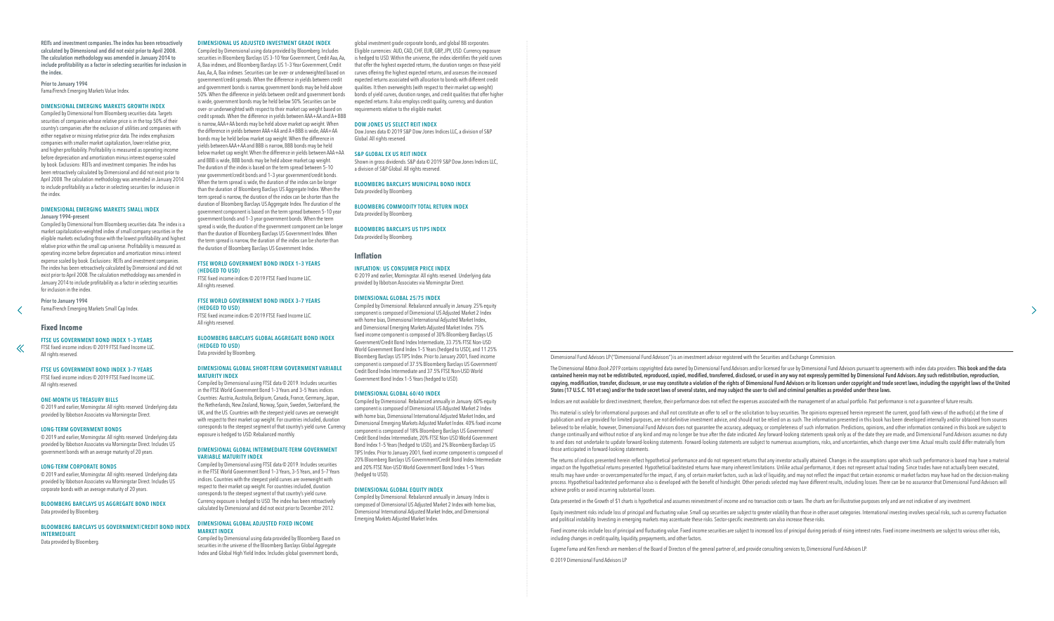REITs and investment companies. The index has been retroactively calculated by Dimensional and did not exist prior to April 2008. The calculation methodology was amended in January 2014 to include profitability as a factor in selecting securities for inclusion in the index.

**Prior to January 1994**
Fama/French Emerging Markets Value Index.

### DIMENSIONAL EMERGING MARKETS GROWTH INDEX

Compiled by Dimensional from Bloomberg securities data. Targets securities of companies whose relative price is in the top 50% of their country's companies after the exclusion of utilities and companies with either negative or missing relative price data. The index emphasizes companies with smaller market capitalization, lower relative price, and higher profitability. Profitability is measured as operating income before depreciation and amortization minus interest expense scaled by book. Exclusions: REITs and investment companies. The index has been retroactively calculated by Dimensional and did not exist prior to April 2008. The calculation methodology was amended in January 2014 to include profitability as a factor in selecting securities for inclusion in the index.

### DIMENSIONAL EMERGING MARKETS SMALL INDEX

**January 1994–present**
Compiled by Dimensional from Bloomberg securities data. The index is a market capitalization-weighted index of small company securities in the eligible markets excluding those with the lowest profitability and highest relative price within the small cap universe. Profitability is measured as operating income before depreciation and amortization minus interest expense scaled by book. Exclusions: REITs and investment companies. The index has been retroactively calculated by Dimensional and did not exist prior to April 2008. The calculation methodology was amended in January 2014 to include profitability as a factor in selecting securities for inclusion in the index.

**Prior to January 1994**
Fama/French Emerging Markets Small Cap Index.

## Fixed Income

### FTSE US GOVERNMENT BOND INDEX 1–3 YEARS

FTSE fixed income indices © 2019 FTSE Fixed Income LLC. All rights reserved.

### FTSE US GOVERNMENT BOND INDEX 3–7 YEARS

FTSE fixed income indices © 2019 FTSE Fixed Income LLC. All rights reserved.

### ONE-MONTH US TREASURY BILLS

© 2019 and earlier, Morningstar. All rights reserved. Underlying data provided by Ibbotson Associates via Morningstar Direct.

### LONG-TERM GOVERNMENT BONDS

© 2019 and earlier, Morningstar. All rights reserved. Underlying data provided by Ibbotson Associates via Morningstar Direct. Includes US government bonds with an average maturity of 20 years.

### LONG-TERM CORPORATE BONDS

© 2019 and earlier, Morningstar. All rights reserved. Underlying data provided by Ibbotson Associates via Morningstar Direct. Includes US corporate bonds with an average maturity of 20 years.

### BLOOMBERG BARCLAYS US AGGREGATE BOND INDEX

Data provided by Bloomberg.

### BLOOMBERG BARCLAYS US GOVERNMENT/CREDIT BOND INDEX INTERMEDIATE

Data provided by Bloomberg.

### DIMENSIONAL US ADJUSTED INVESTMENT GRADE INDEX

Compiled by Dimensional using data provided by Bloomberg. Includes securities in Bloomberg Barclays US 3–10 Year Government, Credit Aaa, Aa, A, Baa indexes, and Bloomberg Barclays US 1–3 Year Government, Credit Aaa, Aa, A, Baa indexes. Securities can be over- or underweighted based on government/credit spreads. When the difference in yields between credit and government bonds is narrow, government bonds may be held above 50%. When the difference in yields between credit and government bonds is wide, government bonds may be held below 50%. Securities can be over- or underweighted with respect to their market cap weight based on credit spreads. When the difference in yields between AAA+AA and A+BBB is narrow, AAA+AA bonds may be held above market cap weight. When the difference in yields between AAA+AA and A+BBB is wide, AAA+AA bonds may be held below market cap weight. When the difference in yields between AAA+AA and BBB is narrow, BBB bonds may be held below market cap weight. When the difference in yields between AAA+AA and BBB is wide, BBB bonds may be held above market cap weight. The duration of the index is based on the term spread between 5–10 year government/credit bonds and 1–3 year government/credit bonds. When the term spread is wide, the duration of the index can be longer than the duration of Bloomberg Barclays US Aggregate Index. When the term spread is narrow, the duration of the index can be shorter than the duration of Bloomberg Barclays US Aggregate Index. The duration of the government component is based on the term spread between 5–10 year government bonds and 1–3 year government bonds. When the term spread is wide, the duration of the government component can be longer than the duration of Bloomberg Barclays US Government Index. When the term spread is narrow, the duration of the index can be shorter than the duration of Bloomberg Barclays US Government Index.

### FTSE WORLD GOVERNMENT BOND INDEX 1–3 YEARS (HEDGED TO USD)

FTSE fixed income indices © 2019 FTSE Fixed Income LLC. All rights reserved.

### FTSE WORLD GOVERNMENT BOND INDEX 3–7 YEARS (HEDGED TO USD)

FTSE fixed income indices © 2019 FTSE Fixed Income LLC. All rights reserved.

### BLOOMBERG BARCLAYS GLOBAL AGGREGATE BOND INDEX (HEDGED TO USD)

Data provided by Bloomberg.

### DIMENSIONAL GLOBAL SHORT-TERM GOVERNMENT VARIABLE MATURITY INDEX

Compiled by Dimensional using FTSE data © 2019. Includes securities in the FTSE World Government Bond 1–3 Years and 3–5 Years indices. Countries: Austria, Australia, Belgium, Canada, France, Germany, Japan, the Netherlands, New Zealand, Norway, Spain, Sweden, Switzerland, the UK, and the US. Countries with the steepest yield curves are overweighted with respect to their market cap weight. For countries included, duration corresponds to the steepest segment of that country's yield curve. Currency exposure is hedged to USD. Rebalanced monthly.

### DIMENSIONAL GLOBAL INTERMEDIATE-TERM GOVERNMENT VARIABLE MATURITY INDEX

Compiled by Dimensional using FTSE data © 2019. Includes securities in the FTSE World Government Bond 1–3 Years, 3–5 Years, and 5–7 Years indices. Countries with the steepest yield curves are overweighted with respect to their market cap weight. For countries included, duration corresponds to the steepest segment of that country's yield curve. Currency exposure is hedged to USD. The index has been retroactively calculated by Dimensional and did not exist prior to December 2012.

### DIMENSIONAL GLOBAL ADJUSTED FIXED INCOME MARKET INDEX

Compiled by Dimensional using data provided by Bloomberg. Based on securities in the universe of the Bloomberg Barclays Global Aggregate Index and Global High Yield Index. Includes global government bonds, global investment grade corporate bonds, and global BB corporates. Eligible currencies: AUD, CAD, CHF, EUR, GBP, JPY, USD. Currency exposure is hedged to USD. Within the universe, the index identifies the yield curves that offer the highest expected returns, the duration ranges on those yield curves offering the highest expected returns, and assesses the increased expected returns associated with allocation to bonds with different credit qualities. It then overweights (with respect to their market cap weight) bonds of yield curves, duration ranges, and credit qualities that offer higher expected returns. It also employs credit quality, currency, and duration requirements relative to the eligible market.

### DOW JONES US SELECT REIT INDEX

Dow Jones data © 2019 S&P Dow Jones Indices LLC, a division of S&P Global. All rights reserved.

### S&P GLOBAL EX US REIT INDEX

Shown in gross dividends. S&P data © 2019 S&P Dow Jones Indices LLC, a division of S&P Global. All rights reserved.

### BLOOMBERG BARCLAYS MUNICIPAL BOND INDEX

Data provided by Bloomberg.

### BLOOMBERG COMMODITY TOTAL RETURN INDEX

Data provided by Bloomberg.

### BLOOMBERG BARCLAYS US TIPS INDEX

Data provided by Bloomberg.

## Inflation

### INFLATION: US CONSUMER PRICE INDEX

© 2019 and earlier, Morningstar. All rights reserved. Underlying data provided by Ibbotson Associates via Morningstar Direct.

### DIMENSIONAL GLOBAL 25/75 INDEX

Compiled by Dimensional. Rebalanced annually in January. 25% equity component is composed of Dimensional US Adjusted Market 2 Index with home bias, Dimensional International Adjusted Market Index, and Dimensional Emerging Markets Adjusted Market Index. 75% fixed income component is composed of 30% Bloomberg Barclays US Government/Credit Bond Index Intermediate, 33.75% FTSE Non-USD World Government Bond Index 1–5 Years (hedged to USD), and 11.25% Bloomberg Barclays US TIPS Index. Prior to January 2001, fixed income component is composed of 37.5% Bloomberg Barclays US Government/Credit Bond Index Intermediate and 37.5% FTSE Non-USD World Government Bond Index 1–5 Years (hedged to USD).

### DIMENSIONAL GLOBAL 60/40 INDEX

Compiled by Dimensional. Rebalanced annually in January. 60% equity component is composed of Dimensional US Adjusted Market 2 Index with home bias, Dimensional International Adjusted Market Index, and Dimensional Emerging Markets Adjusted Market Index. 40% fixed income component is composed of 18% Bloomberg Barclays US Government/Credit Bond Index Intermediate, 20% FTSE Non-USD World Government Bond Index 1–5 Years (hedged to USD), and 2% Bloomberg Barclays US TIPS Index. Prior to January 2001, fixed income component is composed of 20% Bloomberg Barclays US Government/Credit Bond Index Intermediate and 20% FTSE Non-USD World Government Bond Index 1–5 Years (hedged to USD).

### DIMENSIONAL GLOBAL EQUITY INDEX

Compiled by Dimensional. Rebalanced annually in January. Index is composed of Dimensional US Adjusted Market 2 Index with home bias, Dimensional International Adjusted Market Index, and Dimensional Emerging Markets Adjusted Market Index.

---

Dimensional Fund Advisors LP ("Dimensional Fund Advisors") is an investment advisor registered with the Securities and Exchange Commission.

The Dimensional *Matrix Book 2019* contains copyrighted data owned by Dimensional Fund Advisors and/or licensed for use by Dimensional Fund Advisors pursuant to agreements with index data providers. **This book and the data contained herein may not be redistributed, reproduced, copied, modified, transferred, disclosed, or used in any way not expressly permitted by Dimensional Fund Advisors. Any such redistribution, reproduction, copying, modification, transfer, disclosure, or use may constitute a violation of the rights of Dimensional Fund Advisors or its licensors under copyright and trade secret laws, including the copyright laws of the United States (17 U.S.C. 101 et seq) and/or the trade secret laws of several states, and may subject the user to civil and criminal penalties as provided under these laws.**

Indices are not available for direct investment; therefore, their performance does not reflect the expenses associated with the management of an actual portfolio. Past performance is not a guarantee of future results.

This material is solely for informational purposes and shall not constitute an offer to sell or the solicitation to buy securities. The opinions expressed herein represent the current, good faith views of the author(s) at the time of publication and are provided for limited purposes, are not definitive investment advice, and should not be relied on as such. The information presented in this book has been developed internally and/or obtained from sources believed to be reliable; however, Dimensional Fund Advisors does not guarantee the accuracy, adequacy, or completeness of such information. Predictions, opinions, and other information contained in this book are subject to change continually and without notice of any kind and may no longer be true after the date indicated. Any forward-looking statements speak only as of the date they are made, and Dimensional Fund Advisors assumes no duty to and does not undertake to update forward-looking statements. Forward-looking statements are subject to numerous assumptions, risks, and uncertainties, which change over time. Actual results could differ materially from those anticipated in forward-looking statements.

The returns of indices presented herein reflect hypothetical performance and do not represent returns that any investor actually attained. Changes in the assumptions upon which such performance is based may have a material impact on the hypothetical returns presented. Hypothetical backtested returns have many inherent limitations. Unlike actual performance, it does not represent actual trading. Since trades have not actually been executed, results may have under- or overcompensated for the impact, if any, of certain market factors, such as lack of liquidity, and may not reflect the impact that certain economic or market factors may have had on the decision-making process. Hypothetical backtested performance also is developed with the benefit of hindsight. Other periods selected may have different results, including losses. There can be no assurance that Dimensional Fund Advisors will achieve profits or avoid incurring substantial losses.

Data presented in the Growth of $1 charts is hypothetical and assumes reinvestment of income and no transaction costs or taxes. The charts are for illustrative purposes only and are not indicative of any investment.

Equity investment risks include loss of principal and fluctuating value. Small cap securities are subject to greater volatility than those in other asset categories. International investing involves special risks, such as currency fluctuation and political instability. Investing in emerging markets may accentuate these risks. Sector-specific investments can also increase these risks.

Fixed income risks include loss of principal and fluctuating value. Fixed income securities are subject to increased loss of principal during periods of rising interest rates. Fixed income investments are subject to various other risks, including changes in credit quality, liquidity, prepayments, and other factors.

Eugene Fama and Ken French are members of the Board of Directors of the general partner of, and provide consulting services to, Dimensional Fund Advisors LP.

© 2019 Dimensional Fund Advisors LP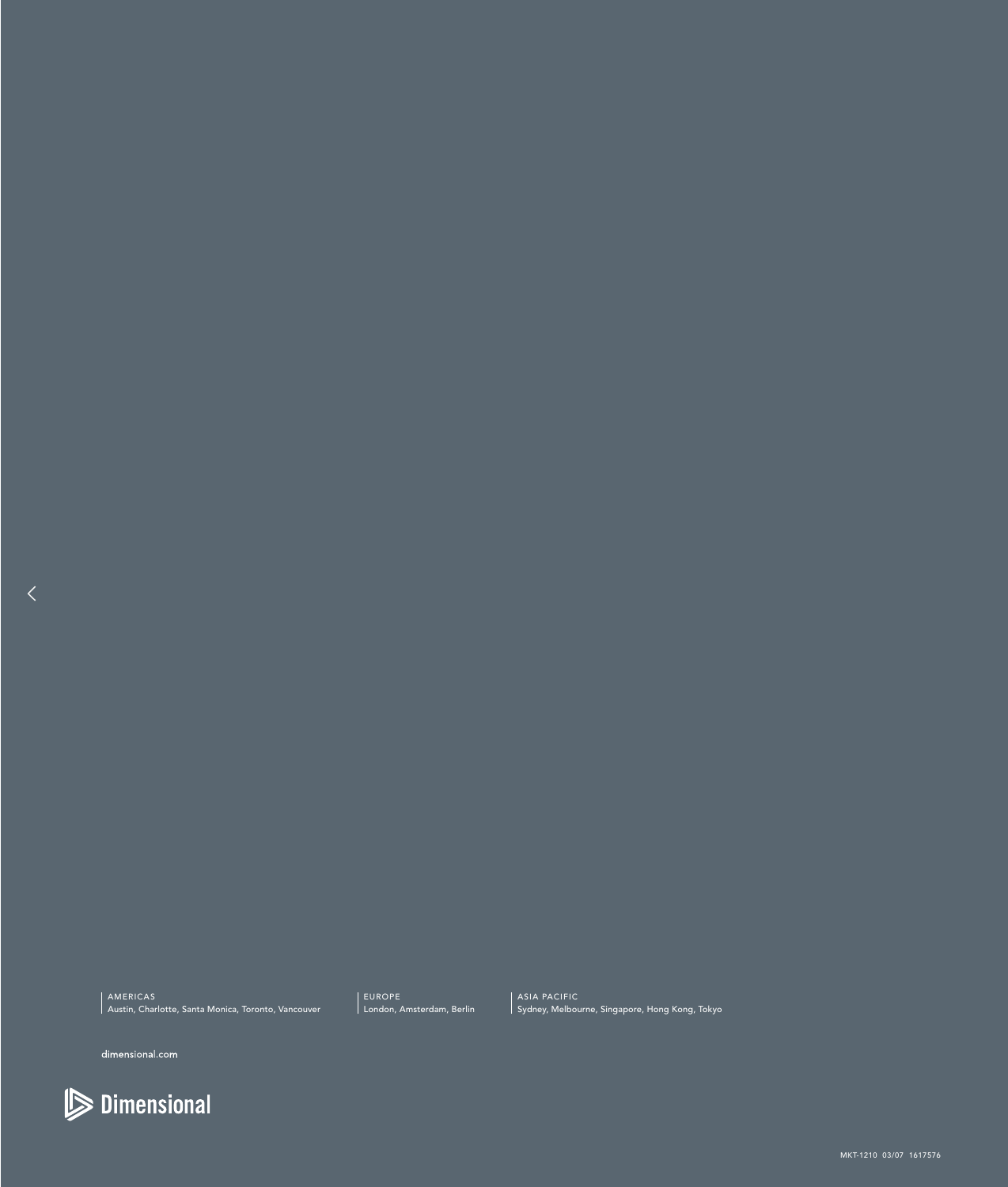AMERICAS
Austin, Charlotte, Santa Monica, Toronto, Vancouver

EUROPE
London, Amsterdam, Berlin

ASIA PACIFIC
Sydney, Melbourne, Singapore, Hong Kong, Tokyo

dimensional.com

Dimensional

MKT-1210 03/07 1617576